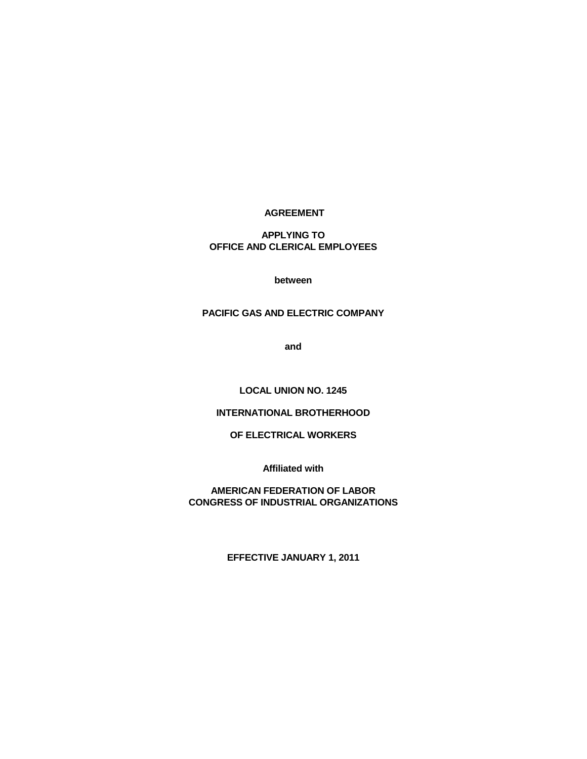# AGREEMENT

**APPLYING TO**
**OFFICE AND CLERICAL EMPLOYEES**

**between**

**PACIFIC GAS AND ELECTRIC COMPANY**

**and**

**LOCAL UNION NO. 1245**

**INTERNATIONAL BROTHERHOOD**

**OF ELECTRICAL WORKERS**

**Affiliated with**

**AMERICAN FEDERATION OF LABOR**
**CONGRESS OF INDUSTRIAL ORGANIZATIONS**

**EFFECTIVE JANUARY 1, 2011**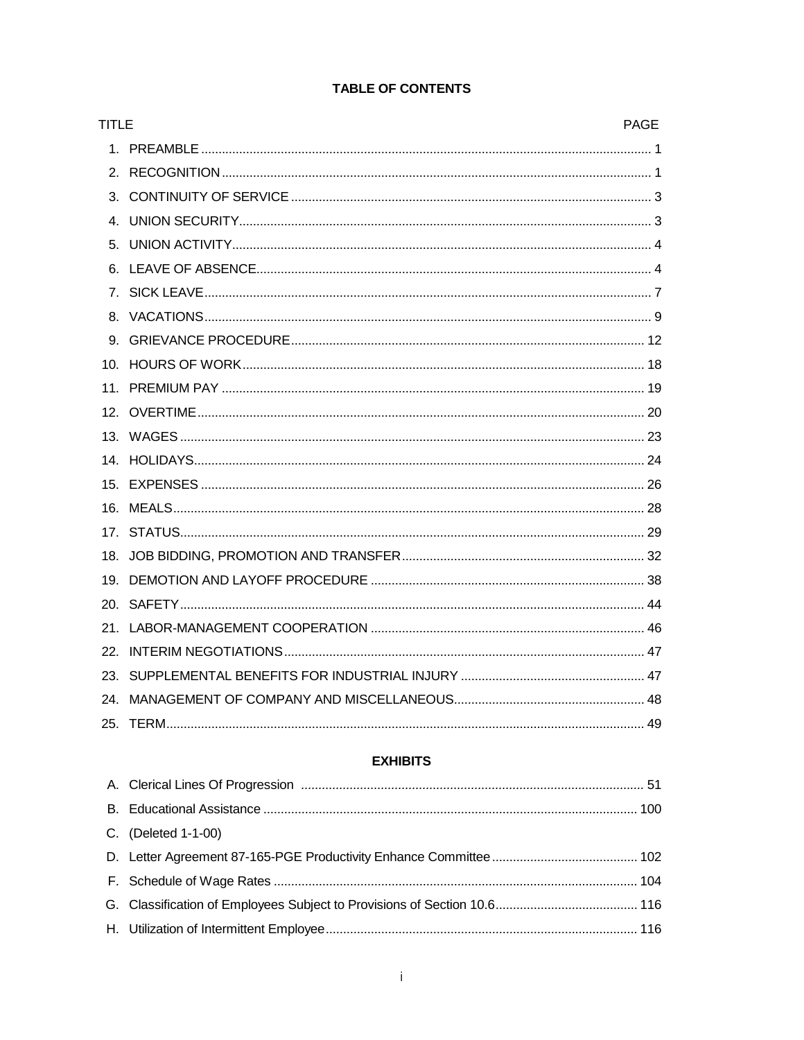# TABLE OF CONTENTS

| TITLE | PAGE |
|---|---|
| 1. PREAMBLE | 1 |
| 2. RECOGNITION | 1 |
| 3. CONTINUITY OF SERVICE | 3 |
| 4. UNION SECURITY | 3 |
| 5. UNION ACTIVITY | 4 |
| 6. LEAVE OF ABSENCE | 4 |
| 7. SICK LEAVE | 7 |
| 8. VACATIONS | 9 |
| 9. GRIEVANCE PROCEDURE | 12 |
| 10. HOURS OF WORK | 18 |
| 11. PREMIUM PAY | 19 |
| 12. OVERTIME | 20 |
| 13. WAGES | 23 |
| 14. HOLIDAYS | 24 |
| 15. EXPENSES | 26 |
| 16. MEALS | 28 |
| 17. STATUS | 29 |
| 18. JOB BIDDING, PROMOTION AND TRANSFER | 32 |
| 19. DEMOTION AND LAYOFF PROCEDURE | 38 |
| 20. SAFETY | 44 |
| 21. LABOR-MANAGEMENT COOPERATION | 46 |
| 22. INTERIM NEGOTIATIONS | 47 |
| 23. SUPPLEMENTAL BENEFITS FOR INDUSTRIAL INJURY | 47 |
| 24. MANAGEMENT OF COMPANY AND MISCELLANEOUS | 48 |
| 25. TERM | 49 |

## EXHIBITS

| | |
|---|---|
| A. Clerical Lines Of Progression | 51 |
| B. Educational Assistance | 100 |
| C. (Deleted 1-1-00) | |
| D. Letter Agreement 87-165-PGE Productivity Enhance Committee | 102 |
| F. Schedule of Wage Rates | 104 |
| G. Classification of Employees Subject to Provisions of Section 10.6 | 116 |
| H. Utilization of Intermittent Employee | 116 |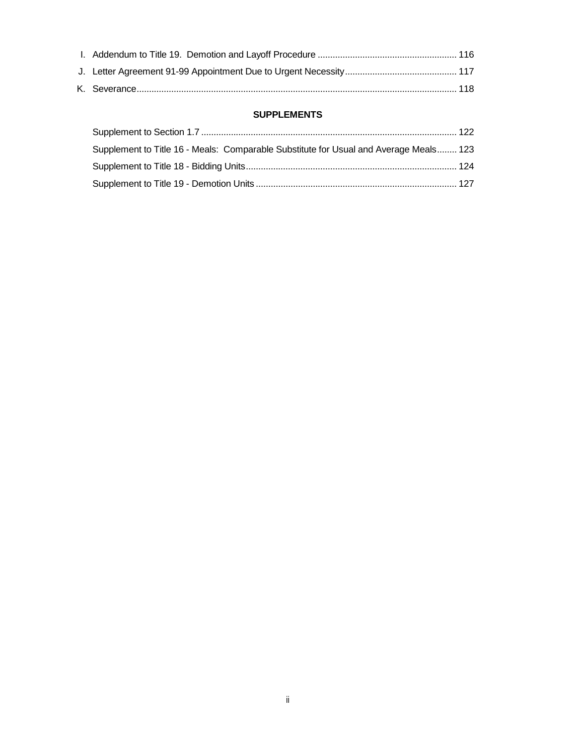I. Addendum to Title 19. Demotion and Layoff Procedure ........................................................ 116

J. Letter Agreement 91-99 Appointment Due to Urgent Necessity............................................. 117

K. Severance................................................................................................................................ 118

**SUPPLEMENTS**

Supplement to Section 1.7 ....................................................................................................... 122

Supplement to Title 16 - Meals: Comparable Substitute for Usual and Average Meals........ 123

Supplement to Title 18 - Bidding Units.................................................................................... 124

Supplement to Title 19 - Demotion Units ................................................................................. 127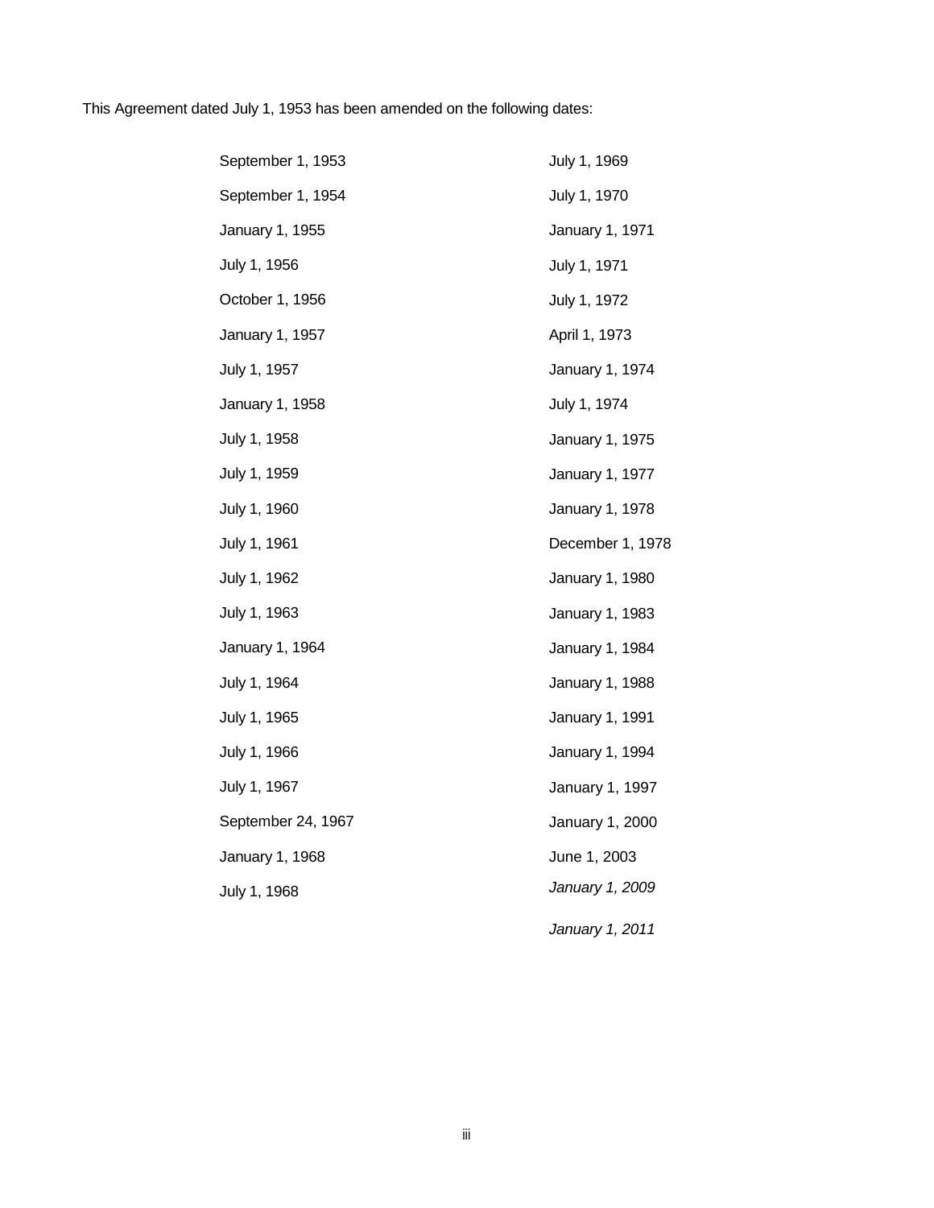This Agreement dated July 1, 1953 has been amended on the following dates:

September 1, 1953
September 1, 1954
January 1, 1955
July 1, 1956
October 1, 1956
January 1, 1957
July 1, 1957
January 1, 1958
July 1, 1958
July 1, 1959
July 1, 1960
July 1, 1961
July 1, 1962
July 1, 1963
January 1, 1964
July 1, 1964
July 1, 1965
July 1, 1966
July 1, 1967
September 24, 1967
January 1, 1968
July 1, 1968
July 1, 1969
July 1, 1970
January 1, 1971
July 1, 1971
July 1, 1972
April 1, 1973
January 1, 1974
July 1, 1974
January 1, 1975
January 1, 1977
January 1, 1978
December 1, 1978
January 1, 1980
January 1, 1983
January 1, 1984
January 1, 1988
January 1, 1991
January 1, 1994
January 1, 1997
January 1, 2000
June 1, 2003
*January 1, 2009*
*January 1, 2011*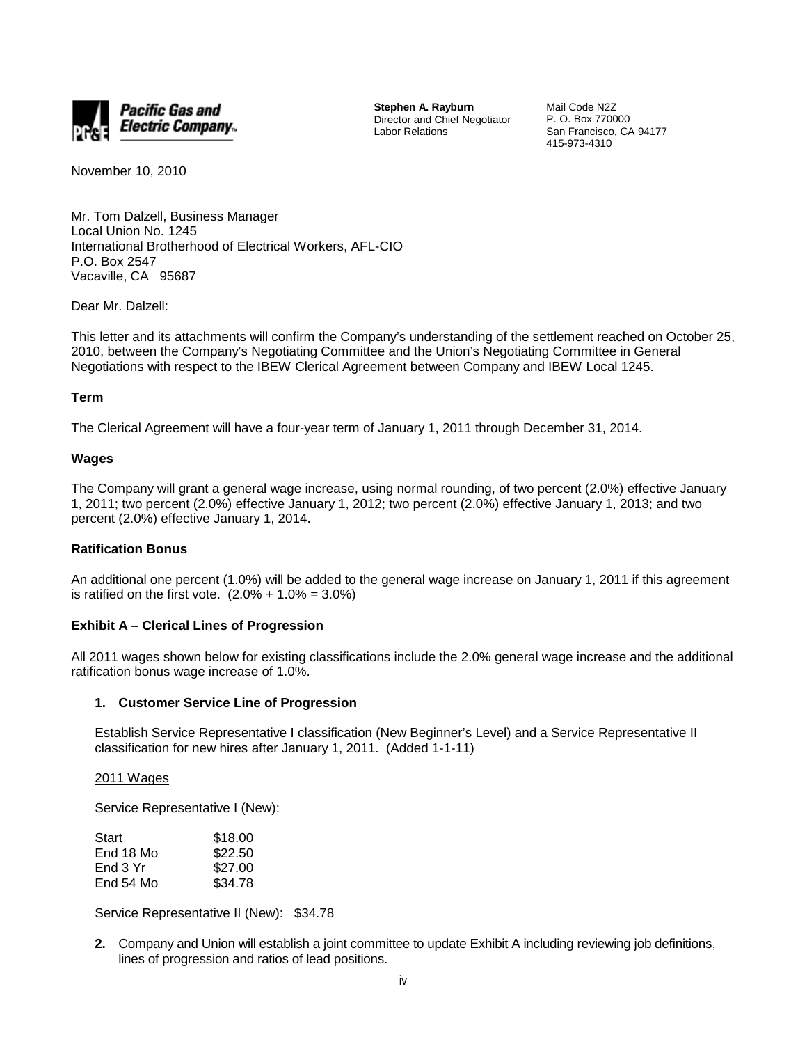**Pacific Gas and Electric Company**

**Stephen A. Rayburn**
Director and Chief Negotiator
Labor Relations

Mail Code N2Z
P. O. Box 770000
San Francisco, CA 94177
415-973-4310

November 10, 2010

Mr. Tom Dalzell, Business Manager
Local Union No. 1245
International Brotherhood of Electrical Workers, AFL-CIO
P.O. Box 2547
Vacaville, CA 95687

Dear Mr. Dalzell:

This letter and its attachments will confirm the Company's understanding of the settlement reached on October 25, 2010, between the Company's Negotiating Committee and the Union's Negotiating Committee in General Negotiations with respect to the IBEW Clerical Agreement between Company and IBEW Local 1245.

**Term**

The Clerical Agreement will have a four-year term of January 1, 2011 through December 31, 2014.

**Wages**

The Company will grant a general wage increase, using normal rounding, of two percent (2.0%) effective January 1, 2011; two percent (2.0%) effective January 1, 2012; two percent (2.0%) effective January 1, 2013; and two percent (2.0%) effective January 1, 2014.

**Ratification Bonus**

An additional one percent (1.0%) will be added to the general wage increase on January 1, 2011 if this agreement is ratified on the first vote. (2.0% + 1.0% = 3.0%)

**Exhibit A – Clerical Lines of Progression**

All 2011 wages shown below for existing classifications include the 2.0% general wage increase and the additional ratification bonus wage increase of 1.0%.

1. **Customer Service Line of Progression**

   Establish Service Representative I classification (New Beginner's Level) and a Service Representative II classification for new hires after January 1, 2011. (Added 1-1-11)

   2011 Wages

   Service Representative I (New):

   | | |
   |---|---|
   | Start | $18.00 |
   | End 18 Mo | $22.50 |
   | End 3 Yr | $27.00 |
   | End 54 Mo | $34.78 |

   Service Representative II (New): $34.78

2. Company and Union will establish a joint committee to update Exhibit A including reviewing job definitions, lines of progression and ratios of lead positions.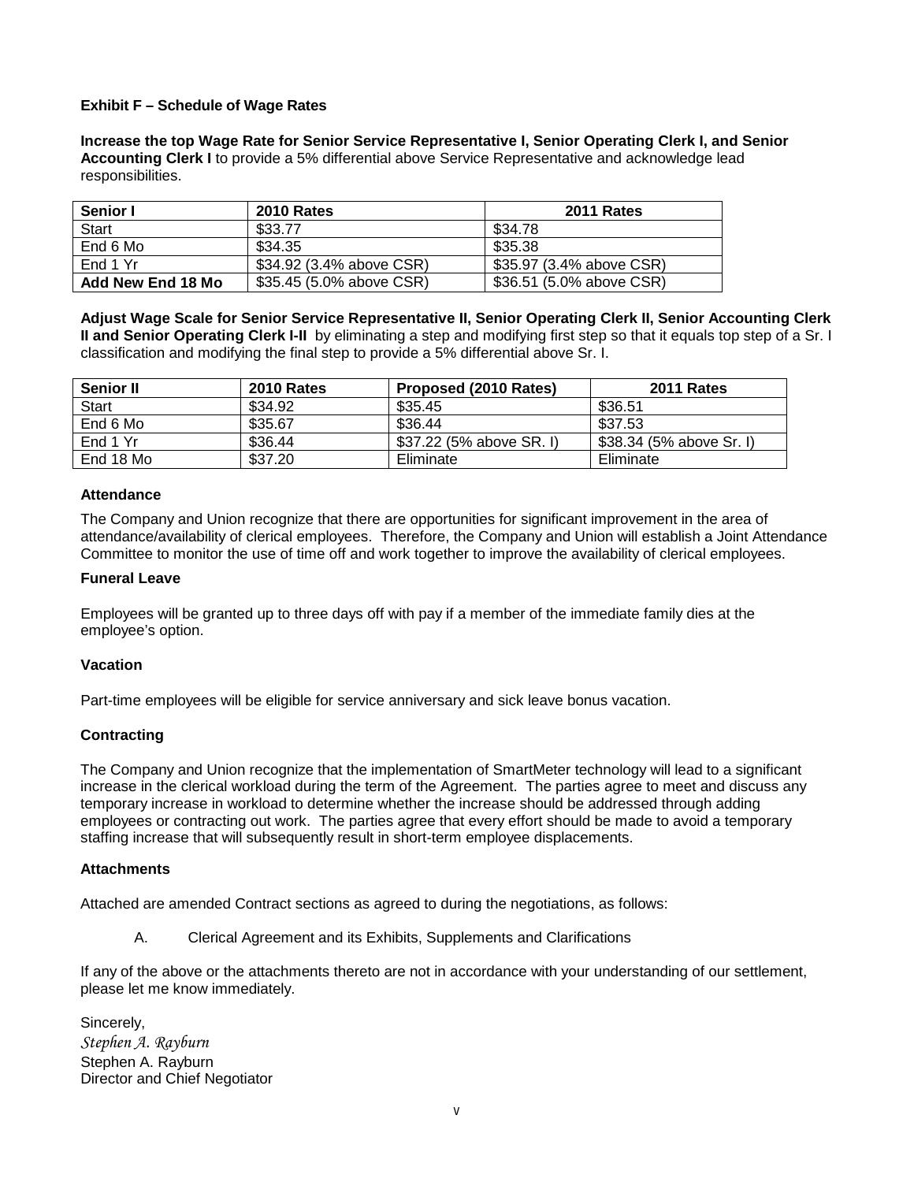**Exhibit F – Schedule of Wage Rates**

**Increase the top Wage Rate for Senior Service Representative I, Senior Operating Clerk I, and Senior Accounting Clerk I** to provide a 5% differential above Service Representative and acknowledge lead responsibilities.

| **Senior I** | **2010 Rates** | **2011 Rates** |
|---|---|---|
| Start | $33.77 | $34.78 |
| End 6 Mo | $34.35 | $35.38 |
| End 1 Yr | $34.92 (3.4% above CSR) | $35.97 (3.4% above CSR) |
| **Add New End 18 Mo** | $35.45 (5.0% above CSR) | $36.51 (5.0% above CSR) |

**Adjust Wage Scale for Senior Service Representative II, Senior Operating Clerk II, Senior Accounting Clerk II and Senior Operating Clerk I-II** by eliminating a step and modifying first step so that it equals top step of a Sr. I classification and modifying the final step to provide a 5% differential above Sr. I.

| **Senior II** | **2010 Rates** | **Proposed (2010 Rates)** | **2011 Rates** |
|---|---|---|---|
| Start | $34.92 | $35.45 | $36.51 |
| End 6 Mo | $35.67 | $36.44 | $37.53 |
| End 1 Yr | $36.44 | $37.22 (5% above SR. I) | $38.34 (5% above Sr. I) |
| End 18 Mo | $37.20 | Eliminate | Eliminate |

**Attendance**

The Company and Union recognize that there are opportunities for significant improvement in the area of attendance/availability of clerical employees. Therefore, the Company and Union will establish a Joint Attendance Committee to monitor the use of time off and work together to improve the availability of clerical employees.

**Funeral Leave**

Employees will be granted up to three days off with pay if a member of the immediate family dies at the employee's option.

**Vacation**

Part-time employees will be eligible for service anniversary and sick leave bonus vacation.

**Contracting**

The Company and Union recognize that the implementation of SmartMeter technology will lead to a significant increase in the clerical workload during the term of the Agreement. The parties agree to meet and discuss any temporary increase in workload to determine whether the increase should be addressed through adding employees or contracting out work. The parties agree that every effort should be made to avoid a temporary staffing increase that will subsequently result in short-term employee displacements.

**Attachments**

Attached are amended Contract sections as agreed to during the negotiations, as follows:

A. Clerical Agreement and its Exhibits, Supplements and Clarifications

If any of the above or the attachments thereto are not in accordance with your understanding of our settlement, please let me know immediately.

Sincerely,

*Stephen A. Rayburn*

Stephen A. Rayburn
Director and Chief Negotiator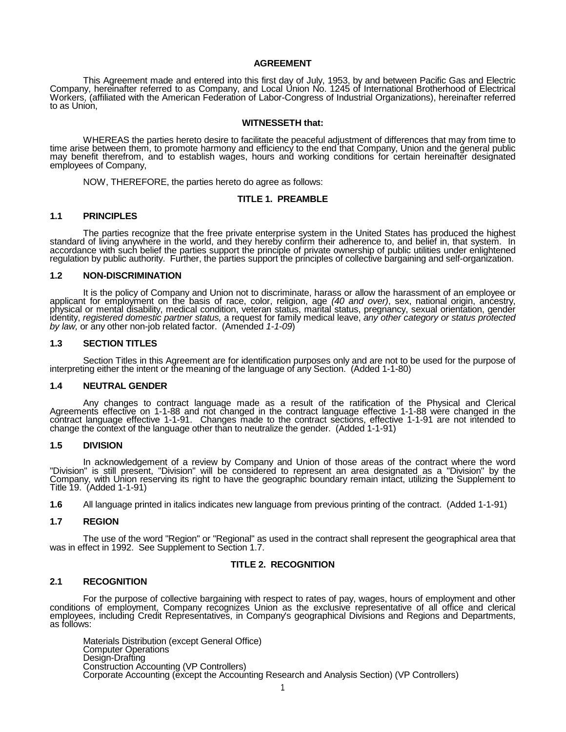## AGREEMENT

This Agreement made and entered into this first day of July, 1953, by and between Pacific Gas and Electric Company, hereinafter referred to as Company, and Local Union No. 1245 of International Brotherhood of Electrical Workers, (affiliated with the American Federation of Labor-Congress of Industrial Organizations), hereinafter referred to as Union,

### WITNESSETH that:

WHEREAS the parties hereto desire to facilitate the peaceful adjustment of differences that may from time to time arise between them, to promote harmony and efficiency to the end that Company, Union and the general public may benefit therefrom, and to establish wages, hours and working conditions for certain hereinafter designated employees of Company,

NOW, THEREFORE, the parties hereto do agree as follows:

## TITLE 1. PREAMBLE

### 1.1 PRINCIPLES

The parties recognize that the free private enterprise system in the United States has produced the highest standard of living anywhere in the world, and they hereby confirm their adherence to, and belief in, that system. In accordance with such belief the parties support the principle of private ownership of public utilities under enlightened regulation by public authority. Further, the parties support the principles of collective bargaining and self-organization.

### 1.2 NON-DISCRIMINATION

It is the policy of Company and Union not to discriminate, harass or allow the harassment of an employee or applicant for employment on the basis of race, color, religion, age *(40 and over)*, sex, national origin, ancestry, physical or mental disability, medical condition, veteran status, marital status, pregnancy, sexual orientation, gender identity, *registered domestic partner status,* a request for family medical leave, *any other category or status protected by law,* or any other non-job related factor. (Amended *1-1-09*)

### 1.3 SECTION TITLES

Section Titles in this Agreement are for identification purposes only and are not to be used for the purpose of interpreting either the intent or the meaning of the language of any Section. (Added 1-1-80)

### 1.4 NEUTRAL GENDER

Any changes to contract language made as a result of the ratification of the Physical and Clerical Agreements effective on 1-1-88 and not changed in the contract language effective 1-1-88 were changed in the contract language effective 1-1-91. Changes made to the contract sections, effective 1-1-91 are not intended to change the context of the language other than to neutralize the gender. (Added 1-1-91)

### 1.5 DIVISION

In acknowledgement of a review by Company and Union of those areas of the contract where the word "Division" is still present, "Division" will be considered to represent an area designated as a "Division" by the Company, with Union reserving its right to have the geographic boundary remain intact, utilizing the Supplement to Title 19. (Added 1-1-91)

**1.6** All language printed in italics indicates new language from previous printing of the contract. (Added 1-1-91)

### 1.7 REGION

The use of the word "Region" or "Regional" as used in the contract shall represent the geographical area that was in effect in 1992. See Supplement to Section 1.7.

## TITLE 2. RECOGNITION

### 2.1 RECOGNITION

For the purpose of collective bargaining with respect to rates of pay, wages, hours of employment and other conditions of employment, Company recognizes Union as the exclusive representative of all office and clerical employees, including Credit Representatives, in Company's geographical Divisions and Regions and Departments, as follows:

Materials Distribution (except General Office)
Computer Operations
Design-Drafting
Construction Accounting (VP Controllers)
Corporate Accounting (except the Accounting Research and Analysis Section) (VP Controllers)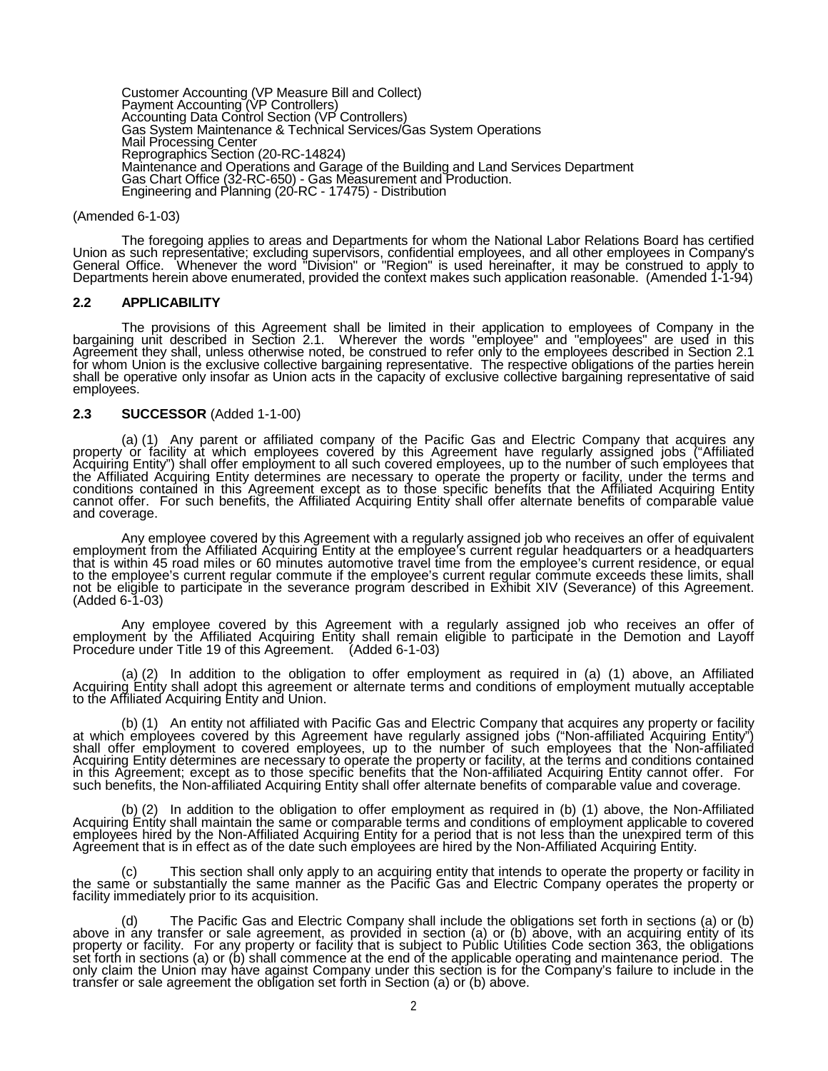Customer Accounting (VP Measure Bill and Collect)
Payment Accounting (VP Controllers)
Accounting Data Control Section (VP Controllers)
Gas System Maintenance & Technical Services/Gas System Operations
Mail Processing Center
Reprographics Section (20-RC-14824)
Maintenance and Operations and Garage of the Building and Land Services Department
Gas Chart Office (32-RC-650) - Gas Measurement and Production.
Engineering and Planning (20-RC - 17475) - Distribution

(Amended 6-1-03)

The foregoing applies to areas and Departments for whom the National Labor Relations Board has certified Union as such representative; excluding supervisors, confidential employees, and all other employees in Company's General Office. Whenever the word "Division" or "Region" is used hereinafter, it may be construed to apply to Departments herein above enumerated, provided the context makes such application reasonable. (Amended 1-1-94)

**2.2 APPLICABILITY**

The provisions of this Agreement shall be limited in their application to employees of Company in the bargaining unit described in Section 2.1. Wherever the words "employee" and "employees" are used in this Agreement they shall, unless otherwise noted, be construed to refer only to the employees described in Section 2.1 for whom Union is the exclusive collective bargaining representative. The respective obligations of the parties herein shall be operative only insofar as Union acts in the capacity of exclusive collective bargaining representative of said employees.

**2.3 SUCCESSOR** (Added 1-1-00)

(a) (1) Any parent or affiliated company of the Pacific Gas and Electric Company that acquires any property or facility at which employees covered by this Agreement have regularly assigned jobs ("Affiliated Acquiring Entity") shall offer employment to all such covered employees, up to the number of such employees that the Affiliated Acquiring Entity determines are necessary to operate the property or facility, under the terms and conditions contained in this Agreement except as to those specific benefits that the Affiliated Acquiring Entity cannot offer. For such benefits, the Affiliated Acquiring Entity shall offer alternate benefits of comparable value and coverage.

Any employee covered by this Agreement with a regularly assigned job who receives an offer of equivalent employment from the Affiliated Acquiring Entity at the employee's current regular headquarters or a headquarters that is within 45 road miles or 60 minutes automotive travel time from the employee's current residence, or equal to the employee's current regular commute if the employee's current regular commute exceeds these limits, shall not be eligible to participate in the severance program described in Exhibit XIV (Severance) of this Agreement. (Added 6-1-03)

Any employee covered by this Agreement with a regularly assigned job who receives an offer of employment by the Affiliated Acquiring Entity shall remain eligible to participate in the Demotion and Layoff Procedure under Title 19 of this Agreement. (Added 6-1-03)

(a) (2) In addition to the obligation to offer employment as required in (a) (1) above, an Affiliated Acquiring Entity shall adopt this agreement or alternate terms and conditions of employment mutually acceptable to the Affiliated Acquiring Entity and Union.

(b) (1) An entity not affiliated with Pacific Gas and Electric Company that acquires any property or facility at which employees covered by this Agreement have regularly assigned jobs ("Non-affiliated Acquiring Entity") shall offer employment to covered employees, up to the number of such employees that the Non-affiliated Acquiring Entity determines are necessary to operate the property or facility, at the terms and conditions contained in this Agreement; except as to those specific benefits that the Non-affiliated Acquiring Entity cannot offer. For such benefits, the Non-affiliated Acquiring Entity shall offer alternate benefits of comparable value and coverage.

(b) (2) In addition to the obligation to offer employment as required in (b) (1) above, the Non-Affiliated Acquiring Entity shall maintain the same or comparable terms and conditions of employment applicable to covered employees hired by the Non-Affiliated Acquiring Entity for a period that is not less than the unexpired term of this Agreement that is in effect as of the date such employees are hired by the Non-Affiliated Acquiring Entity.

(c) This section shall only apply to an acquiring entity that intends to operate the property or facility in the same or substantially the same manner as the Pacific Gas and Electric Company operates the property or facility immediately prior to its acquisition.

(d) The Pacific Gas and Electric Company shall include the obligations set forth in sections (a) or (b) above in any transfer or sale agreement, as provided in section (a) or (b) above, with an acquiring entity of its property or facility. For any property or facility that is subject to Public Utilities Code section 363, the obligations set forth in sections (a) or (b) shall commence at the end of the applicable operating and maintenance period. The only claim the Union may have against Company under this section is for the Company's failure to include in the transfer or sale agreement the obligation set forth in Section (a) or (b) above.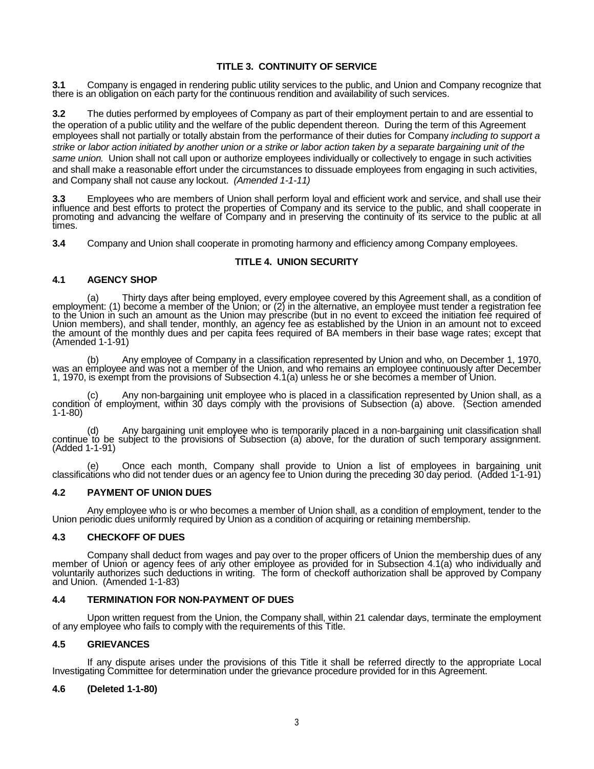## TITLE 3. CONTINUITY OF SERVICE

**3.1** Company is engaged in rendering public utility services to the public, and Union and Company recognize that there is an obligation on each party for the continuous rendition and availability of such services.

**3.2** The duties performed by employees of Company as part of their employment pertain to and are essential to the operation of a public utility and the welfare of the public dependent thereon. During the term of this Agreement employees shall not partially or totally abstain from the performance of their duties for Company *including to support a strike or labor action initiated by another union or a strike or labor action taken by a separate bargaining unit of the same union.* Union shall not call upon or authorize employees individually or collectively to engage in such activities and shall make a reasonable effort under the circumstances to dissuade employees from engaging in such activities, and Company shall not cause any lockout. *(Amended 1-1-11)*

**3.3** Employees who are members of Union shall perform loyal and efficient work and service, and shall use their influence and best efforts to protect the properties of Company and its service to the public, and shall cooperate in promoting and advancing the welfare of Company and in preserving the continuity of its service to the public at all times.

**3.4** Company and Union shall cooperate in promoting harmony and efficiency among Company employees.

## TITLE 4. UNION SECURITY

### 4.1 AGENCY SHOP

(a) Thirty days after being employed, every employee covered by this Agreement shall, as a condition of employment: (1) become a member of the Union; or (2) in the alternative, an employee must tender a registration fee to the Union in such an amount as the Union may prescribe (but in no event to exceed the initiation fee required of Union members), and shall tender, monthly, an agency fee as established by the Union in an amount not to exceed the amount of the monthly dues and per capita fees required of BA members in their base wage rates; except that (Amended 1-1-91)

(b) Any employee of Company in a classification represented by Union and who, on December 1, 1970, was an employee and was not a member of the Union, and who remains an employee continuously after December 1, 1970, is exempt from the provisions of Subsection 4.1(a) unless he or she becomes a member of Union.

(c) Any non-bargaining unit employee who is placed in a classification represented by Union shall, as a condition of employment, within 30 days comply with the provisions of Subsection (a) above. (Section amended 1-1-80)

(d) Any bargaining unit employee who is temporarily placed in a non-bargaining unit classification shall continue to be subject to the provisions of Subsection (a) above, for the duration of such temporary assignment. (Added 1-1-91)

(e) Once each month, Company shall provide to Union a list of employees in bargaining unit classifications who did not tender dues or an agency fee to Union during the preceding 30 day period. (Added 1-1-91)

### 4.2 PAYMENT OF UNION DUES

Any employee who is or who becomes a member of Union shall, as a condition of employment, tender to the Union periodic dues uniformly required by Union as a condition of acquiring or retaining membership.

### 4.3 CHECKOFF OF DUES

Company shall deduct from wages and pay over to the proper officers of Union the membership dues of any member of Union or agency fees of any other employee as provided for in Subsection 4.1(a) who individually and voluntarily authorizes such deductions in writing. The form of checkoff authorization shall be approved by Company and Union. (Amended 1-1-83)

### 4.4 TERMINATION FOR NON-PAYMENT OF DUES

Upon written request from the Union, the Company shall, within 21 calendar days, terminate the employment of any employee who fails to comply with the requirements of this Title.

### 4.5 GRIEVANCES

If any dispute arises under the provisions of this Title it shall be referred directly to the appropriate Local Investigating Committee for determination under the grievance procedure provided for in this Agreement.

### 4.6 (Deleted 1-1-80)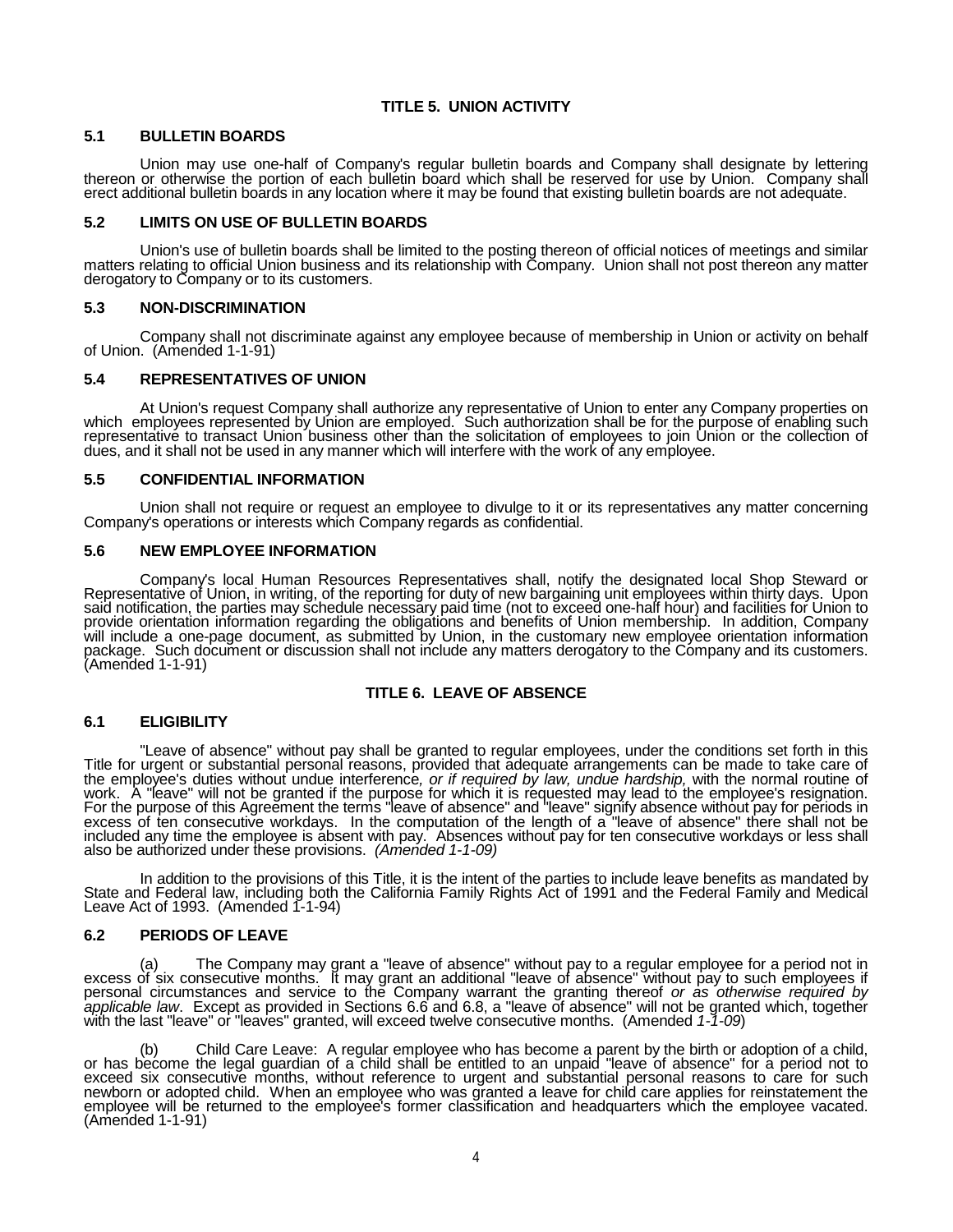## TITLE 5. UNION ACTIVITY

### 5.1 BULLETIN BOARDS

Union may use one-half of Company's regular bulletin boards and Company shall designate by lettering thereon or otherwise the portion of each bulletin board which shall be reserved for use by Union. Company shall erect additional bulletin boards in any location where it may be found that existing bulletin boards are not adequate.

### 5.2 LIMITS ON USE OF BULLETIN BOARDS

Union's use of bulletin boards shall be limited to the posting thereon of official notices of meetings and similar matters relating to official Union business and its relationship with Company. Union shall not post thereon any matter derogatory to Company or to its customers.

### 5.3 NON-DISCRIMINATION

Company shall not discriminate against any employee because of membership in Union or activity on behalf of Union. (Amended 1-1-91)

### 5.4 REPRESENTATIVES OF UNION

At Union's request Company shall authorize any representative of Union to enter any Company properties on which employees represented by Union are employed. Such authorization shall be for the purpose of enabling such representative to transact Union business other than the solicitation of employees to join Union or the collection of dues, and it shall not be used in any manner which will interfere with the work of any employee.

### 5.5 CONFIDENTIAL INFORMATION

Union shall not require or request an employee to divulge to it or its representatives any matter concerning Company's operations or interests which Company regards as confidential.

### 5.6 NEW EMPLOYEE INFORMATION

Company's local Human Resources Representatives shall, notify the designated local Shop Steward or Representative of Union, in writing, of the reporting for duty of new bargaining unit employees within thirty days. Upon said notification, the parties may schedule necessary paid time (not to exceed one-half hour) and facilities for Union to provide orientation information regarding the obligations and benefits of Union membership. In addition, Company will include a one-page document, as submitted by Union, in the customary new employee orientation information package. Such document or discussion shall not include any matters derogatory to the Company and its customers. (Amended 1-1-91)

## TITLE 6. LEAVE OF ABSENCE

### 6.1 ELIGIBILITY

"Leave of absence" without pay shall be granted to regular employees, under the conditions set forth in this Title for urgent or substantial personal reasons, provided that adequate arrangements can be made to take care of the employee's duties without undue interference*, or if required by law, undue hardship,* with the normal routine of work. A "leave" will not be granted if the purpose for which it is requested may lead to the employee's resignation. For the purpose of this Agreement the terms "leave of absence" and "leave" signify absence without pay for periods in excess of ten consecutive workdays. In the computation of the length of a "leave of absence" there shall not be included any time the employee is absent with pay. Absences without pay for ten consecutive workdays or less shall also be authorized under these provisions. *(Amended 1-1-09)*

In addition to the provisions of this Title, it is the intent of the parties to include leave benefits as mandated by State and Federal law, including both the California Family Rights Act of 1991 and the Federal Family and Medical Leave Act of 1993. (Amended 1-1-94)

### 6.2 PERIODS OF LEAVE

(a) The Company may grant a "leave of absence" without pay to a regular employee for a period not in excess of six consecutive months. It may grant an additional "leave of absence" without pay to such employees if personal circumstances and service to the Company warrant the granting thereof *or as otherwise required by applicable law*. Except as provided in Sections 6.6 and 6.8, a "leave of absence" will not be granted which, together with the last "leave" or "leaves" granted, will exceed twelve consecutive months. (Amended *1-1-09*)

(b) Child Care Leave: A regular employee who has become a parent by the birth or adoption of a child, or has become the legal guardian of a child shall be entitled to an unpaid "leave of absence" for a period not to exceed six consecutive months, without reference to urgent and substantial personal reasons to care for such newborn or adopted child. When an employee who was granted a leave for child care applies for reinstatement the employee will be returned to the employee's former classification and headquarters which the employee vacated. (Amended 1-1-91)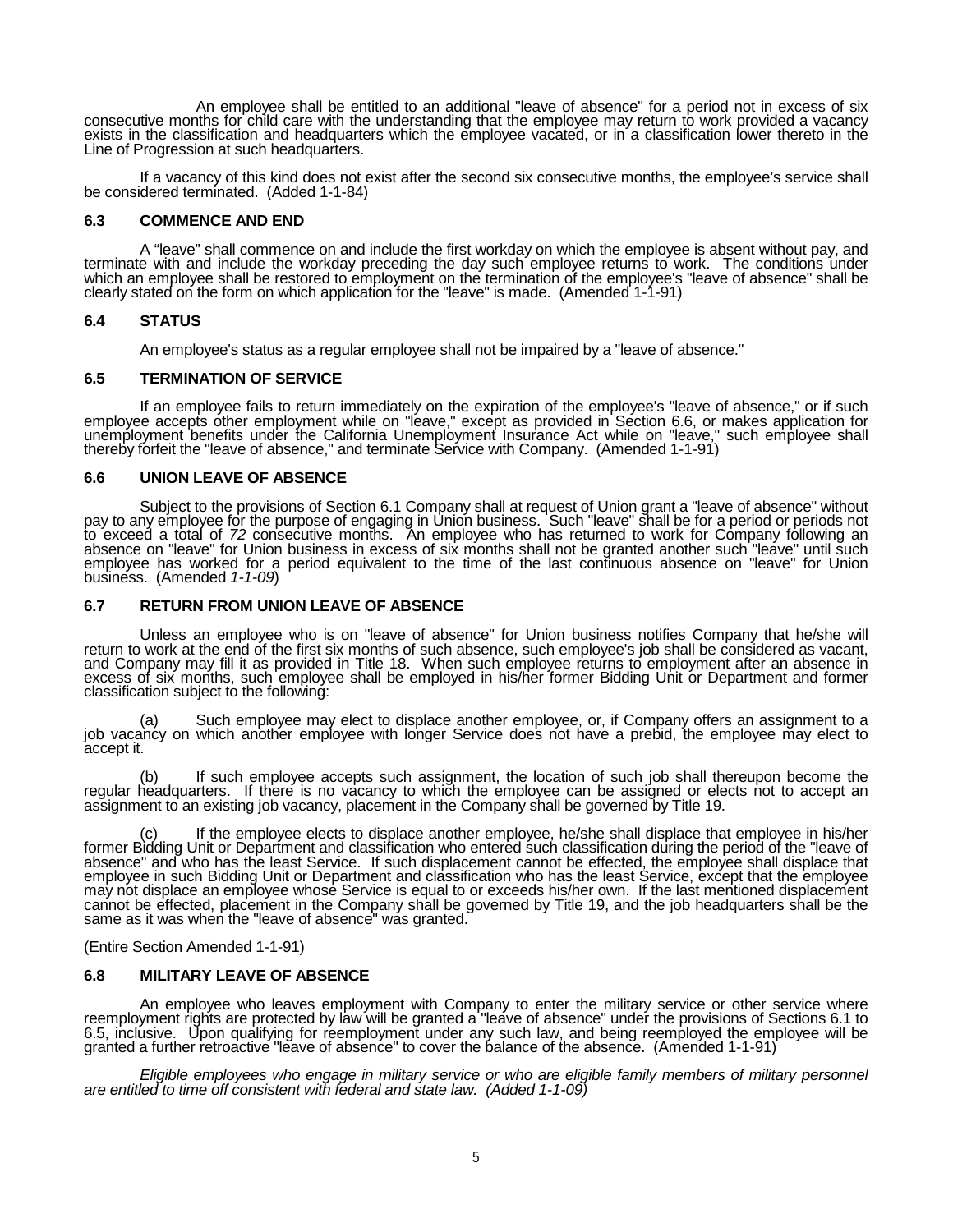An employee shall be entitled to an additional "leave of absence" for a period not in excess of six consecutive months for child care with the understanding that the employee may return to work provided a vacancy exists in the classification and headquarters which the employee vacated, or in a classification lower thereto in the Line of Progression at such headquarters.

If a vacancy of this kind does not exist after the second six consecutive months, the employee's service shall be considered terminated. (Added 1-1-84)

### 6.3 COMMENCE AND END

A "leave" shall commence on and include the first workday on which the employee is absent without pay, and terminate with and include the workday preceding the day such employee returns to work. The conditions under which an employee shall be restored to employment on the termination of the employee's "leave of absence" shall be clearly stated on the form on which application for the "leave" is made. (Amended 1-1-91)

### 6.4 STATUS

An employee's status as a regular employee shall not be impaired by a "leave of absence."

### 6.5 TERMINATION OF SERVICE

If an employee fails to return immediately on the expiration of the employee's "leave of absence," or if such employee accepts other employment while on "leave," except as provided in Section 6.6, or makes application for unemployment benefits under the California Unemployment Insurance Act while on "leave," such employee shall thereby forfeit the "leave of absence," and terminate Service with Company. (Amended 1-1-91)

### 6.6 UNION LEAVE OF ABSENCE

Subject to the provisions of Section 6.1 Company shall at request of Union grant a "leave of absence" without pay to any employee for the purpose of engaging in Union business. Such "leave" shall be for a period or periods not to exceed a total of *72* consecutive months. An employee who has returned to work for Company following an absence on "leave" for Union business in excess of six months shall not be granted another such "leave" until such employee has worked for a period equivalent to the time of the last continuous absence on "leave" for Union business. (Amended *1-1-09*)

### 6.7 RETURN FROM UNION LEAVE OF ABSENCE

Unless an employee who is on "leave of absence" for Union business notifies Company that he/she will return to work at the end of the first six months of such absence, such employee's job shall be considered as vacant, and Company may fill it as provided in Title 18. When such employee returns to employment after an absence in excess of six months, such employee shall be employed in his/her former Bidding Unit or Department and former classification subject to the following:

(a) Such employee may elect to displace another employee, or, if Company offers an assignment to a job vacancy on which another employee with longer Service does not have a prebid, the employee may elect to accept it.

(b) If such employee accepts such assignment, the location of such job shall thereupon become the regular headquarters. If there is no vacancy to which the employee can be assigned or elects not to accept an assignment to an existing job vacancy, placement in the Company shall be governed by Title 19.

(c) If the employee elects to displace another employee, he/she shall displace that employee in his/her former Bidding Unit or Department and classification who entered such classification during the period of the "leave of absence" and who has the least Service. If such displacement cannot be effected, the employee shall displace that employee in such Bidding Unit or Department and classification who has the least Service, except that the employee may not displace an employee whose Service is equal to or exceeds his/her own. If the last mentioned displacement cannot be effected, placement in the Company shall be governed by Title 19, and the job headquarters shall be the same as it was when the "leave of absence" was granted.

(Entire Section Amended 1-1-91)

### 6.8 MILITARY LEAVE OF ABSENCE

An employee who leaves employment with Company to enter the military service or other service where reemployment rights are protected by law will be granted a "leave of absence" under the provisions of Sections 6.1 to 6.5, inclusive. Upon qualifying for reemployment under any such law, and being reemployed the employee will be granted a further retroactive "leave of absence" to cover the balance of the absence. (Amended 1-1-91)

*Eligible employees who engage in military service or who are eligible family members of military personnel are entitled to time off consistent with federal and state law. (Added 1-1-09)*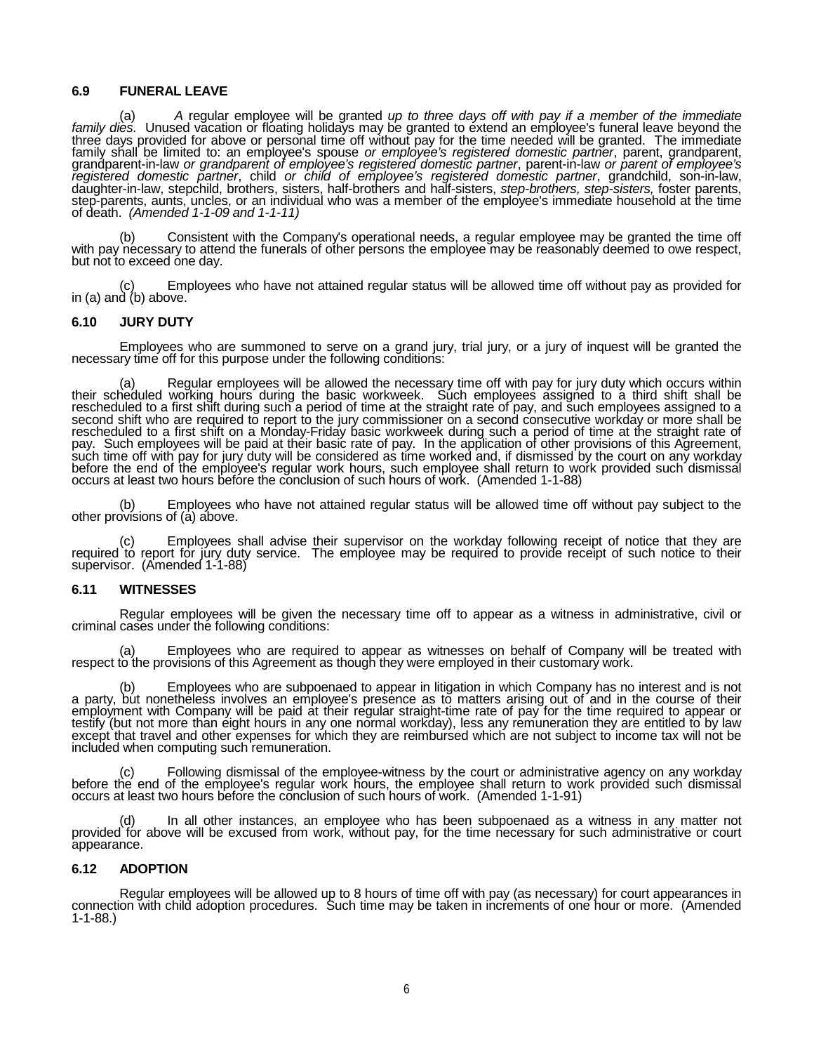### 6.9 FUNERAL LEAVE

(a) *A* regular employee will be granted *up to three days off with pay if a member of the immediate family dies.* Unused vacation or floating holidays may be granted to extend an employee's funeral leave beyond the three days provided for above or personal time off without pay for the time needed will be granted. The immediate family shall be limited to: an employee's spouse *or employee's registered domestic partner*, parent, grandparent, grandparent-in-law *or grandparent of employee's registered domestic partner*, parent-in-law *or parent of employee's registered domestic partner*, child *or child of employee's registered domestic partner*, grandchild, son-in-law, daughter-in-law, stepchild, brothers, sisters, half-brothers and half-sisters, *step-brothers, step-sisters,* foster parents, step-parents, aunts, uncles, or an individual who was a member of the employee's immediate household at the time of death. *(Amended 1-1-09 and 1-1-11)*

(b) Consistent with the Company's operational needs, a regular employee may be granted the time off with pay necessary to attend the funerals of other persons the employee may be reasonably deemed to owe respect, but not to exceed one day.

(c) Employees who have not attained regular status will be allowed time off without pay as provided for in (a) and (b) above.

### 6.10 JURY DUTY

Employees who are summoned to serve on a grand jury, trial jury, or a jury of inquest will be granted the necessary time off for this purpose under the following conditions:

(a) Regular employees will be allowed the necessary time off with pay for jury duty which occurs within their scheduled working hours during the basic workweek. Such employees assigned to a third shift shall be rescheduled to a first shift during such a period of time at the straight rate of pay, and such employees assigned to a second shift who are required to report to the jury commissioner on a second consecutive workday or more shall be rescheduled to a first shift on a Monday-Friday basic workweek during such a period of time at the straight rate of pay. Such employees will be paid at their basic rate of pay. In the application of other provisions of this Agreement, such time off with pay for jury duty will be considered as time worked and, if dismissed by the court on any workday before the end of the employee's regular work hours, such employee shall return to work provided such dismissal occurs at least two hours before the conclusion of such hours of work. (Amended 1-1-88)

(b) Employees who have not attained regular status will be allowed time off without pay subject to the other provisions of (a) above.

(c) Employees shall advise their supervisor on the workday following receipt of notice that they are required to report for jury duty service. The employee may be required to provide receipt of such notice to their supervisor. (Amended 1-1-88)

### 6.11 WITNESSES

Regular employees will be given the necessary time off to appear as a witness in administrative, civil or criminal cases under the following conditions:

(a) Employees who are required to appear as witnesses on behalf of Company will be treated with respect to the provisions of this Agreement as though they were employed in their customary work.

(b) Employees who are subpoenaed to appear in litigation in which Company has no interest and is not a party, but nonetheless involves an employee's presence as to matters arising out of and in the course of their employment with Company will be paid at their regular straight-time rate of pay for the time required to appear or testify (but not more than eight hours in any one normal workday), less any remuneration they are entitled to by law except that travel and other expenses for which they are reimbursed which are not subject to income tax will not be included when computing such remuneration.

(c) Following dismissal of the employee-witness by the court or administrative agency on any workday before the end of the employee's regular work hours, the employee shall return to work provided such dismissal occurs at least two hours before the conclusion of such hours of work. (Amended 1-1-91)

(d) In all other instances, an employee who has been subpoenaed as a witness in any matter not provided for above will be excused from work, without pay, for the time necessary for such administrative or court appearance.

### 6.12 ADOPTION

Regular employees will be allowed up to 8 hours of time off with pay (as necessary) for court appearances in connection with child adoption procedures. Such time may be taken in increments of one hour or more. (Amended 1-1-88.)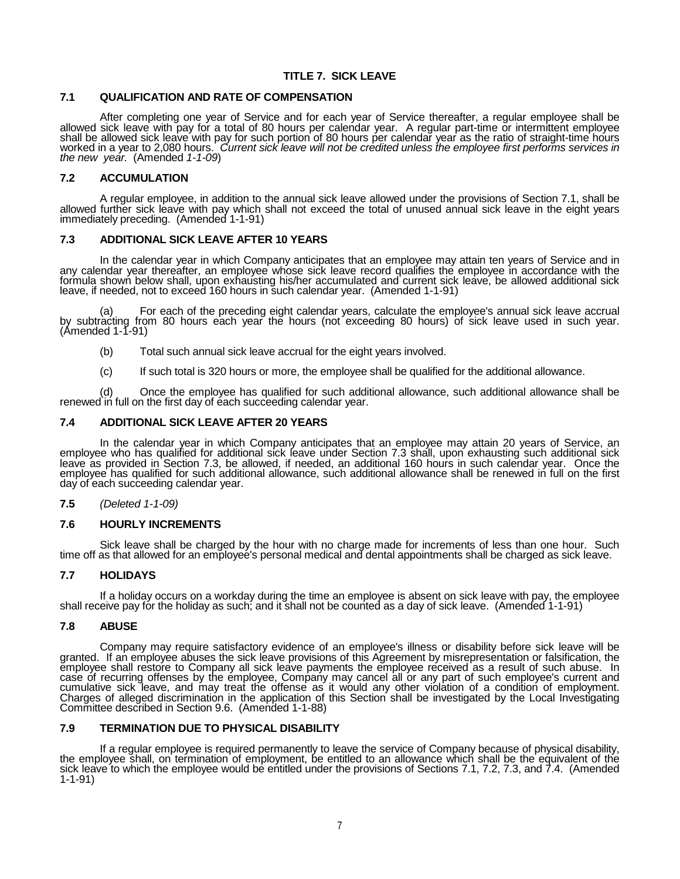# TITLE 7. SICK LEAVE

## 7.1 QUALIFICATION AND RATE OF COMPENSATION

After completing one year of Service and for each year of Service thereafter, a regular employee shall be allowed sick leave with pay for a total of 80 hours per calendar year. A regular part-time or intermittent employee shall be allowed sick leave with pay for such portion of 80 hours per calendar year as the ratio of straight-time hours worked in a year to 2,080 hours. *Current sick leave will not be credited unless the employee first performs services in the new year.* (Amended *1-1-09*)

## 7.2 ACCUMULATION

A regular employee, in addition to the annual sick leave allowed under the provisions of Section 7.1, shall be allowed further sick leave with pay which shall not exceed the total of unused annual sick leave in the eight years immediately preceding. (Amended 1-1-91)

## 7.3 ADDITIONAL SICK LEAVE AFTER 10 YEARS

In the calendar year in which Company anticipates that an employee may attain ten years of Service and in any calendar year thereafter, an employee whose sick leave record qualifies the employee in accordance with the formula shown below shall, upon exhausting his/her accumulated and current sick leave, be allowed additional sick leave, if needed, not to exceed 160 hours in such calendar year. (Amended 1-1-91)

(a) For each of the preceding eight calendar years, calculate the employee's annual sick leave accrual by subtracting from 80 hours each year the hours (not exceeding 80 hours) of sick leave used in such year. (Amended 1-1-91)

(b) Total such annual sick leave accrual for the eight years involved.

(c) If such total is 320 hours or more, the employee shall be qualified for the additional allowance.

(d) Once the employee has qualified for such additional allowance, such additional allowance shall be renewed in full on the first day of each succeeding calendar year.

## 7.4 ADDITIONAL SICK LEAVE AFTER 20 YEARS

In the calendar year in which Company anticipates that an employee may attain 20 years of Service, an employee who has qualified for additional sick leave under Section 7.3 shall, upon exhausting such additional sick leave as provided in Section 7.3, be allowed, if needed, an additional 160 hours in such calendar year. Once the employee has qualified for such additional allowance, such additional allowance shall be renewed in full on the first day of each succeeding calendar year.

**7.5** *(Deleted 1-1-09)*

## 7.6 HOURLY INCREMENTS

Sick leave shall be charged by the hour with no charge made for increments of less than one hour. Such time off as that allowed for an employee's personal medical and dental appointments shall be charged as sick leave.

## 7.7 HOLIDAYS

If a holiday occurs on a workday during the time an employee is absent on sick leave with pay, the employee shall receive pay for the holiday as such; and it shall not be counted as a day of sick leave. (Amended 1-1-91)

## 7.8 ABUSE

Company may require satisfactory evidence of an employee's illness or disability before sick leave will be granted. If an employee abuses the sick leave provisions of this Agreement by misrepresentation or falsification, the employee shall restore to Company all sick leave payments the employee received as a result of such abuse. In case of recurring offenses by the employee, Company may cancel all or any part of such employee's current and cumulative sick leave, and may treat the offense as it would any other violation of a condition of employment. Charges of alleged discrimination in the application of this Section shall be investigated by the Local Investigating Committee described in Section 9.6. (Amended 1-1-88)

## 7.9 TERMINATION DUE TO PHYSICAL DISABILITY

If a regular employee is required permanently to leave the service of Company because of physical disability, the employee shall, on termination of employment, be entitled to an allowance which shall be the equivalent of the sick leave to which the employee would be entitled under the provisions of Sections 7.1, 7.2, 7.3, and 7.4. (Amended 1-1-91)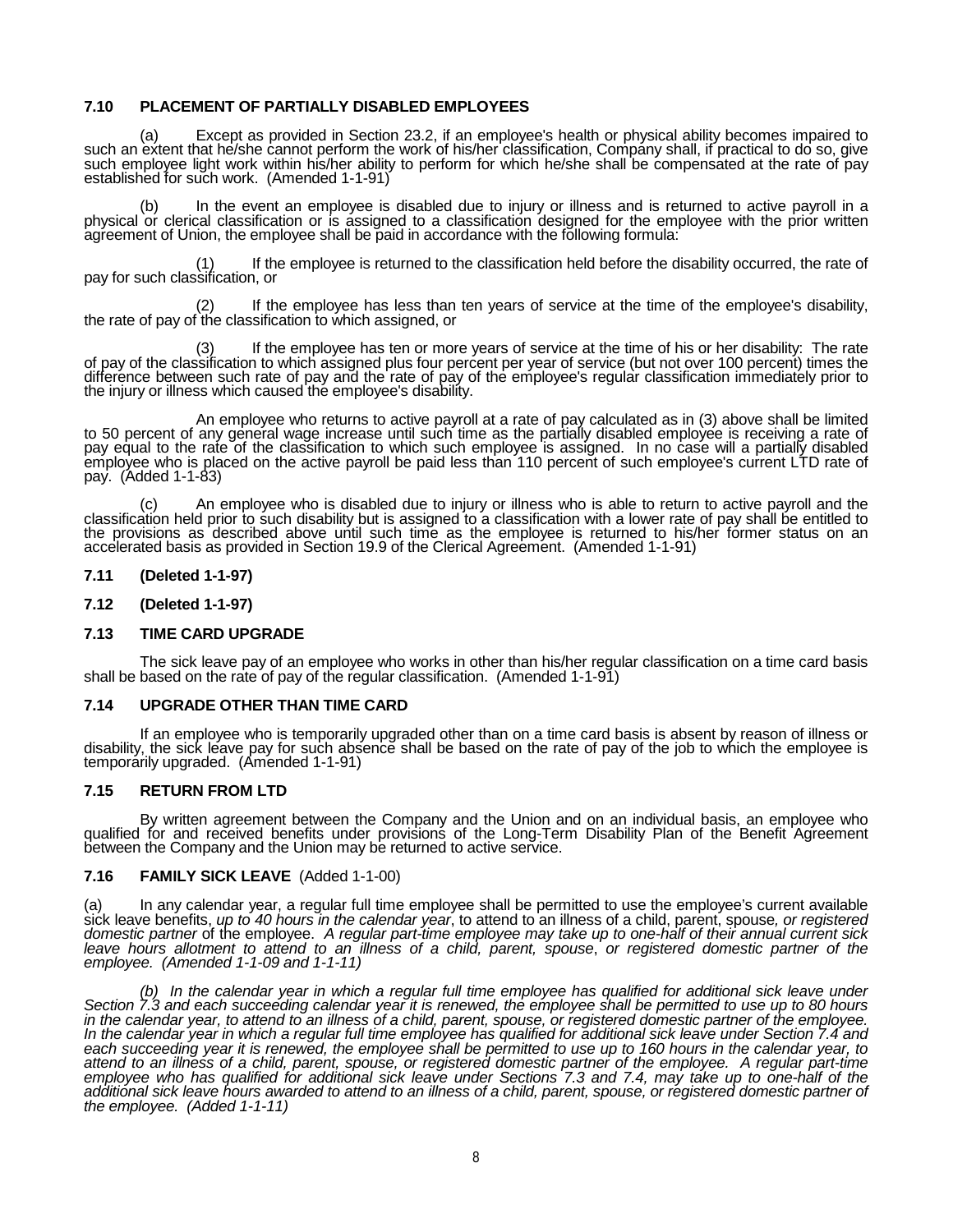**7.10 PLACEMENT OF PARTIALLY DISABLED EMPLOYEES**

(a) Except as provided in Section 23.2, if an employee's health or physical ability becomes impaired to such an extent that he/she cannot perform the work of his/her classification, Company shall, if practical to do so, give such employee light work within his/her ability to perform for which he/she shall be compensated at the rate of pay established for such work. (Amended 1-1-91)

(b) In the event an employee is disabled due to injury or illness and is returned to active payroll in a physical or clerical classification or is assigned to a classification designed for the employee with the prior written agreement of Union, the employee shall be paid in accordance with the following formula:

(1) If the employee is returned to the classification held before the disability occurred, the rate of pay for such classification, or

(2) If the employee has less than ten years of service at the time of the employee's disability, the rate of pay of the classification to which assigned, or

(3) If the employee has ten or more years of service at the time of his or her disability: The rate of pay of the classification to which assigned plus four percent per year of service (but not over 100 percent) times the difference between such rate of pay and the rate of pay of the employee's regular classification immediately prior to the injury or illness which caused the employee's disability.

An employee who returns to active payroll at a rate of pay calculated as in (3) above shall be limited to 50 percent of any general wage increase until such time as the partially disabled employee is receiving a rate of pay equal to the rate of the classification to which such employee is assigned. In no case will a partially disabled employee who is placed on the active payroll be paid less than 110 percent of such employee's current LTD rate of pay. (Added 1-1-83)

(c) An employee who is disabled due to injury or illness who is able to return to active payroll and the classification held prior to such disability but is assigned to a classification with a lower rate of pay shall be entitled to the provisions as described above until such time as the employee is returned to his/her former status on an accelerated basis as provided in Section 19.9 of the Clerical Agreement. (Amended 1-1-91)

**7.11 (Deleted 1-1-97)**

**7.12 (Deleted 1-1-97)**

**7.13 TIME CARD UPGRADE**

The sick leave pay of an employee who works in other than his/her regular classification on a time card basis shall be based on the rate of pay of the regular classification. (Amended 1-1-91)

**7.14 UPGRADE OTHER THAN TIME CARD**

If an employee who is temporarily upgraded other than on a time card basis is absent by reason of illness or disability, the sick leave pay for such absence shall be based on the rate of pay of the job to which the employee is temporarily upgraded. (Amended 1-1-91)

**7.15 RETURN FROM LTD**

By written agreement between the Company and the Union and on an individual basis, an employee who qualified for and received benefits under provisions of the Long-Term Disability Plan of the Benefit Agreement between the Company and the Union may be returned to active service.

**7.16 FAMILY SICK LEAVE** (Added 1-1-00)

(a) In any calendar year, a regular full time employee shall be permitted to use the employee's current available sick leave benefits, *up to 40 hours in the calendar year*, to attend to an illness of a child, parent, spouse*, or registered domestic partner* of the employee. *A regular part-time employee may take up to one-half of their annual current sick leave hours allotment to attend to an illness of a child, parent, spouse*, *or registered domestic partner of the employee. (Amended 1-1-09 and 1-1-11)*

*(b) In the calendar year in which a regular full time employee has qualified for additional sick leave under Section 7.3 and each succeeding calendar year it is renewed, the employee shall be permitted to use up to 80 hours in the calendar year, to attend to an illness of a child, parent, spouse, or registered domestic partner of the employee. In the calendar year in which a regular full time employee has qualified for additional sick leave under Section 7.4 and each succeeding year it is renewed, the employee shall be permitted to use up to 160 hours in the calendar year, to attend to an illness of a child, parent, spouse, or registered domestic partner of the employee. A regular part-time employee who has qualified for additional sick leave under Sections 7.3 and 7.4, may take up to one-half of the additional sick leave hours awarded to attend to an illness of a child, parent, spouse, or registered domestic partner of the employee. (Added 1-1-11)*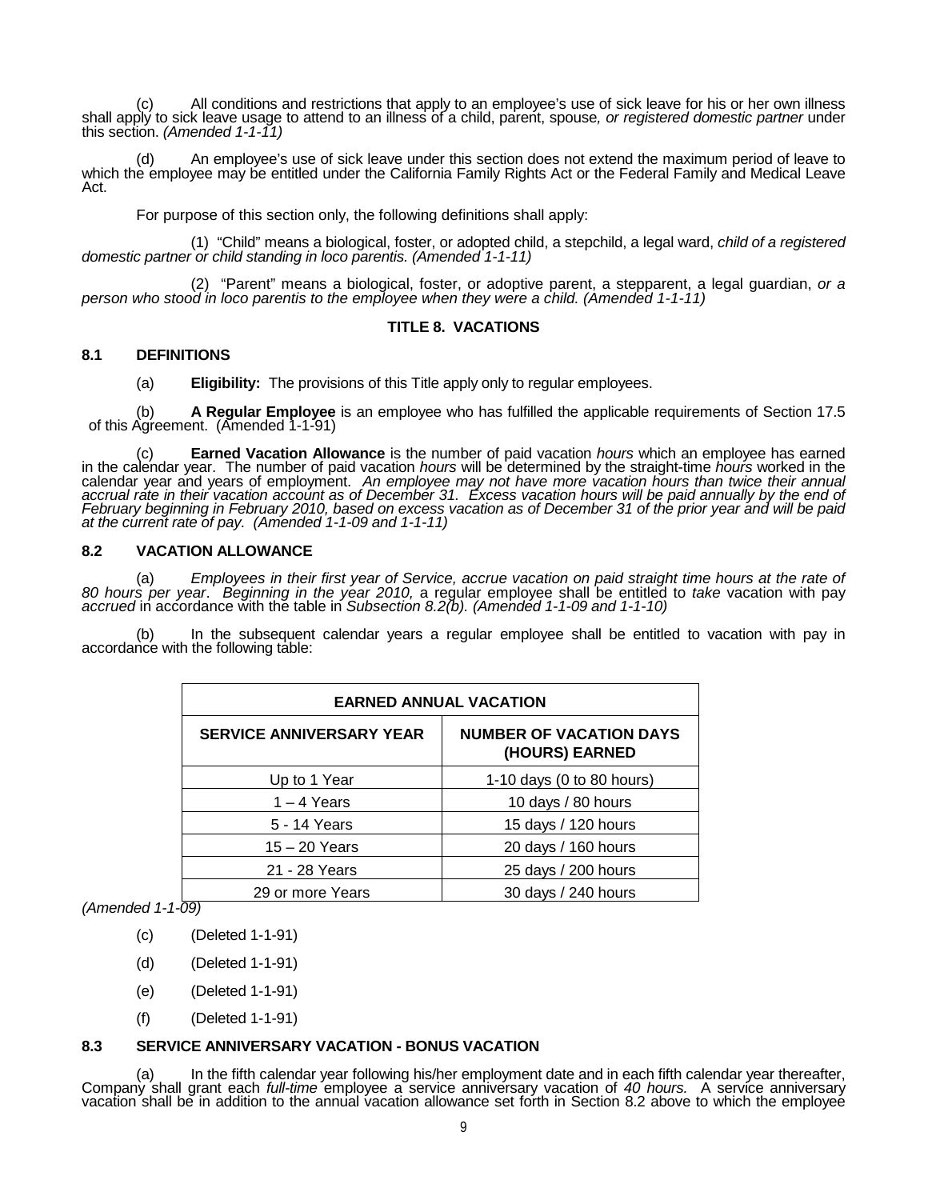(c) All conditions and restrictions that apply to an employee's use of sick leave for his or her own illness shall apply to sick leave usage to attend to an illness of a child, parent, spouse*, or registered domestic partner* under this section. *(Amended 1-1-11)*

(d) An employee's use of sick leave under this section does not extend the maximum period of leave to which the employee may be entitled under the California Family Rights Act or the Federal Family and Medical Leave Act.

For purpose of this section only, the following definitions shall apply:

(1) "Child" means a biological, foster, or adopted child, a stepchild, a legal ward, *child of a registered domestic partner or child standing in loco parentis. (Amended 1-1-11)*

(2) "Parent" means a biological, foster, or adoptive parent, a stepparent, a legal guardian, *or a person who stood in loco parentis to the employee when they were a child. (Amended 1-1-11)*

## TITLE 8. VACATIONS

### 8.1 DEFINITIONS

(a) **Eligibility:** The provisions of this Title apply only to regular employees.

(b) **A Regular Employee** is an employee who has fulfilled the applicable requirements of Section 17.5 of this Agreement. (Amended 1-1-91)

(c) **Earned Vacation Allowance** is the number of paid vacation *hours* which an employee has earned in the calendar year. The number of paid vacation *hours* will be determined by the straight-time *hours* worked in the calendar year and years of employment. *An employee may not have more vacation hours than twice their annual accrual rate in their vacation account as of December 31. Excess vacation hours will be paid annually by the end of February beginning in February 2010, based on excess vacation as of December 31 of the prior year and will be paid at the current rate of pay. (Amended 1-1-09 and 1-1-11)*

### 8.2 VACATION ALLOWANCE

(a) *Employees in their first year of Service, accrue vacation on paid straight time hours at the rate of 80 hours per year. Beginning in the year 2010,* a regular employee shall be entitled to *take* vacation with pay *accrued* in accordance with the table in *Subsection 8.2(b). (Amended 1-1-09 and 1-1-10)*

(b) In the subsequent calendar years a regular employee shall be entitled to vacation with pay in accordance with the following table:

| EARNED ANNUAL VACATION | |
|---|---|
| **SERVICE ANNIVERSARY YEAR** | **NUMBER OF VACATION DAYS (HOURS) EARNED** |
| Up to 1 Year | 1-10 days (0 to 80 hours) |
| 1 – 4 Years | 10 days / 80 hours |
| 5 - 14 Years | 15 days / 120 hours |
| 15 – 20 Years | 20 days / 160 hours |
| 21 - 28 Years | 25 days / 200 hours |
| 29 or more Years | 30 days / 240 hours |

*(Amended 1-1-09)*

(c) (Deleted 1-1-91)

(d) (Deleted 1-1-91)

(e) (Deleted 1-1-91)

(f) (Deleted 1-1-91)

### 8.3 SERVICE ANNIVERSARY VACATION - BONUS VACATION

(a) In the fifth calendar year following his/her employment date and in each fifth calendar year thereafter, Company shall grant each *full-time* employee a service anniversary vacation of *40 hours.* A service anniversary vacation shall be in addition to the annual vacation allowance set forth in Section 8.2 above to which the employee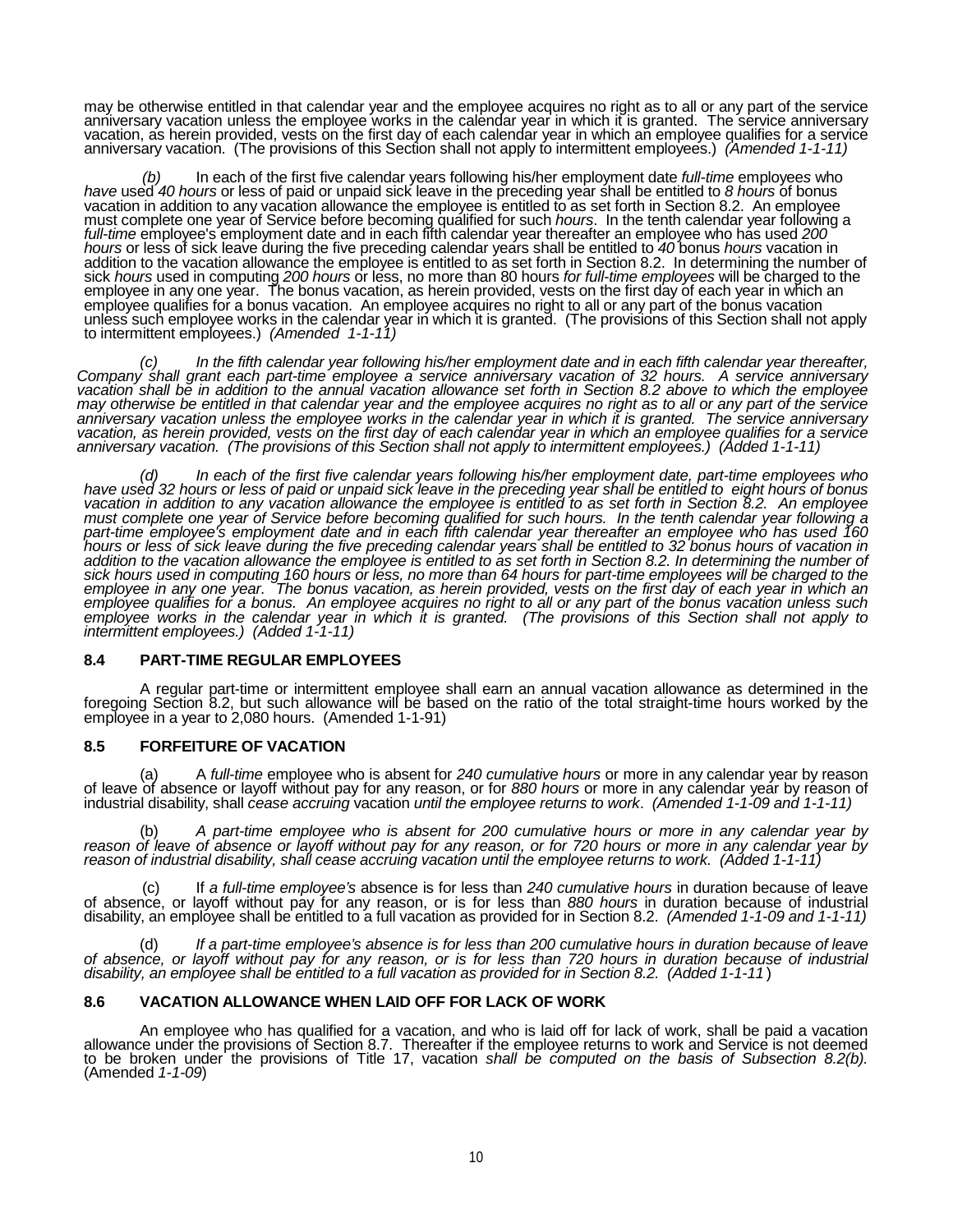may be otherwise entitled in that calendar year and the employee acquires no right as to all or any part of the service anniversary vacation unless the employee works in the calendar year in which it is granted. The service anniversary vacation, as herein provided, vests on the first day of each calendar year in which an employee qualifies for a service anniversary vacation. (The provisions of this Section shall not apply to intermittent employees.) *(Amended 1-1-11)*

*(b)* In each of the first five calendar years following his/her employment date *full-time* employees who *have* used *40 hours* or less of paid or unpaid sick leave in the preceding year shall be entitled to *8 hours* of bonus vacation in addition to any vacation allowance the employee is entitled to as set forth in Section 8.2. An employee must complete one year of Service before becoming qualified for such *hours*. In the tenth calendar year following a *full-time* employee's employment date and in each fifth calendar year thereafter an employee who has used *200 hours* or less of sick leave during the five preceding calendar years shall be entitled to *40* bonus *hours* vacation in addition to the vacation allowance the employee is entitled to as set forth in Section 8.2. In determining the number of sick *hours* used in computing *200 hours* or less, no more than 80 hours *for full-time employees* will be charged to the employee in any one year. The bonus vacation, as herein provided, vests on the first day of each year in which an employee qualifies for a bonus vacation. An employee acquires no right to all or any part of the bonus vacation unless such employee works in the calendar year in which it is granted. (The provisions of this Section shall not apply to intermittent employees.) *(Amended 1-1-11)*

*(c) In the fifth calendar year following his/her employment date and in each fifth calendar year thereafter, Company shall grant each part-time employee a service anniversary vacation of 32 hours. A service anniversary vacation shall be in addition to the annual vacation allowance set forth in Section 8.2 above to which the employee may otherwise be entitled in that calendar year and the employee acquires no right as to all or any part of the service anniversary vacation unless the employee works in the calendar year in which it is granted. The service anniversary vacation, as herein provided, vests on the first day of each calendar year in which an employee qualifies for a service anniversary vacation. (The provisions of this Section shall not apply to intermittent employees.) (Added 1-1-11)*

*(d) In each of the first five calendar years following his/her employment date, part-time employees who have used 32 hours or less of paid or unpaid sick leave in the preceding year shall be entitled to eight hours of bonus vacation in addition to any vacation allowance the employee is entitled to as set forth in Section 8.2. An employee must complete one year of Service before becoming qualified for such hours. In the tenth calendar year following a part-time employee's employment date and in each fifth calendar year thereafter an employee who has used 160 hours or less of sick leave during the five preceding calendar years shall be entitled to 32 bonus hours of vacation in addition to the vacation allowance the employee is entitled to as set forth in Section 8.2. In determining the number of sick hours used in computing 160 hours or less, no more than 64 hours for part-time employees will be charged to the employee in any one year. The bonus vacation, as herein provided, vests on the first day of each year in which an employee qualifies for a bonus. An employee acquires no right to all or any part of the bonus vacation unless such employee works in the calendar year in which it is granted. (The provisions of this Section shall not apply to intermittent employees.) (Added 1-1-11)*

## 8.4 PART-TIME REGULAR EMPLOYEES

A regular part-time or intermittent employee shall earn an annual vacation allowance as determined in the foregoing Section 8.2, but such allowance will be based on the ratio of the total straight-time hours worked by the employee in a year to 2,080 hours. (Amended 1-1-91)

## 8.5 FORFEITURE OF VACATION

(a) A *full-time* employee who is absent for *240 cumulative hours* or more in any calendar year by reason of leave of absence or layoff without pay for any reason, or for *880 hours* or more in any calendar year by reason of industrial disability, shall *cease accruing* vacation *until the employee returns to work*. *(Amended 1-1-09 and 1-1-11)*

(b) *A part-time employee who is absent for 200 cumulative hours or more in any calendar year by reason of leave of absence or layoff without pay for any reason, or for 720 hours or more in any calendar year by reason of industrial disability, shall cease accruing vacation until the employee returns to work. (Added 1-1-11)*

(c) If *a full-time employee's* absence is for less than *240 cumulative hours* in duration because of leave of absence, or layoff without pay for any reason, or is for less than *880 hours* in duration because of industrial disability, an employee shall be entitled to a full vacation as provided for in Section 8.2. *(Amended 1-1-09 and 1-1-11)*

(d) *If a part-time employee's absence is for less than 200 cumulative hours in duration because of leave of absence, or layoff without pay for any reason, or is for less than 720 hours in duration because of industrial disability, an employee shall be entitled to a full vacation as provided for in Section 8.2. (Added 1-1-11)*

## 8.6 VACATION ALLOWANCE WHEN LAID OFF FOR LACK OF WORK

An employee who has qualified for a vacation, and who is laid off for lack of work, shall be paid a vacation allowance under the provisions of Section 8.7. Thereafter if the employee returns to work and Service is not deemed to be broken under the provisions of Title 17, vacation *shall be computed on the basis of Subsection 8.2(b).* (Amended *1-1-09*)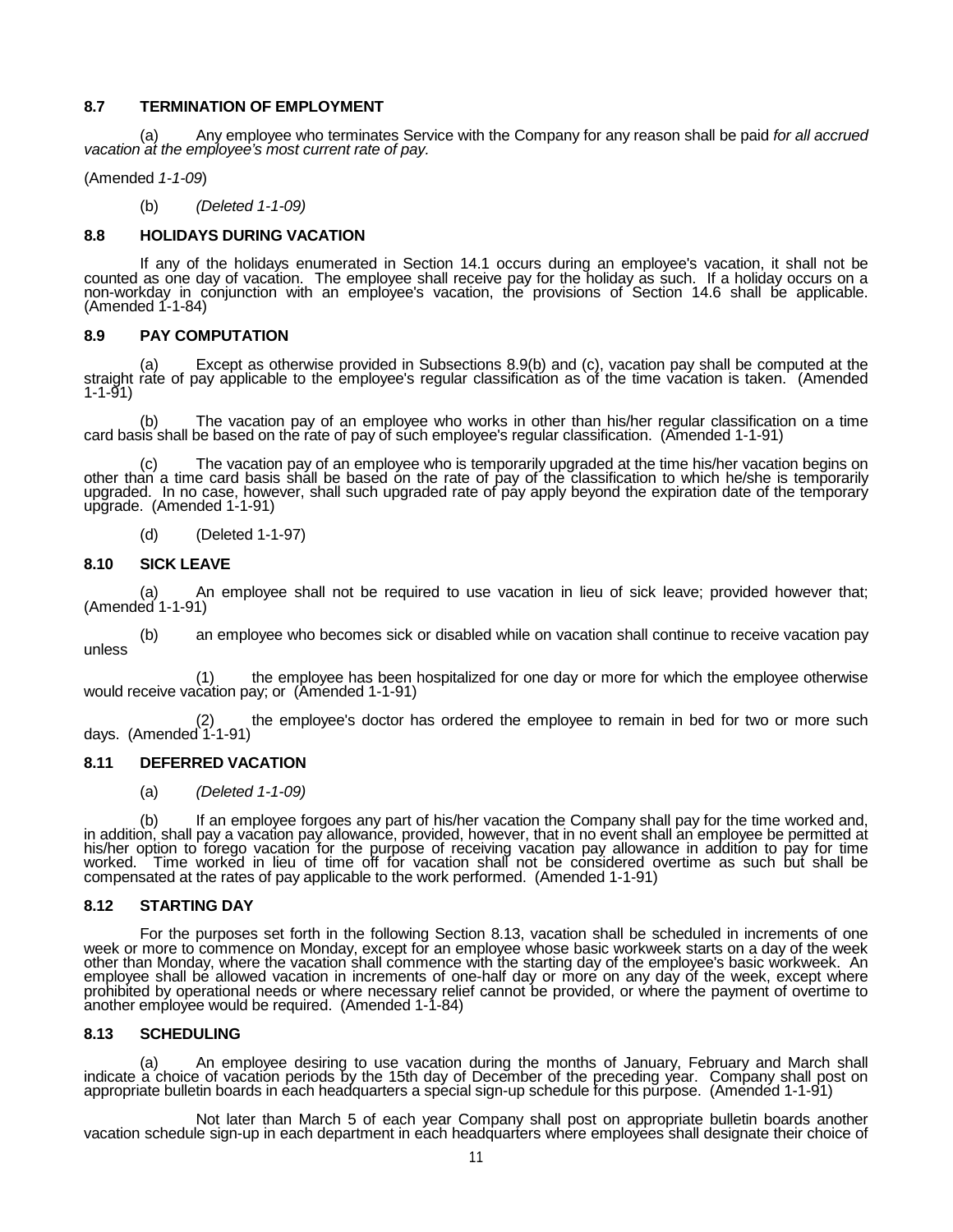### 8.7 TERMINATION OF EMPLOYMENT

(a) Any employee who terminates Service with the Company for any reason shall be paid *for all accrued vacation at the employee's most current rate of pay.*

(Amended *1-1-09*)

(b) *(Deleted 1-1-09)*

### 8.8 HOLIDAYS DURING VACATION

If any of the holidays enumerated in Section 14.1 occurs during an employee's vacation, it shall not be counted as one day of vacation. The employee shall receive pay for the holiday as such. If a holiday occurs on a non-workday in conjunction with an employee's vacation, the provisions of Section 14.6 shall be applicable. (Amended 1-1-84)

### 8.9 PAY COMPUTATION

(a) Except as otherwise provided in Subsections 8.9(b) and (c), vacation pay shall be computed at the straight rate of pay applicable to the employee's regular classification as of the time vacation is taken. (Amended 1-1-91)

(b) The vacation pay of an employee who works in other than his/her regular classification on a time card basis shall be based on the rate of pay of such employee's regular classification. (Amended 1-1-91)

(c) The vacation pay of an employee who is temporarily upgraded at the time his/her vacation begins on other than a time card basis shall be based on the rate of pay of the classification to which he/she is temporarily upgraded. In no case, however, shall such upgraded rate of pay apply beyond the expiration date of the temporary upgrade. (Amended 1-1-91)

(d) (Deleted 1-1-97)

### 8.10 SICK LEAVE

(a) An employee shall not be required to use vacation in lieu of sick leave; provided however that; (Amended 1-1-91)

(b) an employee who becomes sick or disabled while on vacation shall continue to receive vacation pay unless

(1) the employee has been hospitalized for one day or more for which the employee otherwise would receive vacation pay; or (Amended 1-1-91)

(2) the employee's doctor has ordered the employee to remain in bed for two or more such days. (Amended 1-1-91)

### 8.11 DEFERRED VACATION

(a) *(Deleted 1-1-09)*

(b) If an employee forgoes any part of his/her vacation the Company shall pay for the time worked and, in addition, shall pay a vacation pay allowance, provided, however, that in no event shall an employee be permitted at his/her option to forego vacation for the purpose of receiving vacation pay allowance in addition to pay for time worked. Time worked in lieu of time off for vacation shall not be considered overtime as such but shall be compensated at the rates of pay applicable to the work performed. (Amended 1-1-91)

### 8.12 STARTING DAY

For the purposes set forth in the following Section 8.13, vacation shall be scheduled in increments of one week or more to commence on Monday, except for an employee whose basic workweek starts on a day of the week other than Monday, where the vacation shall commence with the starting day of the employee's basic workweek. An employee shall be allowed vacation in increments of one-half day or more on any day of the week, except where prohibited by operational needs or where necessary relief cannot be provided, or where the payment of overtime to another employee would be required. (Amended 1-1-84)

### 8.13 SCHEDULING

(a) An employee desiring to use vacation during the months of January, February and March shall indicate a choice of vacation periods by the 15th day of December of the preceding year. Company shall post on appropriate bulletin boards in each headquarters a special sign-up schedule for this purpose. (Amended 1-1-91)

Not later than March 5 of each year Company shall post on appropriate bulletin boards another vacation schedule sign-up in each department in each headquarters where employees shall designate their choice of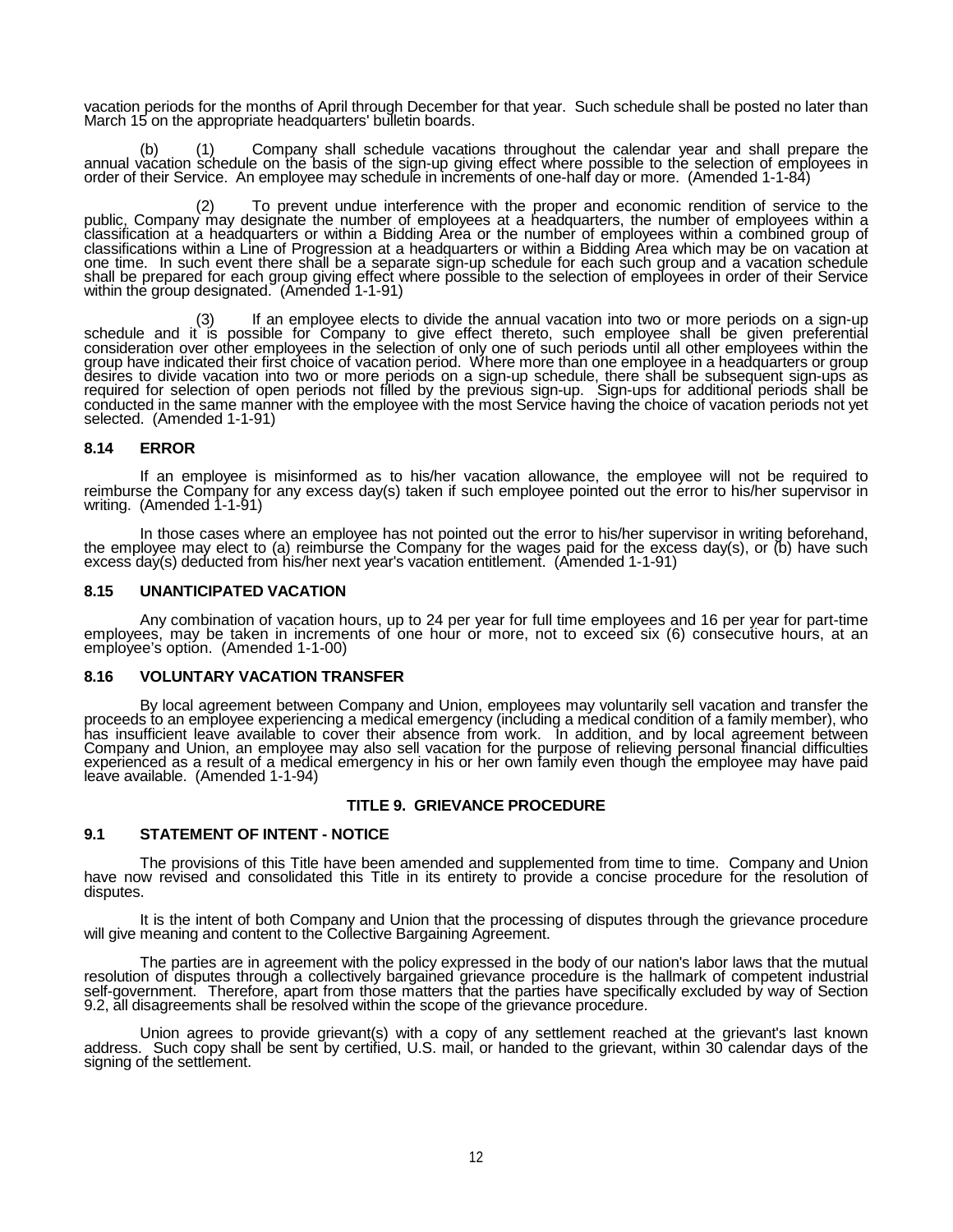vacation periods for the months of April through December for that year. Such schedule shall be posted no later than March 15 on the appropriate headquarters' bulletin boards.

(b) (1) Company shall schedule vacations throughout the calendar year and shall prepare the annual vacation schedule on the basis of the sign-up giving effect where possible to the selection of employees in order of their Service. An employee may schedule in increments of one-half day or more. (Amended 1-1-84)

(2) To prevent undue interference with the proper and economic rendition of service to the public, Company may designate the number of employees at a headquarters, the number of employees within a classification at a headquarters or within a Bidding Area or the number of employees within a combined group of classifications within a Line of Progression at a headquarters or within a Bidding Area which may be on vacation at one time. In such event there shall be a separate sign-up schedule for each such group and a vacation schedule shall be prepared for each group giving effect where possible to the selection of employees in order of their Service within the group designated. (Amended 1-1-91)

(3) If an employee elects to divide the annual vacation into two or more periods on a sign-up schedule and it is possible for Company to give effect thereto, such employee shall be given preferential consideration over other employees in the selection of only one of such periods until all other employees within the group have indicated their first choice of vacation period. Where more than one employee in a headquarters or group desires to divide vacation into two or more periods on a sign-up schedule, there shall be subsequent sign-ups as required for selection of open periods not filled by the previous sign-up. Sign-ups for additional periods shall be conducted in the same manner with the employee with the most Service having the choice of vacation periods not yet selected. (Amended 1-1-91)

### 8.14 ERROR

If an employee is misinformed as to his/her vacation allowance, the employee will not be required to reimburse the Company for any excess day(s) taken if such employee pointed out the error to his/her supervisor in writing. (Amended 1-1-91)

In those cases where an employee has not pointed out the error to his/her supervisor in writing beforehand, the employee may elect to (a) reimburse the Company for the wages paid for the excess day(s), or (b) have such excess day(s) deducted from his/her next year's vacation entitlement. (Amended 1-1-91)

### 8.15 UNANTICIPATED VACATION

Any combination of vacation hours, up to 24 per year for full time employees and 16 per year for part-time employees, may be taken in increments of one hour or more, not to exceed six (6) consecutive hours, at an employee's option. (Amended 1-1-00)

### 8.16 VOLUNTARY VACATION TRANSFER

By local agreement between Company and Union, employees may voluntarily sell vacation and transfer the proceeds to an employee experiencing a medical emergency (including a medical condition of a family member), who has insufficient leave available to cover their absence from work. In addition, and by local agreement between Company and Union, an employee may also sell vacation for the purpose of relieving personal financial difficulties experienced as a result of a medical emergency in his or her own family even though the employee may have paid leave available. (Amended 1-1-94)

## TITLE 9. GRIEVANCE PROCEDURE

### 9.1 STATEMENT OF INTENT - NOTICE

The provisions of this Title have been amended and supplemented from time to time. Company and Union have now revised and consolidated this Title in its entirety to provide a concise procedure for the resolution of disputes.

It is the intent of both Company and Union that the processing of disputes through the grievance procedure will give meaning and content to the Collective Bargaining Agreement.

The parties are in agreement with the policy expressed in the body of our nation's labor laws that the mutual resolution of disputes through a collectively bargained grievance procedure is the hallmark of competent industrial self-government. Therefore, apart from those matters that the parties have specifically excluded by way of Section 9.2, all disagreements shall be resolved within the scope of the grievance procedure.

Union agrees to provide grievant(s) with a copy of any settlement reached at the grievant's last known address. Such copy shall be sent by certified, U.S. mail, or handed to the grievant, within 30 calendar days of the signing of the settlement.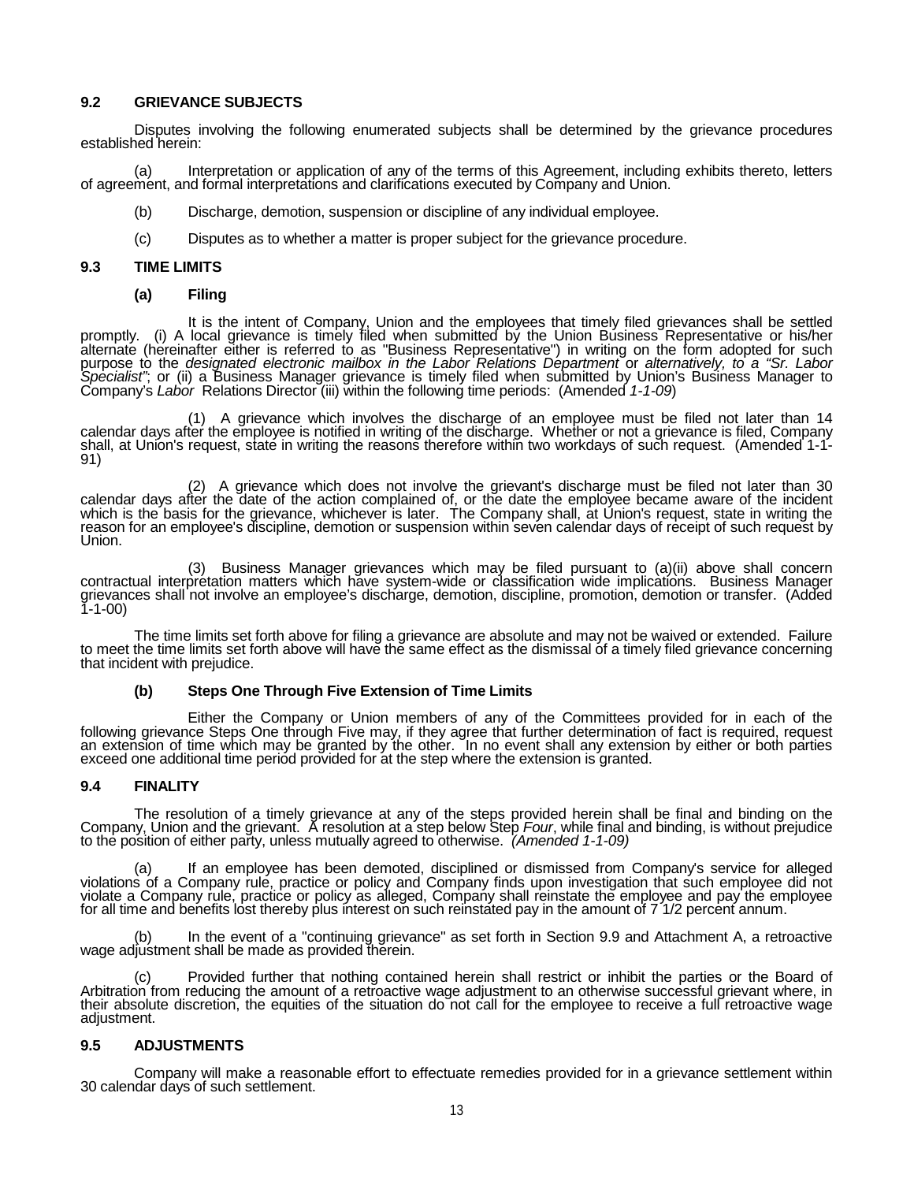## 9.2 GRIEVANCE SUBJECTS

Disputes involving the following enumerated subjects shall be determined by the grievance procedures established herein:

(a) Interpretation or application of any of the terms of this Agreement, including exhibits thereto, letters of agreement, and formal interpretations and clarifications executed by Company and Union.

(b) Discharge, demotion, suspension or discipline of any individual employee.

(c) Disputes as to whether a matter is proper subject for the grievance procedure.

## 9.3 TIME LIMITS

### (a) Filing

It is the intent of Company, Union and the employees that timely filed grievances shall be settled promptly. (i) A local grievance is timely filed when submitted by the Union Business Representative or his/her alternate (hereinafter either is referred to as "Business Representative") in writing on the form adopted for such purpose to the *designated electronic mailbox in the Labor Relations Department* or *alternatively, to a "Sr. Labor Specialist"*; or (ii) a Business Manager grievance is timely filed when submitted by Union's Business Manager to Company's *Labor* Relations Director (iii) within the following time periods: (Amended *1-1-09*)

(1) A grievance which involves the discharge of an employee must be filed not later than 14 calendar days after the employee is notified in writing of the discharge. Whether or not a grievance is filed, Company shall, at Union's request, state in writing the reasons therefore within two workdays of such request. (Amended 1-1-91)

(2) A grievance which does not involve the grievant's discharge must be filed not later than 30 calendar days after the date of the action complained of, or the date the employee became aware of the incident which is the basis for the grievance, whichever is later. The Company shall, at Union's request, state in writing the reason for an employee's discipline, demotion or suspension within seven calendar days of receipt of such request by Union.

(3) Business Manager grievances which may be filed pursuant to (a)(ii) above shall concern contractual interpretation matters which have system-wide or classification wide implications. Business Manager grievances shall not involve an employee's discharge, demotion, discipline, promotion, demotion or transfer. (Added 1-1-00)

The time limits set forth above for filing a grievance are absolute and may not be waived or extended. Failure to meet the time limits set forth above will have the same effect as the dismissal of a timely filed grievance concerning that incident with prejudice.

### (b) Steps One Through Five Extension of Time Limits

Either the Company or Union members of any of the Committees provided for in each of the following grievance Steps One through Five may, if they agree that further determination of fact is required, request an extension of time which may be granted by the other. In no event shall any extension by either or both parties exceed one additional time period provided for at the step where the extension is granted.

## 9.4 FINALITY

The resolution of a timely grievance at any of the steps provided herein shall be final and binding on the Company, Union and the grievant. A resolution at a step below Step *Four*, while final and binding, is without prejudice to the position of either party, unless mutually agreed to otherwise. *(Amended 1-1-09)*

(a) If an employee has been demoted, disciplined or dismissed from Company's service for alleged violations of a Company rule, practice or policy and Company finds upon investigation that such employee did not violate a Company rule, practice or policy as alleged, Company shall reinstate the employee and pay the employee for all time and benefits lost thereby plus interest on such reinstated pay in the amount of 7 1/2 percent annum.

(b) In the event of a "continuing grievance" as set forth in Section 9.9 and Attachment A, a retroactive wage adjustment shall be made as provided therein.

(c) Provided further that nothing contained herein shall restrict or inhibit the parties or the Board of Arbitration from reducing the amount of a retroactive wage adjustment to an otherwise successful grievant where, in their absolute discretion, the equities of the situation do not call for the employee to receive a full retroactive wage adjustment.

## 9.5 ADJUSTMENTS

Company will make a reasonable effort to effectuate remedies provided for in a grievance settlement within 30 calendar days of such settlement.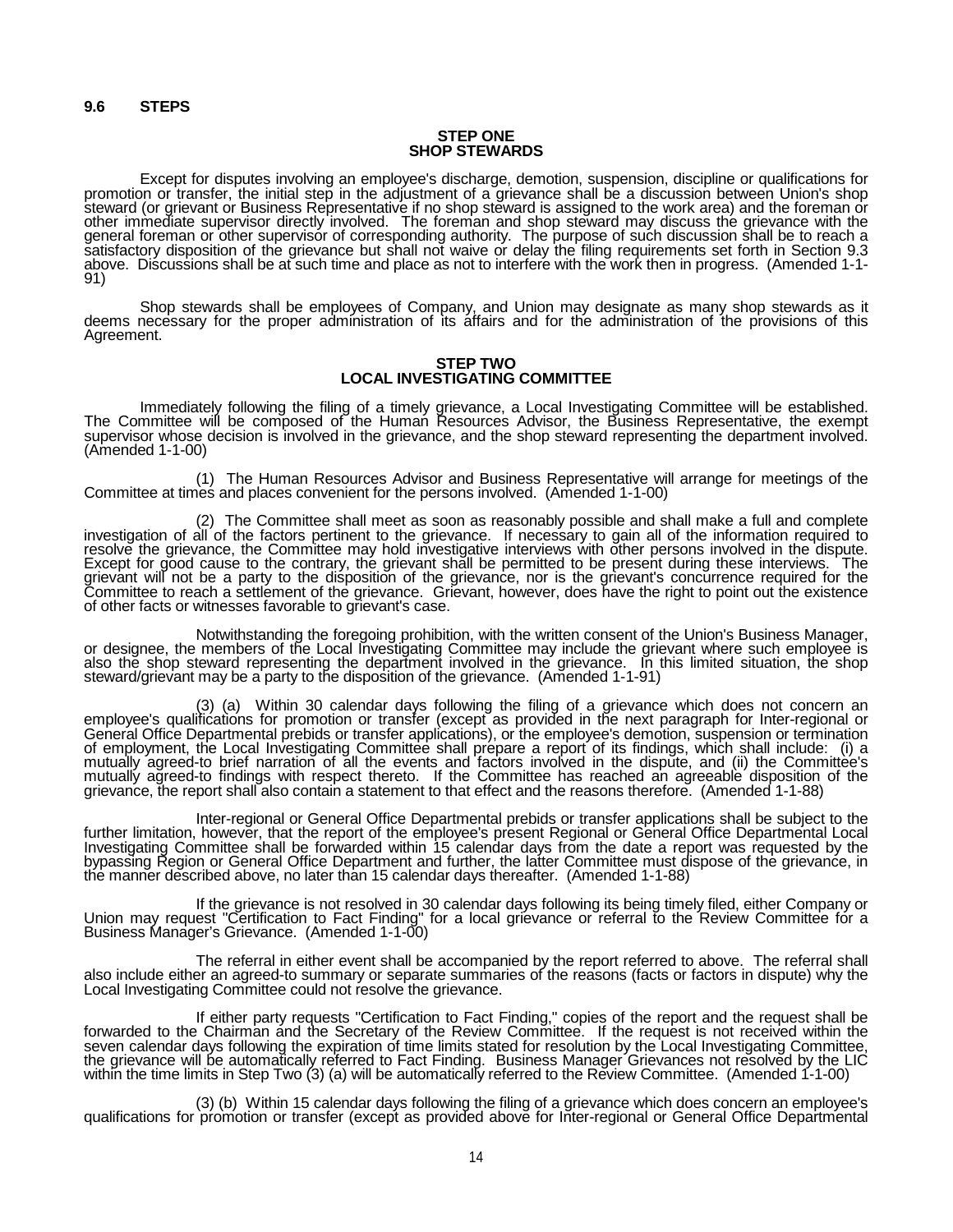## 9.6 STEPS

### STEP ONE
### SHOP STEWARDS

Except for disputes involving an employee's discharge, demotion, suspension, discipline or qualifications for promotion or transfer, the initial step in the adjustment of a grievance shall be a discussion between Union's shop steward (or grievant or Business Representative if no shop steward is assigned to the work area) and the foreman or other immediate supervisor directly involved. The foreman and shop steward may discuss the grievance with the general foreman or other supervisor of corresponding authority. The purpose of such discussion shall be to reach a satisfactory disposition of the grievance but shall not waive or delay the filing requirements set forth in Section 9.3 above. Discussions shall be at such time and place as not to interfere with the work then in progress. (Amended 1-1-91)

Shop stewards shall be employees of Company, and Union may designate as many shop stewards as it deems necessary for the proper administration of its affairs and for the administration of the provisions of this Agreement.

### STEP TWO
### LOCAL INVESTIGATING COMMITTEE

Immediately following the filing of a timely grievance, a Local Investigating Committee will be established. The Committee will be composed of the Human Resources Advisor, the Business Representative, the exempt supervisor whose decision is involved in the grievance, and the shop steward representing the department involved. (Amended 1-1-00)

(1) The Human Resources Advisor and Business Representative will arrange for meetings of the Committee at times and places convenient for the persons involved. (Amended 1-1-00)

(2) The Committee shall meet as soon as reasonably possible and shall make a full and complete investigation of all of the factors pertinent to the grievance. If necessary to gain all of the information required to resolve the grievance, the Committee may hold investigative interviews with other persons involved in the dispute. Except for good cause to the contrary, the grievant shall be permitted to be present during these interviews. The grievant will not be a party to the disposition of the grievance, nor is the grievant's concurrence required for the Committee to reach a settlement of the grievance. Grievant, however, does have the right to point out the existence of other facts or witnesses favorable to grievant's case.

Notwithstanding the foregoing prohibition, with the written consent of the Union's Business Manager, or designee, the members of the Local Investigating Committee may include the grievant where such employee is also the shop steward representing the department involved in the grievance. In this limited situation, the shop steward/grievant may be a party to the disposition of the grievance. (Amended 1-1-91)

(3) (a) Within 30 calendar days following the filing of a grievance which does not concern an employee's qualifications for promotion or transfer (except as provided in the next paragraph for Inter-regional or General Office Departmental prebids or transfer applications), or the employee's demotion, suspension or termination of employment, the Local Investigating Committee shall prepare a report of its findings, which shall include: (i) a mutually agreed-to brief narration of all the events and factors involved in the dispute, and (ii) the Committee's mutually agreed-to findings with respect thereto. If the Committee has reached an agreeable disposition of the grievance, the report shall also contain a statement to that effect and the reasons therefore. (Amended 1-1-88)

Inter-regional or General Office Departmental prebids or transfer applications shall be subject to the further limitation, however, that the report of the employee's present Regional or General Office Departmental Local Investigating Committee shall be forwarded within 15 calendar days from the date a report was requested by the bypassing Region or General Office Department and further, the latter Committee must dispose of the grievance, in the manner described above, no later than 15 calendar days thereafter. (Amended 1-1-88)

If the grievance is not resolved in 30 calendar days following its being timely filed, either Company or Union may request "Certification to Fact Finding" for a local grievance or referral to the Review Committee for a Business Manager's Grievance. (Amended 1-1-00)

The referral in either event shall be accompanied by the report referred to above. The referral shall also include either an agreed-to summary or separate summaries of the reasons (facts or factors in dispute) why the Local Investigating Committee could not resolve the grievance.

If either party requests "Certification to Fact Finding," copies of the report and the request shall be forwarded to the Chairman and the Secretary of the Review Committee. If the request is not received within the seven calendar days following the expiration of time limits stated for resolution by the Local Investigating Committee, the grievance will be automatically referred to Fact Finding. Business Manager Grievances not resolved by the LIC within the time limits in Step Two (3) (a) will be automatically referred to the Review Committee. (Amended 1-1-00)

(3) (b) Within 15 calendar days following the filing of a grievance which does concern an employee's qualifications for promotion or transfer (except as provided above for Inter-regional or General Office Departmental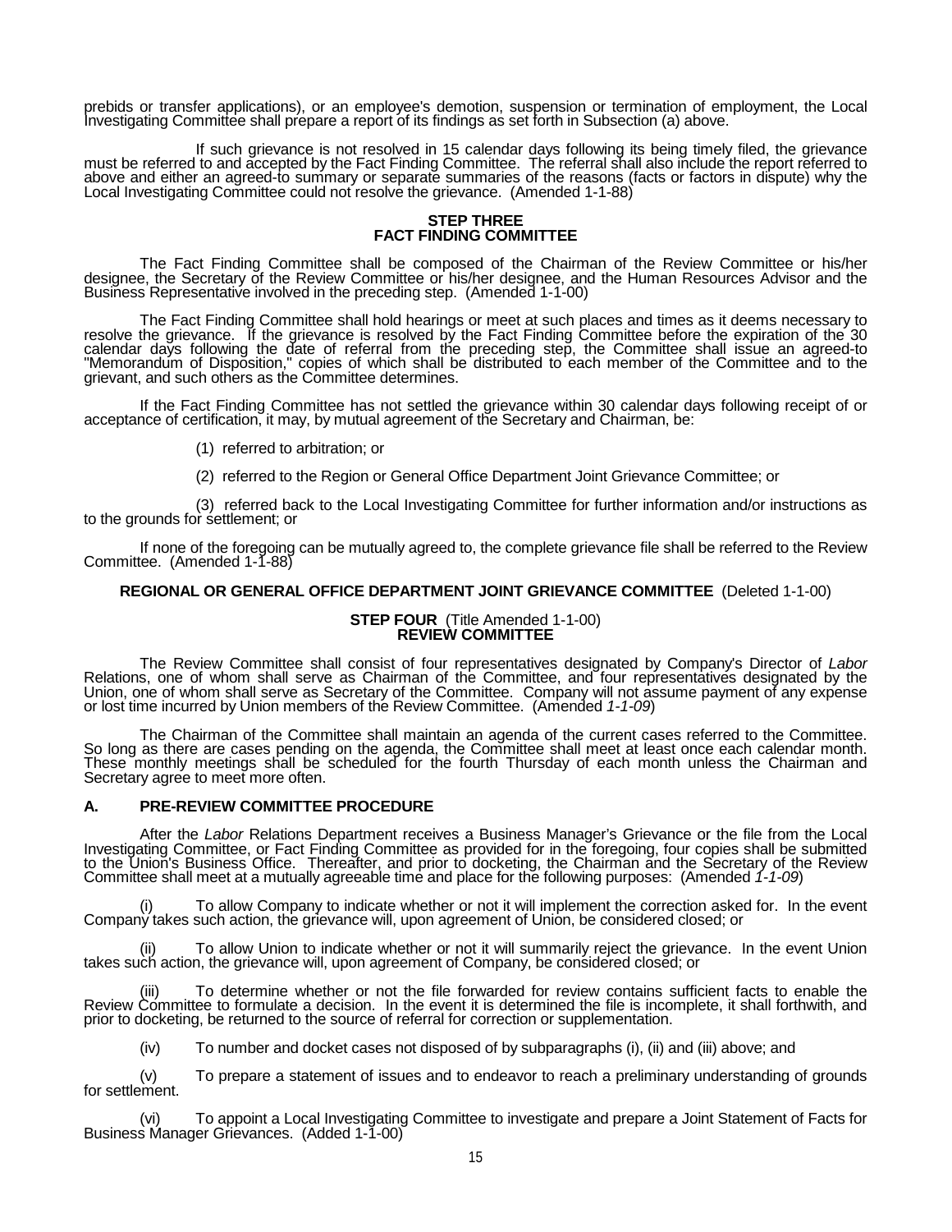prebids or transfer applications), or an employee's demotion, suspension or termination of employment, the Local Investigating Committee shall prepare a report of its findings as set forth in Subsection (a) above.

If such grievance is not resolved in 15 calendar days following its being timely filed, the grievance must be referred to and accepted by the Fact Finding Committee. The referral shall also include the report referred to above and either an agreed-to summary or separate summaries of the reasons (facts or factors in dispute) why the Local Investigating Committee could not resolve the grievance. (Amended 1-1-88)

**STEP THREE**
**FACT FINDING COMMITTEE**

The Fact Finding Committee shall be composed of the Chairman of the Review Committee or his/her designee, the Secretary of the Review Committee or his/her designee, and the Human Resources Advisor and the Business Representative involved in the preceding step. (Amended 1-1-00)

The Fact Finding Committee shall hold hearings or meet at such places and times as it deems necessary to resolve the grievance. If the grievance is resolved by the Fact Finding Committee before the expiration of the 30 calendar days following the date of referral from the preceding step, the Committee shall issue an agreed-to "Memorandum of Disposition," copies of which shall be distributed to each member of the Committee and to the grievant, and such others as the Committee determines.

If the Fact Finding Committee has not settled the grievance within 30 calendar days following receipt of or acceptance of certification, it may, by mutual agreement of the Secretary and Chairman, be:

(1) referred to arbitration; or

(2) referred to the Region or General Office Department Joint Grievance Committee; or

(3) referred back to the Local Investigating Committee for further information and/or instructions as to the grounds for settlement; or

If none of the foregoing can be mutually agreed to, the complete grievance file shall be referred to the Review Committee. (Amended 1-1-88)

**REGIONAL OR GENERAL OFFICE DEPARTMENT JOINT GRIEVANCE COMMITTEE** (Deleted 1-1-00)

**STEP FOUR** (Title Amended 1-1-00)
**REVIEW COMMITTEE**

The Review Committee shall consist of four representatives designated by Company's Director of *Labor* Relations, one of whom shall serve as Chairman of the Committee, and four representatives designated by the Union, one of whom shall serve as Secretary of the Committee. Company will not assume payment of any expense or lost time incurred by Union members of the Review Committee. (Amended *1-1-09*)

The Chairman of the Committee shall maintain an agenda of the current cases referred to the Committee. So long as there are cases pending on the agenda, the Committee shall meet at least once each calendar month. These monthly meetings shall be scheduled for the fourth Thursday of each month unless the Chairman and Secretary agree to meet more often.

**A. PRE-REVIEW COMMITTEE PROCEDURE**

After the *Labor* Relations Department receives a Business Manager's Grievance or the file from the Local Investigating Committee, or Fact Finding Committee as provided for in the foregoing, four copies shall be submitted to the Union's Business Office. Thereafter, and prior to docketing, the Chairman and the Secretary of the Review Committee shall meet at a mutually agreeable time and place for the following purposes: (Amended *1-1-09*)

(i) To allow Company to indicate whether or not it will implement the correction asked for. In the event Company takes such action, the grievance will, upon agreement of Union, be considered closed; or

(ii) To allow Union to indicate whether or not it will summarily reject the grievance. In the event Union takes such action, the grievance will, upon agreement of Company, be considered closed; or

(iii) To determine whether or not the file forwarded for review contains sufficient facts to enable the Review Committee to formulate a decision. In the event it is determined the file is incomplete, it shall forthwith, and prior to docketing, be returned to the source of referral for correction or supplementation.

(iv) To number and docket cases not disposed of by subparagraphs (i), (ii) and (iii) above; and

(v) To prepare a statement of issues and to endeavor to reach a preliminary understanding of grounds for settlement.

(vi) To appoint a Local Investigating Committee to investigate and prepare a Joint Statement of Facts for Business Manager Grievances. (Added 1-1-00)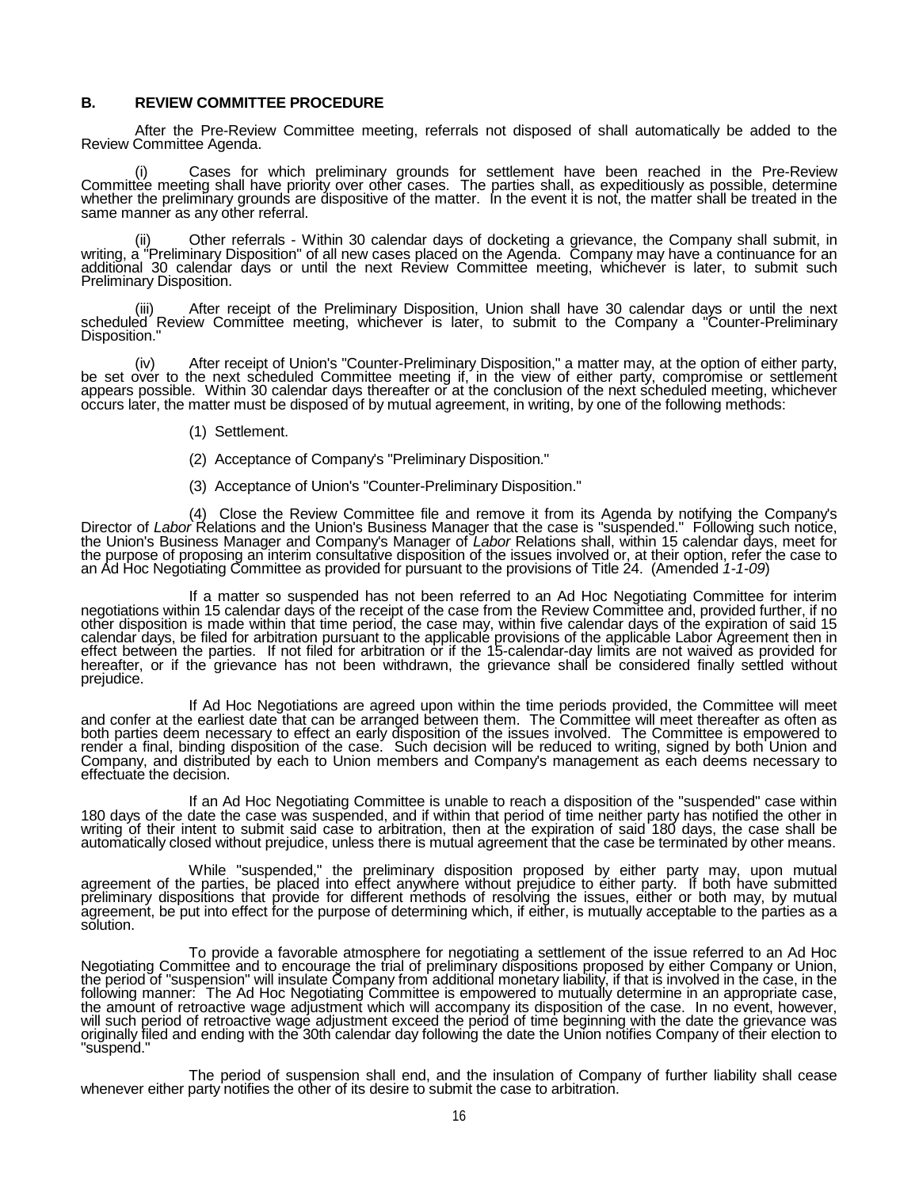### B. REVIEW COMMITTEE PROCEDURE

After the Pre-Review Committee meeting, referrals not disposed of shall automatically be added to the Review Committee Agenda.

(i) Cases for which preliminary grounds for settlement have been reached in the Pre-Review Committee meeting shall have priority over other cases. The parties shall, as expeditiously as possible, determine whether the preliminary grounds are dispositive of the matter. In the event it is not, the matter shall be treated in the same manner as any other referral.

(ii) Other referrals - Within 30 calendar days of docketing a grievance, the Company shall submit, in writing, a "Preliminary Disposition" of all new cases placed on the Agenda. Company may have a continuance for an additional 30 calendar days or until the next Review Committee meeting, whichever is later, to submit such Preliminary Disposition.

(iii) After receipt of the Preliminary Disposition, Union shall have 30 calendar days or until the next scheduled Review Committee meeting, whichever is later, to submit to the Company a "Counter-Preliminary Disposition."

(iv) After receipt of Union's "Counter-Preliminary Disposition," a matter may, at the option of either party, be set over to the next scheduled Committee meeting if, in the view of either party, compromise or settlement appears possible. Within 30 calendar days thereafter or at the conclusion of the next scheduled meeting, whichever occurs later, the matter must be disposed of by mutual agreement, in writing, by one of the following methods:

(1) Settlement.

(2) Acceptance of Company's "Preliminary Disposition."

(3) Acceptance of Union's "Counter-Preliminary Disposition."

(4) Close the Review Committee file and remove it from its Agenda by notifying the Company's Director of *Labor* Relations and the Union's Business Manager that the case is "suspended." Following such notice, the Union's Business Manager and Company's Manager of *Labor* Relations shall, within 15 calendar days, meet for the purpose of proposing an interim consultative disposition of the issues involved or, at their option, refer the case to an Ad Hoc Negotiating Committee as provided for pursuant to the provisions of Title 24. (Amended *1-1-09*)

If a matter so suspended has not been referred to an Ad Hoc Negotiating Committee for interim negotiations within 15 calendar days of the receipt of the case from the Review Committee and, provided further, if no other disposition is made within that time period, the case may, within five calendar days of the expiration of said 15 calendar days, be filed for arbitration pursuant to the applicable provisions of the applicable Labor Agreement then in effect between the parties. If not filed for arbitration or if the 15-calendar-day limits are not waived as provided for hereafter, or if the grievance has not been withdrawn, the grievance shall be considered finally settled without prejudice.

If Ad Hoc Negotiations are agreed upon within the time periods provided, the Committee will meet and confer at the earliest date that can be arranged between them. The Committee will meet thereafter as often as both parties deem necessary to effect an early disposition of the issues involved. The Committee is empowered to render a final, binding disposition of the case. Such decision will be reduced to writing, signed by both Union and Company, and distributed by each to Union members and Company's management as each deems necessary to effectuate the decision.

If an Ad Hoc Negotiating Committee is unable to reach a disposition of the "suspended" case within 180 days of the date the case was suspended, and if within that period of time neither party has notified the other in writing of their intent to submit said case to arbitration, then at the expiration of said 180 days, the case shall be automatically closed without prejudice, unless there is mutual agreement that the case be terminated by other means.

While "suspended," the preliminary disposition proposed by either party may, upon mutual agreement of the parties, be placed into effect anywhere without prejudice to either party. If both have submitted preliminary dispositions that provide for different methods of resolving the issues, either or both may, by mutual agreement, be put into effect for the purpose of determining which, if either, is mutually acceptable to the parties as a solution.

To provide a favorable atmosphere for negotiating a settlement of the issue referred to an Ad Hoc Negotiating Committee and to encourage the trial of preliminary dispositions proposed by either Company or Union, the period of "suspension" will insulate Company from additional monetary liability, if that is involved in the case, in the following manner: The Ad Hoc Negotiating Committee is empowered to mutually determine in an appropriate case, the amount of retroactive wage adjustment which will accompany its disposition of the case. In no event, however, will such period of retroactive wage adjustment exceed the period of time beginning with the date the grievance was originally filed and ending with the 30th calendar day following the date the Union notifies Company of their election to "suspend."

The period of suspension shall end, and the insulation of Company of further liability shall cease whenever either party notifies the other of its desire to submit the case to arbitration.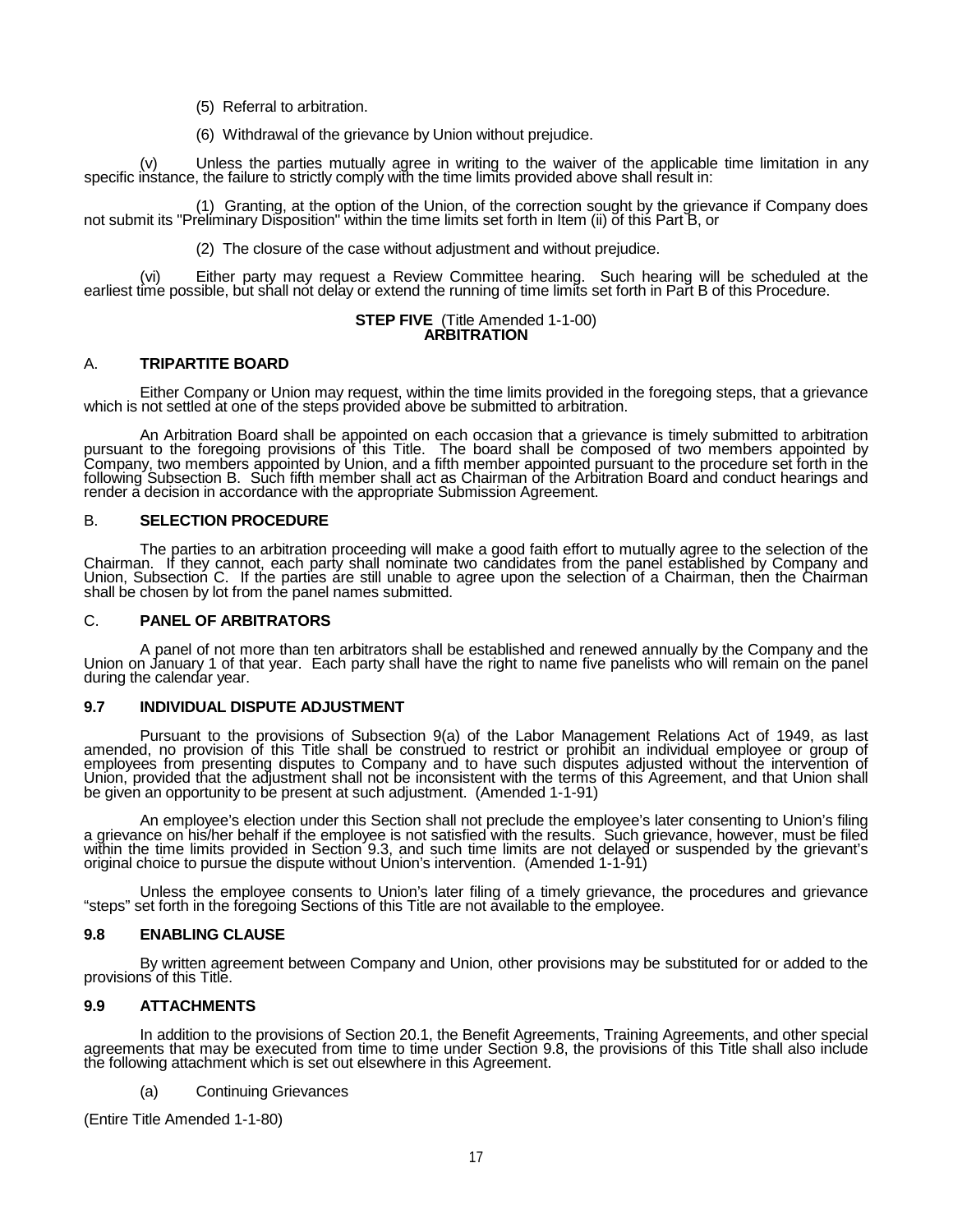(5) Referral to arbitration.

(6) Withdrawal of the grievance by Union without prejudice.

(v) Unless the parties mutually agree in writing to the waiver of the applicable time limitation in any specific instance, the failure to strictly comply with the time limits provided above shall result in:

(1) Granting, at the option of the Union, of the correction sought by the grievance if Company does not submit its "Preliminary Disposition" within the time limits set forth in Item (ii) of this Part B, or

(2) The closure of the case without adjustment and without prejudice.

(vi) Either party may request a Review Committee hearing. Such hearing will be scheduled at the earliest time possible, but shall not delay or extend the running of time limits set forth in Part B of this Procedure.

**STEP FIVE** (Title Amended 1-1-00)
**ARBITRATION**

A. **TRIPARTITE BOARD**

Either Company or Union may request, within the time limits provided in the foregoing steps, that a grievance which is not settled at one of the steps provided above be submitted to arbitration.

An Arbitration Board shall be appointed on each occasion that a grievance is timely submitted to arbitration pursuant to the foregoing provisions of this Title. The board shall be composed of two members appointed by Company, two members appointed by Union, and a fifth member appointed pursuant to the procedure set forth in the following Subsection B. Such fifth member shall act as Chairman of the Arbitration Board and conduct hearings and render a decision in accordance with the appropriate Submission Agreement.

B. **SELECTION PROCEDURE**

The parties to an arbitration proceeding will make a good faith effort to mutually agree to the selection of the Chairman. If they cannot, each party shall nominate two candidates from the panel established by Company and Union, Subsection C. If the parties are still unable to agree upon the selection of a Chairman, then the Chairman shall be chosen by lot from the panel names submitted.

C. **PANEL OF ARBITRATORS**

A panel of not more than ten arbitrators shall be established and renewed annually by the Company and the Union on January 1 of that year. Each party shall have the right to name five panelists who will remain on the panel during the calendar year.

**9.7 INDIVIDUAL DISPUTE ADJUSTMENT**

Pursuant to the provisions of Subsection 9(a) of the Labor Management Relations Act of 1949, as last amended, no provision of this Title shall be construed to restrict or prohibit an individual employee or group of employees from presenting disputes to Company and to have such disputes adjusted without the intervention of Union, provided that the adjustment shall not be inconsistent with the terms of this Agreement, and that Union shall be given an opportunity to be present at such adjustment. (Amended 1-1-91)

An employee's election under this Section shall not preclude the employee's later consenting to Union's filing a grievance on his/her behalf if the employee is not satisfied with the results. Such grievance, however, must be filed within the time limits provided in Section 9.3, and such time limits are not delayed or suspended by the grievant's original choice to pursue the dispute without Union's intervention. (Amended 1-1-91)

Unless the employee consents to Union's later filing of a timely grievance, the procedures and grievance "steps" set forth in the foregoing Sections of this Title are not available to the employee.

**9.8 ENABLING CLAUSE**

By written agreement between Company and Union, other provisions may be substituted for or added to the provisions of this Title.

**9.9 ATTACHMENTS**

In addition to the provisions of Section 20.1, the Benefit Agreements, Training Agreements, and other special agreements that may be executed from time to time under Section 9.8, the provisions of this Title shall also include the following attachment which is set out elsewhere in this Agreement.

(a) Continuing Grievances

(Entire Title Amended 1-1-80)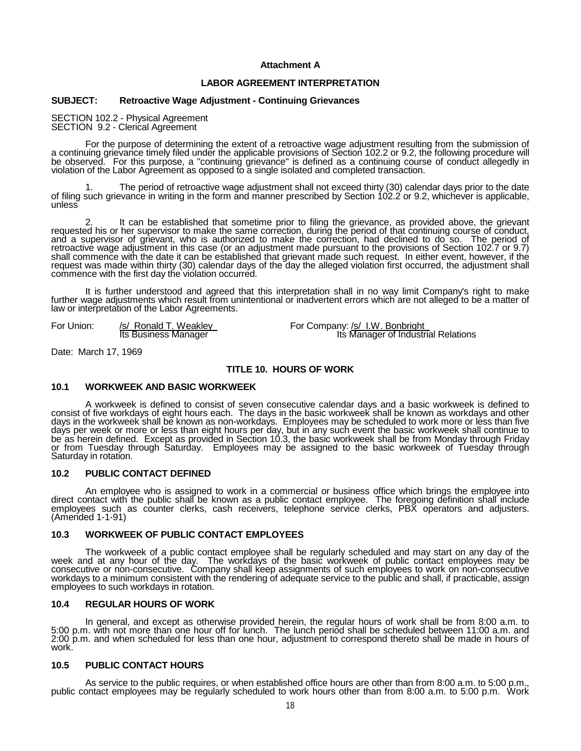**Attachment A**

**LABOR AGREEMENT INTERPRETATION**

**SUBJECT: Retroactive Wage Adjustment - Continuing Grievances**

SECTION 102.2 - Physical Agreement
SECTION 9.2 - Clerical Agreement

For the purpose of determining the extent of a retroactive wage adjustment resulting from the submission of a continuing grievance timely filed under the applicable provisions of Section 102.2 or 9.2, the following procedure will be observed. For this purpose, a "continuing grievance" is defined as a continuing course of conduct allegedly in violation of the Labor Agreement as opposed to a single isolated and completed transaction.

1. The period of retroactive wage adjustment shall not exceed thirty (30) calendar days prior to the date of filing such grievance in writing in the form and manner prescribed by Section 102.2 or 9.2, whichever is applicable, unless

2. It can be established that sometime prior to filing the grievance, as provided above, the grievant requested his or her supervisor to make the same correction, during the period of that continuing course of conduct, and a supervisor of grievant, who is authorized to make the correction, had declined to do so. The period of retroactive wage adjustment in this case (or an adjustment made pursuant to the provisions of Section 102.7 or 9.7) shall commence with the date it can be established that grievant made such request. In either event, however, if the request was made within thirty (30) calendar days of the day the alleged violation first occurred, the adjustment shall commence with the first day the violation occurred.

It is further understood and agreed that this interpretation shall in no way limit Company's right to make further wage adjustments which result from unintentional or inadvertent errors which are not alleged to be a matter of law or interpretation of the Labor Agreements.

For Union: /s/ Ronald T. Weakley
Its Business Manager

For Company: /s/ I.W. Bonbright
Its Manager of Industrial Relations

Date: March 17, 1969

## TITLE 10. HOURS OF WORK

### 10.1 WORKWEEK AND BASIC WORKWEEK

A workweek is defined to consist of seven consecutive calendar days and a basic workweek is defined to consist of five workdays of eight hours each. The days in the basic workweek shall be known as workdays and other days in the workweek shall be known as non-workdays. Employees may be scheduled to work more or less than five days per week or more or less than eight hours per day, but in any such event the basic workweek shall continue to be as herein defined. Except as provided in Section 10.3, the basic workweek shall be from Monday through Friday or from Tuesday through Saturday. Employees may be assigned to the basic workweek of Tuesday through Saturday in rotation.

### 10.2 PUBLIC CONTACT DEFINED

An employee who is assigned to work in a commercial or business office which brings the employee into direct contact with the public shall be known as a public contact employee. The foregoing definition shall include employees such as counter clerks, cash receivers, telephone service clerks, PBX operators and adjusters. (Amended 1-1-91)

### 10.3 WORKWEEK OF PUBLIC CONTACT EMPLOYEES

The workweek of a public contact employee shall be regularly scheduled and may start on any day of the week and at any hour of the day. The workdays of the basic workweek of public contact employees may be consecutive or non-consecutive. Company shall keep assignments of such employees to work on non-consecutive workdays to a minimum consistent with the rendering of adequate service to the public and shall, if practicable, assign employees to such workdays in rotation.

### 10.4 REGULAR HOURS OF WORK

In general, and except as otherwise provided herein, the regular hours of work shall be from 8:00 a.m. to 5:00 p.m. with not more than one hour off for lunch. The lunch period shall be scheduled between 11:00 a.m. and 2:00 p.m. and when scheduled for less than one hour, adjustment to correspond thereto shall be made in hours of work.

### 10.5 PUBLIC CONTACT HOURS

As service to the public requires, or when established office hours are other than from 8:00 a.m. to 5:00 p.m., public contact employees may be regularly scheduled to work hours other than from 8:00 a.m. to 5:00 p.m. Work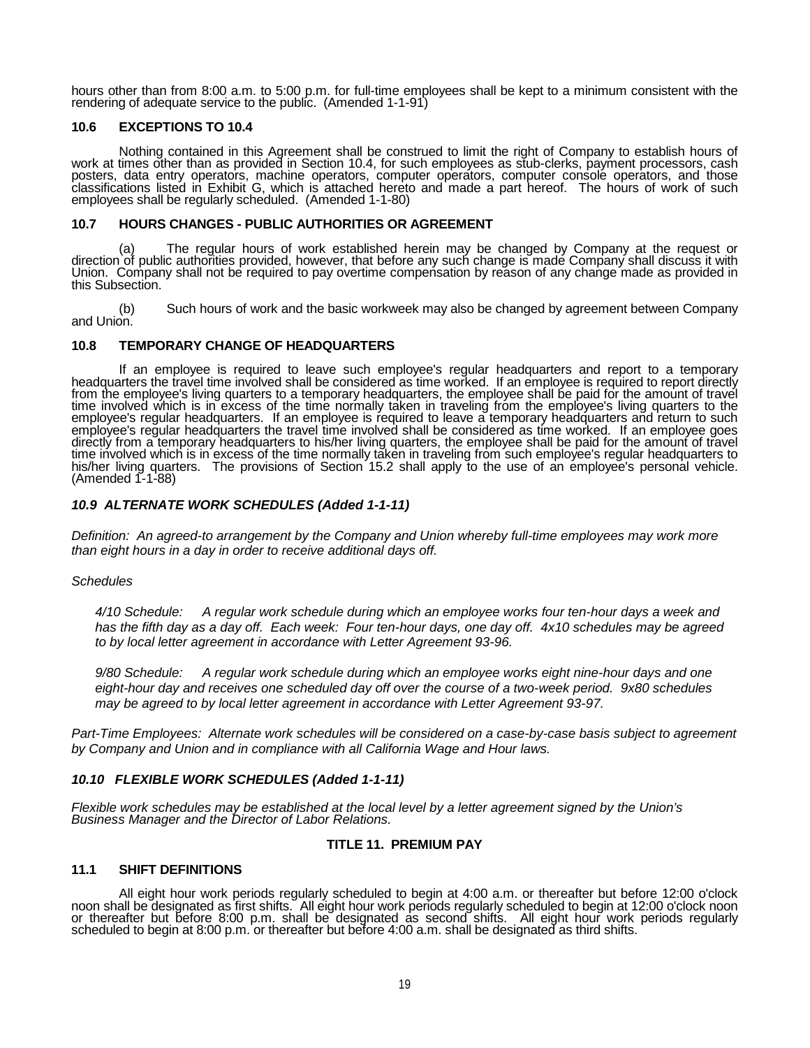hours other than from 8:00 a.m. to 5:00 p.m. for full-time employees shall be kept to a minimum consistent with the rendering of adequate service to the public. (Amended 1-1-91)

### 10.6 EXCEPTIONS TO 10.4

Nothing contained in this Agreement shall be construed to limit the right of Company to establish hours of work at times other than as provided in Section 10.4, for such employees as stub-clerks, payment processors, cash posters, data entry operators, machine operators, computer operators, computer console operators, and those classifications listed in Exhibit G, which is attached hereto and made a part hereof. The hours of work of such employees shall be regularly scheduled. (Amended 1-1-80)

### 10.7 HOURS CHANGES - PUBLIC AUTHORITIES OR AGREEMENT

(a) The regular hours of work established herein may be changed by Company at the request or direction of public authorities provided, however, that before any such change is made Company shall discuss it with Union. Company shall not be required to pay overtime compensation by reason of any change made as provided in this Subsection.

(b) Such hours of work and the basic workweek may also be changed by agreement between Company and Union.

### 10.8 TEMPORARY CHANGE OF HEADQUARTERS

If an employee is required to leave such employee's regular headquarters and report to a temporary headquarters the travel time involved shall be considered as time worked. If an employee is required to report directly from the employee's living quarters to a temporary headquarters, the employee shall be paid for the amount of travel time involved which is in excess of the time normally taken in traveling from the employee's living quarters to the employee's regular headquarters. If an employee is required to leave a temporary headquarters and return to such employee's regular headquarters the travel time involved shall be considered as time worked. If an employee goes directly from a temporary headquarters to his/her living quarters, the employee shall be paid for the amount of travel time involved which is in excess of the time normally taken in traveling from such employee's regular headquarters to his/her living quarters. The provisions of Section 15.2 shall apply to the use of an employee's personal vehicle. (Amended 1-1-88)

### *10.9 ALTERNATE WORK SCHEDULES (Added 1-1-11)*

*Definition: An agreed-to arrangement by the Company and Union whereby full-time employees may work more than eight hours in a day in order to receive additional days off.*

*Schedules*

*4/10 Schedule: A regular work schedule during which an employee works four ten-hour days a week and has the fifth day as a day off. Each week: Four ten-hour days, one day off. 4x10 schedules may be agreed to by local letter agreement in accordance with Letter Agreement 93-96.*

*9/80 Schedule: A regular work schedule during which an employee works eight nine-hour days and one eight-hour day and receives one scheduled day off over the course of a two-week period. 9x80 schedules may be agreed to by local letter agreement in accordance with Letter Agreement 93-97.*

*Part-Time Employees: Alternate work schedules will be considered on a case-by-case basis subject to agreement by Company and Union and in compliance with all California Wage and Hour laws.*

### *10.10 FLEXIBLE WORK SCHEDULES (Added 1-1-11)*

*Flexible work schedules may be established at the local level by a letter agreement signed by the Union's Business Manager and the Director of Labor Relations.*

## TITLE 11. PREMIUM PAY

### 11.1 SHIFT DEFINITIONS

All eight hour work periods regularly scheduled to begin at 4:00 a.m. or thereafter but before 12:00 o'clock noon shall be designated as first shifts. All eight hour work periods regularly scheduled to begin at 12:00 o'clock noon or thereafter but before 8:00 p.m. shall be designated as second shifts. All eight hour work periods regularly scheduled to begin at 8:00 p.m. or thereafter but before 4:00 a.m. shall be designated as third shifts.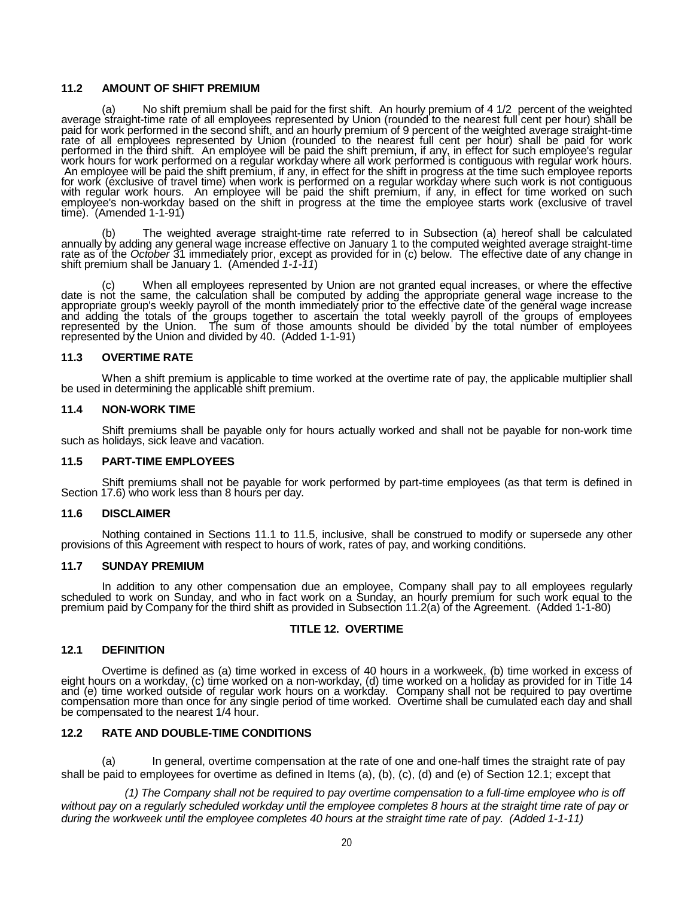### 11.2 AMOUNT OF SHIFT PREMIUM

(a) No shift premium shall be paid for the first shift. An hourly premium of 4 1/2 percent of the weighted average straight-time rate of all employees represented by Union (rounded to the nearest full cent per hour) shall be paid for work performed in the second shift, and an hourly premium of 9 percent of the weighted average straight-time rate of all employees represented by Union (rounded to the nearest full cent per hour) shall be paid for work performed in the third shift. An employee will be paid the shift premium, if any, in effect for such employee's regular work hours for work performed on a regular workday where all work performed is contiguous with regular work hours. An employee will be paid the shift premium, if any, in effect for the shift in progress at the time such employee reports for work (exclusive of travel time) when work is performed on a regular workday where such work is not contiguous with regular work hours. An employee will be paid the shift premium, if any, in effect for time worked on such employee's non-workday based on the shift in progress at the time the employee starts work (exclusive of travel time). (Amended 1-1-91)

(b) The weighted average straight-time rate referred to in Subsection (a) hereof shall be calculated annually by adding any general wage increase effective on January 1 to the computed weighted average straight-time rate as of the *October* 31 immediately prior, except as provided for in (c) below. The effective date of any change in shift premium shall be January 1. (Amended *1-1-11*)

(c) When all employees represented by Union are not granted equal increases, or where the effective date is not the same, the calculation shall be computed by adding the appropriate general wage increase to the appropriate group's weekly payroll of the month immediately prior to the effective date of the general wage increase and adding the totals of the groups together to ascertain the total weekly payroll of the groups of employees represented by the Union. The sum of those amounts should be divided by the total number of employees represented by the Union and divided by 40. (Added 1-1-91)

### 11.3 OVERTIME RATE

When a shift premium is applicable to time worked at the overtime rate of pay, the applicable multiplier shall be used in determining the applicable shift premium.

### 11.4 NON-WORK TIME

Shift premiums shall be payable only for hours actually worked and shall not be payable for non-work time such as holidays, sick leave and vacation.

### 11.5 PART-TIME EMPLOYEES

Shift premiums shall not be payable for work performed by part-time employees (as that term is defined in Section 17.6) who work less than 8 hours per day.

### 11.6 DISCLAIMER

Nothing contained in Sections 11.1 to 11.5, inclusive, shall be construed to modify or supersede any other provisions of this Agreement with respect to hours of work, rates of pay, and working conditions.

### 11.7 SUNDAY PREMIUM

In addition to any other compensation due an employee, Company shall pay to all employees regularly scheduled to work on Sunday, and who in fact work on a Sunday, an hourly premium for such work equal to the premium paid by Company for the third shift as provided in Subsection 11.2(a) of the Agreement. (Added 1-1-80)

## TITLE 12. OVERTIME

### 12.1 DEFINITION

Overtime is defined as (a) time worked in excess of 40 hours in a workweek, (b) time worked in excess of eight hours on a workday, (c) time worked on a non-workday, (d) time worked on a holiday as provided for in Title 14 and (e) time worked outside of regular work hours on a workday. Company shall not be required to pay overtime compensation more than once for any single period of time worked. Overtime shall be cumulated each day and shall be compensated to the nearest 1/4 hour.

### 12.2 RATE AND DOUBLE-TIME CONDITIONS

(a) In general, overtime compensation at the rate of one and one-half times the straight rate of pay shall be paid to employees for overtime as defined in Items (a), (b), (c), (d) and (e) of Section 12.1; except that

*(1) The Company shall not be required to pay overtime compensation to a full-time employee who is off without pay on a regularly scheduled workday until the employee completes 8 hours at the straight time rate of pay or during the workweek until the employee completes 40 hours at the straight time rate of pay. (Added 1-1-11)*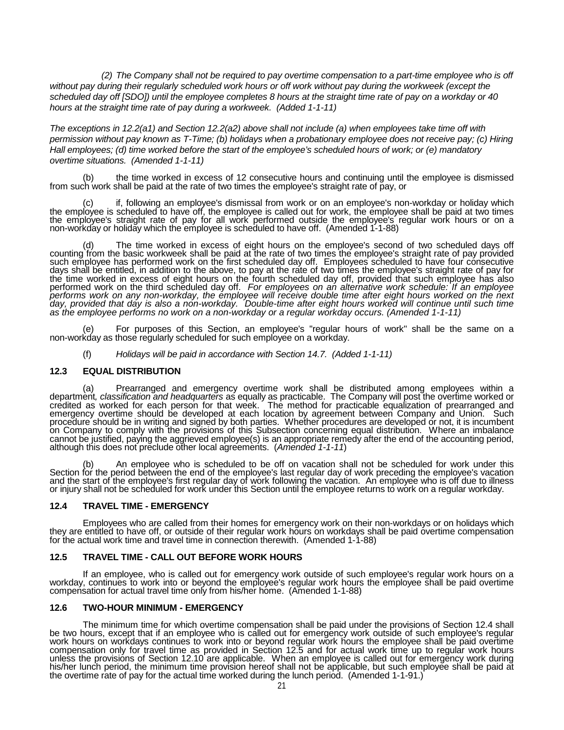*(2) The Company shall not be required to pay overtime compensation to a part-time employee who is off without pay during their regularly scheduled work hours or off work without pay during the workweek (except the scheduled day off [SDO]) until the employee completes 8 hours at the straight time rate of pay on a workday or 40 hours at the straight time rate of pay during a workweek. (Added 1-1-11)*

*The exceptions in 12.2(a1) and Section 12.2(a2) above shall not include (a) when employees take time off with permission without pay known as T-Time; (b) holidays when a probationary employee does not receive pay; (c) Hiring Hall employees; (d) time worked before the start of the employee's scheduled hours of work; or (e) mandatory overtime situations. (Amended 1-1-11)*

(b) the time worked in excess of 12 consecutive hours and continuing until the employee is dismissed from such work shall be paid at the rate of two times the employee's straight rate of pay, or

(c) if, following an employee's dismissal from work or on an employee's non-workday or holiday which the employee is scheduled to have off, the employee is called out for work, the employee shall be paid at two times the employee's straight rate of pay for all work performed outside the employee's regular work hours or on a non-workday or holiday which the employee is scheduled to have off. (Amended 1-1-88)

(d) The time worked in excess of eight hours on the employee's second of two scheduled days off counting from the basic workweek shall be paid at the rate of two times the employee's straight rate of pay provided such employee has performed work on the first scheduled day off. Employees scheduled to have four consecutive days shall be entitled, in addition to the above, to pay at the rate of two times the employee's straight rate of pay for the time worked in excess of eight hours on the fourth scheduled day off, provided that such employee has also performed work on the third scheduled day off. *For employees on an alternative work schedule: If an employee performs work on any non-workday, the employee will receive double time after eight hours worked on the next day, provided that day is also a non-workday. Double-time after eight hours worked will continue until such time as the employee performs no work on a non-workday or a regular workday occurs. (Amended 1-1-11)*

(e) For purposes of this Section, an employee's "regular hours of work" shall be the same on a non-workday as those regularly scheduled for such employee on a workday.

(f) *Holidays will be paid in accordance with Section 14.7. (Added 1-1-11)*

## 12.3 EQUAL DISTRIBUTION

(a) Prearranged and emergency overtime work shall be distributed among employees within a department*, classification and headquarters* as equally as practicable. The Company will post the overtime worked or credited as worked for each person for that week. The method for practicable equalization of prearranged and emergency overtime should be developed at each location by agreement between Company and Union. Such procedure should be in writing and signed by both parties. Whether procedures are developed or not, it is incumbent on Company to comply with the provisions of this Subsection concerning equal distribution. Where an imbalance cannot be justified, paying the aggrieved employee(s) is an appropriate remedy after the end of the accounting period, although this does not preclude other local agreements. (*Amended 1-1-11*)

(b) An employee who is scheduled to be off on vacation shall not be scheduled for work under this Section for the period between the end of the employee's last regular day of work preceding the employee's vacation and the start of the employee's first regular day of work following the vacation. An employee who is off due to illness or injury shall not be scheduled for work under this Section until the employee returns to work on a regular workday.

## 12.4 TRAVEL TIME - EMERGENCY

Employees who are called from their homes for emergency work on their non-workdays or on holidays which they are entitled to have off, or outside of their regular work hours on workdays shall be paid overtime compensation for the actual work time and travel time in connection therewith. (Amended 1-1-88)

## 12.5 TRAVEL TIME - CALL OUT BEFORE WORK HOURS

If an employee, who is called out for emergency work outside of such employee's regular work hours on a workday, continues to work into or beyond the employee's regular work hours the employee shall be paid overtime compensation for actual travel time only from his/her home. (Amended 1-1-88)

## 12.6 TWO-HOUR MINIMUM - EMERGENCY

The minimum time for which overtime compensation shall be paid under the provisions of Section 12.4 shall be two hours, except that if an employee who is called out for emergency work outside of such employee's regular work hours on workdays continues to work into or beyond regular work hours the employee shall be paid overtime compensation only for travel time as provided in Section 12.5 and for actual work time up to regular work hours unless the provisions of Section 12.10 are applicable. When an employee is called out for emergency work during his/her lunch period, the minimum time provision hereof shall not be applicable, but such employee shall be paid at the overtime rate of pay for the actual time worked during the lunch period. (Amended 1-1-91.)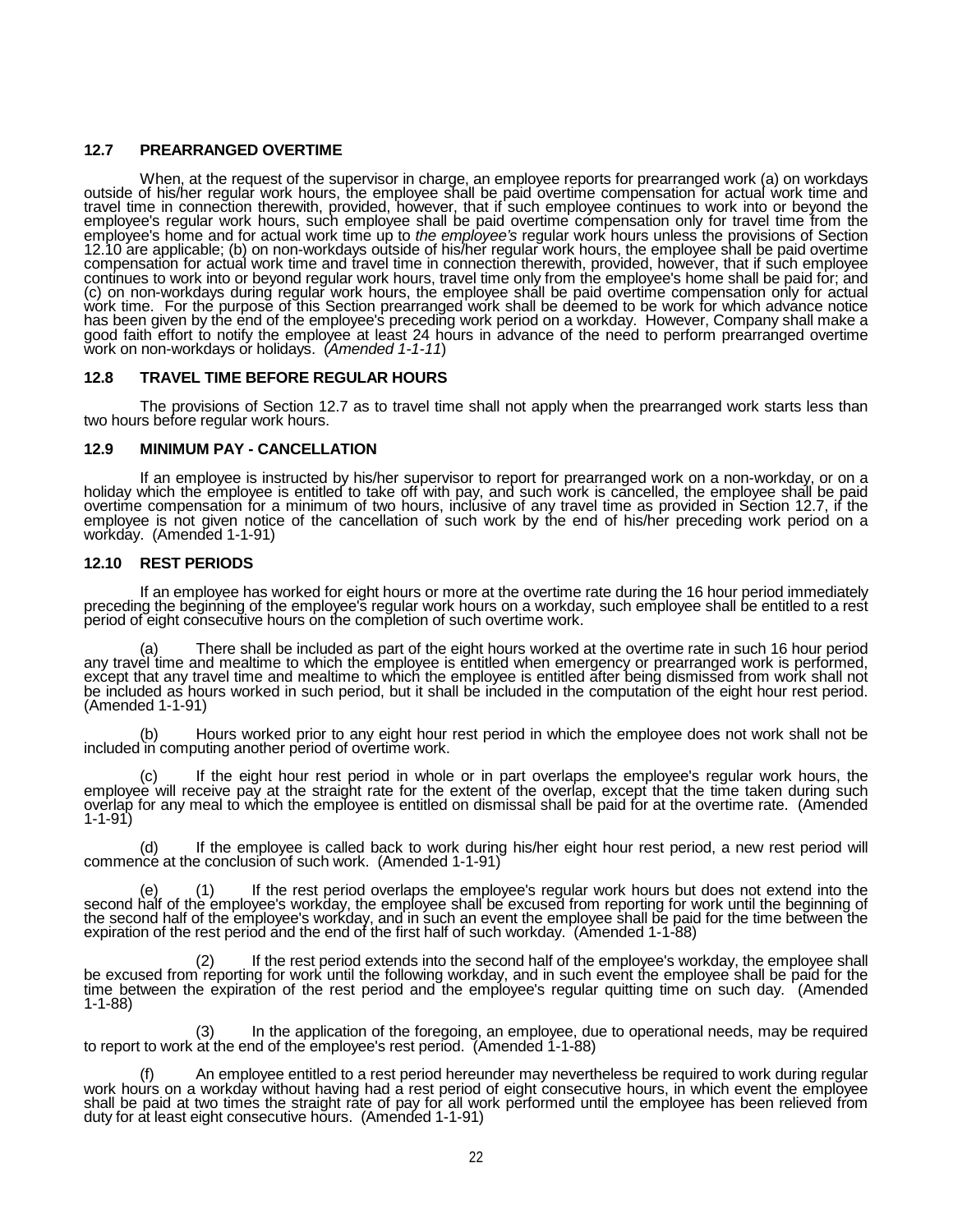### 12.7 PREARRANGED OVERTIME

When, at the request of the supervisor in charge, an employee reports for prearranged work (a) on workdays outside of his/her regular work hours, the employee shall be paid overtime compensation for actual work time and travel time in connection therewith, provided, however, that if such employee continues to work into or beyond the employee's regular work hours, such employee shall be paid overtime compensation only for travel time from the employee's home and for actual work time up to *the employee's* regular work hours unless the provisions of Section 12.10 are applicable; (b) on non-workdays outside of his/her regular work hours, the employee shall be paid overtime compensation for actual work time and travel time in connection therewith, provided, however, that if such employee continues to work into or beyond regular work hours, travel time only from the employee's home shall be paid for; and (c) on non-workdays during regular work hours, the employee shall be paid overtime compensation only for actual work time. For the purpose of this Section prearranged work shall be deemed to be work for which advance notice has been given by the end of the employee's preceding work period on a workday. However, Company shall make a good faith effort to notify the employee at least 24 hours in advance of the need to perform prearranged overtime work on non-workdays or holidays. (*Amended 1-1-11*)

### 12.8 TRAVEL TIME BEFORE REGULAR HOURS

The provisions of Section 12.7 as to travel time shall not apply when the prearranged work starts less than two hours before regular work hours.

### 12.9 MINIMUM PAY - CANCELLATION

If an employee is instructed by his/her supervisor to report for prearranged work on a non-workday, or on a holiday which the employee is entitled to take off with pay, and such work is cancelled, the employee shall be paid overtime compensation for a minimum of two hours, inclusive of any travel time as provided in Section 12.7, if the employee is not given notice of the cancellation of such work by the end of his/her preceding work period on a workday. (Amended 1-1-91)

### 12.10 REST PERIODS

If an employee has worked for eight hours or more at the overtime rate during the 16 hour period immediately preceding the beginning of the employee's regular work hours on a workday, such employee shall be entitled to a rest period of eight consecutive hours on the completion of such overtime work.

(a) There shall be included as part of the eight hours worked at the overtime rate in such 16 hour period any travel time and mealtime to which the employee is entitled when emergency or prearranged work is performed, except that any travel time and mealtime to which the employee is entitled after being dismissed from work shall not be included as hours worked in such period, but it shall be included in the computation of the eight hour rest period. (Amended 1-1-91)

(b) Hours worked prior to any eight hour rest period in which the employee does not work shall not be included in computing another period of overtime work.

(c) If the eight hour rest period in whole or in part overlaps the employee's regular work hours, the employee will receive pay at the straight rate for the extent of the overlap, except that the time taken during such overlap for any meal to which the employee is entitled on dismissal shall be paid for at the overtime rate. (Amended 1-1-91)

(d) If the employee is called back to work during his/her eight hour rest period, a new rest period will commence at the conclusion of such work. (Amended 1-1-91)

(e) (1) If the rest period overlaps the employee's regular work hours but does not extend into the second half of the employee's workday, the employee shall be excused from reporting for work until the beginning of the second half of the employee's workday, and in such an event the employee shall be paid for the time between the expiration of the rest period and the end of the first half of such workday. (Amended 1-1-88)

(2) If the rest period extends into the second half of the employee's workday, the employee shall be excused from reporting for work until the following workday, and in such event the employee shall be paid for the time between the expiration of the rest period and the employee's regular quitting time on such day. (Amended 1-1-88)

(3) In the application of the foregoing, an employee, due to operational needs, may be required to report to work at the end of the employee's rest period. (Amended 1-1-88)

(f) An employee entitled to a rest period hereunder may nevertheless be required to work during regular work hours on a workday without having had a rest period of eight consecutive hours, in which event the employee shall be paid at two times the straight rate of pay for all work performed until the employee has been relieved from duty for at least eight consecutive hours. (Amended 1-1-91)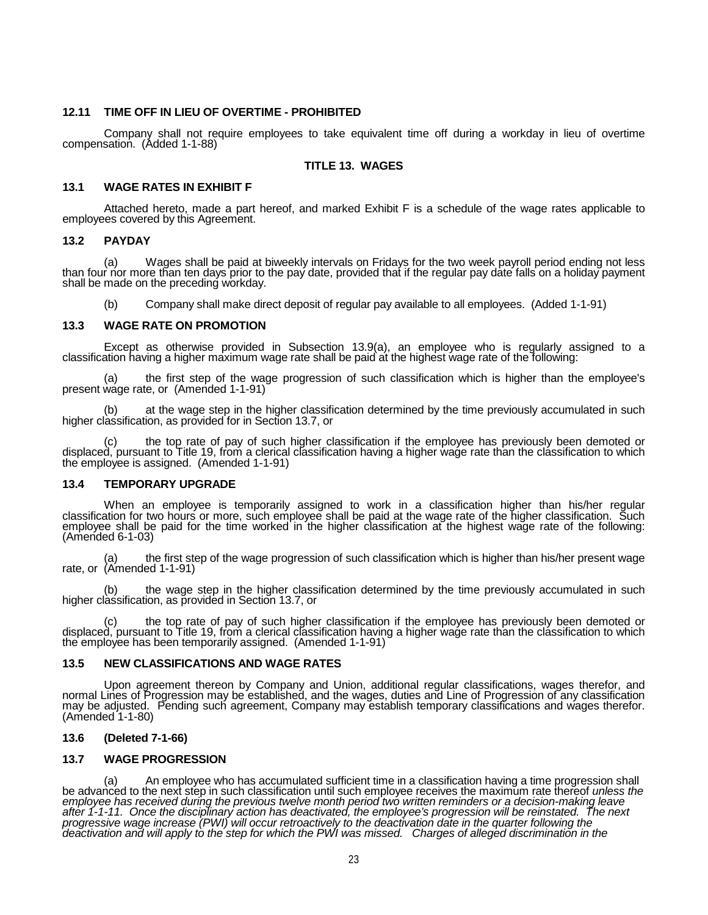### 12.11 TIME OFF IN LIEU OF OVERTIME - PROHIBITED

Company shall not require employees to take equivalent time off during a workday in lieu of overtime compensation. (Added 1-1-88)

## TITLE 13. WAGES

### 13.1 WAGE RATES IN EXHIBIT F

Attached hereto, made a part hereof, and marked Exhibit F is a schedule of the wage rates applicable to employees covered by this Agreement.

### 13.2 PAYDAY

(a) Wages shall be paid at biweekly intervals on Fridays for the two week payroll period ending not less than four nor more than ten days prior to the pay date, provided that if the regular pay date falls on a holiday payment shall be made on the preceding workday.

(b) Company shall make direct deposit of regular pay available to all employees. (Added 1-1-91)

### 13.3 WAGE RATE ON PROMOTION

Except as otherwise provided in Subsection 13.9(a), an employee who is regularly assigned to a classification having a higher maximum wage rate shall be paid at the highest wage rate of the following:

(a) the first step of the wage progression of such classification which is higher than the employee's present wage rate, or (Amended 1-1-91)

(b) at the wage step in the higher classification determined by the time previously accumulated in such higher classification, as provided for in Section 13.7, or

(c) the top rate of pay of such higher classification if the employee has previously been demoted or displaced, pursuant to Title 19, from a clerical classification having a higher wage rate than the classification to which the employee is assigned. (Amended 1-1-91)

### 13.4 TEMPORARY UPGRADE

When an employee is temporarily assigned to work in a classification higher than his/her regular classification for two hours or more, such employee shall be paid at the wage rate of the higher classification. Such employee shall be paid for the time worked in the higher classification at the highest wage rate of the following: (Amended 6-1-03)

(a) the first step of the wage progression of such classification which is higher than his/her present wage rate, or (Amended 1-1-91)

(b) the wage step in the higher classification determined by the time previously accumulated in such higher classification, as provided in Section 13.7, or

(c) the top rate of pay of such higher classification if the employee has previously been demoted or displaced, pursuant to Title 19, from a clerical classification having a higher wage rate than the classification to which the employee has been temporarily assigned. (Amended 1-1-91)

### 13.5 NEW CLASSIFICATIONS AND WAGE RATES

Upon agreement thereon by Company and Union, additional regular classifications, wages therefor, and normal Lines of Progression may be established, and the wages, duties and Line of Progression of any classification may be adjusted. Pending such agreement, Company may establish temporary classifications and wages therefor. (Amended 1-1-80)

### 13.6 (Deleted 7-1-66)

### 13.7 WAGE PROGRESSION

(a) An employee who has accumulated sufficient time in a classification having a time progression shall be advanced to the next step in such classification until such employee receives the maximum rate thereof *unless the employee has received during the previous twelve month period two written reminders or a decision-making leave after 1-1-11. Once the disciplinary action has deactivated, the employee's progression will be reinstated. The next progressive wage increase (PWI) will occur retroactively to the deactivation date in the quarter following the deactivation and will apply to the step for which the PWI was missed. Charges of alleged discrimination in the*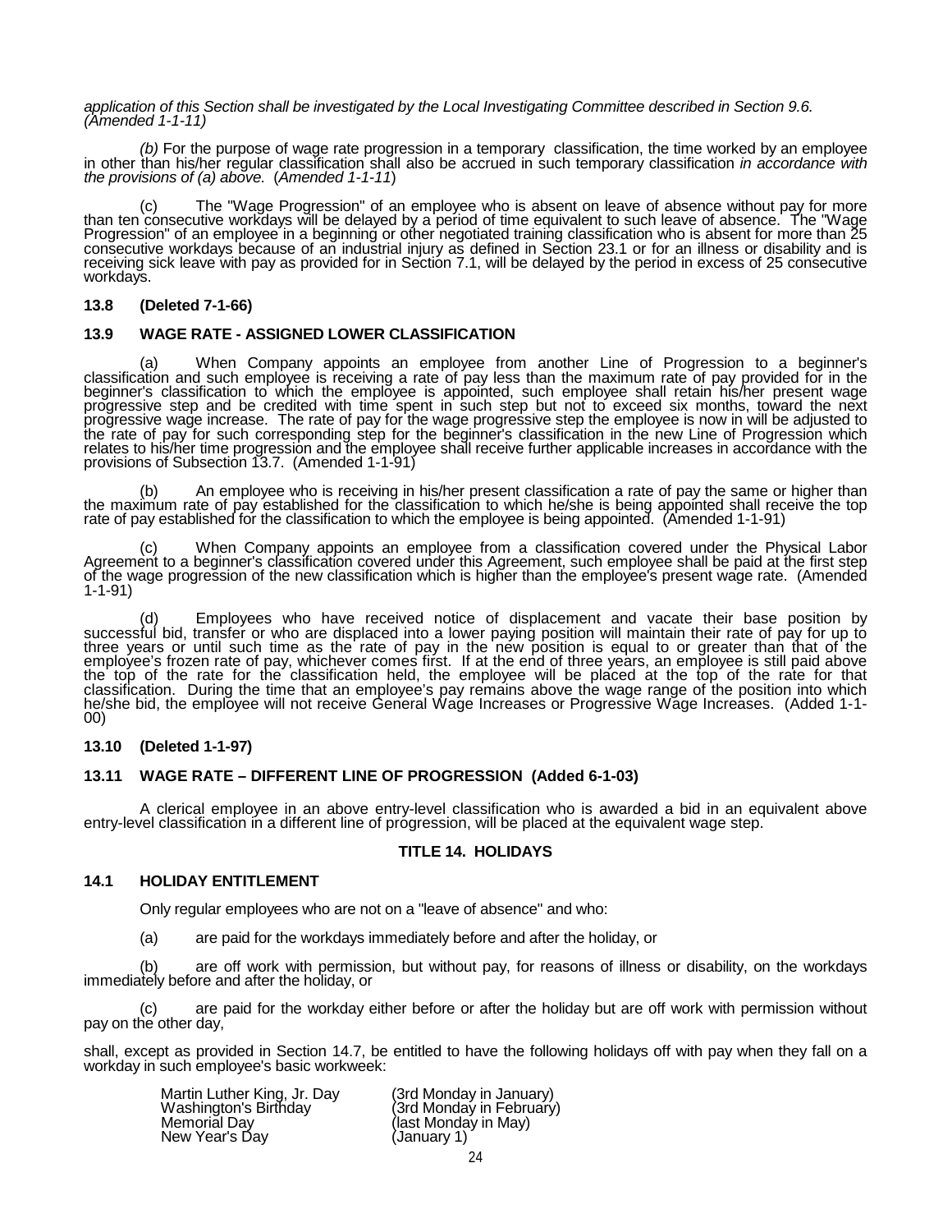*application of this Section shall be investigated by the Local Investigating Committee described in Section 9.6. (Amended 1-1-11)*

*(b)* For the purpose of wage rate progression in a temporary classification, the time worked by an employee in other than his/her regular classification shall also be accrued in such temporary classification *in accordance with the provisions of (a) above.* (*Amended 1-1-11*)

(c) The "Wage Progression" of an employee who is absent on leave of absence without pay for more than ten consecutive workdays will be delayed by a period of time equivalent to such leave of absence. The "Wage Progression" of an employee in a beginning or other negotiated training classification who is absent for more than 25 consecutive workdays because of an industrial injury as defined in Section 23.1 or for an illness or disability and is receiving sick leave with pay as provided for in Section 7.1, will be delayed by the period in excess of 25 consecutive workdays.

### 13.8 (Deleted 7-1-66)

### 13.9 WAGE RATE - ASSIGNED LOWER CLASSIFICATION

(a) When Company appoints an employee from another Line of Progression to a beginner's classification and such employee is receiving a rate of pay less than the maximum rate of pay provided for in the beginner's classification to which the employee is appointed, such employee shall retain his/her present wage progressive step and be credited with time spent in such step but not to exceed six months, toward the next progressive wage increase. The rate of pay for the wage progressive step the employee is now in will be adjusted to the rate of pay for such corresponding step for the beginner's classification in the new Line of Progression which relates to his/her time progression and the employee shall receive further applicable increases in accordance with the provisions of Subsection 13.7. (Amended 1-1-91)

(b) An employee who is receiving in his/her present classification a rate of pay the same or higher than the maximum rate of pay established for the classification to which he/she is being appointed shall receive the top rate of pay established for the classification to which the employee is being appointed. (Amended 1-1-91)

(c) When Company appoints an employee from a classification covered under the Physical Labor Agreement to a beginner's classification covered under this Agreement, such employee shall be paid at the first step of the wage progression of the new classification which is higher than the employee's present wage rate. (Amended 1-1-91)

(d) Employees who have received notice of displacement and vacate their base position by successful bid, transfer or who are displaced into a lower paying position will maintain their rate of pay for up to three years or until such time as the rate of pay in the new position is equal to or greater than that of the employee's frozen rate of pay, whichever comes first. If at the end of three years, an employee is still paid above the top of the rate for the classification held, the employee will be placed at the top of the rate for that classification. During the time that an employee's pay remains above the wage range of the position into which he/she bid, the employee will not receive General Wage Increases or Progressive Wage Increases. (Added 1-1-00)

### 13.10 (Deleted 1-1-97)

### 13.11 WAGE RATE – DIFFERENT LINE OF PROGRESSION (Added 6-1-03)

A clerical employee in an above entry-level classification who is awarded a bid in an equivalent above entry-level classification in a different line of progression, will be placed at the equivalent wage step.

## TITLE 14. HOLIDAYS

### 14.1 HOLIDAY ENTITLEMENT

Only regular employees who are not on a "leave of absence" and who:

(a) are paid for the workdays immediately before and after the holiday, or

(b) are off work with permission, but without pay, for reasons of illness or disability, on the workdays immediately before and after the holiday, or

(c) are paid for the workday either before or after the holiday but are off work with permission without pay on the other day,

shall, except as provided in Section 14.7, be entitled to have the following holidays off with pay when they fall on a workday in such employee's basic workweek:

| | |
|---|---|
| Martin Luther King, Jr. Day | (3rd Monday in January) |
| Washington's Birthday | (3rd Monday in February) |
| Memorial Day | (last Monday in May) |
| New Year's Day | (January 1) |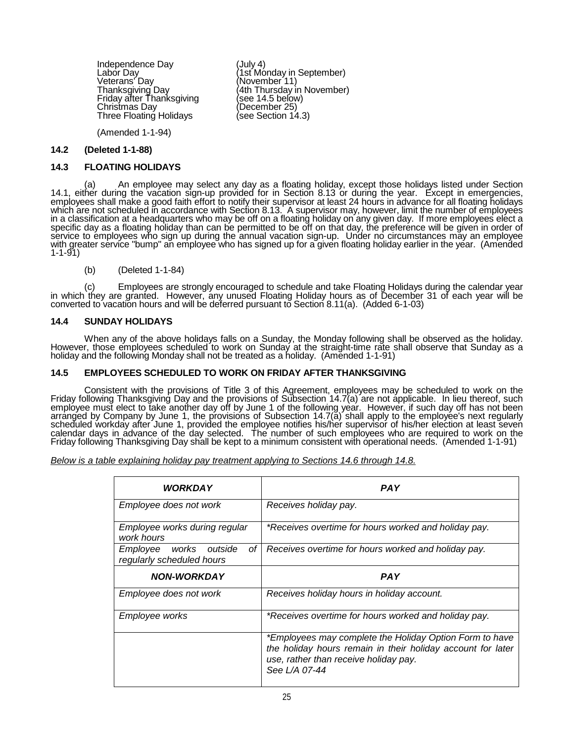| | |
|---|---|
| Independence Day | (July 4) |
| Labor Day | (1st Monday in September) |
| Veterans' Day | (November 11) |
| Thanksgiving Day | (4th Thursday in November) |
| Friday after Thanksgiving | (see 14.5 below) |
| Christmas Day | (December 25) |
| Three Floating Holidays | (see Section 14.3) |

(Amended 1-1-94)

**14.2 (Deleted 1-1-88)**

**14.3 FLOATING HOLIDAYS**

(a) An employee may select any day as a floating holiday, except those holidays listed under Section 14.1, either during the vacation sign-up provided for in Section 8.13 or during the year. Except in emergencies, employees shall make a good faith effort to notify their supervisor at least 24 hours in advance for all floating holidays which are not scheduled in accordance with Section 8.13. A supervisor may, however, limit the number of employees in a classification at a headquarters who may be off on a floating holiday on any given day. If more employees elect a specific day as a floating holiday than can be permitted to be off on that day, the preference will be given in order of service to employees who sign up during the annual vacation sign-up. Under no circumstances may an employee with greater service "bump" an employee who has signed up for a given floating holiday earlier in the year. (Amended 1-1-91)

(b) (Deleted 1-1-84)

(c) Employees are strongly encouraged to schedule and take Floating Holidays during the calendar year in which they are granted. However, any unused Floating Holiday hours as of December 31 of each year will be converted to vacation hours and will be deferred pursuant to Section 8.11(a). (Added 6-1-03)

**14.4 SUNDAY HOLIDAYS**

When any of the above holidays falls on a Sunday, the Monday following shall be observed as the holiday. However, those employees scheduled to work on Sunday at the straight-time rate shall observe that Sunday as a holiday and the following Monday shall not be treated as a holiday. (Amended 1-1-91)

**14.5 EMPLOYEES SCHEDULED TO WORK ON FRIDAY AFTER THANKSGIVING**

Consistent with the provisions of Title 3 of this Agreement, employees may be scheduled to work on the Friday following Thanksgiving Day and the provisions of Subsection 14.7(a) are not applicable. In lieu thereof, such employee must elect to take another day off by June 1 of the following year. However, if such day off has not been arranged by Company by June 1, the provisions of Subsection 14.7(a) shall apply to the employee's next regularly scheduled workday after June 1, provided the employee notifies his/her supervisor of his/her election at least seven calendar days in advance of the day selected. The number of such employees who are required to work on the Friday following Thanksgiving Day shall be kept to a minimum consistent with operational needs. (Amended 1-1-91)

*Below is a table explaining holiday pay treatment applying to Sections 14.6 through 14.8.*

| ***WORKDAY*** | ***PAY*** |
|---|---|
| *Employee does not work* | *Receives holiday pay.* |
| *Employee works during regular work hours* | *Receives overtime for hours worked and holiday pay. |
| *Employee works outside of regularly scheduled hours* | *Receives overtime for hours worked and holiday pay.* |
| ***NON-WORKDAY*** | ***PAY*** |
| *Employee does not work* | *Receives holiday hours in holiday account.* |
| *Employee works* | *Receives overtime for hours worked and holiday pay. |
| | *Employees may complete the Holiday Option Form to have the holiday hours remain in their holiday account for later use, rather than receive holiday pay. See L/A 07-44* |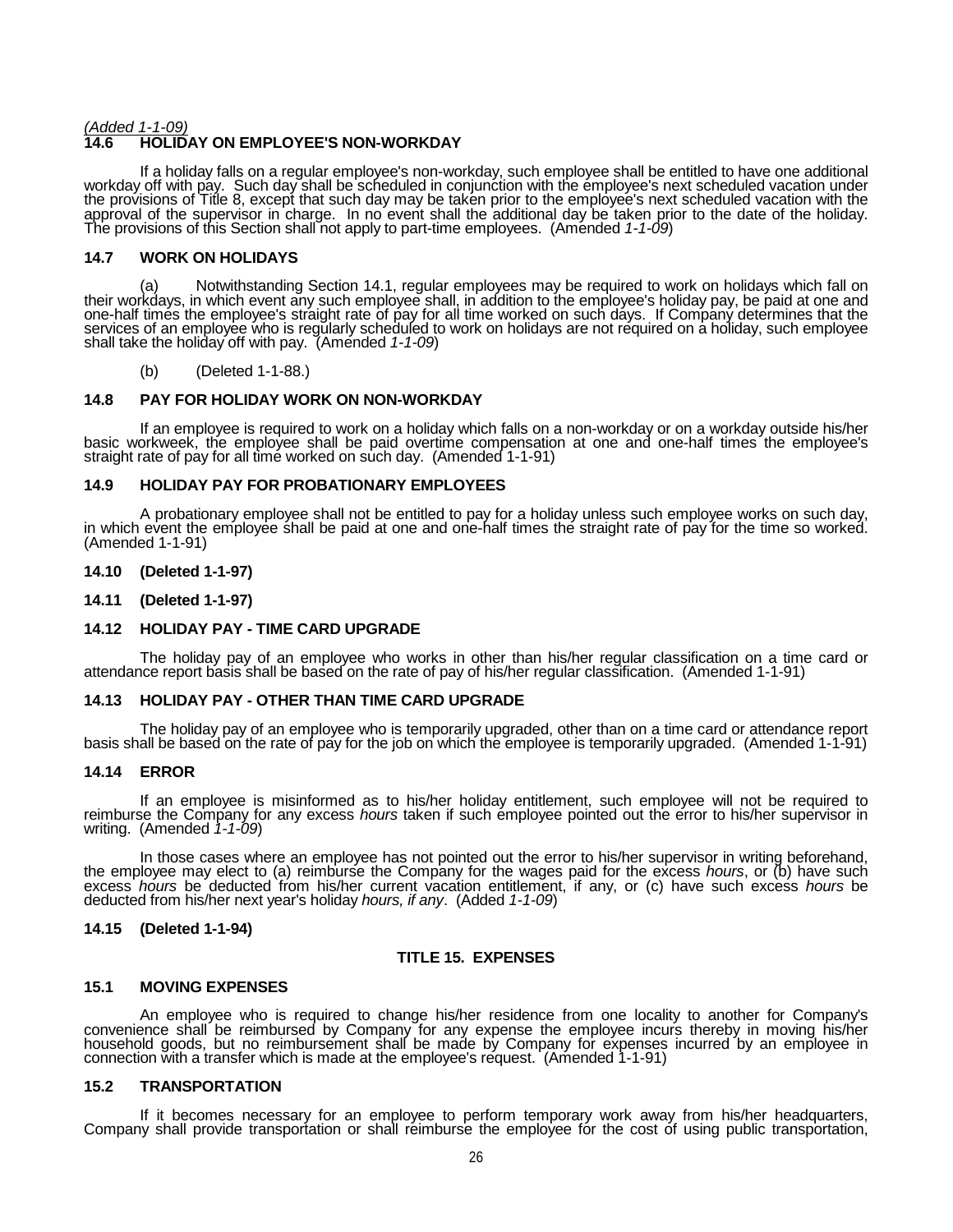*(Added 1-1-09)*

### 14.6 HOLIDAY ON EMPLOYEE'S NON-WORKDAY

If a holiday falls on a regular employee's non-workday, such employee shall be entitled to have one additional workday off with pay. Such day shall be scheduled in conjunction with the employee's next scheduled vacation under the provisions of Title 8, except that such day may be taken prior to the employee's next scheduled vacation with the approval of the supervisor in charge. In no event shall the additional day be taken prior to the date of the holiday. The provisions of this Section shall not apply to part-time employees. (Amended *1-1-09*)

### 14.7 WORK ON HOLIDAYS

(a) Notwithstanding Section 14.1, regular employees may be required to work on holidays which fall on their workdays, in which event any such employee shall, in addition to the employee's holiday pay, be paid at one and one-half times the employee's straight rate of pay for all time worked on such days. If Company determines that the services of an employee who is regularly scheduled to work on holidays are not required on a holiday, such employee shall take the holiday off with pay. (Amended *1-1-09*)

(b) (Deleted 1-1-88.)

### 14.8 PAY FOR HOLIDAY WORK ON NON-WORKDAY

If an employee is required to work on a holiday which falls on a non-workday or on a workday outside his/her basic workweek, the employee shall be paid overtime compensation at one and one-half times the employee's straight rate of pay for all time worked on such day. (Amended 1-1-91)

### 14.9 HOLIDAY PAY FOR PROBATIONARY EMPLOYEES

A probationary employee shall not be entitled to pay for a holiday unless such employee works on such day, in which event the employee shall be paid at one and one-half times the straight rate of pay for the time so worked. (Amended 1-1-91)

### 14.10 (Deleted 1-1-97)

### 14.11 (Deleted 1-1-97)

### 14.12 HOLIDAY PAY - TIME CARD UPGRADE

The holiday pay of an employee who works in other than his/her regular classification on a time card or attendance report basis shall be based on the rate of pay of his/her regular classification. (Amended 1-1-91)

### 14.13 HOLIDAY PAY - OTHER THAN TIME CARD UPGRADE

The holiday pay of an employee who is temporarily upgraded, other than on a time card or attendance report basis shall be based on the rate of pay for the job on which the employee is temporarily upgraded. (Amended 1-1-91)

### 14.14 ERROR

If an employee is misinformed as to his/her holiday entitlement, such employee will not be required to reimburse the Company for any excess *hours* taken if such employee pointed out the error to his/her supervisor in writing. (Amended *1-1-09*)

In those cases where an employee has not pointed out the error to his/her supervisor in writing beforehand, the employee may elect to (a) reimburse the Company for the wages paid for the excess *hours*, or (b) have such excess *hours* be deducted from his/her current vacation entitlement, if any, or (c) have such excess *hours* be deducted from his/her next year's holiday *hours, if any*. (Added *1-1-09*)

### 14.15 (Deleted 1-1-94)

## TITLE 15. EXPENSES

### 15.1 MOVING EXPENSES

An employee who is required to change his/her residence from one locality to another for Company's convenience shall be reimbursed by Company for any expense the employee incurs thereby in moving his/her household goods, but no reimbursement shall be made by Company for expenses incurred by an employee in connection with a transfer which is made at the employee's request. (Amended 1-1-91)

### 15.2 TRANSPORTATION

If it becomes necessary for an employee to perform temporary work away from his/her headquarters, Company shall provide transportation or shall reimburse the employee for the cost of using public transportation,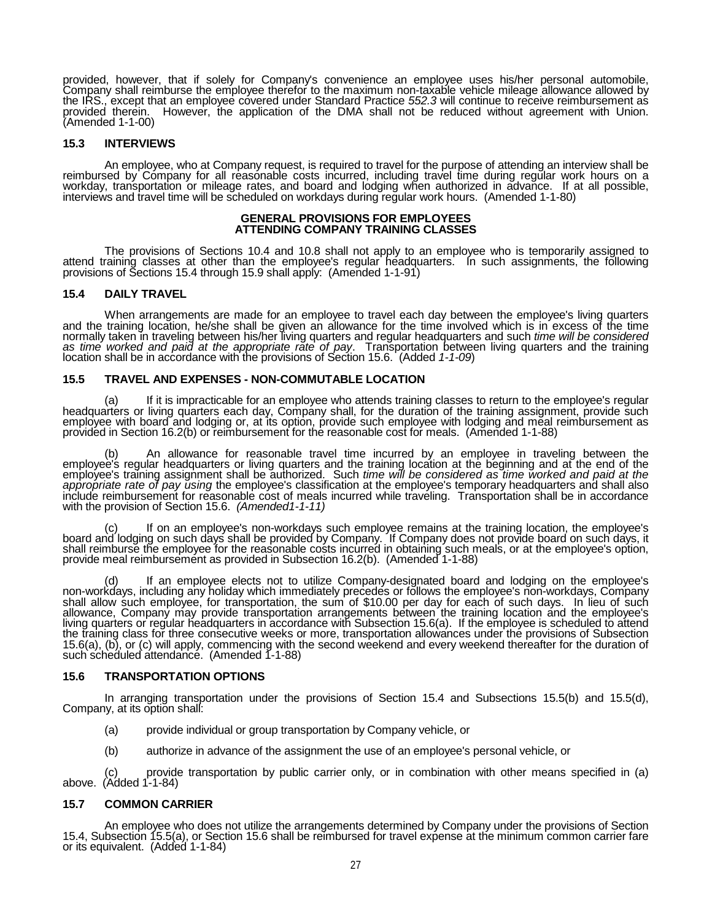provided, however, that if solely for Company's convenience an employee uses his/her personal automobile, Company shall reimburse the employee therefor to the maximum non-taxable vehicle mileage allowance allowed by the IRS., except that an employee covered under Standard Practice *552.3* will continue to receive reimbursement as provided therein. However, the application of the DMA shall not be reduced without agreement with Union. (Amended 1-1-00)

### 15.3 INTERVIEWS

An employee, who at Company request, is required to travel for the purpose of attending an interview shall be reimbursed by Company for all reasonable costs incurred, including travel time during regular work hours on a workday, transportation or mileage rates, and board and lodging when authorized in advance. If at all possible, interviews and travel time will be scheduled on workdays during regular work hours. (Amended 1-1-80)

## GENERAL PROVISIONS FOR EMPLOYEES ATTENDING COMPANY TRAINING CLASSES

The provisions of Sections 10.4 and 10.8 shall not apply to an employee who is temporarily assigned to attend training classes at other than the employee's regular headquarters. In such assignments, the following provisions of Sections 15.4 through 15.9 shall apply: (Amended 1-1-91)

### 15.4 DAILY TRAVEL

When arrangements are made for an employee to travel each day between the employee's living quarters and the training location, he/she shall be given an allowance for the time involved which is in excess of the time normally taken in traveling between his/her living quarters and regular headquarters and such *time will be considered as time worked and paid at the appropriate rate of pay*. Transportation between living quarters and the training location shall be in accordance with the provisions of Section 15.6. (Added *1-1-09*)

### 15.5 TRAVEL AND EXPENSES - NON-COMMUTABLE LOCATION

(a) If it is impracticable for an employee who attends training classes to return to the employee's regular headquarters or living quarters each day, Company shall, for the duration of the training assignment, provide such employee with board and lodging or, at its option, provide such employee with lodging and meal reimbursement as provided in Section 16.2(b) or reimbursement for the reasonable cost for meals. (Amended 1-1-88)

(b) An allowance for reasonable travel time incurred by an employee in traveling between the employee's regular headquarters or living quarters and the training location at the beginning and at the end of the employee's training assignment shall be authorized. Such *time will be considered as time worked and paid at the appropriate rate of pay using* the employee's classification at the employee's temporary headquarters and shall also include reimbursement for reasonable cost of meals incurred while traveling. Transportation shall be in accordance with the provision of Section 15.6. *(Amended1-1-11)*

(c) If on an employee's non-workdays such employee remains at the training location, the employee's board and lodging on such days shall be provided by Company. If Company does not provide board on such days, it shall reimburse the employee for the reasonable costs incurred in obtaining such meals, or at the employee's option, provide meal reimbursement as provided in Subsection 16.2(b). (Amended 1-1-88)

(d) If an employee elects not to utilize Company-designated board and lodging on the employee's non-workdays, including any holiday which immediately precedes or follows the employee's non-workdays, Company shall allow such employee, for transportation, the sum of $10.00 per day for each of such days. In lieu of such allowance, Company may provide transportation arrangements between the training location and the employee's living quarters or regular headquarters in accordance with Subsection 15.6(a). If the employee is scheduled to attend the training class for three consecutive weeks or more, transportation allowances under the provisions of Subsection 15.6(a), (b), or (c) will apply, commencing with the second weekend and every weekend thereafter for the duration of such scheduled attendance. (Amended 1-1-88)

### 15.6 TRANSPORTATION OPTIONS

In arranging transportation under the provisions of Section 15.4 and Subsections 15.5(b) and 15.5(d), Company, at its option shall:

(a) provide individual or group transportation by Company vehicle, or

(b) authorize in advance of the assignment the use of an employee's personal vehicle, or

(c) provide transportation by public carrier only, or in combination with other means specified in (a) above. (Added 1-1-84)

### 15.7 COMMON CARRIER

An employee who does not utilize the arrangements determined by Company under the provisions of Section 15.4, Subsection 15.5(a), or Section 15.6 shall be reimbursed for travel expense at the minimum common carrier fare or its equivalent. (Added 1-1-84)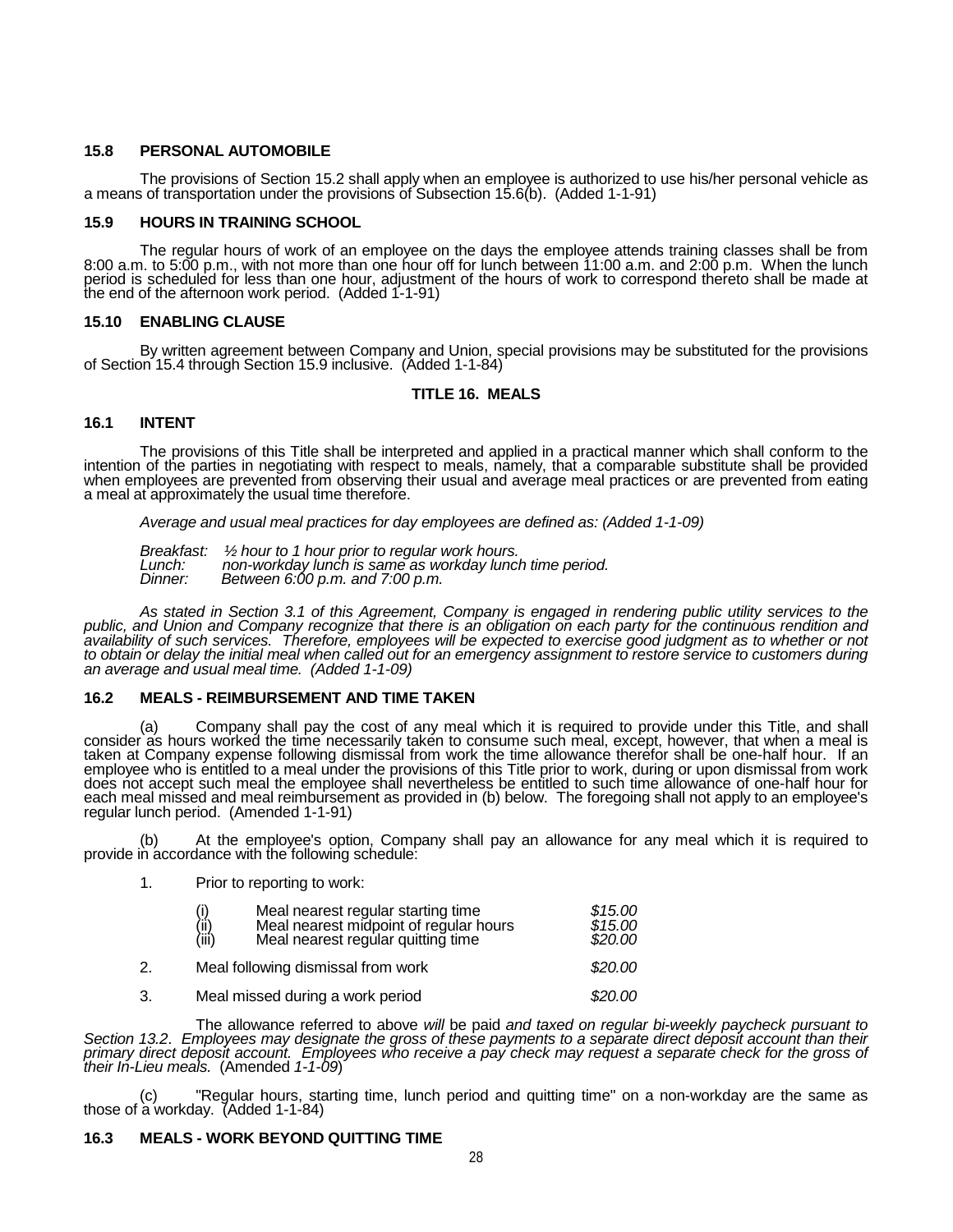### 15.8 PERSONAL AUTOMOBILE

The provisions of Section 15.2 shall apply when an employee is authorized to use his/her personal vehicle as a means of transportation under the provisions of Subsection 15.6(b). (Added 1-1-91)

### 15.9 HOURS IN TRAINING SCHOOL

The regular hours of work of an employee on the days the employee attends training classes shall be from 8:00 a.m. to 5:00 p.m., with not more than one hour off for lunch between 11:00 a.m. and 2:00 p.m. When the lunch period is scheduled for less than one hour, adjustment of the hours of work to correspond thereto shall be made at the end of the afternoon work period. (Added 1-1-91)

### 15.10 ENABLING CLAUSE

By written agreement between Company and Union, special provisions may be substituted for the provisions of Section 15.4 through Section 15.9 inclusive. (Added 1-1-84)

## TITLE 16. MEALS

### 16.1 INTENT

The provisions of this Title shall be interpreted and applied in a practical manner which shall conform to the intention of the parties in negotiating with respect to meals, namely, that a comparable substitute shall be provided when employees are prevented from observing their usual and average meal practices or are prevented from eating a meal at approximately the usual time therefore.

*Average and usual meal practices for day employees are defined as: (Added 1-1-09)*

*Breakfast: ½ hour to 1 hour prior to regular work hours.*
*Lunch: non-workday lunch is same as workday lunch time period.*
*Dinner: Between 6:00 p.m. and 7:00 p.m.*

*As stated in Section 3.1 of this Agreement, Company is engaged in rendering public utility services to the public, and Union and Company recognize that there is an obligation on each party for the continuous rendition and availability of such services. Therefore, employees will be expected to exercise good judgment as to whether or not to obtain or delay the initial meal when called out for an emergency assignment to restore service to customers during an average and usual meal time. (Added 1-1-09)*

### 16.2 MEALS - REIMBURSEMENT AND TIME TAKEN

(a) Company shall pay the cost of any meal which it is required to provide under this Title, and shall consider as hours worked the time necessarily taken to consume such meal, except, however, that when a meal is taken at Company expense following dismissal from work the time allowance therefor shall be one-half hour. If an employee who is entitled to a meal under the provisions of this Title prior to work, during or upon dismissal from work does not accept such meal the employee shall nevertheless be entitled to such time allowance of one-half hour for each meal missed and meal reimbursement as provided in (b) below. The foregoing shall not apply to an employee's regular lunch period. (Amended 1-1-91)

(b) At the employee's option, Company shall pay an allowance for any meal which it is required to provide in accordance with the following schedule:

1. Prior to reporting to work:

| | | |
|---|---|---|
| (i) | Meal nearest regular starting time | *$15.00* |
| (ii) | Meal nearest midpoint of regular hours | *$15.00* |
| (iii) | Meal nearest regular quitting time | *$20.00* |

2. Meal following dismissal from work *$20.00*

3. Meal missed during a work period *$20.00*

The allowance referred to above *will* be paid *and taxed on regular bi-weekly paycheck pursuant to Section 13.2. Employees may designate the gross of these payments to a separate direct deposit account than their primary direct deposit account. Employees who receive a pay check may request a separate check for the gross of their In-Lieu meals.* (Amended *1-1-09*)

(c) "Regular hours, starting time, lunch period and quitting time" on a non-workday are the same as those of a workday. (Added 1-1-84)

### 16.3 MEALS - WORK BEYOND QUITTING TIME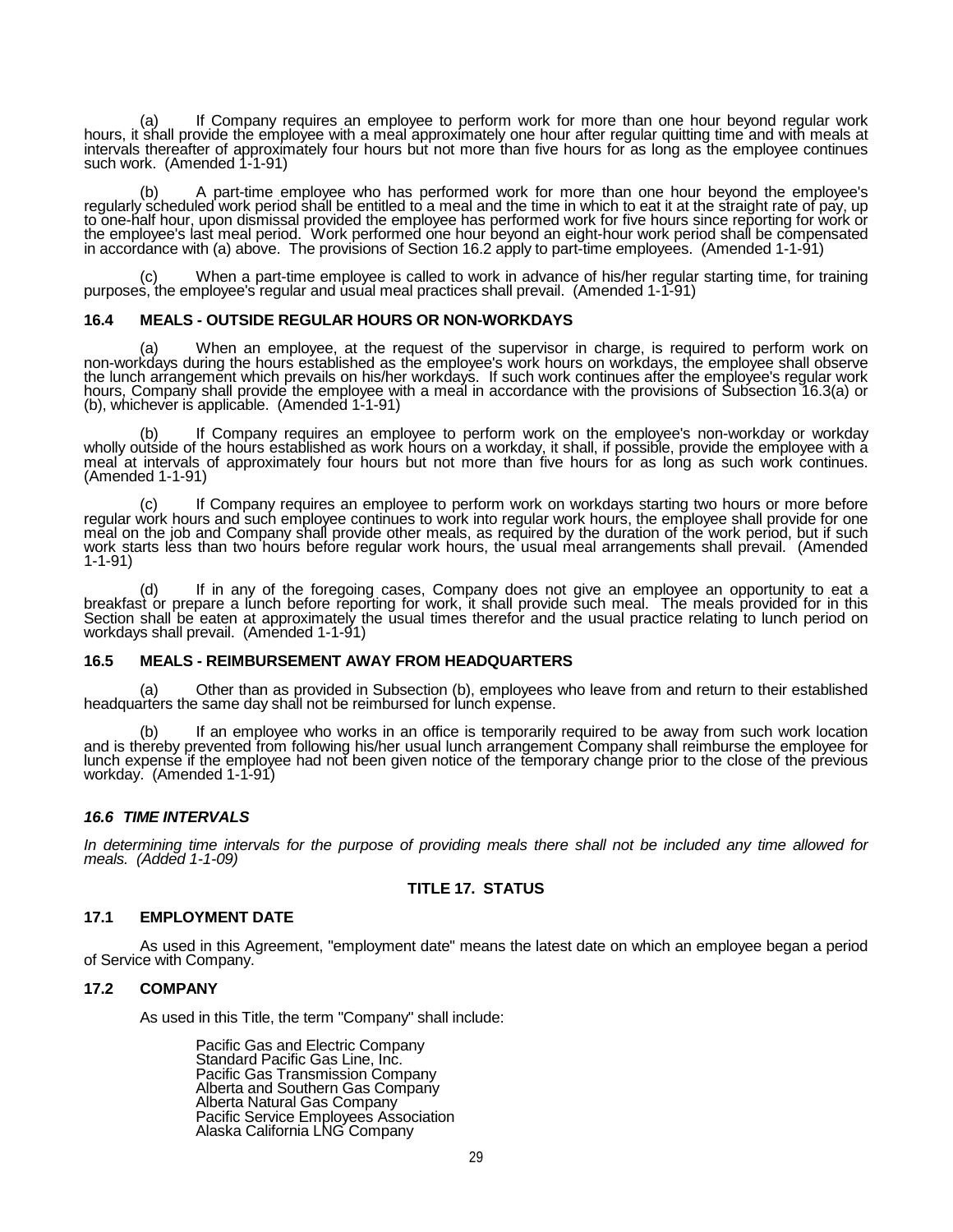(a) If Company requires an employee to perform work for more than one hour beyond regular work hours, it shall provide the employee with a meal approximately one hour after regular quitting time and with meals at intervals thereafter of approximately four hours but not more than five hours for as long as the employee continues such work. (Amended 1-1-91)

(b) A part-time employee who has performed work for more than one hour beyond the employee's regularly scheduled work period shall be entitled to a meal and the time in which to eat it at the straight rate of pay, up to one-half hour, upon dismissal provided the employee has performed work for five hours since reporting for work or the employee's last meal period. Work performed one hour beyond an eight-hour work period shall be compensated in accordance with (a) above. The provisions of Section 16.2 apply to part-time employees. (Amended 1-1-91)

(c) When a part-time employee is called to work in advance of his/her regular starting time, for training purposes, the employee's regular and usual meal practices shall prevail. (Amended 1-1-91)

### 16.4 MEALS - OUTSIDE REGULAR HOURS OR NON-WORKDAYS

(a) When an employee, at the request of the supervisor in charge, is required to perform work on non-workdays during the hours established as the employee's work hours on workdays, the employee shall observe the lunch arrangement which prevails on his/her workdays. If such work continues after the employee's regular work hours, Company shall provide the employee with a meal in accordance with the provisions of Subsection 16.3(a) or (b), whichever is applicable. (Amended 1-1-91)

(b) If Company requires an employee to perform work on the employee's non-workday or workday wholly outside of the hours established as work hours on a workday, it shall, if possible, provide the employee with a meal at intervals of approximately four hours but not more than five hours for as long as such work continues. (Amended 1-1-91)

(c) If Company requires an employee to perform work on workdays starting two hours or more before regular work hours and such employee continues to work into regular work hours, the employee shall provide for one meal on the job and Company shall provide other meals, as required by the duration of the work period, but if such work starts less than two hours before regular work hours, the usual meal arrangements shall prevail. (Amended 1-1-91)

(d) If in any of the foregoing cases, Company does not give an employee an opportunity to eat a breakfast or prepare a lunch before reporting for work, it shall provide such meal. The meals provided for in this Section shall be eaten at approximately the usual times therefor and the usual practice relating to lunch period on workdays shall prevail. (Amended 1-1-91)

### 16.5 MEALS - REIMBURSEMENT AWAY FROM HEADQUARTERS

(a) Other than as provided in Subsection (b), employees who leave from and return to their established headquarters the same day shall not be reimbursed for lunch expense.

(b) If an employee who works in an office is temporarily required to be away from such work location and is thereby prevented from following his/her usual lunch arrangement Company shall reimburse the employee for lunch expense if the employee had not been given notice of the temporary change prior to the close of the previous workday. (Amended 1-1-91)

### *16.6 TIME INTERVALS*

*In determining time intervals for the purpose of providing meals there shall not be included any time allowed for meals. (Added 1-1-09)*

## TITLE 17. STATUS

### 17.1 EMPLOYMENT DATE

As used in this Agreement, "employment date" means the latest date on which an employee began a period of Service with Company.

### 17.2 COMPANY

As used in this Title, the term "Company" shall include:

Pacific Gas and Electric Company
Standard Pacific Gas Line, Inc.
Pacific Gas Transmission Company
Alberta and Southern Gas Company
Alberta Natural Gas Company
Pacific Service Employees Association
Alaska California LNG Company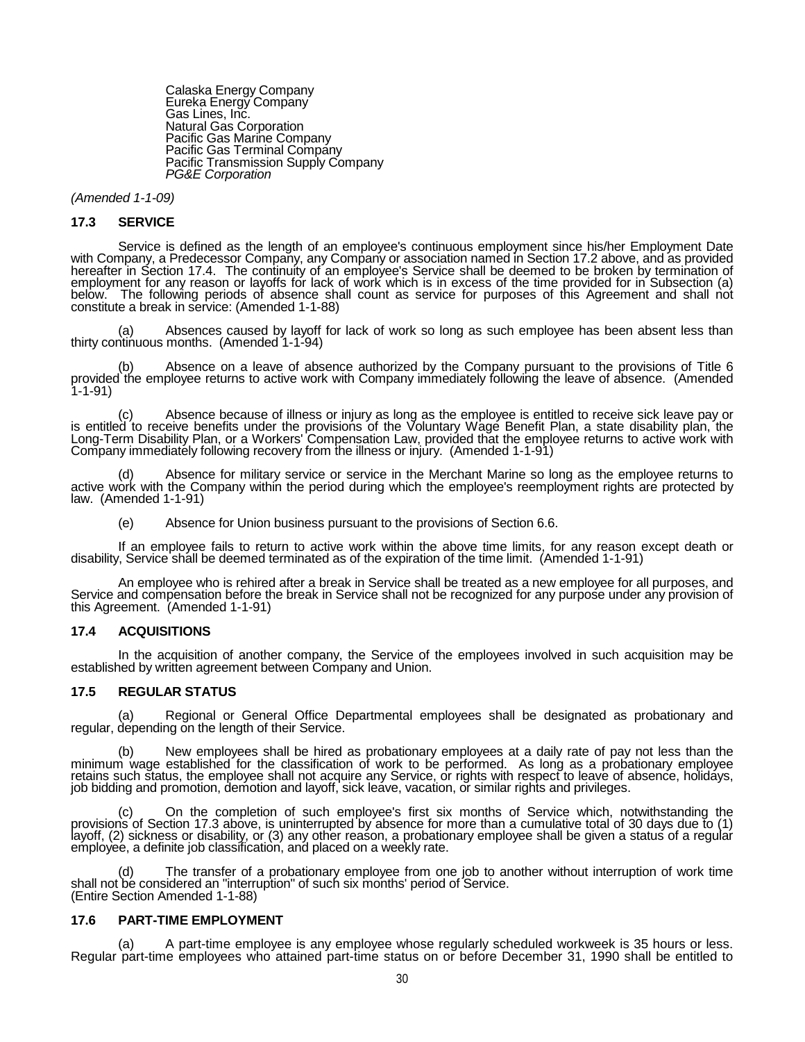Calaska Energy Company
Eureka Energy Company
Gas Lines, Inc.
Natural Gas Corporation
Pacific Gas Marine Company
Pacific Gas Terminal Company
Pacific Transmission Supply Company
*PG&E Corporation*

*(Amended 1-1-09)*

### 17.3 SERVICE

Service is defined as the length of an employee's continuous employment since his/her Employment Date with Company, a Predecessor Company, any Company or association named in Section 17.2 above, and as provided hereafter in Section 17.4. The continuity of an employee's Service shall be deemed to be broken by termination of employment for any reason or layoffs for lack of work which is in excess of the time provided for in Subsection (a) below. The following periods of absence shall count as service for purposes of this Agreement and shall not constitute a break in service: (Amended 1-1-88)

(a) Absences caused by layoff for lack of work so long as such employee has been absent less than thirty continuous months. (Amended 1-1-94)

(b) Absence on a leave of absence authorized by the Company pursuant to the provisions of Title 6 provided the employee returns to active work with Company immediately following the leave of absence. (Amended 1-1-91)

(c) Absence because of illness or injury as long as the employee is entitled to receive sick leave pay or is entitled to receive benefits under the provisions of the Voluntary Wage Benefit Plan, a state disability plan, the Long-Term Disability Plan, or a Workers' Compensation Law, provided that the employee returns to active work with Company immediately following recovery from the illness or injury. (Amended 1-1-91)

(d) Absence for military service or service in the Merchant Marine so long as the employee returns to active work with the Company within the period during which the employee's reemployment rights are protected by law. (Amended 1-1-91)

(e) Absence for Union business pursuant to the provisions of Section 6.6.

If an employee fails to return to active work within the above time limits, for any reason except death or disability, Service shall be deemed terminated as of the expiration of the time limit. (Amended 1-1-91)

An employee who is rehired after a break in Service shall be treated as a new employee for all purposes, and Service and compensation before the break in Service shall not be recognized for any purpose under any provision of this Agreement. (Amended 1-1-91)

### 17.4 ACQUISITIONS

In the acquisition of another company, the Service of the employees involved in such acquisition may be established by written agreement between Company and Union.

### 17.5 REGULAR STATUS

(a) Regional or General Office Departmental employees shall be designated as probationary and regular, depending on the length of their Service.

(b) New employees shall be hired as probationary employees at a daily rate of pay not less than the minimum wage established for the classification of work to be performed. As long as a probationary employee retains such status, the employee shall not acquire any Service, or rights with respect to leave of absence, holidays, job bidding and promotion, demotion and layoff, sick leave, vacation, or similar rights and privileges.

(c) On the completion of such employee's first six months of Service which, notwithstanding the provisions of Section 17.3 above, is uninterrupted by absence for more than a cumulative total of 30 days due to (1) layoff, (2) sickness or disability, or (3) any other reason, a probationary employee shall be given a status of a regular employee, a definite job classification, and placed on a weekly rate.

(d) The transfer of a probationary employee from one job to another without interruption of work time shall not be considered an "interruption" of such six months' period of Service.
(Entire Section Amended 1-1-88)

### 17.6 PART-TIME EMPLOYMENT

(a) A part-time employee is any employee whose regularly scheduled workweek is 35 hours or less. Regular part-time employees who attained part-time status on or before December 31, 1990 shall be entitled to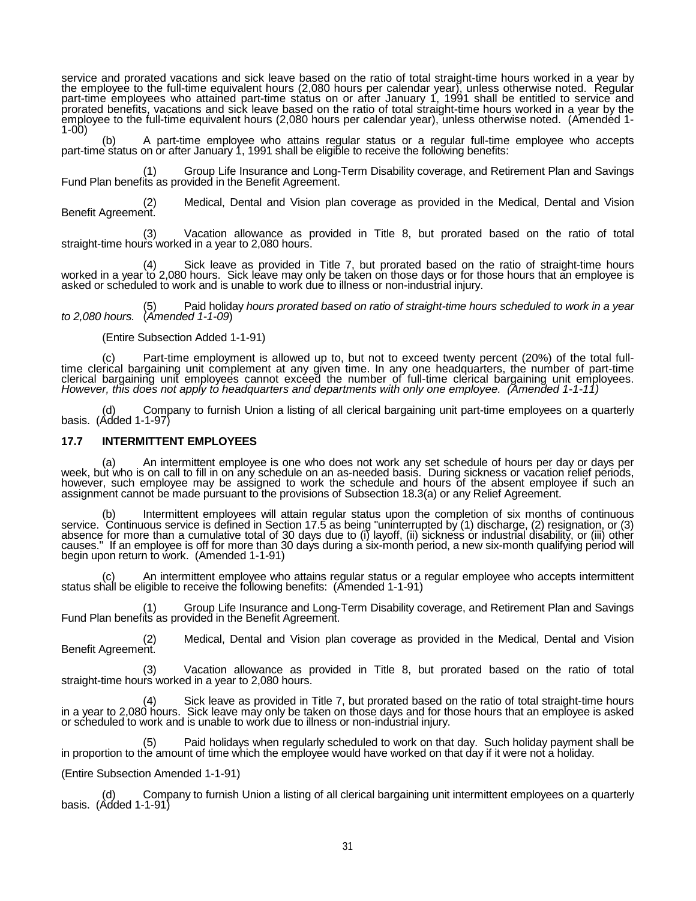service and prorated vacations and sick leave based on the ratio of total straight-time hours worked in a year by the employee to the full-time equivalent hours (2,080 hours per calendar year), unless otherwise noted. Regular part-time employees who attained part-time status on or after January 1, 1991 shall be entitled to service and prorated benefits, vacations and sick leave based on the ratio of total straight-time hours worked in a year by the employee to the full-time equivalent hours (2,080 hours per calendar year), unless otherwise noted. (Amended 1-1-00)

(b) A part-time employee who attains regular status or a regular full-time employee who accepts part-time status on or after January 1, 1991 shall be eligible to receive the following benefits:

(1) Group Life Insurance and Long-Term Disability coverage, and Retirement Plan and Savings Fund Plan benefits as provided in the Benefit Agreement.

(2) Medical, Dental and Vision plan coverage as provided in the Medical, Dental and Vision Benefit Agreement.

(3) Vacation allowance as provided in Title 8, but prorated based on the ratio of total straight-time hours worked in a year to 2,080 hours.

(4) Sick leave as provided in Title 7, but prorated based on the ratio of straight-time hours worked in a year to 2,080 hours. Sick leave may only be taken on those days or for those hours that an employee is asked or scheduled to work and is unable to work due to illness or non-industrial injury.

(5) Paid holiday *hours prorated based on ratio of straight-time hours scheduled to work in a year to 2,080 hours.* (*Amended 1-1-09*)

(Entire Subsection Added 1-1-91)

(c) Part-time employment is allowed up to, but not to exceed twenty percent (20%) of the total full-time clerical bargaining unit complement at any given time. In any one headquarters, the number of part-time clerical bargaining unit employees cannot exceed the number of full-time clerical bargaining unit employees. *However, this does not apply to headquarters and departments with only one employee. (Amended 1-1-11)*

(d) Company to furnish Union a listing of all clerical bargaining unit part-time employees on a quarterly basis. (Added 1-1-97)

### 17.7 INTERMITTENT EMPLOYEES

(a) An intermittent employee is one who does not work any set schedule of hours per day or days per week, but who is on call to fill in on any schedule on an as-needed basis. During sickness or vacation relief periods, however, such employee may be assigned to work the schedule and hours of the absent employee if such an assignment cannot be made pursuant to the provisions of Subsection 18.3(a) or any Relief Agreement.

(b) Intermittent employees will attain regular status upon the completion of six months of continuous service. Continuous service is defined in Section 17.5 as being "uninterrupted by (1) discharge, (2) resignation, or (3) absence for more than a cumulative total of 30 days due to (i) layoff, (ii) sickness or industrial disability, or (iii) other causes." If an employee is off for more than 30 days during a six-month period, a new six-month qualifying period will begin upon return to work. (Amended 1-1-91)

(c) An intermittent employee who attains regular status or a regular employee who accepts intermittent status shall be eligible to receive the following benefits: (Amended 1-1-91)

(1) Group Life Insurance and Long-Term Disability coverage, and Retirement Plan and Savings Fund Plan benefits as provided in the Benefit Agreement.

(2) Medical, Dental and Vision plan coverage as provided in the Medical, Dental and Vision Benefit Agreement.

(3) Vacation allowance as provided in Title 8, but prorated based on the ratio of total straight-time hours worked in a year to 2,080 hours.

(4) Sick leave as provided in Title 7, but prorated based on the ratio of total straight-time hours in a year to 2,080 hours. Sick leave may only be taken on those days and for those hours that an employee is asked or scheduled to work and is unable to work due to illness or non-industrial injury.

(5) Paid holidays when regularly scheduled to work on that day. Such holiday payment shall be in proportion to the amount of time which the employee would have worked on that day if it were not a holiday.

(Entire Subsection Amended 1-1-91)

(d) Company to furnish Union a listing of all clerical bargaining unit intermittent employees on a quarterly basis. (Added 1-1-91)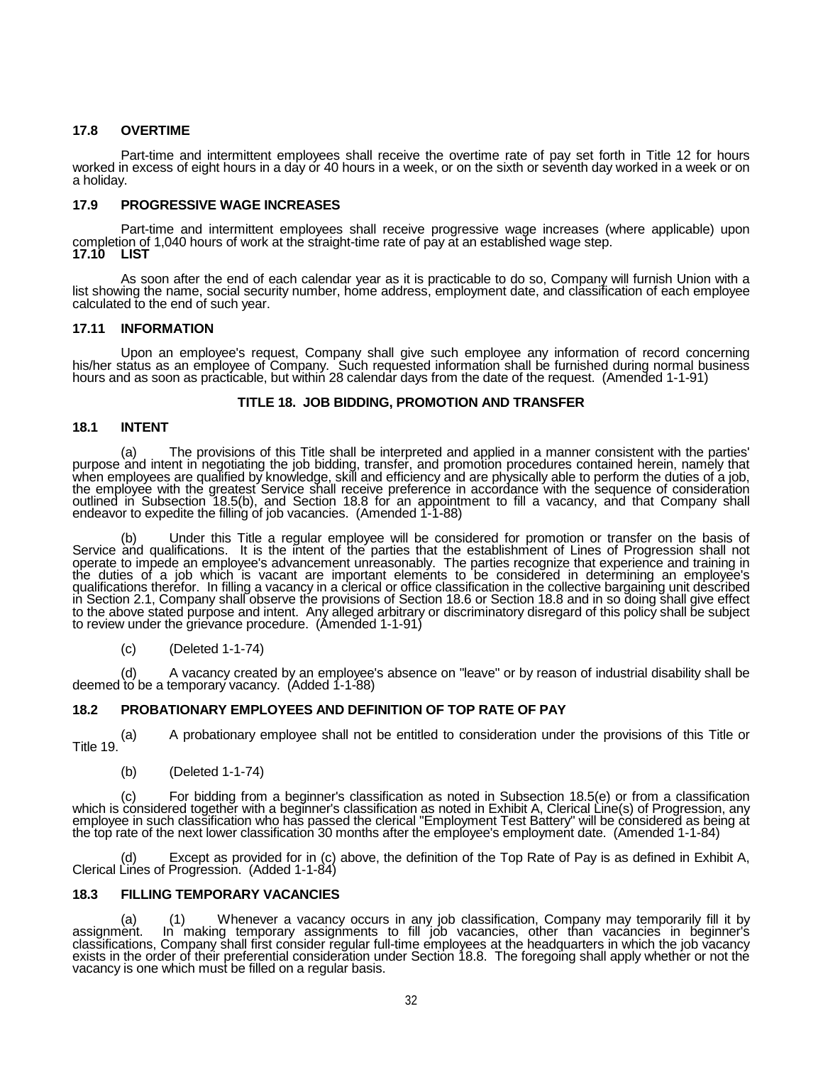### 17.8 OVERTIME

Part-time and intermittent employees shall receive the overtime rate of pay set forth in Title 12 for hours worked in excess of eight hours in a day or 40 hours in a week, or on the sixth or seventh day worked in a week or on a holiday.

### 17.9 PROGRESSIVE WAGE INCREASES

Part-time and intermittent employees shall receive progressive wage increases (where applicable) upon completion of 1,040 hours of work at the straight-time rate of pay at an established wage step.

### 17.10 LIST

As soon after the end of each calendar year as it is practicable to do so, Company will furnish Union with a list showing the name, social security number, home address, employment date, and classification of each employee calculated to the end of such year.

### 17.11 INFORMATION

Upon an employee's request, Company shall give such employee any information of record concerning his/her status as an employee of Company. Such requested information shall be furnished during normal business hours and as soon as practicable, but within 28 calendar days from the date of the request. (Amended 1-1-91)

## TITLE 18. JOB BIDDING, PROMOTION AND TRANSFER

### 18.1 INTENT

(a) The provisions of this Title shall be interpreted and applied in a manner consistent with the parties' purpose and intent in negotiating the job bidding, transfer, and promotion procedures contained herein, namely that when employees are qualified by knowledge, skill and efficiency and are physically able to perform the duties of a job, the employee with the greatest Service shall receive preference in accordance with the sequence of consideration outlined in Subsection 18.5(b), and Section 18.8 for an appointment to fill a vacancy, and that Company shall endeavor to expedite the filling of job vacancies. (Amended 1-1-88)

(b) Under this Title a regular employee will be considered for promotion or transfer on the basis of Service and qualifications. It is the intent of the parties that the establishment of Lines of Progression shall not operate to impede an employee's advancement unreasonably. The parties recognize that experience and training in the duties of a job which is vacant are important elements to be considered in determining an employee's qualifications therefor. In filling a vacancy in a clerical or office classification in the collective bargaining unit described in Section 2.1, Company shall observe the provisions of Section 18.6 or Section 18.8 and in so doing shall give effect to the above stated purpose and intent. Any alleged arbitrary or discriminatory disregard of this policy shall be subject to review under the grievance procedure. (Amended 1-1-91)

(c) (Deleted 1-1-74)

(d) A vacancy created by an employee's absence on "leave" or by reason of industrial disability shall be deemed to be a temporary vacancy. (Added 1-1-88)

### 18.2 PROBATIONARY EMPLOYEES AND DEFINITION OF TOP RATE OF PAY

(a) A probationary employee shall not be entitled to consideration under the provisions of this Title or Title 19.

(b) (Deleted 1-1-74)

(c) For bidding from a beginner's classification as noted in Subsection 18.5(e) or from a classification which is considered together with a beginner's classification as noted in Exhibit A, Clerical Line(s) of Progression, any employee in such classification who has passed the clerical "Employment Test Battery" will be considered as being at the top rate of the next lower classification 30 months after the employee's employment date. (Amended 1-1-84)

(d) Except as provided for in (c) above, the definition of the Top Rate of Pay is as defined in Exhibit A, Clerical Lines of Progression. (Added 1-1-84)

### 18.3 FILLING TEMPORARY VACANCIES

(a) (1) Whenever a vacancy occurs in any job classification, Company may temporarily fill it by assignment. In making temporary assignments to fill job vacancies, other than vacancies in beginner's classifications, Company shall first consider regular full-time employees at the headquarters in which the job vacancy exists in the order of their preferential consideration under Section 18.8. The foregoing shall apply whether or not the vacancy is one which must be filled on a regular basis.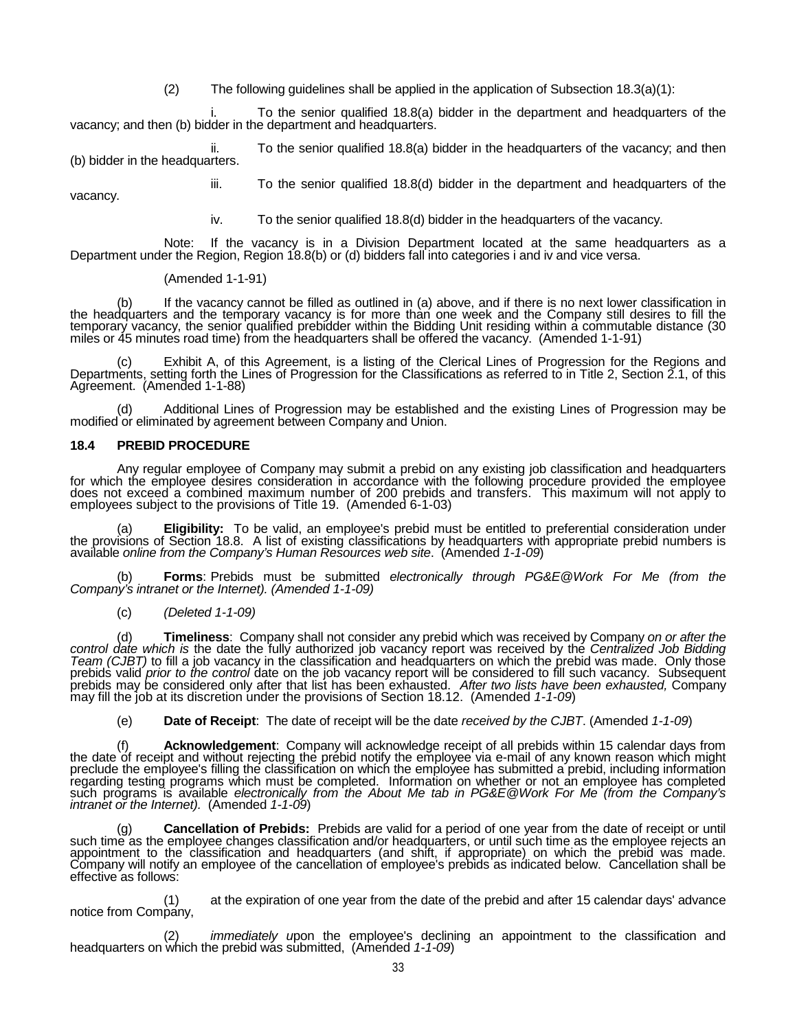(2) The following guidelines shall be applied in the application of Subsection 18.3(a)(1):

i. To the senior qualified 18.8(a) bidder in the department and headquarters of the vacancy; and then (b) bidder in the department and headquarters.

ii. To the senior qualified 18.8(a) bidder in the headquarters of the vacancy; and then (b) bidder in the headquarters.

iii. To the senior qualified 18.8(d) bidder in the department and headquarters of the vacancy.

iv. To the senior qualified 18.8(d) bidder in the headquarters of the vacancy.

Note: If the vacancy is in a Division Department located at the same headquarters as a Department under the Region, Region 18.8(b) or (d) bidders fall into categories i and iv and vice versa.

(Amended 1-1-91)

(b) If the vacancy cannot be filled as outlined in (a) above, and if there is no next lower classification in the headquarters and the temporary vacancy is for more than one week and the Company still desires to fill the temporary vacancy, the senior qualified prebidder within the Bidding Unit residing within a commutable distance (30 miles or 45 minutes road time) from the headquarters shall be offered the vacancy. (Amended 1-1-91)

(c) Exhibit A, of this Agreement, is a listing of the Clerical Lines of Progression for the Regions and Departments, setting forth the Lines of Progression for the Classifications as referred to in Title 2, Section 2.1, of this Agreement. (Amended 1-1-88)

(d) Additional Lines of Progression may be established and the existing Lines of Progression may be modified or eliminated by agreement between Company and Union.

**18.4 PREBID PROCEDURE**

Any regular employee of Company may submit a prebid on any existing job classification and headquarters for which the employee desires consideration in accordance with the following procedure provided the employee does not exceed a combined maximum number of 200 prebids and transfers. This maximum will not apply to employees subject to the provisions of Title 19. (Amended 6-1-03)

(a) **Eligibility:** To be valid, an employee's prebid must be entitled to preferential consideration under the provisions of Section 18.8. A list of existing classifications by headquarters with appropriate prebid numbers is available *online from the Company's Human Resources web site*. (Amended *1-1-09*)

(b) **Forms**: Prebids must be submitted *electronically through PG&E@Work For Me (from the Company's intranet or the Internet). (Amended 1-1-09)*

(c) *(Deleted 1-1-09)*

(d) **Timeliness**: Company shall not consider any prebid which was received by Company *on or after the control date which is* the date the fully authorized job vacancy report was received by the *Centralized Job Bidding Team (CJBT)* to fill a job vacancy in the classification and headquarters on which the prebid was made. Only those prebids valid *prior to the control* date on the job vacancy report will be considered to fill such vacancy. Subsequent prebids may be considered only after that list has been exhausted. *After two lists have been exhausted,* Company may fill the job at its discretion under the provisions of Section 18.12. (Amended *1-1-09*)

(e) **Date of Receipt**: The date of receipt will be the date *received by the CJBT*. (Amended *1-1-09*)

(f) **Acknowledgement**: Company will acknowledge receipt of all prebids within 15 calendar days from the date of receipt and without rejecting the prebid notify the employee via e-mail of any known reason which might preclude the employee's filling the classification on which the employee has submitted a prebid, including information regarding testing programs which must be completed. Information on whether or not an employee has completed such programs is available *electronically from the About Me tab in PG&E@Work For Me (from the Company's intranet or the Internet).* (Amended *1-1-09*)

(g) **Cancellation of Prebids:** Prebids are valid for a period of one year from the date of receipt or until such time as the employee changes classification and/or headquarters, or until such time as the employee rejects an appointment to the classification and headquarters (and shift, if appropriate) on which the prebid was made. Company will notify an employee of the cancellation of employee's prebids as indicated below. Cancellation shall be effective as follows:

(1) at the expiration of one year from the date of the prebid and after 15 calendar days' advance notice from Company,

(2) *immediately u*pon the employee's declining an appointment to the classification and headquarters on which the prebid was submitted, (Amended *1-1-09*)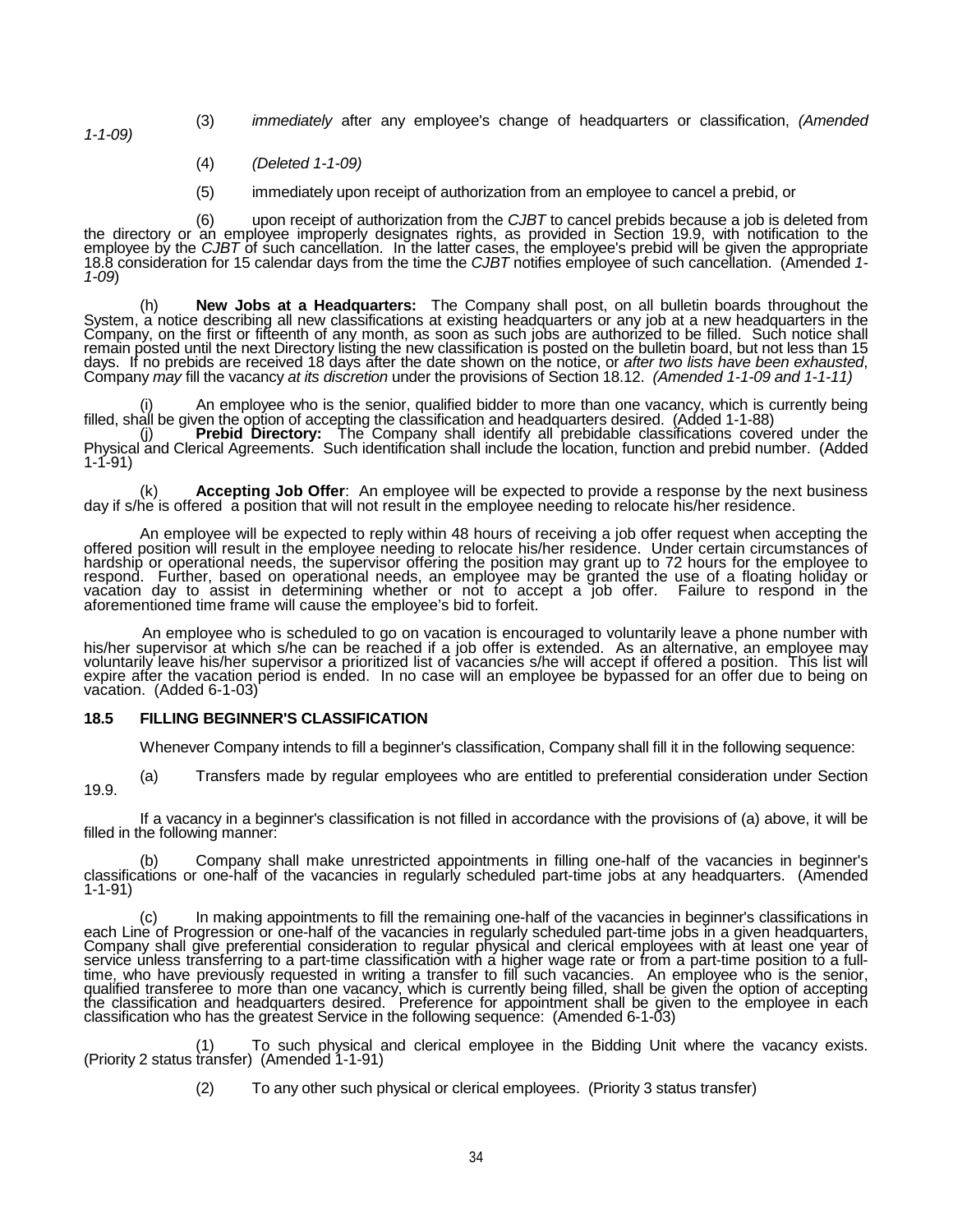(3) *immediately* after any employee's change of headquarters or classification, *(Amended 1-1-09)*

(4) *(Deleted 1-1-09)*

(5) immediately upon receipt of authorization from an employee to cancel a prebid, or

(6) upon receipt of authorization from the *CJBT* to cancel prebids because a job is deleted from the directory or an employee improperly designates rights, as provided in Section 19.9, with notification to the employee by the *CJBT* of such cancellation. In the latter cases, the employee's prebid will be given the appropriate 18.8 consideration for 15 calendar days from the time the *CJBT* notifies employee of such cancellation. (Amended *1-1-09*)

(h) **New Jobs at a Headquarters:** The Company shall post, on all bulletin boards throughout the System, a notice describing all new classifications at existing headquarters or any job at a new headquarters in the Company, on the first or fifteenth of any month, as soon as such jobs are authorized to be filled. Such notice shall remain posted until the next Directory listing the new classification is posted on the bulletin board, but not less than 15 days. If no prebids are received 18 days after the date shown on the notice, or *after two lists have been exhausted*, Company *may* fill the vacancy *at its discretion* under the provisions of Section 18.12. *(Amended 1-1-09 and 1-1-11)*

(i) An employee who is the senior, qualified bidder to more than one vacancy, which is currently being filled, shall be given the option of accepting the classification and headquarters desired. (Added 1-1-88)

(j) **Prebid Directory:** The Company shall identify all prebidable classifications covered under the Physical and Clerical Agreements. Such identification shall include the location, function and prebid number. (Added 1-1-91)

(k) **Accepting Job Offer**: An employee will be expected to provide a response by the next business day if s/he is offered a position that will not result in the employee needing to relocate his/her residence.

An employee will be expected to reply within 48 hours of receiving a job offer request when accepting the offered position will result in the employee needing to relocate his/her residence. Under certain circumstances of hardship or operational needs, the supervisor offering the position may grant up to 72 hours for the employee to respond. Further, based on operational needs, an employee may be granted the use of a floating holiday or vacation day to assist in determining whether or not to accept a job offer. Failure to respond in the aforementioned time frame will cause the employee's bid to forfeit.

An employee who is scheduled to go on vacation is encouraged to voluntarily leave a phone number with his/her supervisor at which s/he can be reached if a job offer is extended. As an alternative, an employee may voluntarily leave his/her supervisor a prioritized list of vacancies s/he will accept if offered a position. This list will expire after the vacation period is ended. In no case will an employee be bypassed for an offer due to being on vacation. (Added 6-1-03)

### 18.5 FILLING BEGINNER'S CLASSIFICATION

Whenever Company intends to fill a beginner's classification, Company shall fill it in the following sequence:

(a) Transfers made by regular employees who are entitled to preferential consideration under Section 19.9.

If a vacancy in a beginner's classification is not filled in accordance with the provisions of (a) above, it will be filled in the following manner:

(b) Company shall make unrestricted appointments in filling one-half of the vacancies in beginner's classifications or one-half of the vacancies in regularly scheduled part-time jobs at any headquarters. (Amended 1-1-91)

(c) In making appointments to fill the remaining one-half of the vacancies in beginner's classifications in each Line of Progression or one-half of the vacancies in regularly scheduled part-time jobs in a given headquarters, Company shall give preferential consideration to regular physical and clerical employees with at least one year of service unless transferring to a part-time classification with a higher wage rate or from a part-time position to a full-time, who have previously requested in writing a transfer to fill such vacancies. An employee who is the senior, qualified transferee to more than one vacancy, which is currently being filled, shall be given the option of accepting the classification and headquarters desired. Preference for appointment shall be given to the employee in each classification who has the greatest Service in the following sequence: (Amended 6-1-03)

(1) To such physical and clerical employee in the Bidding Unit where the vacancy exists. (Priority 2 status transfer) (Amended 1-1-91)

(2) To any other such physical or clerical employees. (Priority 3 status transfer)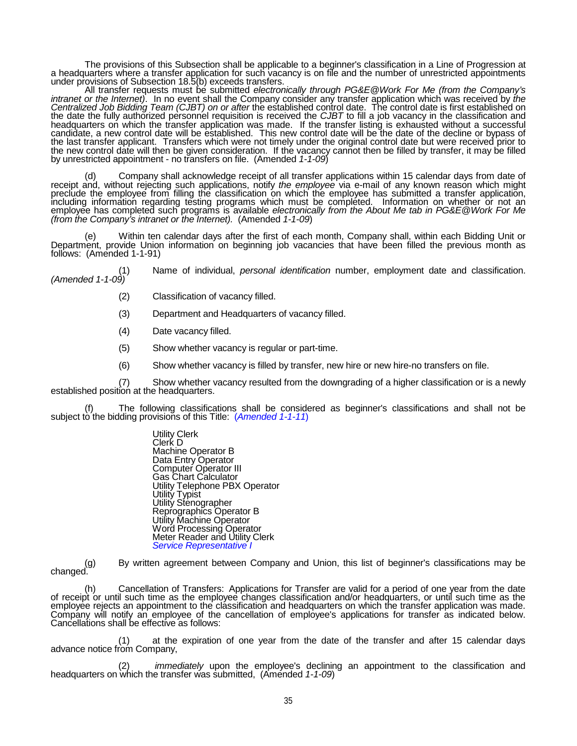The provisions of this Subsection shall be applicable to a beginner's classification in a Line of Progression at a headquarters where a transfer application for such vacancy is on file and the number of unrestricted appointments under provisions of Subsection 18.5(b) exceeds transfers.

All transfer requests must be submitted *electronically through PG&E@Work For Me (from the Company's intranet or the Internet)*. In no event shall the Company consider any transfer application which was received by *the Centralized Job Bidding Team (CJBT) on or after* the established control date. The control date is first established on the date the fully authorized personnel requisition is received the *CJBT* to fill a job vacancy in the classification and headquarters on which the transfer application was made. If the transfer listing is exhausted without a successful candidate, a new control date will be established. This new control date will be the date of the decline or bypass of the last transfer applicant. Transfers which were not timely under the original control date but were received prior to the new control date will then be given consideration. If the vacancy cannot then be filled by transfer, it may be filled by unrestricted appointment - no transfers on file. (Amended *1-1-09*)

(d) Company shall acknowledge receipt of all transfer applications within 15 calendar days from date of receipt and, without rejecting such applications, notify *the employee* via e-mail of any known reason which might preclude the employee from filling the classification on which the employee has submitted a transfer application, including information regarding testing programs which must be completed. Information on whether or not an employee has completed such programs is available *electronically from the About Me tab in PG&E@Work For Me (from the Company's intranet or the Internet).* (Amended *1-1-09*)

(e) Within ten calendar days after the first of each month, Company shall, within each Bidding Unit or Department, provide Union information on beginning job vacancies that have been filled the previous month as follows: (Amended 1-1-91)

(1) Name of individual, *personal identification* number, employment date and classification. *(Amended 1-1-09)*

(2) Classification of vacancy filled.

(3) Department and Headquarters of vacancy filled.

(4) Date vacancy filled.

(5) Show whether vacancy is regular or part-time.

(6) Show whether vacancy is filled by transfer, new hire or new hire-no transfers on file.

(7) Show whether vacancy resulted from the downgrading of a higher classification or is a newly established position at the headquarters.

(f) The following classifications shall be considered as beginner's classifications and shall not be subject to the bidding provisions of this Title: (*Amended 1-1-11*)

Utility Clerk
Clerk D
Machine Operator B
Data Entry Operator
Computer Operator III
Gas Chart Calculator
Utility Telephone PBX Operator
Utility Typist
Utility Stenographer
Reprographics Operator B
Utility Machine Operator
Word Processing Operator
Meter Reader and Utility Clerk
*Service Representative I*

(g) By written agreement between Company and Union, this list of beginner's classifications may be changed.

(h) Cancellation of Transfers: Applications for Transfer are valid for a period of one year from the date of receipt or until such time as the employee changes classification and/or headquarters, or until such time as the employee rejects an appointment to the classification and headquarters on which the transfer application was made. Company will notify an employee of the cancellation of employee's applications for transfer as indicated below. Cancellations shall be effective as follows:

(1) at the expiration of one year from the date of the transfer and after 15 calendar days advance notice from Company,

(2) *immediately* upon the employee's declining an appointment to the classification and headquarters on which the transfer was submitted, (Amended *1-1-09*)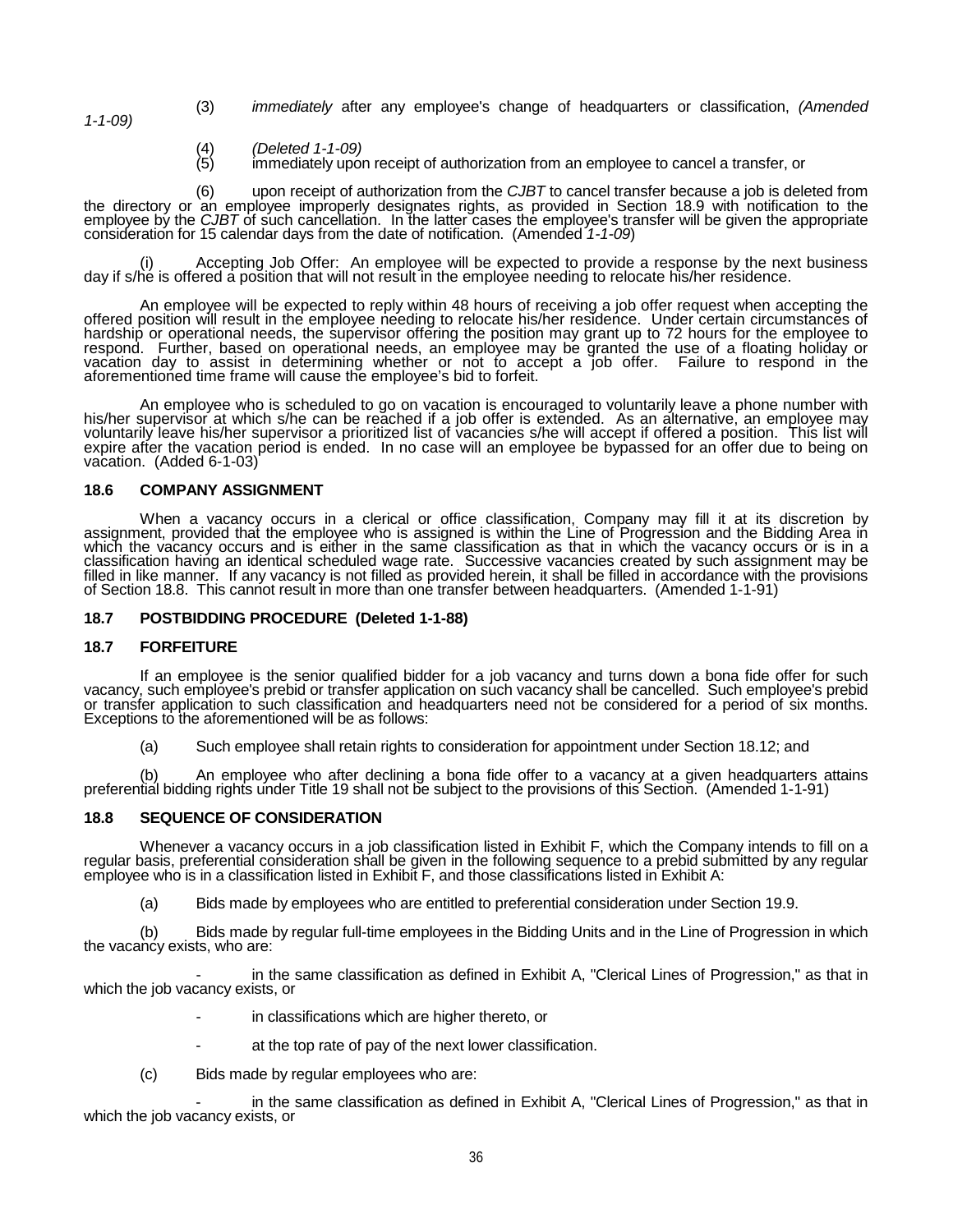(3) *immediately* after any employee's change of headquarters or classification, *(Amended 1-1-09)*

(4) *(Deleted 1-1-09)*

(5) immediately upon receipt of authorization from an employee to cancel a transfer, or

(6) upon receipt of authorization from the *CJBT* to cancel transfer because a job is deleted from the directory or an employee improperly designates rights, as provided in Section 18.9 with notification to the employee by the *CJBT* of such cancellation. In the latter cases the employee's transfer will be given the appropriate consideration for 15 calendar days from the date of notification. (Amended *1-1-09*)

(i) Accepting Job Offer: An employee will be expected to provide a response by the next business day if s/he is offered a position that will not result in the employee needing to relocate his/her residence.

An employee will be expected to reply within 48 hours of receiving a job offer request when accepting the offered position will result in the employee needing to relocate his/her residence. Under certain circumstances of hardship or operational needs, the supervisor offering the position may grant up to 72 hours for the employee to respond. Further, based on operational needs, an employee may be granted the use of a floating holiday or vacation day to assist in determining whether or not to accept a job offer. Failure to respond in the aforementioned time frame will cause the employee's bid to forfeit.

An employee who is scheduled to go on vacation is encouraged to voluntarily leave a phone number with his/her supervisor at which s/he can be reached if a job offer is extended. As an alternative, an employee may voluntarily leave his/her supervisor a prioritized list of vacancies s/he will accept if offered a position. This list will expire after the vacation period is ended. In no case will an employee be bypassed for an offer due to being on vacation. (Added 6-1-03)

### 18.6 COMPANY ASSIGNMENT

When a vacancy occurs in a clerical or office classification, Company may fill it at its discretion by assignment, provided that the employee who is assigned is within the Line of Progression and the Bidding Area in which the vacancy occurs and is either in the same classification as that in which the vacancy occurs or is in a classification having an identical scheduled wage rate. Successive vacancies created by such assignment may be filled in like manner. If any vacancy is not filled as provided herein, it shall be filled in accordance with the provisions of Section 18.8. This cannot result in more than one transfer between headquarters. (Amended 1-1-91)

### 18.7 POSTBIDDING PROCEDURE (Deleted 1-1-88)

### 18.7 FORFEITURE

If an employee is the senior qualified bidder for a job vacancy and turns down a bona fide offer for such vacancy, such employee's prebid or transfer application on such vacancy shall be cancelled. Such employee's prebid or transfer application to such classification and headquarters need not be considered for a period of six months. Exceptions to the aforementioned will be as follows:

(a) Such employee shall retain rights to consideration for appointment under Section 18.12; and

(b) An employee who after declining a bona fide offer to a vacancy at a given headquarters attains preferential bidding rights under Title 19 shall not be subject to the provisions of this Section. (Amended 1-1-91)

### 18.8 SEQUENCE OF CONSIDERATION

Whenever a vacancy occurs in a job classification listed in Exhibit F, which the Company intends to fill on a regular basis, preferential consideration shall be given in the following sequence to a prebid submitted by any regular employee who is in a classification listed in Exhibit F, and those classifications listed in Exhibit A:

(a) Bids made by employees who are entitled to preferential consideration under Section 19.9.

(b) Bids made by regular full-time employees in the Bidding Units and in the Line of Progression in which the vacancy exists, who are:

- in the same classification as defined in Exhibit A, "Clerical Lines of Progression," as that in which the job vacancy exists, or
- in classifications which are higher thereto, or
- at the top rate of pay of the next lower classification.

(c) Bids made by regular employees who are:

- in the same classification as defined in Exhibit A, "Clerical Lines of Progression," as that in which the job vacancy exists, or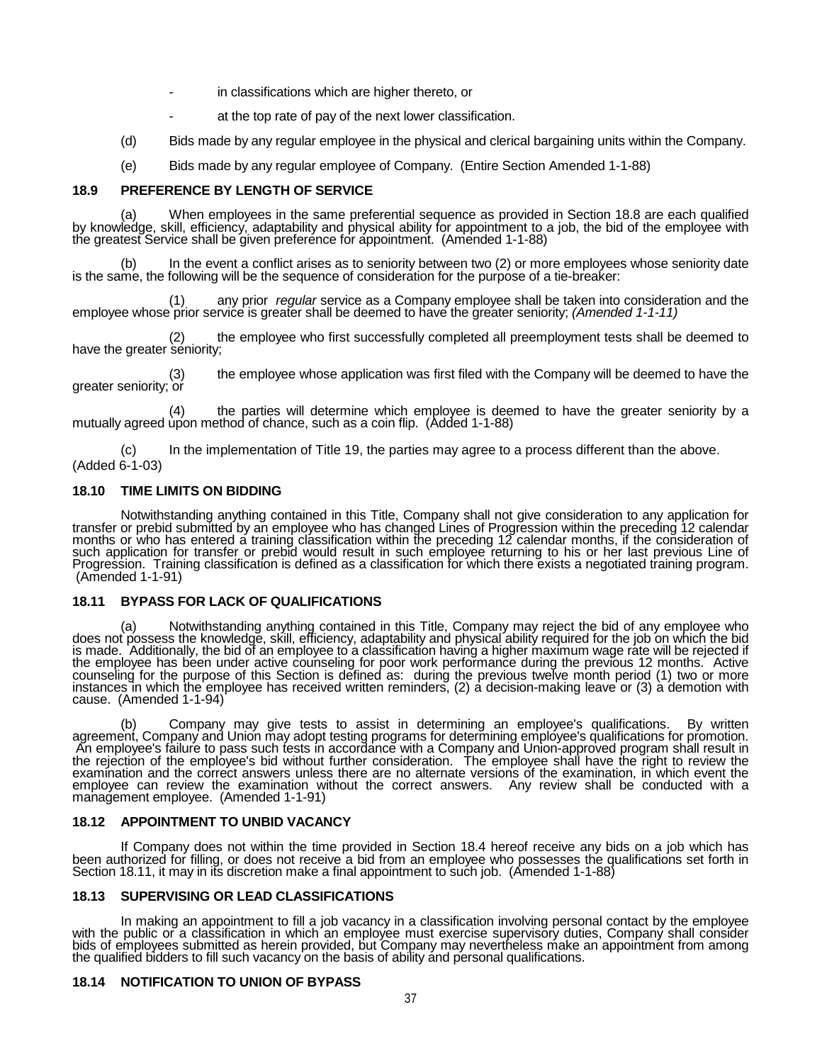- in classifications which are higher thereto, or
- at the top rate of pay of the next lower classification.

(d) Bids made by any regular employee in the physical and clerical bargaining units within the Company.

(e) Bids made by any regular employee of Company. (Entire Section Amended 1-1-88)

### 18.9 PREFERENCE BY LENGTH OF SERVICE

(a) When employees in the same preferential sequence as provided in Section 18.8 are each qualified by knowledge, skill, efficiency, adaptability and physical ability for appointment to a job, the bid of the employee with the greatest Service shall be given preference for appointment. (Amended 1-1-88)

(b) In the event a conflict arises as to seniority between two (2) or more employees whose seniority date is the same, the following will be the sequence of consideration for the purpose of a tie-breaker:

(1) any prior *regular* service as a Company employee shall be taken into consideration and the employee whose prior service is greater shall be deemed to have the greater seniority; *(Amended 1-1-11)*

(2) the employee who first successfully completed all preemployment tests shall be deemed to have the greater seniority;

(3) the employee whose application was first filed with the Company will be deemed to have the greater seniority; or

(4) the parties will determine which employee is deemed to have the greater seniority by a mutually agreed upon method of chance, such as a coin flip. (Added 1-1-88)

(c) In the implementation of Title 19, the parties may agree to a process different than the above. (Added 6-1-03)

### 18.10 TIME LIMITS ON BIDDING

Notwithstanding anything contained in this Title, Company shall not give consideration to any application for transfer or prebid submitted by an employee who has changed Lines of Progression within the preceding 12 calendar months or who has entered a training classification within the preceding 12 calendar months, if the consideration of such application for transfer or prebid would result in such employee returning to his or her last previous Line of Progression. Training classification is defined as a classification for which there exists a negotiated training program. (Amended 1-1-91)

### 18.11 BYPASS FOR LACK OF QUALIFICATIONS

(a) Notwithstanding anything contained in this Title, Company may reject the bid of any employee who does not possess the knowledge, skill, efficiency, adaptability and physical ability required for the job on which the bid is made. Additionally, the bid of an employee to a classification having a higher maximum wage rate will be rejected if the employee has been under active counseling for poor work performance during the previous 12 months. Active counseling for the purpose of this Section is defined as: during the previous twelve month period (1) two or more instances in which the employee has received written reminders, (2) a decision-making leave or (3) a demotion with cause. (Amended 1-1-94)

(b) Company may give tests to assist in determining an employee's qualifications. By written agreement, Company and Union may adopt testing programs for determining employee's qualifications for promotion. An employee's failure to pass such tests in accordance with a Company and Union-approved program shall result in the rejection of the employee's bid without further consideration. The employee shall have the right to review the examination and the correct answers unless there are no alternate versions of the examination, in which event the employee can review the examination without the correct answers. Any review shall be conducted with a management employee. (Amended 1-1-91)

### 18.12 APPOINTMENT TO UNBID VACANCY

If Company does not within the time provided in Section 18.4 hereof receive any bids on a job which has been authorized for filling, or does not receive a bid from an employee who possesses the qualifications set forth in Section 18.11, it may in its discretion make a final appointment to such job. (Amended 1-1-88)

### 18.13 SUPERVISING OR LEAD CLASSIFICATIONS

In making an appointment to fill a job vacancy in a classification involving personal contact by the employee with the public or a classification in which an employee must exercise supervisory duties, Company shall consider bids of employees submitted as herein provided, but Company may nevertheless make an appointment from among the qualified bidders to fill such vacancy on the basis of ability and personal qualifications.

### 18.14 NOTIFICATION TO UNION OF BYPASS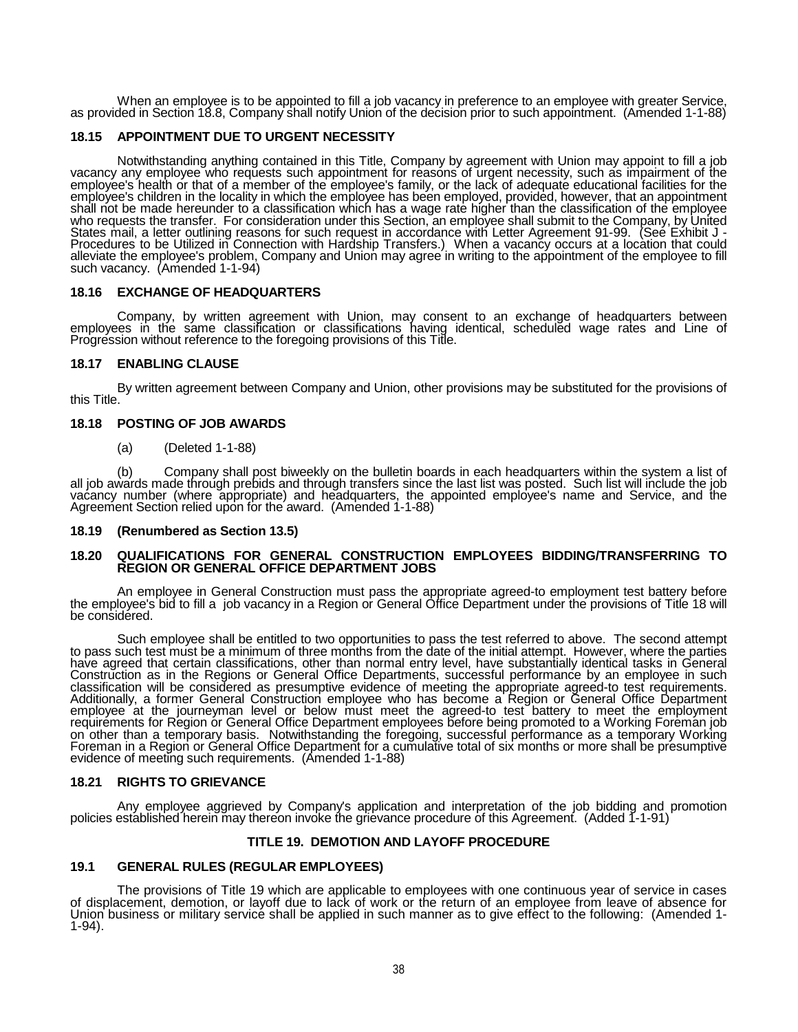When an employee is to be appointed to fill a job vacancy in preference to an employee with greater Service, as provided in Section 18.8, Company shall notify Union of the decision prior to such appointment. (Amended 1-1-88)

### 18.15 APPOINTMENT DUE TO URGENT NECESSITY

Notwithstanding anything contained in this Title, Company by agreement with Union may appoint to fill a job vacancy any employee who requests such appointment for reasons of urgent necessity, such as impairment of the employee's health or that of a member of the employee's family, or the lack of adequate educational facilities for the employee's children in the locality in which the employee has been employed, provided, however, that an appointment shall not be made hereunder to a classification which has a wage rate higher than the classification of the employee who requests the transfer. For consideration under this Section, an employee shall submit to the Company, by United States mail, a letter outlining reasons for such request in accordance with Letter Agreement 91-99. (See Exhibit J - Procedures to be Utilized in Connection with Hardship Transfers.) When a vacancy occurs at a location that could alleviate the employee's problem, Company and Union may agree in writing to the appointment of the employee to fill such vacancy. (Amended 1-1-94)

### 18.16 EXCHANGE OF HEADQUARTERS

Company, by written agreement with Union, may consent to an exchange of headquarters between employees in the same classification or classifications having identical, scheduled wage rates and Line of Progression without reference to the foregoing provisions of this Title.

### 18.17 ENABLING CLAUSE

By written agreement between Company and Union, other provisions may be substituted for the provisions of this Title.

### 18.18 POSTING OF JOB AWARDS

(a) (Deleted 1-1-88)

(b) Company shall post biweekly on the bulletin boards in each headquarters within the system a list of all job awards made through prebids and through transfers since the last list was posted. Such list will include the job vacancy number (where appropriate) and headquarters, the appointed employee's name and Service, and the Agreement Section relied upon for the award. (Amended 1-1-88)

### 18.19 (Renumbered as Section 13.5)

### 18.20 QUALIFICATIONS FOR GENERAL CONSTRUCTION EMPLOYEES BIDDING/TRANSFERRING TO REGION OR GENERAL OFFICE DEPARTMENT JOBS

An employee in General Construction must pass the appropriate agreed-to employment test battery before the employee's bid to fill a job vacancy in a Region or General Office Department under the provisions of Title 18 will be considered.

Such employee shall be entitled to two opportunities to pass the test referred to above. The second attempt to pass such test must be a minimum of three months from the date of the initial attempt. However, where the parties have agreed that certain classifications, other than normal entry level, have substantially identical tasks in General Construction as in the Regions or General Office Departments, successful performance by an employee in such classification will be considered as presumptive evidence of meeting the appropriate agreed-to test requirements. Additionally, a former General Construction employee who has become a Region or General Office Department employee at the journeyman level or below must meet the agreed-to test battery to meet the employment requirements for Region or General Office Department employees before being promoted to a Working Foreman job on other than a temporary basis. Notwithstanding the foregoing, successful performance as a temporary Working Foreman in a Region or General Office Department for a cumulative total of six months or more shall be presumptive evidence of meeting such requirements. (Amended 1-1-88)

### 18.21 RIGHTS TO GRIEVANCE

Any employee aggrieved by Company's application and interpretation of the job bidding and promotion policies established herein may thereon invoke the grievance procedure of this Agreement. (Added 1-1-91)

## TITLE 19. DEMOTION AND LAYOFF PROCEDURE

### 19.1 GENERAL RULES (REGULAR EMPLOYEES)

The provisions of Title 19 which are applicable to employees with one continuous year of service in cases of displacement, demotion, or layoff due to lack of work or the return of an employee from leave of absence for Union business or military service shall be applied in such manner as to give effect to the following: (Amended 1-1-94).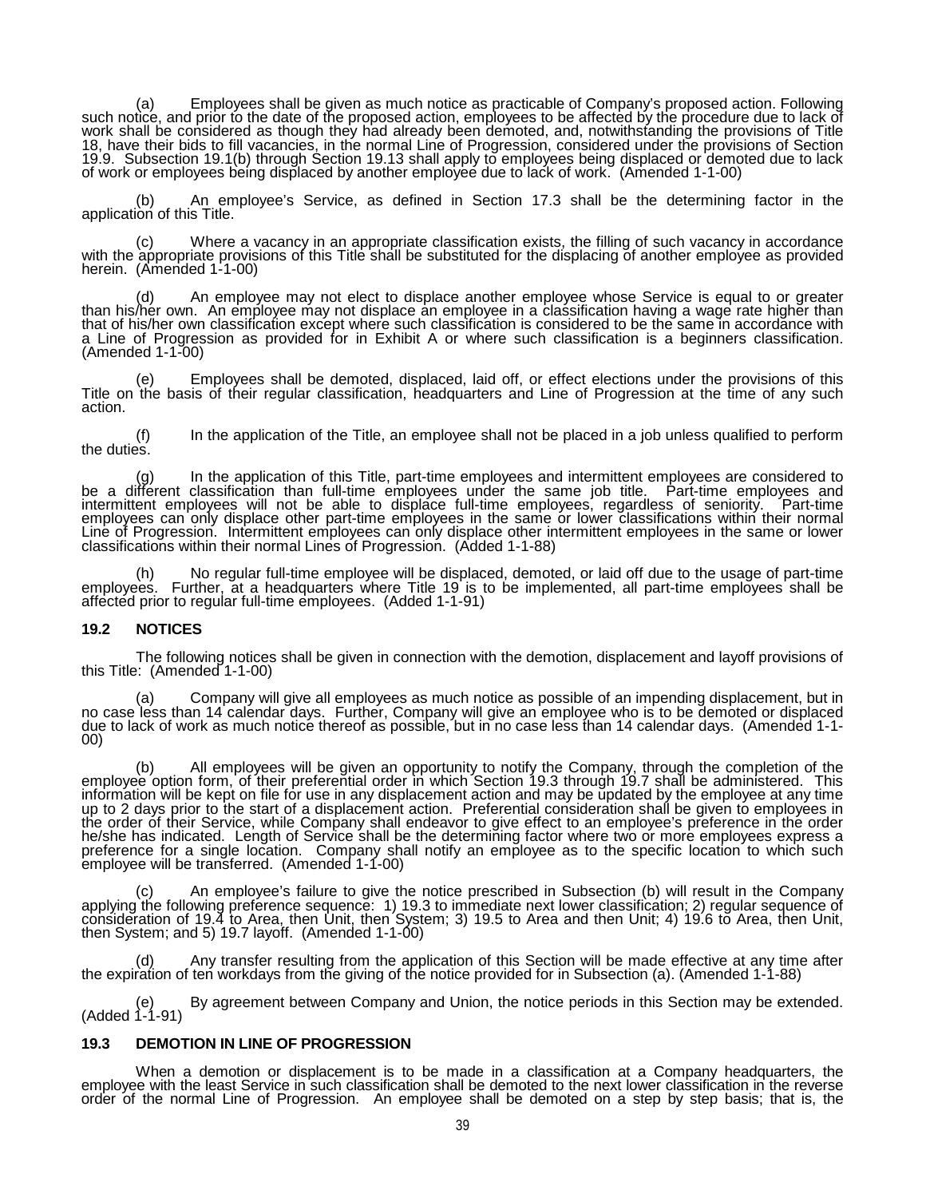(a) Employees shall be given as much notice as practicable of Company's proposed action. Following such notice, and prior to the date of the proposed action, employees to be affected by the procedure due to lack of work shall be considered as though they had already been demoted, and, notwithstanding the provisions of Title 18, have their bids to fill vacancies, in the normal Line of Progression, considered under the provisions of Section 19.9. Subsection 19.1(b) through Section 19.13 shall apply to employees being displaced or demoted due to lack of work or employees being displaced by another employee due to lack of work. (Amended 1-1-00)

(b) An employee's Service, as defined in Section 17.3 shall be the determining factor in the application of this Title.

(c) Where a vacancy in an appropriate classification exists, the filling of such vacancy in accordance with the appropriate provisions of this Title shall be substituted for the displacing of another employee as provided herein. (Amended 1-1-00)

(d) An employee may not elect to displace another employee whose Service is equal to or greater than his/her own. An employee may not displace an employee in a classification having a wage rate higher than that of his/her own classification except where such classification is considered to be the same in accordance with a Line of Progression as provided for in Exhibit A or where such classification is a beginners classification. (Amended 1-1-00)

(e) Employees shall be demoted, displaced, laid off, or effect elections under the provisions of this Title on the basis of their regular classification, headquarters and Line of Progression at the time of any such action.

(f) In the application of the Title, an employee shall not be placed in a job unless qualified to perform the duties.

(g) In the application of this Title, part-time employees and intermittent employees are considered to be a different classification than full-time employees under the same job title. Part-time employees and intermittent employees will not be able to displace full-time employees, regardless of seniority. Part-time employees can only displace other part-time employees in the same or lower classifications within their normal Line of Progression. Intermittent employees can only displace other intermittent employees in the same or lower classifications within their normal Lines of Progression. (Added 1-1-88)

(h) No regular full-time employee will be displaced, demoted, or laid off due to the usage of part-time employees. Further, at a headquarters where Title 19 is to be implemented, all part-time employees shall be affected prior to regular full-time employees. (Added 1-1-91)

**19.2 NOTICES**

The following notices shall be given in connection with the demotion, displacement and layoff provisions of this Title: (Amended 1-1-00)

(a) Company will give all employees as much notice as possible of an impending displacement, but in no case less than 14 calendar days. Further, Company will give an employee who is to be demoted or displaced due to lack of work as much notice thereof as possible, but in no case less than 14 calendar days. (Amended 1-1-00)

(b) All employees will be given an opportunity to notify the Company, through the completion of the employee option form, of their preferential order in which Section 19.3 through 19.7 shall be administered. This information will be kept on file for use in any displacement action and may be updated by the employee at any time up to 2 days prior to the start of a displacement action. Preferential consideration shall be given to employees in the order of their Service, while Company shall endeavor to give effect to an employee's preference in the order he/she has indicated. Length of Service shall be the determining factor where two or more employees express a preference for a single location. Company shall notify an employee as to the specific location to which such employee will be transferred. (Amended 1-1-00)

(c) An employee's failure to give the notice prescribed in Subsection (b) will result in the Company applying the following preference sequence: 1) 19.3 to immediate next lower classification; 2) regular sequence of consideration of 19.4 to Area, then Unit, then System; 3) 19.5 to Area and then Unit; 4) 19.6 to Area, then Unit, then System; and 5) 19.7 layoff. (Amended 1-1-00)

(d) Any transfer resulting from the application of this Section will be made effective at any time after the expiration of ten workdays from the giving of the notice provided for in Subsection (a). (Amended 1-1-88)

(e) By agreement between Company and Union, the notice periods in this Section may be extended. (Added 1-1-91)

**19.3 DEMOTION IN LINE OF PROGRESSION**

When a demotion or displacement is to be made in a classification at a Company headquarters, the employee with the least Service in such classification shall be demoted to the next lower classification in the reverse order of the normal Line of Progression. An employee shall be demoted on a step by step basis; that is, the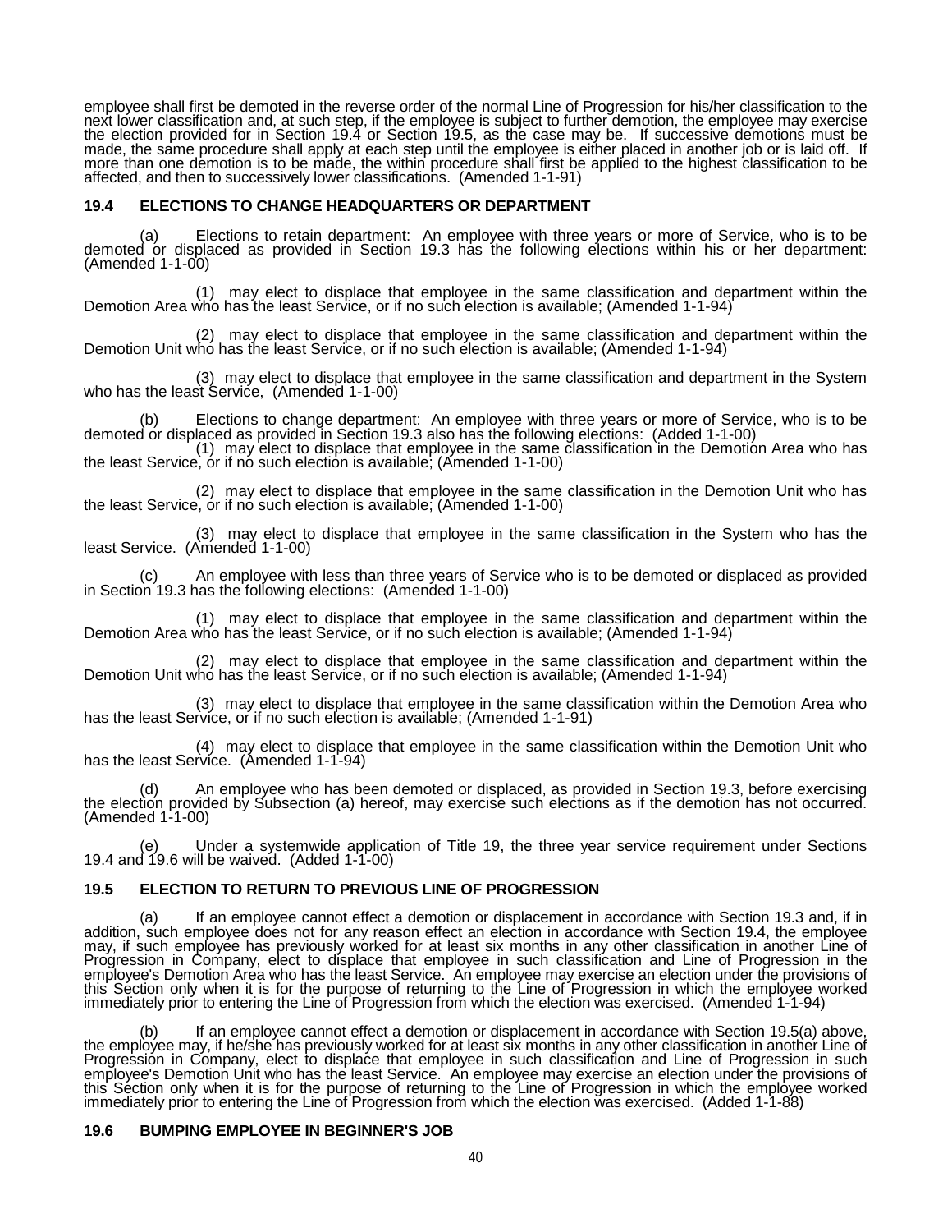employee shall first be demoted in the reverse order of the normal Line of Progression for his/her classification to the next lower classification and, at such step, if the employee is subject to further demotion, the employee may exercise the election provided for in Section 19.4 or Section 19.5, as the case may be. If successive demotions must be made, the same procedure shall apply at each step until the employee is either placed in another job or is laid off. If more than one demotion is to be made, the within procedure shall first be applied to the highest classification to be affected, and then to successively lower classifications. (Amended 1-1-91)

### 19.4 ELECTIONS TO CHANGE HEADQUARTERS OR DEPARTMENT

(a) Elections to retain department: An employee with three years or more of Service, who is to be demoted or displaced as provided in Section 19.3 has the following elections within his or her department: (Amended 1-1-00)

(1) may elect to displace that employee in the same classification and department within the Demotion Area who has the least Service, or if no such election is available; (Amended 1-1-94)

(2) may elect to displace that employee in the same classification and department within the Demotion Unit who has the least Service, or if no such election is available; (Amended 1-1-94)

(3) may elect to displace that employee in the same classification and department in the System who has the least Service, (Amended 1-1-00)

(b) Elections to change department: An employee with three years or more of Service, who is to be demoted or displaced as provided in Section 19.3 also has the following elections: (Added 1-1-00)

(1) may elect to displace that employee in the same classification in the Demotion Area who has the least Service, or if no such election is available; (Amended 1-1-00)

(2) may elect to displace that employee in the same classification in the Demotion Unit who has the least Service, or if no such election is available; (Amended 1-1-00)

(3) may elect to displace that employee in the same classification in the System who has the least Service. (Amended 1-1-00)

(c) An employee with less than three years of Service who is to be demoted or displaced as provided in Section 19.3 has the following elections: (Amended 1-1-00)

(1) may elect to displace that employee in the same classification and department within the Demotion Area who has the least Service, or if no such election is available; (Amended 1-1-94)

(2) may elect to displace that employee in the same classification and department within the Demotion Unit who has the least Service, or if no such election is available; (Amended 1-1-94)

(3) may elect to displace that employee in the same classification within the Demotion Area who has the least Service, or if no such election is available; (Amended 1-1-91)

(4) may elect to displace that employee in the same classification within the Demotion Unit who has the least Service. (Amended 1-1-94)

(d) An employee who has been demoted or displaced, as provided in Section 19.3, before exercising the election provided by Subsection (a) hereof, may exercise such elections as if the demotion has not occurred. (Amended 1-1-00)

(e) Under a systemwide application of Title 19, the three year service requirement under Sections 19.4 and 19.6 will be waived. (Added 1-1-00)

### 19.5 ELECTION TO RETURN TO PREVIOUS LINE OF PROGRESSION

(a) If an employee cannot effect a demotion or displacement in accordance with Section 19.3 and, if in addition, such employee does not for any reason effect an election in accordance with Section 19.4, the employee may, if such employee has previously worked for at least six months in any other classification in another Line of Progression in Company, elect to displace that employee in such classification and Line of Progression in the employee's Demotion Area who has the least Service. An employee may exercise an election under the provisions of this Section only when it is for the purpose of returning to the Line of Progression in which the employee worked immediately prior to entering the Line of Progression from which the election was exercised. (Amended 1-1-94)

(b) If an employee cannot effect a demotion or displacement in accordance with Section 19.5(a) above, the employee may, if he/she has previously worked for at least six months in any other classification in another Line of Progression in Company, elect to displace that employee in such classification and Line of Progression in such employee's Demotion Unit who has the least Service. An employee may exercise an election under the provisions of this Section only when it is for the purpose of returning to the Line of Progression in which the employee worked immediately prior to entering the Line of Progression from which the election was exercised. (Added 1-1-88)

### 19.6 BUMPING EMPLOYEE IN BEGINNER'S JOB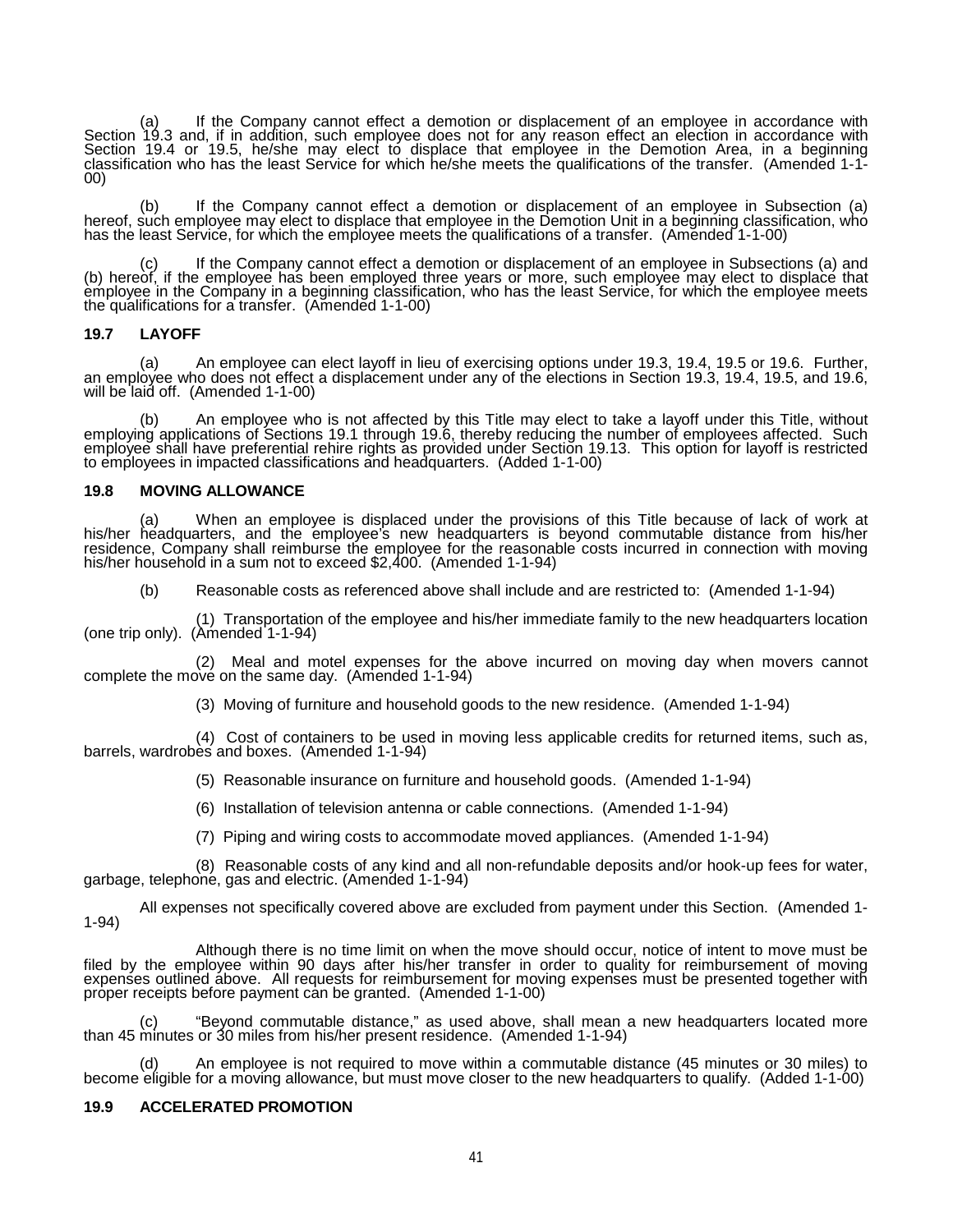(a) If the Company cannot effect a demotion or displacement of an employee in accordance with Section 19.3 and, if in addition, such employee does not for any reason effect an election in accordance with Section 19.4 or 19.5, he/she may elect to displace that employee in the Demotion Area, in a beginning classification who has the least Service for which he/she meets the qualifications of the transfer. (Amended 1-1-00)

(b) If the Company cannot effect a demotion or displacement of an employee in Subsection (a) hereof, such employee may elect to displace that employee in the Demotion Unit in a beginning classification, who has the least Service, for which the employee meets the qualifications of a transfer. (Amended 1-1-00)

(c) If the Company cannot effect a demotion or displacement of an employee in Subsections (a) and (b) hereof, if the employee has been employed three years or more, such employee may elect to displace that employee in the Company in a beginning classification, who has the least Service, for which the employee meets the qualifications for a transfer. (Amended 1-1-00)

### 19.7 LAYOFF

(a) An employee can elect layoff in lieu of exercising options under 19.3, 19.4, 19.5 or 19.6. Further, an employee who does not effect a displacement under any of the elections in Section 19.3, 19.4, 19.5, and 19.6, will be laid off. (Amended 1-1-00)

(b) An employee who is not affected by this Title may elect to take a layoff under this Title, without employing applications of Sections 19.1 through 19.6, thereby reducing the number of employees affected. Such employee shall have preferential rehire rights as provided under Section 19.13. This option for layoff is restricted to employees in impacted classifications and headquarters. (Added 1-1-00)

### 19.8 MOVING ALLOWANCE

(a) When an employee is displaced under the provisions of this Title because of lack of work at his/her headquarters, and the employee's new headquarters is beyond commutable distance from his/her residence, Company shall reimburse the employee for the reasonable costs incurred in connection with moving his/her household in a sum not to exceed $2,400. (Amended 1-1-94)

(b) Reasonable costs as referenced above shall include and are restricted to: (Amended 1-1-94)

(1) Transportation of the employee and his/her immediate family to the new headquarters location (one trip only). (Amended 1-1-94)

(2) Meal and motel expenses for the above incurred on moving day when movers cannot complete the move on the same day. (Amended 1-1-94)

(3) Moving of furniture and household goods to the new residence. (Amended 1-1-94)

(4) Cost of containers to be used in moving less applicable credits for returned items, such as, barrels, wardrobes and boxes. (Amended 1-1-94)

(5) Reasonable insurance on furniture and household goods. (Amended 1-1-94)

(6) Installation of television antenna or cable connections. (Amended 1-1-94)

(7) Piping and wiring costs to accommodate moved appliances. (Amended 1-1-94)

(8) Reasonable costs of any kind and all non-refundable deposits and/or hook-up fees for water, garbage, telephone, gas and electric. (Amended 1-1-94)

All expenses not specifically covered above are excluded from payment under this Section. (Amended 1-1-94)

Although there is no time limit on when the move should occur, notice of intent to move must be filed by the employee within 90 days after his/her transfer in order to quality for reimbursement of moving expenses outlined above. All requests for reimbursement for moving expenses must be presented together with proper receipts before payment can be granted. (Amended 1-1-00)

(c) "Beyond commutable distance," as used above, shall mean a new headquarters located more than 45 minutes or 30 miles from his/her present residence. (Amended 1-1-94)

(d) An employee is not required to move within a commutable distance (45 minutes or 30 miles) to become eligible for a moving allowance, but must move closer to the new headquarters to qualify. (Added 1-1-00)

### 19.9 ACCELERATED PROMOTION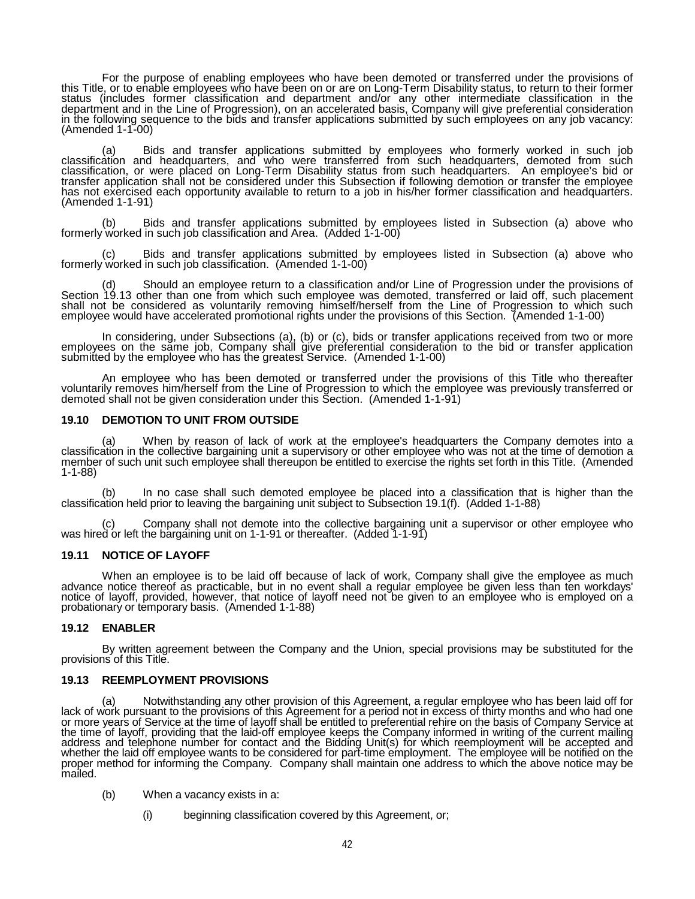For the purpose of enabling employees who have been demoted or transferred under the provisions of this Title, or to enable employees who have been on or are on Long-Term Disability status, to return to their former status (includes former classification and department and/or any other intermediate classification in the department and in the Line of Progression), on an accelerated basis, Company will give preferential consideration in the following sequence to the bids and transfer applications submitted by such employees on any job vacancy: (Amended 1-1-00)

(a) Bids and transfer applications submitted by employees who formerly worked in such job classification and headquarters, and who were transferred from such headquarters, demoted from such classification, or were placed on Long-Term Disability status from such headquarters. An employee's bid or transfer application shall not be considered under this Subsection if following demotion or transfer the employee has not exercised each opportunity available to return to a job in his/her former classification and headquarters. (Amended 1-1-91)

(b) Bids and transfer applications submitted by employees listed in Subsection (a) above who formerly worked in such job classification and Area. (Added 1-1-00)

(c) Bids and transfer applications submitted by employees listed in Subsection (a) above who formerly worked in such job classification. (Amended 1-1-00)

(d) Should an employee return to a classification and/or Line of Progression under the provisions of Section 19.13 other than one from which such employee was demoted, transferred or laid off, such placement shall not be considered as voluntarily removing himself/herself from the Line of Progression to which such employee would have accelerated promotional rights under the provisions of this Section. (Amended 1-1-00)

In considering, under Subsections (a), (b) or (c), bids or transfer applications received from two or more employees on the same job, Company shall give preferential consideration to the bid or transfer application submitted by the employee who has the greatest Service. (Amended 1-1-00)

An employee who has been demoted or transferred under the provisions of this Title who thereafter voluntarily removes him/herself from the Line of Progression to which the employee was previously transferred or demoted shall not be given consideration under this Section. (Amended 1-1-91)

### 19.10 DEMOTION TO UNIT FROM OUTSIDE

(a) When by reason of lack of work at the employee's headquarters the Company demotes into a classification in the collective bargaining unit a supervisory or other employee who was not at the time of demotion a member of such unit such employee shall thereupon be entitled to exercise the rights set forth in this Title. (Amended 1-1-88)

(b) In no case shall such demoted employee be placed into a classification that is higher than the classification held prior to leaving the bargaining unit subject to Subsection 19.1(f). (Added 1-1-88)

(c) Company shall not demote into the collective bargaining unit a supervisor or other employee who was hired or left the bargaining unit on 1-1-91 or thereafter. (Added 1-1-91)

### 19.11 NOTICE OF LAYOFF

When an employee is to be laid off because of lack of work, Company shall give the employee as much advance notice thereof as practicable, but in no event shall a regular employee be given less than ten workdays' notice of layoff, provided, however, that notice of layoff need not be given to an employee who is employed on a probationary or temporary basis. (Amended 1-1-88)

### 19.12 ENABLER

By written agreement between the Company and the Union, special provisions may be substituted for the provisions of this Title.

### 19.13 REEMPLOYMENT PROVISIONS

(a) Notwithstanding any other provision of this Agreement, a regular employee who has been laid off for lack of work pursuant to the provisions of this Agreement for a period not in excess of thirty months and who had one or more years of Service at the time of layoff shall be entitled to preferential rehire on the basis of Company Service at the time of layoff, providing that the laid-off employee keeps the Company informed in writing of the current mailing address and telephone number for contact and the Bidding Unit(s) for which reemployment will be accepted and whether the laid off employee wants to be considered for part-time employment. The employee will be notified on the proper method for informing the Company. Company shall maintain one address to which the above notice may be mailed.

(b) When a vacancy exists in a:

(i) beginning classification covered by this Agreement, or;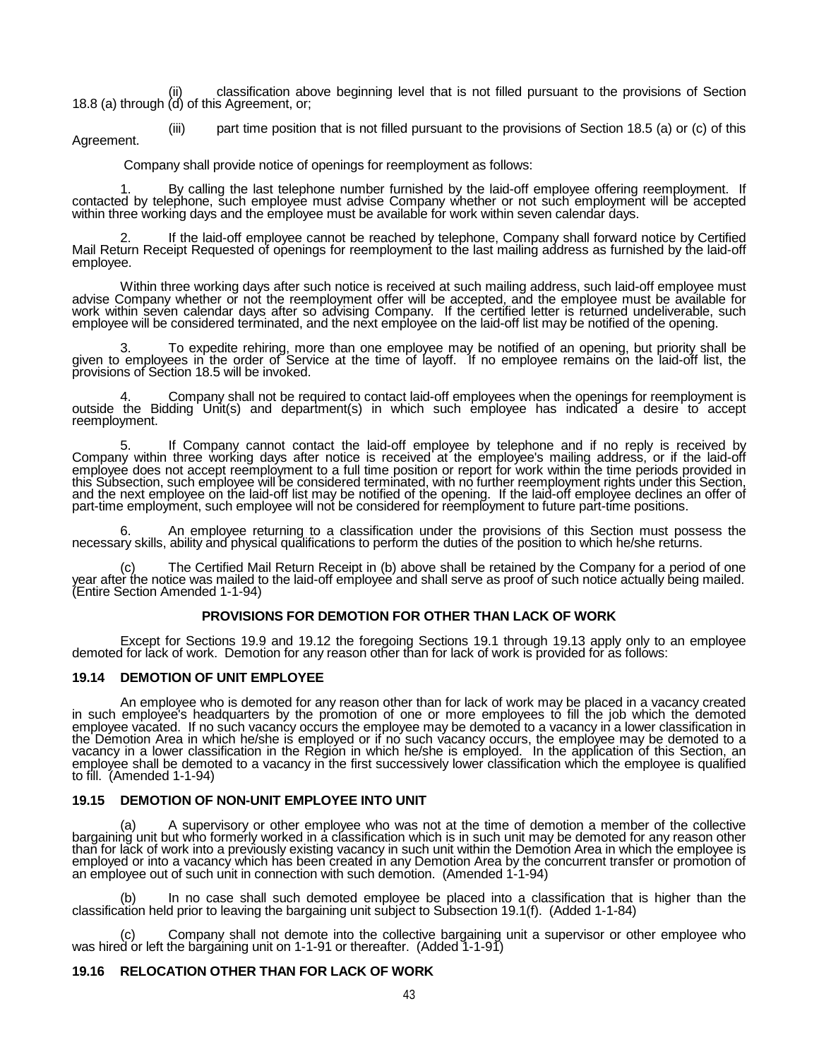(ii) classification above beginning level that is not filled pursuant to the provisions of Section 18.8 (a) through (d) of this Agreement, or;

(iii) part time position that is not filled pursuant to the provisions of Section 18.5 (a) or (c) of this Agreement.

Company shall provide notice of openings for reemployment as follows:

1. By calling the last telephone number furnished by the laid-off employee offering reemployment. If contacted by telephone, such employee must advise Company whether or not such employment will be accepted within three working days and the employee must be available for work within seven calendar days.

2. If the laid-off employee cannot be reached by telephone, Company shall forward notice by Certified Mail Return Receipt Requested of openings for reemployment to the last mailing address as furnished by the laid-off employee.

Within three working days after such notice is received at such mailing address, such laid-off employee must advise Company whether or not the reemployment offer will be accepted, and the employee must be available for work within seven calendar days after so advising Company. If the certified letter is returned undeliverable, such employee will be considered terminated, and the next employee on the laid-off list may be notified of the opening.

3. To expedite rehiring, more than one employee may be notified of an opening, but priority shall be given to employees in the order of Service at the time of layoff. If no employee remains on the laid-off list, the provisions of Section 18.5 will be invoked.

4. Company shall not be required to contact laid-off employees when the openings for reemployment is outside the Bidding Unit(s) and department(s) in which such employee has indicated a desire to accept reemployment.

5. If Company cannot contact the laid-off employee by telephone and if no reply is received by Company within three working days after notice is received at the employee's mailing address, or if the laid-off employee does not accept reemployment to a full time position or report for work within the time periods provided in this Subsection, such employee will be considered terminated, with no further reemployment rights under this Section, and the next employee on the laid-off list may be notified of the opening. If the laid-off employee declines an offer of part-time employment, such employee will not be considered for reemployment to future part-time positions.

6. An employee returning to a classification under the provisions of this Section must possess the necessary skills, ability and physical qualifications to perform the duties of the position to which he/she returns.

(c) The Certified Mail Return Receipt in (b) above shall be retained by the Company for a period of one year after the notice was mailed to the laid-off employee and shall serve as proof of such notice actually being mailed. (Entire Section Amended 1-1-94)

**PROVISIONS FOR DEMOTION FOR OTHER THAN LACK OF WORK**

Except for Sections 19.9 and 19.12 the foregoing Sections 19.1 through 19.13 apply only to an employee demoted for lack of work. Demotion for any reason other than for lack of work is provided for as follows:

## 19.14 DEMOTION OF UNIT EMPLOYEE

An employee who is demoted for any reason other than for lack of work may be placed in a vacancy created in such employee's headquarters by the promotion of one or more employees to fill the job which the demoted employee vacated. If no such vacancy occurs the employee may be demoted to a vacancy in a lower classification in the Demotion Area in which he/she is employed or if no such vacancy occurs, the employee may be demoted to a vacancy in a lower classification in the Region in which he/she is employed. In the application of this Section, an employee shall be demoted to a vacancy in the first successively lower classification which the employee is qualified to fill. (Amended 1-1-94)

## 19.15 DEMOTION OF NON-UNIT EMPLOYEE INTO UNIT

(a) A supervisory or other employee who was not at the time of demotion a member of the collective bargaining unit but who formerly worked in a classification which is in such unit may be demoted for any reason other than for lack of work into a previously existing vacancy in such unit within the Demotion Area in which the employee is employed or into a vacancy which has been created in any Demotion Area by the concurrent transfer or promotion of an employee out of such unit in connection with such demotion. (Amended 1-1-94)

(b) In no case shall such demoted employee be placed into a classification that is higher than the classification held prior to leaving the bargaining unit subject to Subsection 19.1(f). (Added 1-1-84)

(c) Company shall not demote into the collective bargaining unit a supervisor or other employee who was hired or left the bargaining unit on 1-1-91 or thereafter. (Added 1-1-91)

## 19.16 RELOCATION OTHER THAN FOR LACK OF WORK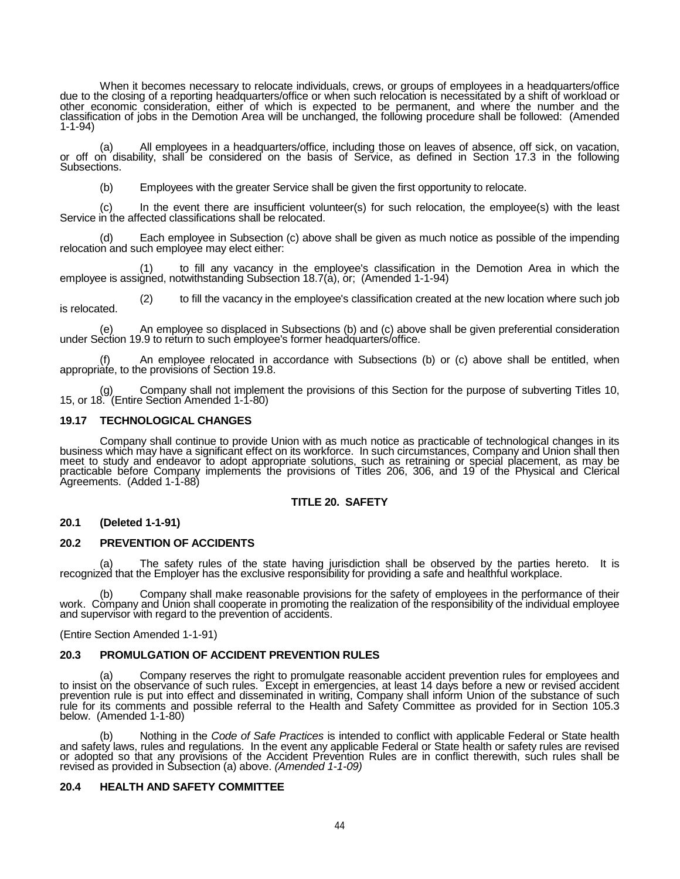When it becomes necessary to relocate individuals, crews, or groups of employees in a headquarters/office due to the closing of a reporting headquarters/office or when such relocation is necessitated by a shift of workload or other economic consideration, either of which is expected to be permanent, and where the number and the classification of jobs in the Demotion Area will be unchanged, the following procedure shall be followed: (Amended 1-1-94)

(a) All employees in a headquarters/office, including those on leaves of absence, off sick, on vacation, or off on disability, shall be considered on the basis of Service, as defined in Section 17.3 in the following Subsections.

(b) Employees with the greater Service shall be given the first opportunity to relocate.

(c) In the event there are insufficient volunteer(s) for such relocation, the employee(s) with the least Service in the affected classifications shall be relocated.

(d) Each employee in Subsection (c) above shall be given as much notice as possible of the impending relocation and such employee may elect either:

(1) to fill any vacancy in the employee's classification in the Demotion Area in which the employee is assigned, notwithstanding Subsection 18.7(a), or; (Amended 1-1-94)

(2) to fill the vacancy in the employee's classification created at the new location where such job is relocated.

(e) An employee so displaced in Subsections (b) and (c) above shall be given preferential consideration under Section 19.9 to return to such employee's former headquarters/office.

(f) An employee relocated in accordance with Subsections (b) or (c) above shall be entitled, when appropriate, to the provisions of Section 19.8.

(g) Company shall not implement the provisions of this Section for the purpose of subverting Titles 10, 15, or 18. (Entire Section Amended 1-1-80)

### 19.17 TECHNOLOGICAL CHANGES

Company shall continue to provide Union with as much notice as practicable of technological changes in its business which may have a significant effect on its workforce. In such circumstances, Company and Union shall then meet to study and endeavor to adopt appropriate solutions, such as retraining or special placement, as may be practicable before Company implements the provisions of Titles 206, 306, and 19 of the Physical and Clerical Agreements. (Added 1-1-88)

## TITLE 20. SAFETY

### 20.1 (Deleted 1-1-91)

### 20.2 PREVENTION OF ACCIDENTS

(a) The safety rules of the state having jurisdiction shall be observed by the parties hereto. It is recognized that the Employer has the exclusive responsibility for providing a safe and healthful workplace.

(b) Company shall make reasonable provisions for the safety of employees in the performance of their work. Company and Union shall cooperate in promoting the realization of the responsibility of the individual employee and supervisor with regard to the prevention of accidents.

(Entire Section Amended 1-1-91)

### 20.3 PROMULGATION OF ACCIDENT PREVENTION RULES

(a) Company reserves the right to promulgate reasonable accident prevention rules for employees and to insist on the observance of such rules. Except in emergencies, at least 14 days before a new or revised accident prevention rule is put into effect and disseminated in writing, Company shall inform Union of the substance of such rule for its comments and possible referral to the Health and Safety Committee as provided for in Section 105.3 below. (Amended 1-1-80)

(b) Nothing in the *Code of Safe Practices* is intended to conflict with applicable Federal or State health and safety laws, rules and regulations. In the event any applicable Federal or State health or safety rules are revised or adopted so that any provisions of the Accident Prevention Rules are in conflict therewith, such rules shall be revised as provided in Subsection (a) above. *(Amended 1-1-09)*

### 20.4 HEALTH AND SAFETY COMMITTEE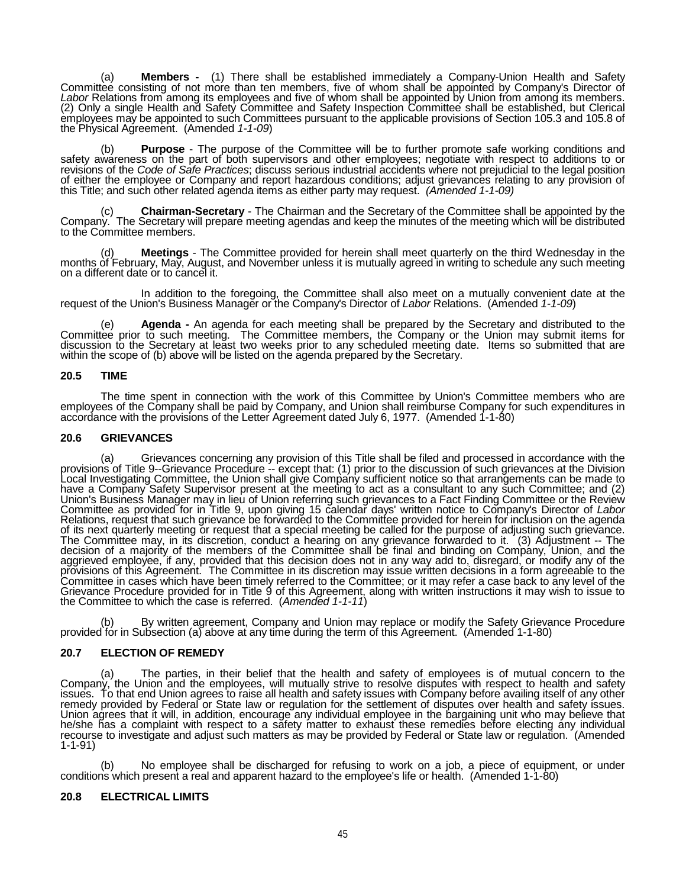(a) **Members -** (1) There shall be established immediately a Company-Union Health and Safety Committee consisting of not more than ten members, five of whom shall be appointed by Company's Director of *Labor* Relations from among its employees and five of whom shall be appointed by Union from among its members. (2) Only a single Health and Safety Committee and Safety Inspection Committee shall be established, but Clerical employees may be appointed to such Committees pursuant to the applicable provisions of Section 105.3 and 105.8 of the Physical Agreement. (Amended *1-1-09*)

(b) **Purpose** - The purpose of the Committee will be to further promote safe working conditions and safety awareness on the part of both supervisors and other employees; negotiate with respect to additions to or revisions of the *Code of Safe Practices*; discuss serious industrial accidents where not prejudicial to the legal position of either the employee or Company and report hazardous conditions; adjust grievances relating to any provision of this Title; and such other related agenda items as either party may request. *(Amended 1-1-09)*

(c) **Chairman-Secretary** - The Chairman and the Secretary of the Committee shall be appointed by the Company. The Secretary will prepare meeting agendas and keep the minutes of the meeting which will be distributed to the Committee members.

(d) **Meetings** - The Committee provided for herein shall meet quarterly on the third Wednesday in the months of February, May, August, and November unless it is mutually agreed in writing to schedule any such meeting on a different date or to cancel it.

In addition to the foregoing, the Committee shall also meet on a mutually convenient date at the request of the Union's Business Manager or the Company's Director of *Labor* Relations. (Amended *1-1-09*)

(e) **Agenda -** An agenda for each meeting shall be prepared by the Secretary and distributed to the Committee prior to such meeting. The Committee members, the Company or the Union may submit items for discussion to the Secretary at least two weeks prior to any scheduled meeting date. Items so submitted that are within the scope of (b) above will be listed on the agenda prepared by the Secretary.

## 20.5 TIME

The time spent in connection with the work of this Committee by Union's Committee members who are employees of the Company shall be paid by Company, and Union shall reimburse Company for such expenditures in accordance with the provisions of the Letter Agreement dated July 6, 1977. (Amended 1-1-80)

## 20.6 GRIEVANCES

(a) Grievances concerning any provision of this Title shall be filed and processed in accordance with the provisions of Title 9--Grievance Procedure -- except that: (1) prior to the discussion of such grievances at the Division Local Investigating Committee, the Union shall give Company sufficient notice so that arrangements can be made to have a Company Safety Supervisor present at the meeting to act as a consultant to any such Committee; and (2) Union's Business Manager may in lieu of Union referring such grievances to a Fact Finding Committee or the Review Committee as provided for in Title 9, upon giving 15 calendar days' written notice to Company's Director of *Labor* Relations, request that such grievance be forwarded to the Committee provided for herein for inclusion on the agenda of its next quarterly meeting or request that a special meeting be called for the purpose of adjusting such grievance. The Committee may, in its discretion, conduct a hearing on any grievance forwarded to it. (3) Adjustment -- The decision of a majority of the members of the Committee shall be final and binding on Company, Union, and the aggrieved employee, if any, provided that this decision does not in any way add to, disregard, or modify any of the provisions of this Agreement. The Committee in its discretion may issue written decisions in a form agreeable to the Committee in cases which have been timely referred to the Committee; or it may refer a case back to any level of the Grievance Procedure provided for in Title 9 of this Agreement, along with written instructions it may wish to issue to the Committee to which the case is referred. (*Amended 1-1-11*)

(b) By written agreement, Company and Union may replace or modify the Safety Grievance Procedure provided for in Subsection (a) above at any time during the term of this Agreement. (Amended 1-1-80)

## 20.7 ELECTION OF REMEDY

(a) The parties, in their belief that the health and safety of employees is of mutual concern to the Company, the Union and the employees, will mutually strive to resolve disputes with respect to health and safety issues. To that end Union agrees to raise all health and safety issues with Company before availing itself of any other remedy provided by Federal or State law or regulation for the settlement of disputes over health and safety issues. Union agrees that it will, in addition, encourage any individual employee in the bargaining unit who may believe that he/she has a complaint with respect to a safety matter to exhaust these remedies before electing any individual recourse to investigate and adjust such matters as may be provided by Federal or State law or regulation. (Amended 1-1-91)

(b) No employee shall be discharged for refusing to work on a job, a piece of equipment, or under conditions which present a real and apparent hazard to the employee's life or health. (Amended 1-1-80)

## 20.8 ELECTRICAL LIMITS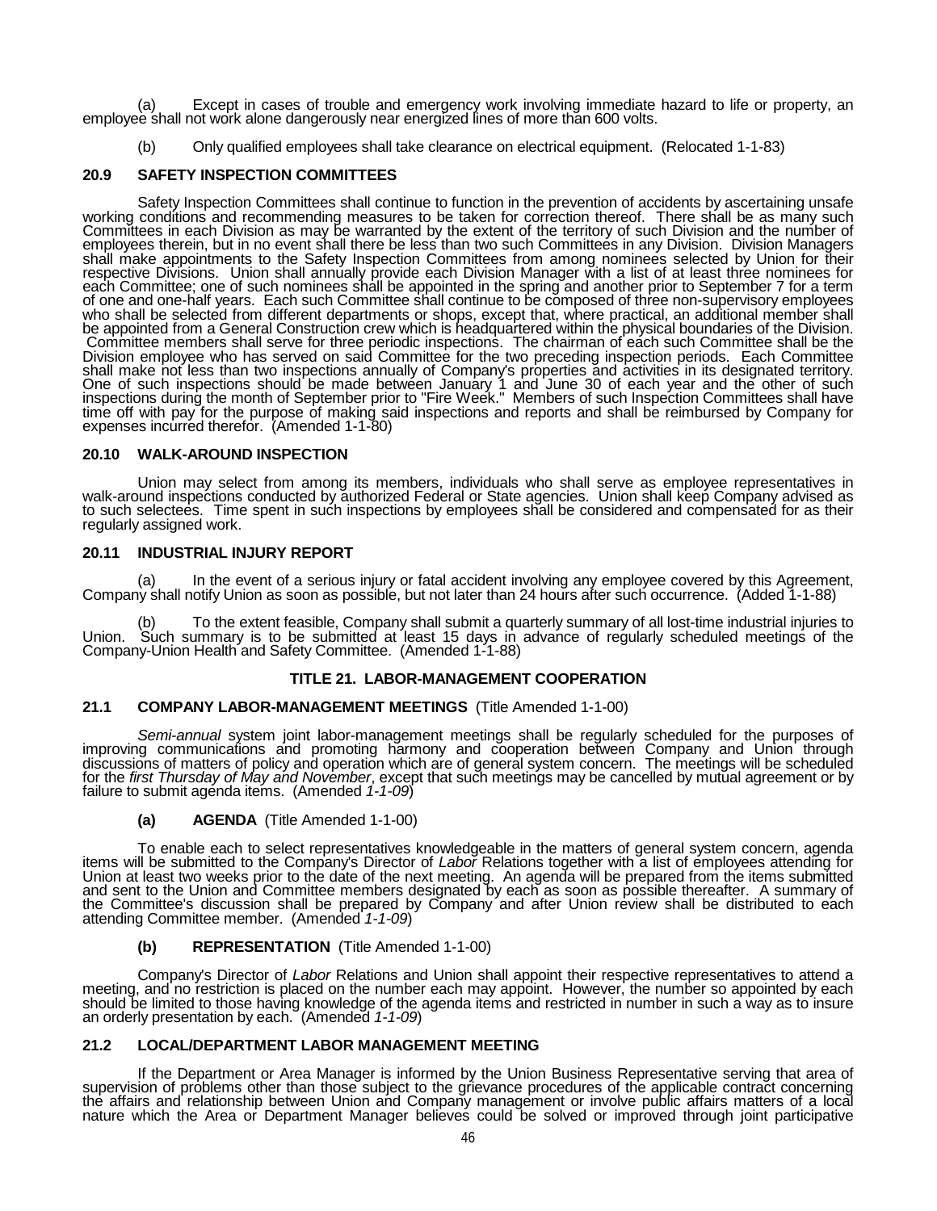(a) Except in cases of trouble and emergency work involving immediate hazard to life or property, an employee shall not work alone dangerously near energized lines of more than 600 volts.

(b) Only qualified employees shall take clearance on electrical equipment. (Relocated 1-1-83)

### 20.9 SAFETY INSPECTION COMMITTEES

Safety Inspection Committees shall continue to function in the prevention of accidents by ascertaining unsafe working conditions and recommending measures to be taken for correction thereof. There shall be as many such Committees in each Division as may be warranted by the extent of the territory of such Division and the number of employees therein, but in no event shall there be less than two such Committees in any Division. Division Managers shall make appointments to the Safety Inspection Committees from among nominees selected by Union for their respective Divisions. Union shall annually provide each Division Manager with a list of at least three nominees for each Committee; one of such nominees shall be appointed in the spring and another prior to September 7 for a term of one and one-half years. Each such Committee shall continue to be composed of three non-supervisory employees who shall be selected from different departments or shops, except that, where practical, an additional member shall be appointed from a General Construction crew which is headquartered within the physical boundaries of the Division. Committee members shall serve for three periodic inspections. The chairman of each such Committee shall be the Division employee who has served on said Committee for the two preceding inspection periods. Each Committee shall make not less than two inspections annually of Company's properties and activities in its designated territory. One of such inspections should be made between January 1 and June 30 of each year and the other of such inspections during the month of September prior to "Fire Week." Members of such Inspection Committees shall have time off with pay for the purpose of making said inspections and reports and shall be reimbursed by Company for expenses incurred therefor. (Amended 1-1-80)

### 20.10 WALK-AROUND INSPECTION

Union may select from among its members, individuals who shall serve as employee representatives in walk-around inspections conducted by authorized Federal or State agencies. Union shall keep Company advised as to such selectees. Time spent in such inspections by employees shall be considered and compensated for as their regularly assigned work.

### 20.11 INDUSTRIAL INJURY REPORT

(a) In the event of a serious injury or fatal accident involving any employee covered by this Agreement, Company shall notify Union as soon as possible, but not later than 24 hours after such occurrence. (Added 1-1-88)

(b) To the extent feasible, Company shall submit a quarterly summary of all lost-time industrial injuries to Union. Such summary is to be submitted at least 15 days in advance of regularly scheduled meetings of the Company-Union Health and Safety Committee. (Amended 1-1-88)

## TITLE 21. LABOR-MANAGEMENT COOPERATION

### 21.1 COMPANY LABOR-MANAGEMENT MEETINGS (Title Amended 1-1-00)

*Semi-annual* system joint labor-management meetings shall be regularly scheduled for the purposes of improving communications and promoting harmony and cooperation between Company and Union through discussions of matters of policy and operation which are of general system concern. The meetings will be scheduled for the *first Thursday of May and November*, except that such meetings may be cancelled by mutual agreement or by failure to submit agenda items. (Amended *1-1-09*)

**(a) AGENDA** (Title Amended 1-1-00)

To enable each to select representatives knowledgeable in the matters of general system concern, agenda items will be submitted to the Company's Director of *Labor* Relations together with a list of employees attending for Union at least two weeks prior to the date of the next meeting. An agenda will be prepared from the items submitted and sent to the Union and Committee members designated by each as soon as possible thereafter. A summary of the Committee's discussion shall be prepared by Company and after Union review shall be distributed to each attending Committee member. (Amended *1-1-09*)

**(b) REPRESENTATION** (Title Amended 1-1-00)

Company's Director of *Labor* Relations and Union shall appoint their respective representatives to attend a meeting, and no restriction is placed on the number each may appoint. However, the number so appointed by each should be limited to those having knowledge of the agenda items and restricted in number in such a way as to insure an orderly presentation by each. (Amended *1-1-09*)

### 21.2 LOCAL/DEPARTMENT LABOR MANAGEMENT MEETING

If the Department or Area Manager is informed by the Union Business Representative serving that area of supervision of problems other than those subject to the grievance procedures of the applicable contract concerning the affairs and relationship between Union and Company management or involve public affairs matters of a local nature which the Area or Department Manager believes could be solved or improved through joint participative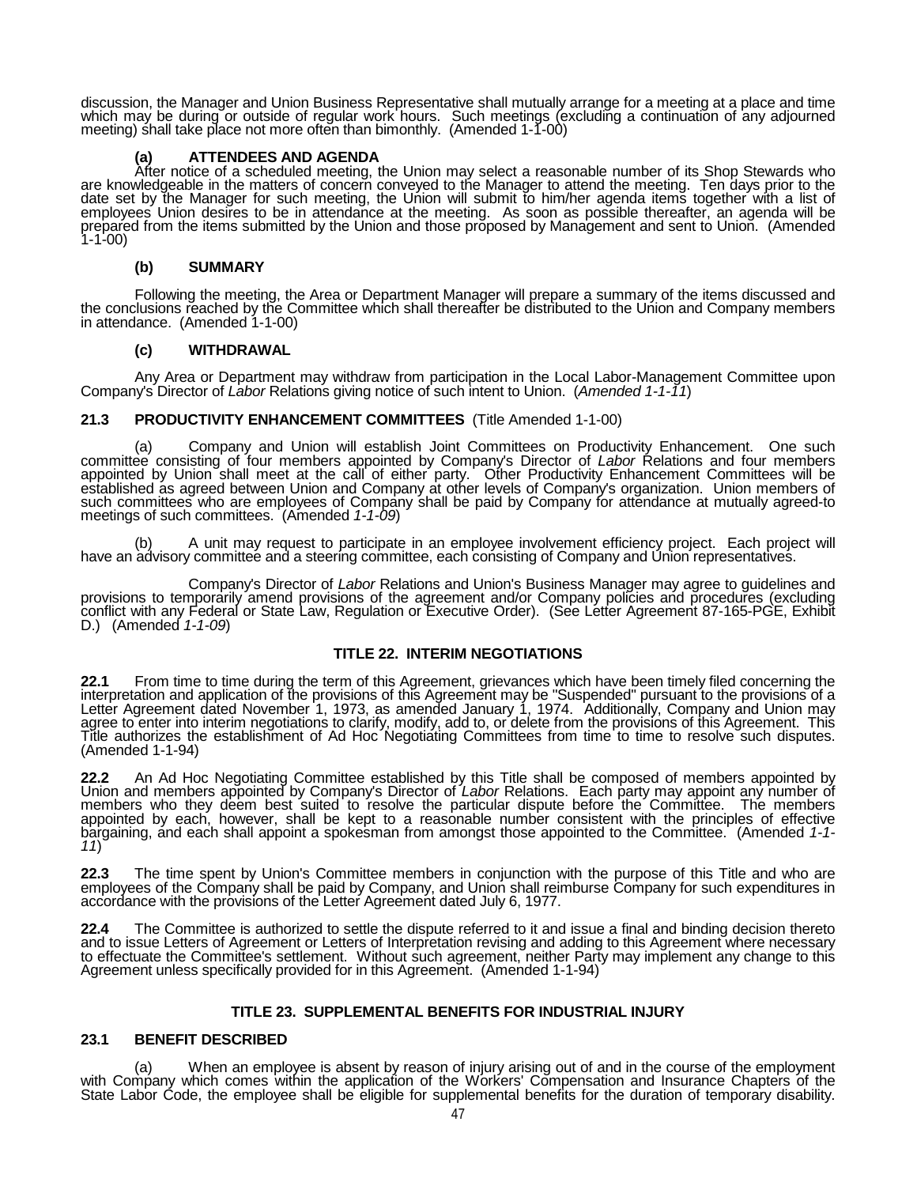discussion, the Manager and Union Business Representative shall mutually arrange for a meeting at a place and time which may be during or outside of regular work hours. Such meetings (excluding a continuation of any adjourned meeting) shall take place not more often than bimonthly. (Amended 1-1-00)

**(a) ATTENDEES AND AGENDA**

After notice of a scheduled meeting, the Union may select a reasonable number of its Shop Stewards who are knowledgeable in the matters of concern conveyed to the Manager to attend the meeting. Ten days prior to the date set by the Manager for such meeting, the Union will submit to him/her agenda items together with a list of employees Union desires to be in attendance at the meeting. As soon as possible thereafter, an agenda will be prepared from the items submitted by the Union and those proposed by Management and sent to Union. (Amended 1-1-00)

**(b) SUMMARY**

Following the meeting, the Area or Department Manager will prepare a summary of the items discussed and the conclusions reached by the Committee which shall thereafter be distributed to the Union and Company members in attendance. (Amended 1-1-00)

**(c) WITHDRAWAL**

Any Area or Department may withdraw from participation in the Local Labor-Management Committee upon Company's Director of *Labor* Relations giving notice of such intent to Union. (*Amended 1-1-11*)

**21.3 PRODUCTIVITY ENHANCEMENT COMMITTEES** (Title Amended 1-1-00)

(a) Company and Union will establish Joint Committees on Productivity Enhancement. One such committee consisting of four members appointed by Company's Director of *Labor* Relations and four members appointed by Union shall meet at the call of either party. Other Productivity Enhancement Committees will be established as agreed between Union and Company at other levels of Company's organization. Union members of such committees who are employees of Company shall be paid by Company for attendance at mutually agreed-to meetings of such committees. (Amended *1-1-09*)

(b) A unit may request to participate in an employee involvement efficiency project. Each project will have an advisory committee and a steering committee, each consisting of Company and Union representatives.

Company's Director of *Labor* Relations and Union's Business Manager may agree to guidelines and provisions to temporarily amend provisions of the agreement and/or Company policies and procedures (excluding conflict with any Federal or State Law, Regulation or Executive Order). (See Letter Agreement 87-165-PGE, Exhibit D.) (Amended *1-1-09*)

## TITLE 22. INTERIM NEGOTIATIONS

**22.1** From time to time during the term of this Agreement, grievances which have been timely filed concerning the interpretation and application of the provisions of this Agreement may be "Suspended" pursuant to the provisions of a Letter Agreement dated November 1, 1973, as amended January 1, 1974. Additionally, Company and Union may agree to enter into interim negotiations to clarify, modify, add to, or delete from the provisions of this Agreement. This Title authorizes the establishment of Ad Hoc Negotiating Committees from time to time to resolve such disputes. (Amended 1-1-94)

**22.2** An Ad Hoc Negotiating Committee established by this Title shall be composed of members appointed by Union and members appointed by Company's Director of *Labor* Relations. Each party may appoint any number of members who they deem best suited to resolve the particular dispute before the Committee. The members appointed by each, however, shall be kept to a reasonable number consistent with the principles of effective bargaining, and each shall appoint a spokesman from amongst those appointed to the Committee. (Amended *1-1-11*)

**22.3** The time spent by Union's Committee members in conjunction with the purpose of this Title and who are employees of the Company shall be paid by Company, and Union shall reimburse Company for such expenditures in accordance with the provisions of the Letter Agreement dated July 6, 1977.

**22.4** The Committee is authorized to settle the dispute referred to it and issue a final and binding decision thereto and to issue Letters of Agreement or Letters of Interpretation revising and adding to this Agreement where necessary to effectuate the Committee's settlement. Without such agreement, neither Party may implement any change to this Agreement unless specifically provided for in this Agreement. (Amended 1-1-94)

## TITLE 23. SUPPLEMENTAL BENEFITS FOR INDUSTRIAL INJURY

**23.1 BENEFIT DESCRIBED**

(a) When an employee is absent by reason of injury arising out of and in the course of the employment with Company which comes within the application of the Workers' Compensation and Insurance Chapters of the State Labor Code, the employee shall be eligible for supplemental benefits for the duration of temporary disability.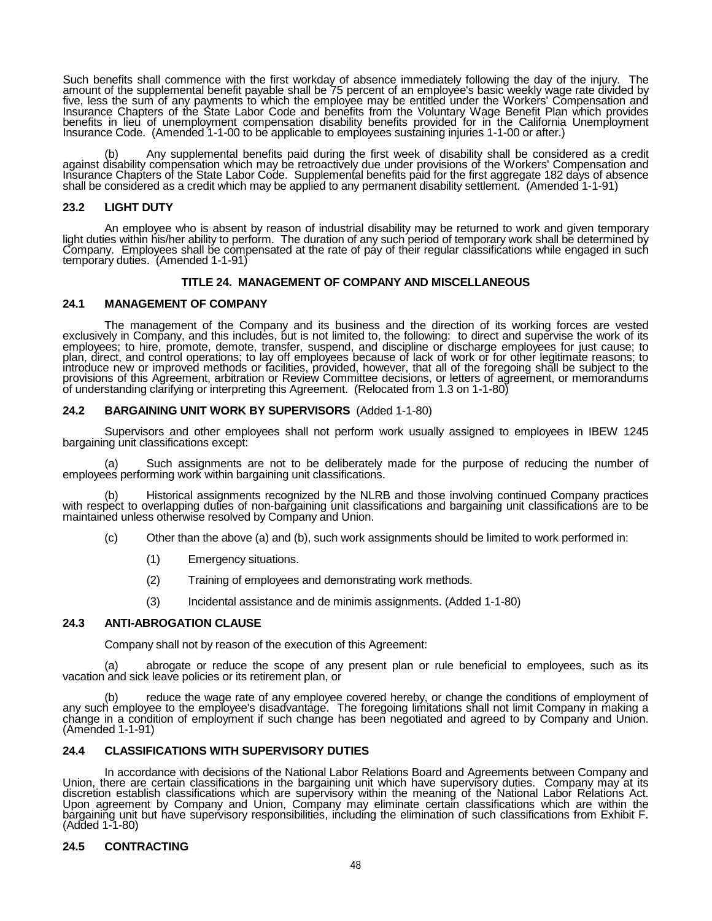Such benefits shall commence with the first workday of absence immediately following the day of the injury. The amount of the supplemental benefit payable shall be 75 percent of an employee's basic weekly wage rate divided by five, less the sum of any payments to which the employee may be entitled under the Workers' Compensation and Insurance Chapters of the State Labor Code and benefits from the Voluntary Wage Benefit Plan which provides benefits in lieu of unemployment compensation disability benefits provided for in the California Unemployment Insurance Code. (Amended 1-1-00 to be applicable to employees sustaining injuries 1-1-00 or after.)

(b) Any supplemental benefits paid during the first week of disability shall be considered as a credit against disability compensation which may be retroactively due under provisions of the Workers' Compensation and Insurance Chapters of the State Labor Code. Supplemental benefits paid for the first aggregate 182 days of absence shall be considered as a credit which may be applied to any permanent disability settlement. (Amended 1-1-91)

### 23.2 LIGHT DUTY

An employee who is absent by reason of industrial disability may be returned to work and given temporary light duties within his/her ability to perform. The duration of any such period of temporary work shall be determined by Company. Employees shall be compensated at the rate of pay of their regular classifications while engaged in such temporary duties. (Amended 1-1-91)

## TITLE 24. MANAGEMENT OF COMPANY AND MISCELLANEOUS

### 24.1 MANAGEMENT OF COMPANY

The management of the Company and its business and the direction of its working forces are vested exclusively in Company, and this includes, but is not limited to, the following: to direct and supervise the work of its employees; to hire, promote, demote, transfer, suspend, and discipline or discharge employees for just cause; to plan, direct, and control operations; to lay off employees because of lack of work or for other legitimate reasons; to introduce new or improved methods or facilities, provided, however, that all of the foregoing shall be subject to the provisions of this Agreement, arbitration or Review Committee decisions, or letters of agreement, or memorandums of understanding clarifying or interpreting this Agreement. (Relocated from 1.3 on 1-1-80)

### 24.2 BARGAINING UNIT WORK BY SUPERVISORS (Added 1-1-80)

Supervisors and other employees shall not perform work usually assigned to employees in IBEW 1245 bargaining unit classifications except:

(a) Such assignments are not to be deliberately made for the purpose of reducing the number of employees performing work within bargaining unit classifications.

(b) Historical assignments recognized by the NLRB and those involving continued Company practices with respect to overlapping duties of non-bargaining unit classifications and bargaining unit classifications are to be maintained unless otherwise resolved by Company and Union.

(c) Other than the above (a) and (b), such work assignments should be limited to work performed in:

(1) Emergency situations.

(2) Training of employees and demonstrating work methods.

(3) Incidental assistance and de minimis assignments. (Added 1-1-80)

### 24.3 ANTI-ABROGATION CLAUSE

Company shall not by reason of the execution of this Agreement:

(a) abrogate or reduce the scope of any present plan or rule beneficial to employees, such as its vacation and sick leave policies or its retirement plan, or

(b) reduce the wage rate of any employee covered hereby, or change the conditions of employment of any such employee to the employee's disadvantage. The foregoing limitations shall not limit Company in making a change in a condition of employment if such change has been negotiated and agreed to by Company and Union. (Amended 1-1-91)

### 24.4 CLASSIFICATIONS WITH SUPERVISORY DUTIES

In accordance with decisions of the National Labor Relations Board and Agreements between Company and Union, there are certain classifications in the bargaining unit which have supervisory duties. Company may at its discretion establish classifications which are supervisory within the meaning of the National Labor Relations Act. Upon agreement by Company and Union, Company may eliminate certain classifications which are within the bargaining unit but have supervisory responsibilities, including the elimination of such classifications from Exhibit F. (Added 1-1-80)

### 24.5 CONTRACTING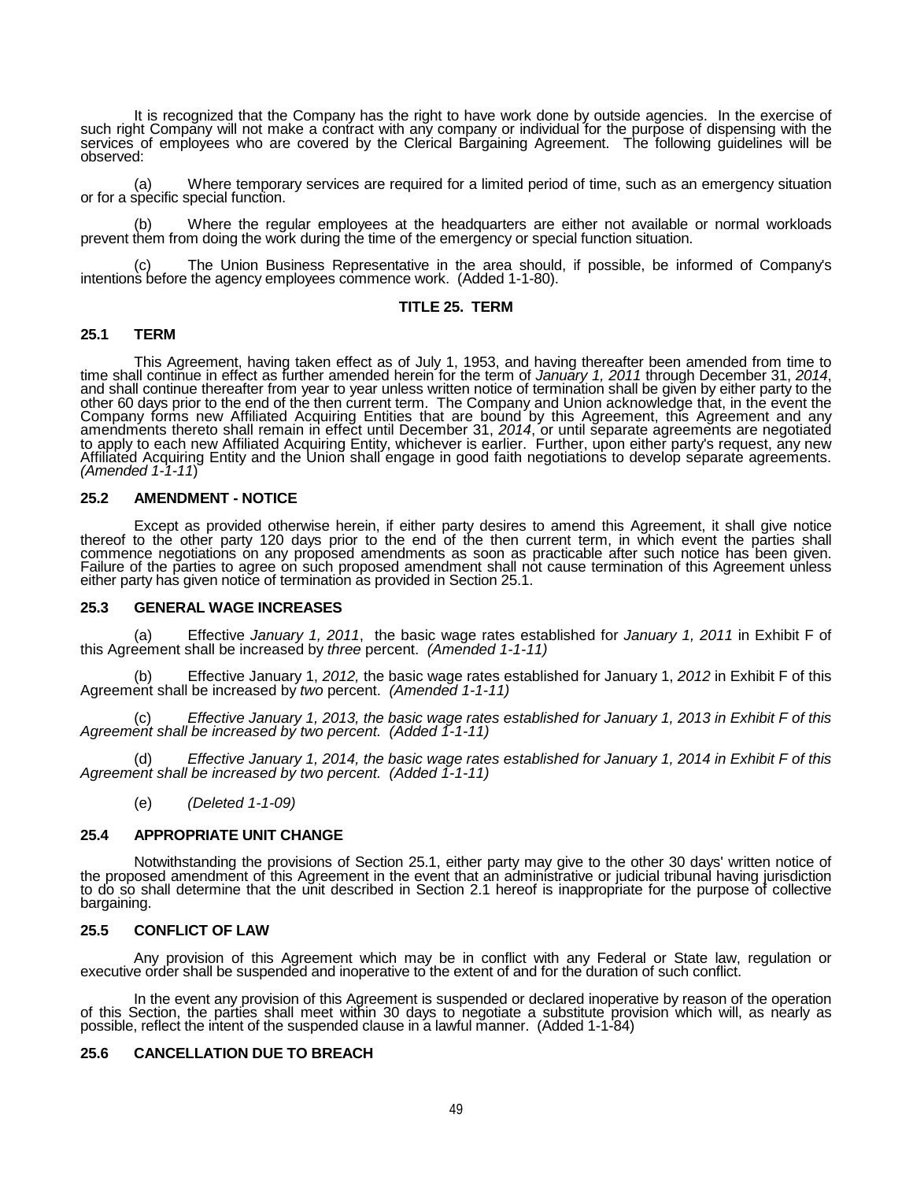It is recognized that the Company has the right to have work done by outside agencies. In the exercise of such right Company will not make a contract with any company or individual for the purpose of dispensing with the services of employees who are covered by the Clerical Bargaining Agreement. The following guidelines will be observed:

(a) Where temporary services are required for a limited period of time, such as an emergency situation or for a specific special function.

(b) Where the regular employees at the headquarters are either not available or normal workloads prevent them from doing the work during the time of the emergency or special function situation.

(c) The Union Business Representative in the area should, if possible, be informed of Company's intentions before the agency employees commence work. (Added 1-1-80).

## TITLE 25. TERM

### 25.1 TERM

This Agreement, having taken effect as of July 1, 1953, and having thereafter been amended from time to time shall continue in effect as further amended herein for the term of *January 1, 2011* through December 31, *2014*, and shall continue thereafter from year to year unless written notice of termination shall be given by either party to the other 60 days prior to the end of the then current term. The Company and Union acknowledge that, in the event the Company forms new Affiliated Acquiring Entities that are bound by this Agreement, this Agreement and any amendments thereto shall remain in effect until December 31, *2014*, or until separate agreements are negotiated to apply to each new Affiliated Acquiring Entity, whichever is earlier. Further, upon either party's request, any new Affiliated Acquiring Entity and the Union shall engage in good faith negotiations to develop separate agreements. *(Amended 1-1-11*)

### 25.2 AMENDMENT - NOTICE

Except as provided otherwise herein, if either party desires to amend this Agreement, it shall give notice thereof to the other party 120 days prior to the end of the then current term, in which event the parties shall commence negotiations on any proposed amendments as soon as practicable after such notice has been given. Failure of the parties to agree on such proposed amendment shall not cause termination of this Agreement unless either party has given notice of termination as provided in Section 25.1.

### 25.3 GENERAL WAGE INCREASES

(a) Effective *January 1, 2011*, the basic wage rates established for *January 1, 2011* in Exhibit F of this Agreement shall be increased by *three* percent. *(Amended 1-1-11)*

(b) Effective January 1, *2012,* the basic wage rates established for January 1, *2012* in Exhibit F of this Agreement shall be increased by *two* percent. *(Amended 1-1-11)*

(c) *Effective January 1, 2013, the basic wage rates established for January 1, 2013 in Exhibit F of this Agreement shall be increased by two percent. (Added 1-1-11)*

(d) *Effective January 1, 2014, the basic wage rates established for January 1, 2014 in Exhibit F of this Agreement shall be increased by two percent. (Added 1-1-11)*

(e) *(Deleted 1-1-09)*

### 25.4 APPROPRIATE UNIT CHANGE

Notwithstanding the provisions of Section 25.1, either party may give to the other 30 days' written notice of the proposed amendment of this Agreement in the event that an administrative or judicial tribunal having jurisdiction to do so shall determine that the unit described in Section 2.1 hereof is inappropriate for the purpose of collective bargaining.

### 25.5 CONFLICT OF LAW

Any provision of this Agreement which may be in conflict with any Federal or State law, regulation or executive order shall be suspended and inoperative to the extent of and for the duration of such conflict.

In the event any provision of this Agreement is suspended or declared inoperative by reason of the operation of this Section, the parties shall meet within 30 days to negotiate a substitute provision which will, as nearly as possible, reflect the intent of the suspended clause in a lawful manner. (Added 1-1-84)

### 25.6 CANCELLATION DUE TO BREACH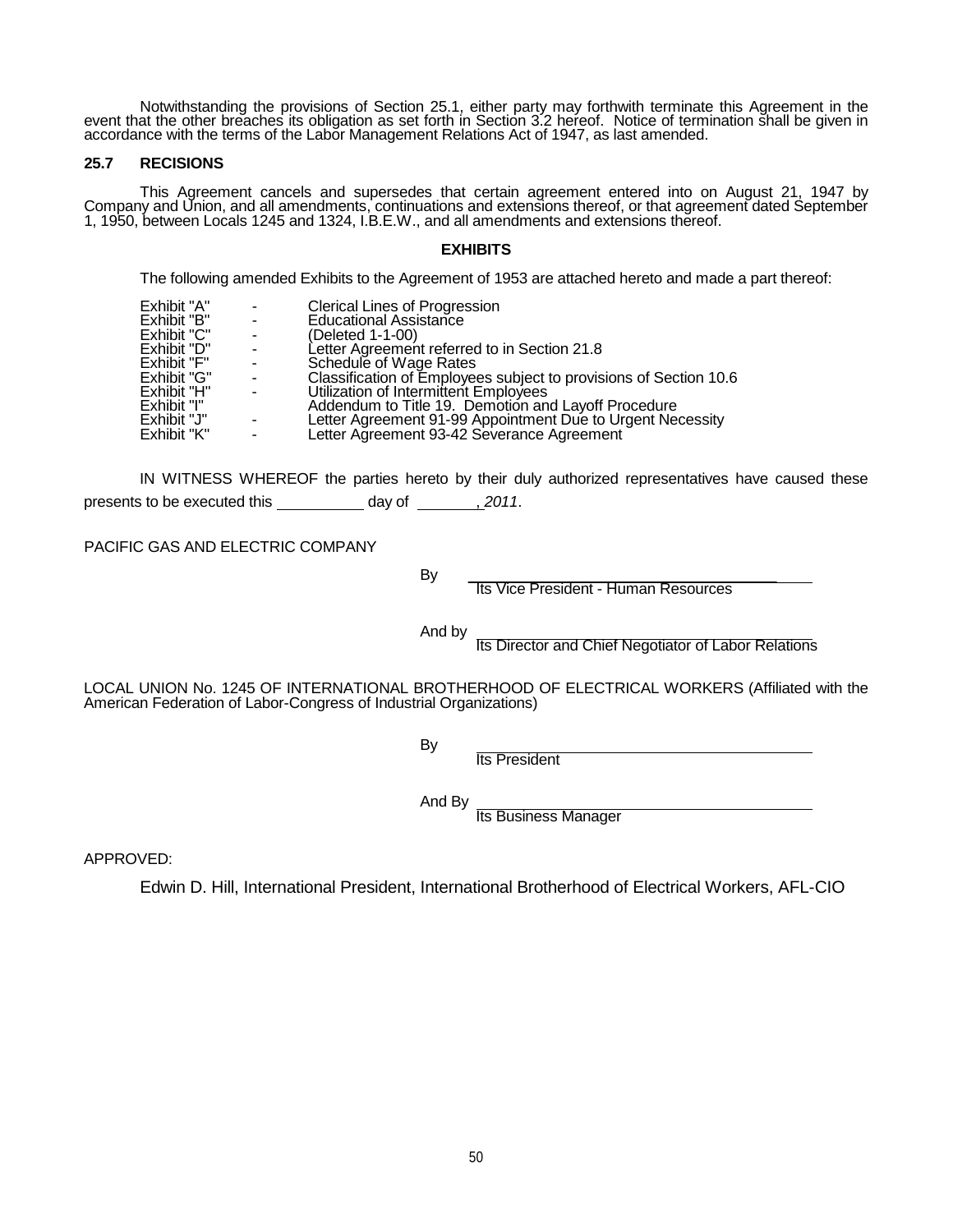Notwithstanding the provisions of Section 25.1, either party may forthwith terminate this Agreement in the event that the other breaches its obligation as set forth in Section 3.2 hereof. Notice of termination shall be given in accordance with the terms of the Labor Management Relations Act of 1947, as last amended.

### 25.7 RECISIONS

This Agreement cancels and supersedes that certain agreement entered into on August 21, 1947 by Company and Union, and all amendments, continuations and extensions thereof, or that agreement dated September 1, 1950, between Locals 1245 and 1324, I.B.E.W., and all amendments and extensions thereof.

## EXHIBITS

The following amended Exhibits to the Agreement of 1953 are attached hereto and made a part thereof:

| | | |
|---|---|---|
| Exhibit "A" | - | Clerical Lines of Progression |
| Exhibit "B" | - | Educational Assistance |
| Exhibit "C" | - | (Deleted 1-1-00) |
| Exhibit "D" | - | Letter Agreement referred to in Section 21.8 |
| Exhibit "F" | - | Schedule of Wage Rates |
| Exhibit "G" | - | Classification of Employees subject to provisions of Section 10.6 |
| Exhibit "H" | - | Utilization of Intermittent Employees |
| Exhibit "I" | | Addendum to Title 19. Demotion and Layoff Procedure |
| Exhibit "J" | - | Letter Agreement 91-99 Appointment Due to Urgent Necessity |
| Exhibit "K" | - | Letter Agreement 93-42 Severance Agreement |

IN WITNESS WHEREOF the parties hereto by their duly authorized representatives have caused these presents to be executed this __________ day of _______, *2011*.

PACIFIC GAS AND ELECTRIC COMPANY

By ___________________________________
Its Vice President - Human Resources

And by ___________________________________
Its Director and Chief Negotiator of Labor Relations

LOCAL UNION No. 1245 OF INTERNATIONAL BROTHERHOOD OF ELECTRICAL WORKERS (Affiliated with the American Federation of Labor-Congress of Industrial Organizations)

By ___________________________________
Its President

And By ___________________________________
Its Business Manager

APPROVED:

Edwin D. Hill, International President, International Brotherhood of Electrical Workers, AFL-CIO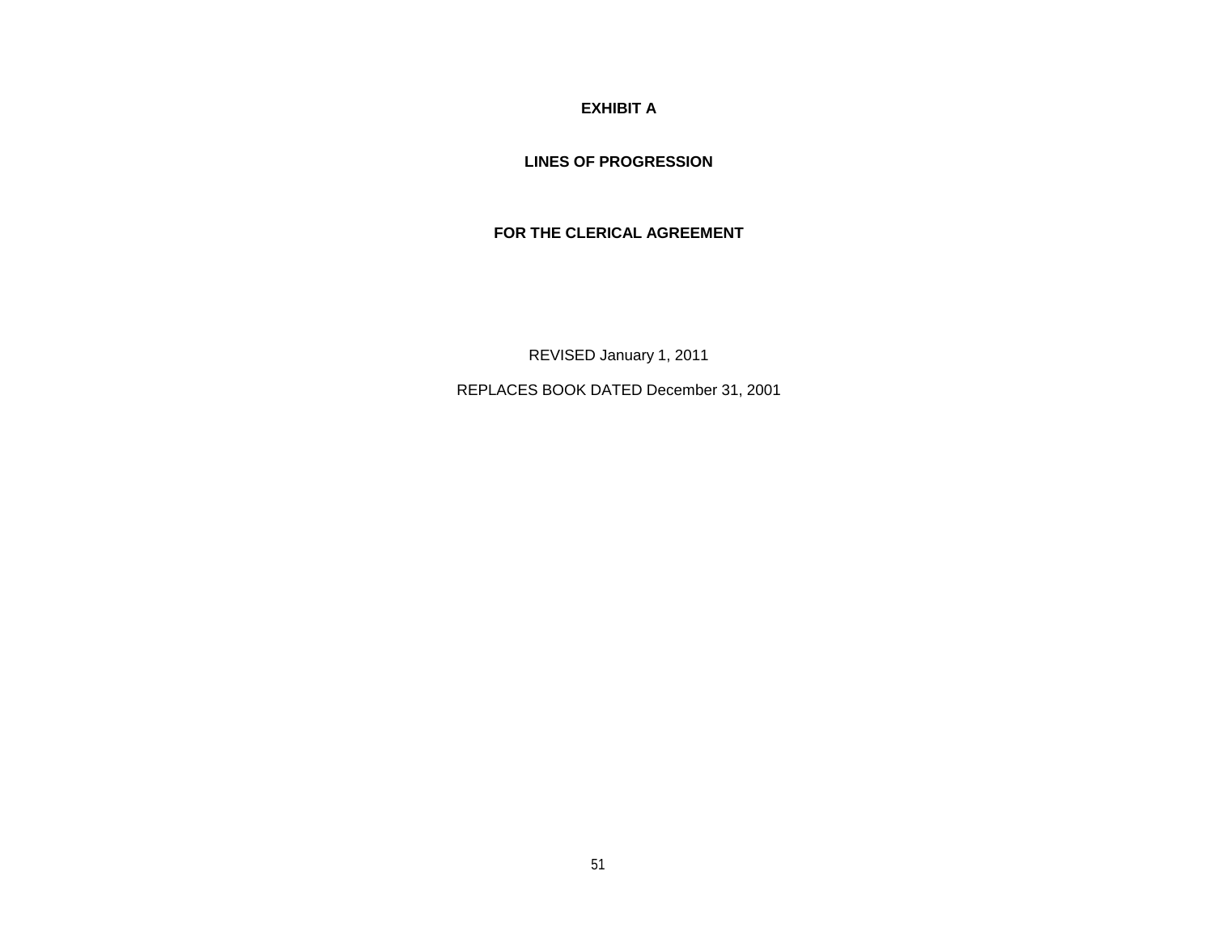# EXHIBIT A

## LINES OF PROGRESSION

## FOR THE CLERICAL AGREEMENT

REVISED January 1, 2011

REPLACES BOOK DATED December 31, 2001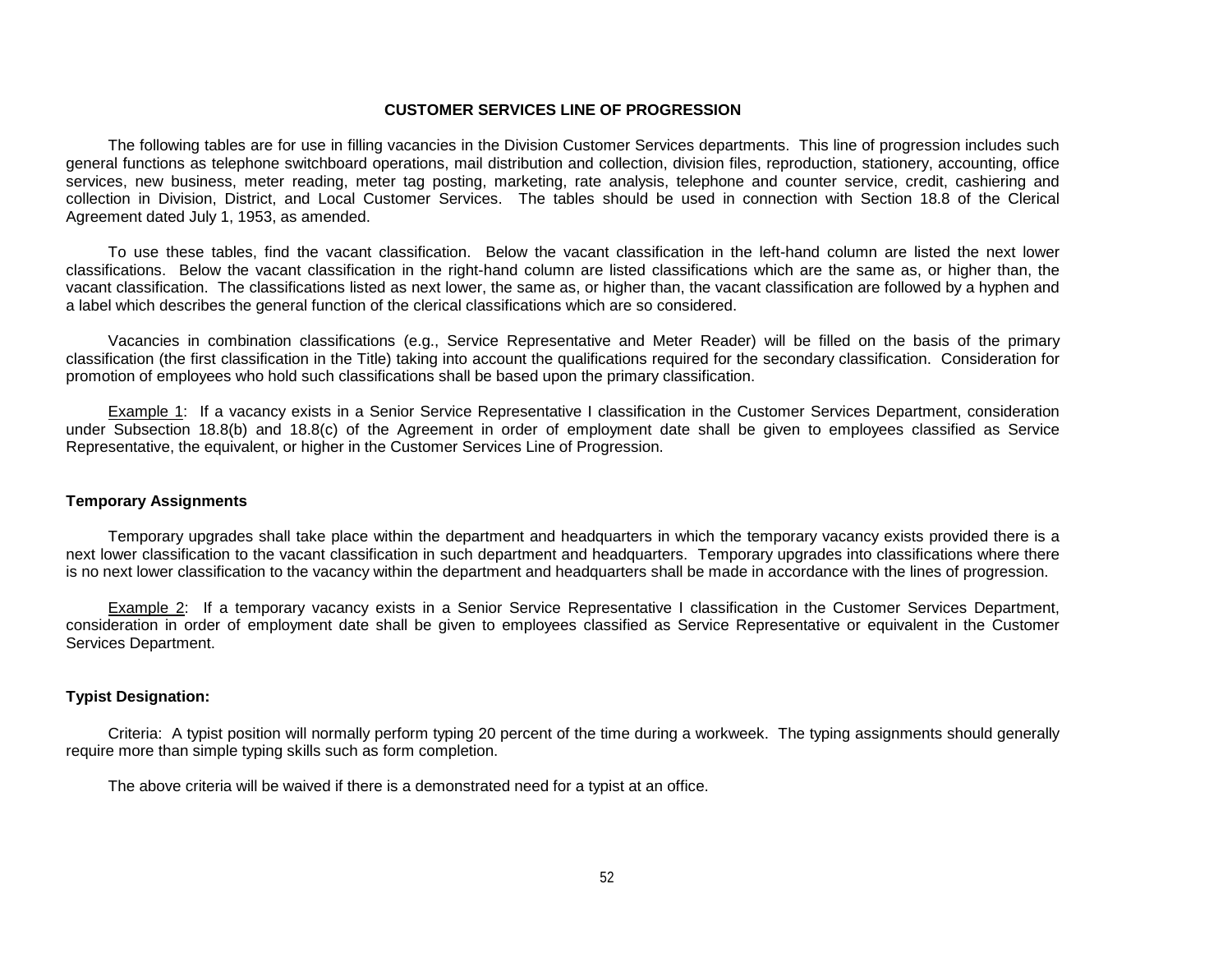# CUSTOMER SERVICES LINE OF PROGRESSION

The following tables are for use in filling vacancies in the Division Customer Services departments. This line of progression includes such general functions as telephone switchboard operations, mail distribution and collection, division files, reproduction, stationery, accounting, office services, new business, meter reading, meter tag posting, marketing, rate analysis, telephone and counter service, credit, cashiering and collection in Division, District, and Local Customer Services. The tables should be used in connection with Section 18.8 of the Clerical Agreement dated July 1, 1953, as amended.

To use these tables, find the vacant classification. Below the vacant classification in the left-hand column are listed the next lower classifications. Below the vacant classification in the right-hand column are listed classifications which are the same as, or higher than, the vacant classification. The classifications listed as next lower, the same as, or higher than, the vacant classification are followed by a hyphen and a label which describes the general function of the clerical classifications which are so considered.

Vacancies in combination classifications (e.g., Service Representative and Meter Reader) will be filled on the basis of the primary classification (the first classification in the Title) taking into account the qualifications required for the secondary classification. Consideration for promotion of employees who hold such classifications shall be based upon the primary classification.

Example 1: If a vacancy exists in a Senior Service Representative I classification in the Customer Services Department, consideration under Subsection 18.8(b) and 18.8(c) of the Agreement in order of employment date shall be given to employees classified as Service Representative, the equivalent, or higher in the Customer Services Line of Progression.

### Temporary Assignments

Temporary upgrades shall take place within the department and headquarters in which the temporary vacancy exists provided there is a next lower classification to the vacant classification in such department and headquarters. Temporary upgrades into classifications where there is no next lower classification to the vacancy within the department and headquarters shall be made in accordance with the lines of progression.

Example 2: If a temporary vacancy exists in a Senior Service Representative I classification in the Customer Services Department, consideration in order of employment date shall be given to employees classified as Service Representative or equivalent in the Customer Services Department.

### Typist Designation:

Criteria: A typist position will normally perform typing 20 percent of the time during a workweek. The typing assignments should generally require more than simple typing skills such as form completion.

The above criteria will be waived if there is a demonstrated need for a typist at an office.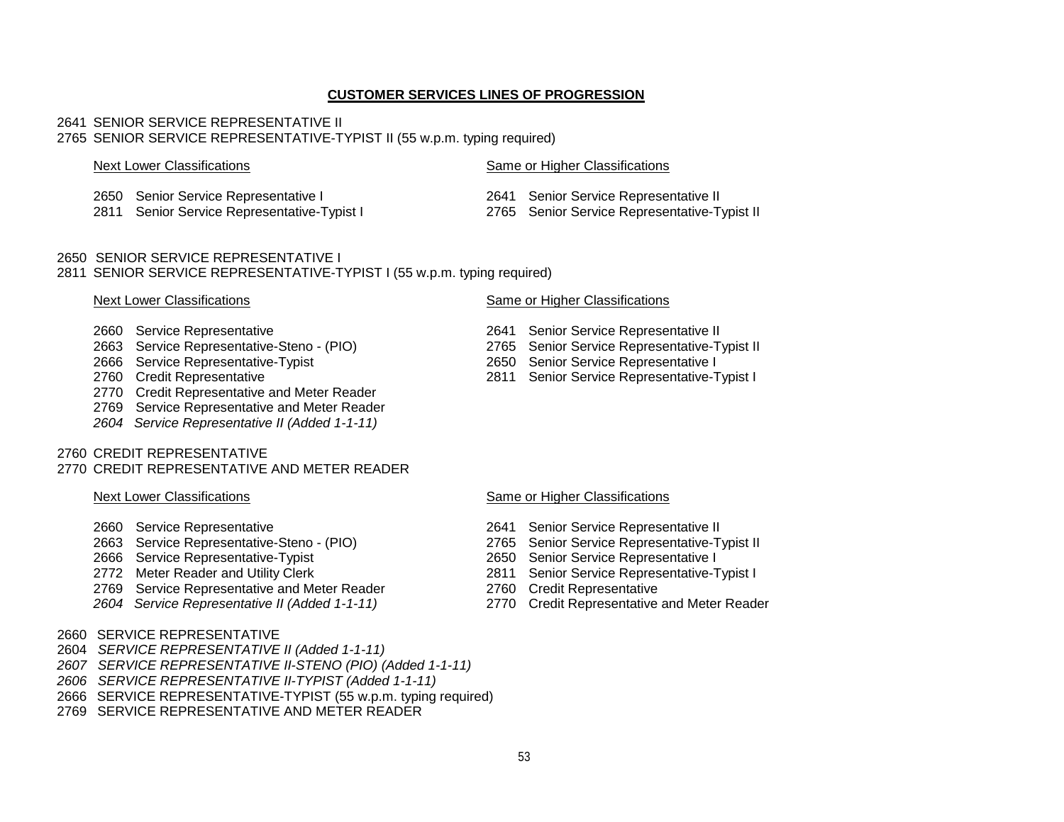# CUSTOMER SERVICES LINES OF PROGRESSION

2641 SENIOR SERVICE REPRESENTATIVE II
2765 SENIOR SERVICE REPRESENTATIVE-TYPIST II (55 w.p.m. typing required)

| Next Lower Classifications | Same or Higher Classifications |
|---|---|
| 2650 Senior Service Representative I | 2641 Senior Service Representative II |
| 2811 Senior Service Representative-Typist I | 2765 Senior Service Representative-Typist II |

2650 SENIOR SERVICE REPRESENTATIVE I
2811 SENIOR SERVICE REPRESENTATIVE-TYPIST I (55 w.p.m. typing required)

| Next Lower Classifications | Same or Higher Classifications |
|---|---|
| 2660 Service Representative | 2641 Senior Service Representative II |
| 2663 Service Representative-Steno - (PIO) | 2765 Senior Service Representative-Typist II |
| 2666 Service Representative-Typist | 2650 Senior Service Representative I |
| 2760 Credit Representative | 2811 Senior Service Representative-Typist I |
| 2770 Credit Representative and Meter Reader | |
| 2769 Service Representative and Meter Reader | |
| *2604 Service Representative II (Added 1-1-11)* | |

2760 CREDIT REPRESENTATIVE
2770 CREDIT REPRESENTATIVE AND METER READER

| Next Lower Classifications | Same or Higher Classifications |
|---|---|
| 2660 Service Representative | 2641 Senior Service Representative II |
| 2663 Service Representative-Steno - (PIO) | 2765 Senior Service Representative-Typist II |
| 2666 Service Representative-Typist | 2650 Senior Service Representative I |
| 2772 Meter Reader and Utility Clerk | 2811 Senior Service Representative-Typist I |
| 2769 Service Representative and Meter Reader | 2760 Credit Representative |
| *2604 Service Representative II (Added 1-1-11)* | 2770 Credit Representative and Meter Reader |

2660 SERVICE REPRESENTATIVE
2604 *SERVICE REPRESENTATIVE II (Added 1-1-11)*
*2607 SERVICE REPRESENTATIVE II-STENO (PIO) (Added 1-1-11)*
*2606 SERVICE REPRESENTATIVE II-TYPIST (Added 1-1-11)*
2666 SERVICE REPRESENTATIVE-TYPIST (55 w.p.m. typing required)
2769 SERVICE REPRESENTATIVE AND METER READER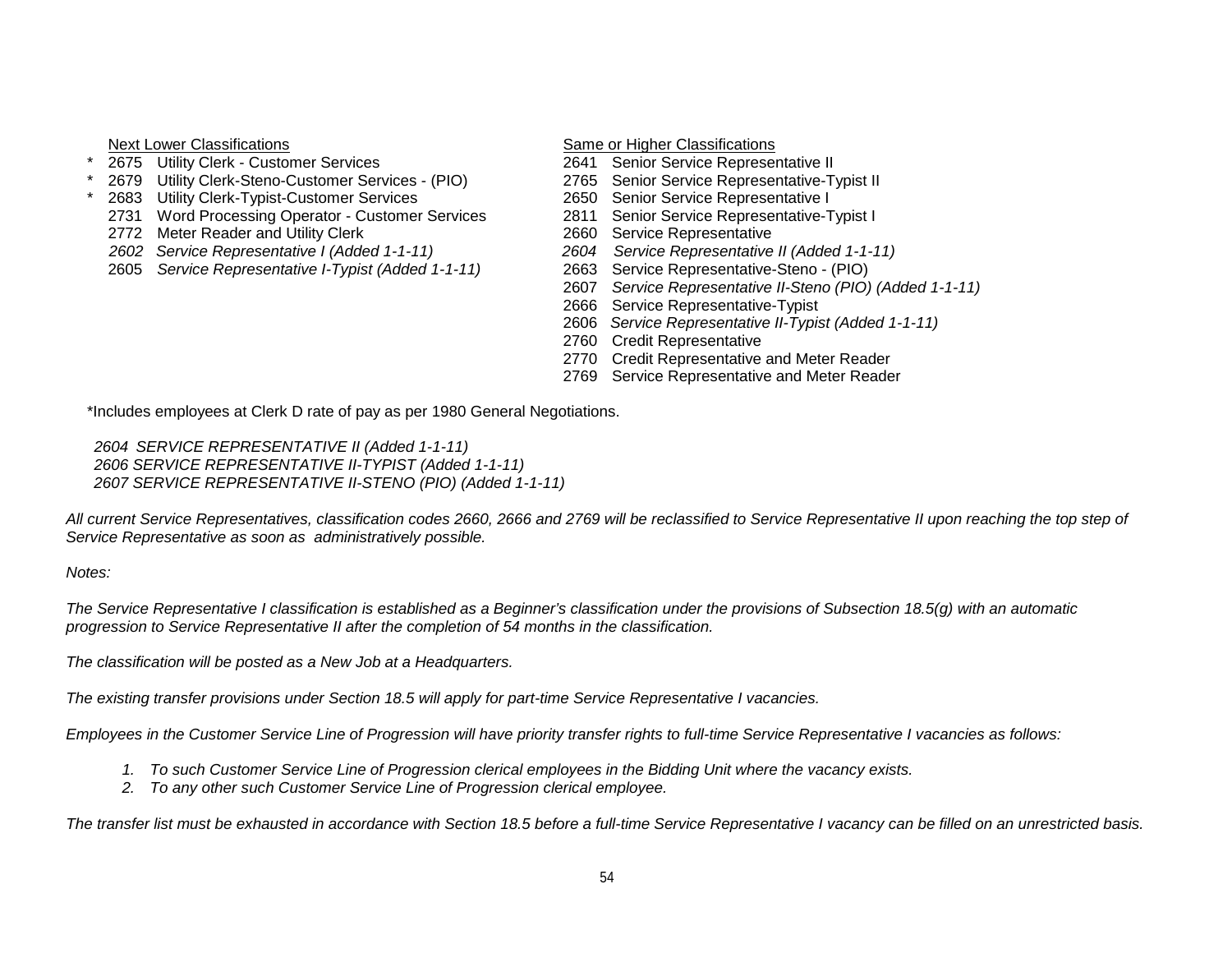| Next Lower Classifications | Same or Higher Classifications |
|---|---|
| * 2675 Utility Clerk - Customer Services | 2641 Senior Service Representative II |
| * 2679 Utility Clerk-Steno-Customer Services - (PIO) | 2765 Senior Service Representative-Typist II |
| * 2683 Utility Clerk-Typist-Customer Services | 2650 Senior Service Representative I |
| 2731 Word Processing Operator - Customer Services | 2811 Senior Service Representative-Typist I |
| 2772 Meter Reader and Utility Clerk | 2660 Service Representative |
| *2602 Service Representative I (Added 1-1-11)* | *2604 Service Representative II (Added 1-1-11)* |
| 2605 *Service Representative I-Typist (Added 1-1-11)* | 2663 Service Representative-Steno - (PIO) |
| | 2607 *Service Representative II-Steno (PIO) (Added 1-1-11)* |
| | 2666 Service Representative-Typist |
| | 2606 *Service Representative II-Typist (Added 1-1-11)* |
| | 2760 Credit Representative |
| | 2770 Credit Representative and Meter Reader |
| | 2769 Service Representative and Meter Reader |

*Includes employees at Clerk D rate of pay as per 1980 General Negotiations.

*2604 SERVICE REPRESENTATIVE II (Added 1-1-11)*
*2606 SERVICE REPRESENTATIVE II-TYPIST (Added 1-1-11)*
*2607 SERVICE REPRESENTATIVE II-STENO (PIO) (Added 1-1-11)*

*All current Service Representatives, classification codes 2660, 2666 and 2769 will be reclassified to Service Representative II upon reaching the top step of Service Representative as soon as administratively possible.*

*Notes:*

*The Service Representative I classification is established as a Beginner's classification under the provisions of Subsection 18.5(g) with an automatic progression to Service Representative II after the completion of 54 months in the classification.*

*The classification will be posted as a New Job at a Headquarters.*

*The existing transfer provisions under Section 18.5 will apply for part-time Service Representative I vacancies.*

*Employees in the Customer Service Line of Progression will have priority transfer rights to full-time Service Representative I vacancies as follows:*

1. *To such Customer Service Line of Progression clerical employees in the Bidding Unit where the vacancy exists.*
2. *To any other such Customer Service Line of Progression clerical employee.*

*The transfer list must be exhausted in accordance with Section 18.5 before a full-time Service Representative I vacancy can be filled on an unrestricted basis.*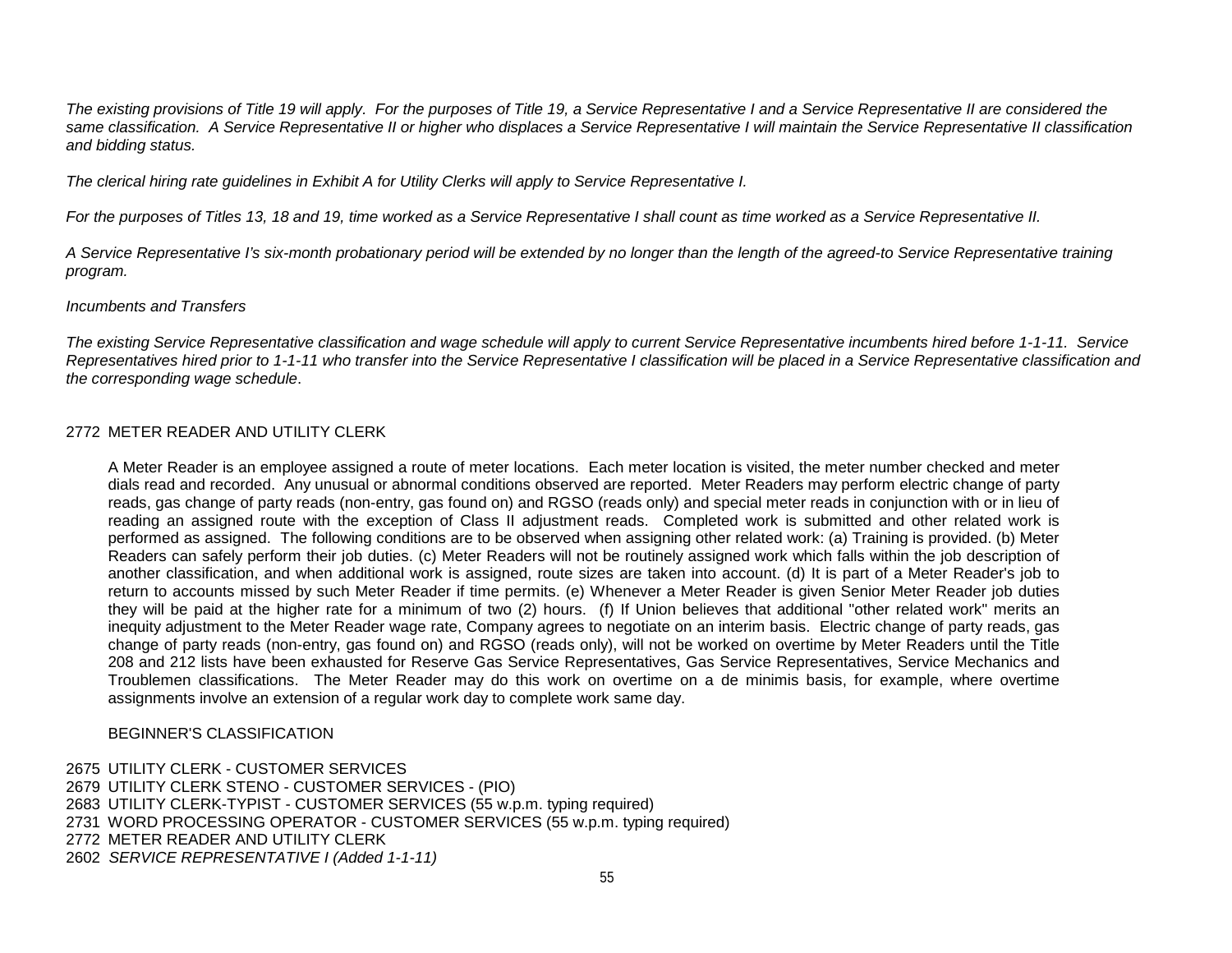*The existing provisions of Title 19 will apply. For the purposes of Title 19, a Service Representative I and a Service Representative II are considered the same classification. A Service Representative II or higher who displaces a Service Representative I will maintain the Service Representative II classification and bidding status.*

*The clerical hiring rate guidelines in Exhibit A for Utility Clerks will apply to Service Representative I.*

*For the purposes of Titles 13, 18 and 19, time worked as a Service Representative I shall count as time worked as a Service Representative II.*

*A Service Representative I's six-month probationary period will be extended by no longer than the length of the agreed-to Service Representative training program.*

*Incumbents and Transfers*

*The existing Service Representative classification and wage schedule will apply to current Service Representative incumbents hired before 1-1-11. Service Representatives hired prior to 1-1-11 who transfer into the Service Representative I classification will be placed in a Service Representative classification and the corresponding wage schedule*.

2772 METER READER AND UTILITY CLERK

A Meter Reader is an employee assigned a route of meter locations. Each meter location is visited, the meter number checked and meter dials read and recorded. Any unusual or abnormal conditions observed are reported. Meter Readers may perform electric change of party reads, gas change of party reads (non-entry, gas found on) and RGSO (reads only) and special meter reads in conjunction with or in lieu of reading an assigned route with the exception of Class II adjustment reads. Completed work is submitted and other related work is performed as assigned. The following conditions are to be observed when assigning other related work: (a) Training is provided. (b) Meter Readers can safely perform their job duties. (c) Meter Readers will not be routinely assigned work which falls within the job description of another classification, and when additional work is assigned, route sizes are taken into account. (d) It is part of a Meter Reader's job to return to accounts missed by such Meter Reader if time permits. (e) Whenever a Meter Reader is given Senior Meter Reader job duties they will be paid at the higher rate for a minimum of two (2) hours. (f) If Union believes that additional "other related work" merits an inequity adjustment to the Meter Reader wage rate, Company agrees to negotiate on an interim basis. Electric change of party reads, gas change of party reads (non-entry, gas found on) and RGSO (reads only), will not be worked on overtime by Meter Readers until the Title 208 and 212 lists have been exhausted for Reserve Gas Service Representatives, Gas Service Representatives, Service Mechanics and Troublemen classifications. The Meter Reader may do this work on overtime on a de minimis basis, for example, where overtime assignments involve an extension of a regular work day to complete work same day.

BEGINNER'S CLASSIFICATION

2675 UTILITY CLERK - CUSTOMER SERVICES
2679 UTILITY CLERK STENO - CUSTOMER SERVICES - (PIO)
2683 UTILITY CLERK-TYPIST - CUSTOMER SERVICES (55 w.p.m. typing required)
2731 WORD PROCESSING OPERATOR - CUSTOMER SERVICES (55 w.p.m. typing required)
2772 METER READER AND UTILITY CLERK
2602 *SERVICE REPRESENTATIVE I (Added 1-1-11)*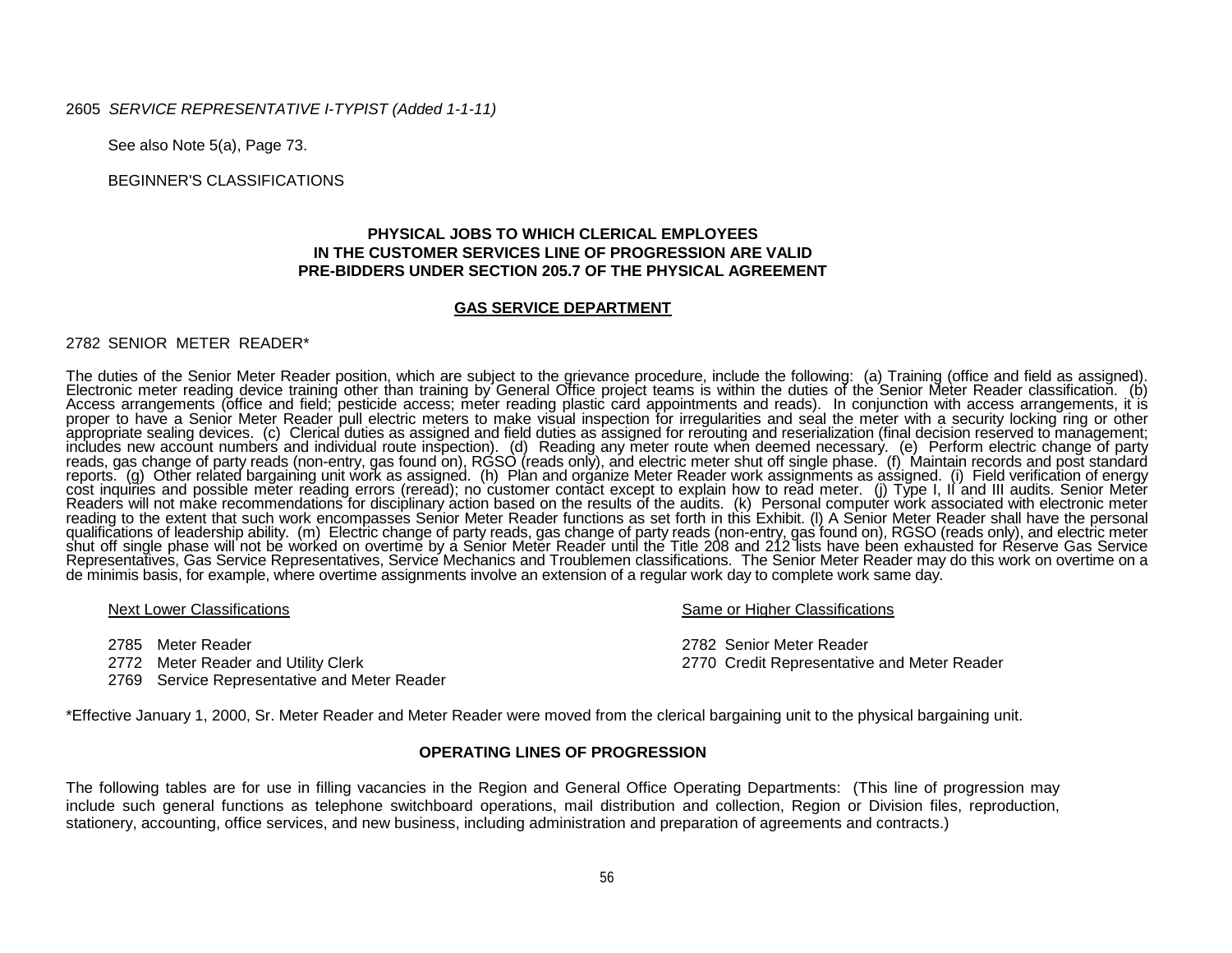2605 *SERVICE REPRESENTATIVE I-TYPIST (Added 1-1-11)*

See also Note 5(a), Page 73.

BEGINNER'S CLASSIFICATIONS

**PHYSICAL JOBS TO WHICH CLERICAL EMPLOYEES IN THE CUSTOMER SERVICES LINE OF PROGRESSION ARE VALID PRE-BIDDERS UNDER SECTION 205.7 OF THE PHYSICAL AGREEMENT**

**GAS SERVICE DEPARTMENT**

2782 SENIOR METER READER*

The duties of the Senior Meter Reader position, which are subject to the grievance procedure, include the following: (a) Training (office and field as assigned). Electronic meter reading device training other than training by General Office project teams is within the duties of the Senior Meter Reader classification. (b) Access arrangements (office and field; pesticide access; meter reading plastic card appointments and reads). In conjunction with access arrangements, it is proper to have a Senior Meter Reader pull electric meters to make visual inspection for irregularities and seal the meter with a security locking ring or other appropriate sealing devices. (c) Clerical duties as assigned and field duties as assigned for rerouting and reserialization (final decision reserved to management; includes new account numbers and individual route inspection). (d) Reading any meter route when deemed necessary. (e) Perform electric change of party reads, gas change of party reads (non-entry, gas found on), RGSO (reads only), and electric meter shut off single phase. (f) Maintain records and post standard reports. (g) Other related bargaining unit work as assigned. (h) Plan and organize Meter Reader work assignments as assigned. (i) Field verification of energy cost inquiries and possible meter reading errors (reread); no customer contact except to explain how to read meter. (j) Type I, II and III audits. Senior Meter Readers will not make recommendations for disciplinary action based on the results of the audits. (k) Personal computer work associated with electronic meter reading to the extent that such work encompasses Senior Meter Reader functions as set forth in this Exhibit. (l) A Senior Meter Reader shall have the personal qualifications of leadership ability. (m) Electric change of party reads, gas change of party reads (non-entry, gas found on), RGSO (reads only), and electric meter shut off single phase will not be worked on overtime by a Senior Meter Reader until the Title 208 and 212 lists have been exhausted for Reserve Gas Service Representatives, Gas Service Representatives, Service Mechanics and Troublemen classifications. The Senior Meter Reader may do this work on overtime on a de minimis basis, for example, where overtime assignments involve an extension of a regular work day to complete work same day.

| Next Lower Classifications | Same or Higher Classifications |
|---|---|
| 2785 Meter Reader | 2782 Senior Meter Reader |
| 2772 Meter Reader and Utility Clerk | 2770 Credit Representative and Meter Reader |
| 2769 Service Representative and Meter Reader | |

*Effective January 1, 2000, Sr. Meter Reader and Meter Reader were moved from the clerical bargaining unit to the physical bargaining unit.

**OPERATING LINES OF PROGRESSION**

The following tables are for use in filling vacancies in the Region and General Office Operating Departments: (This line of progression may include such general functions as telephone switchboard operations, mail distribution and collection, Region or Division files, reproduction, stationery, accounting, office services, and new business, including administration and preparation of agreements and contracts.)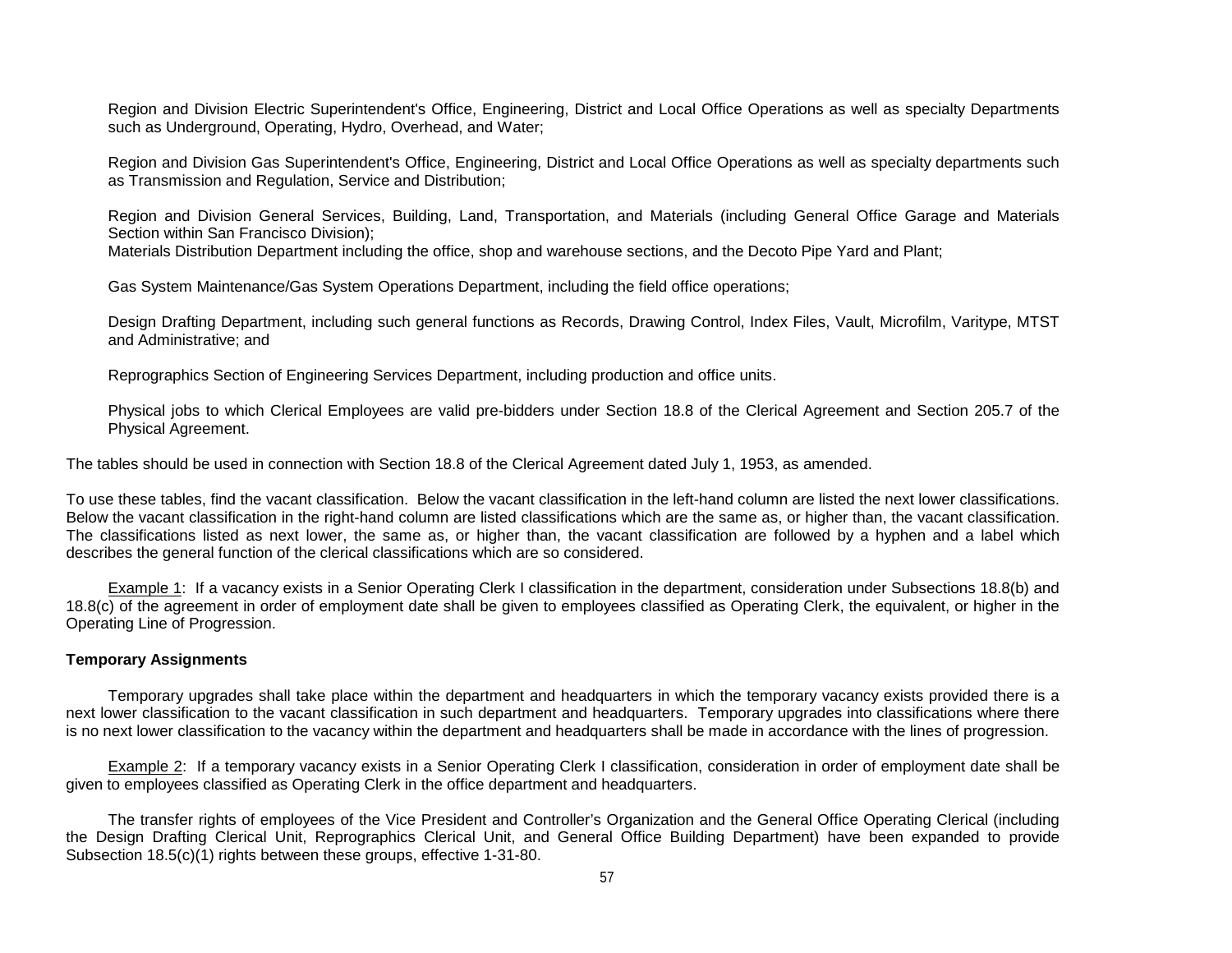Region and Division Electric Superintendent's Office, Engineering, District and Local Office Operations as well as specialty Departments such as Underground, Operating, Hydro, Overhead, and Water;

Region and Division Gas Superintendent's Office, Engineering, District and Local Office Operations as well as specialty departments such as Transmission and Regulation, Service and Distribution;

Region and Division General Services, Building, Land, Transportation, and Materials (including General Office Garage and Materials Section within San Francisco Division);
Materials Distribution Department including the office, shop and warehouse sections, and the Decoto Pipe Yard and Plant;

Gas System Maintenance/Gas System Operations Department, including the field office operations;

Design Drafting Department, including such general functions as Records, Drawing Control, Index Files, Vault, Microfilm, Varitype, MTST and Administrative; and

Reprographics Section of Engineering Services Department, including production and office units.

Physical jobs to which Clerical Employees are valid pre-bidders under Section 18.8 of the Clerical Agreement and Section 205.7 of the Physical Agreement.

The tables should be used in connection with Section 18.8 of the Clerical Agreement dated July 1, 1953, as amended.

To use these tables, find the vacant classification. Below the vacant classification in the left-hand column are listed the next lower classifications. Below the vacant classification in the right-hand column are listed classifications which are the same as, or higher than, the vacant classification. The classifications listed as next lower, the same as, or higher than, the vacant classification are followed by a hyphen and a label which describes the general function of the clerical classifications which are so considered.

Example 1: If a vacancy exists in a Senior Operating Clerk I classification in the department, consideration under Subsections 18.8(b) and 18.8(c) of the agreement in order of employment date shall be given to employees classified as Operating Clerk, the equivalent, or higher in the Operating Line of Progression.

**Temporary Assignments**

Temporary upgrades shall take place within the department and headquarters in which the temporary vacancy exists provided there is a next lower classification to the vacant classification in such department and headquarters. Temporary upgrades into classifications where there is no next lower classification to the vacancy within the department and headquarters shall be made in accordance with the lines of progression.

Example 2: If a temporary vacancy exists in a Senior Operating Clerk I classification, consideration in order of employment date shall be given to employees classified as Operating Clerk in the office department and headquarters.

The transfer rights of employees of the Vice President and Controller's Organization and the General Office Operating Clerical (including the Design Drafting Clerical Unit, Reprographics Clerical Unit, and General Office Building Department) have been expanded to provide Subsection 18.5(c)(1) rights between these groups, effective 1-31-80.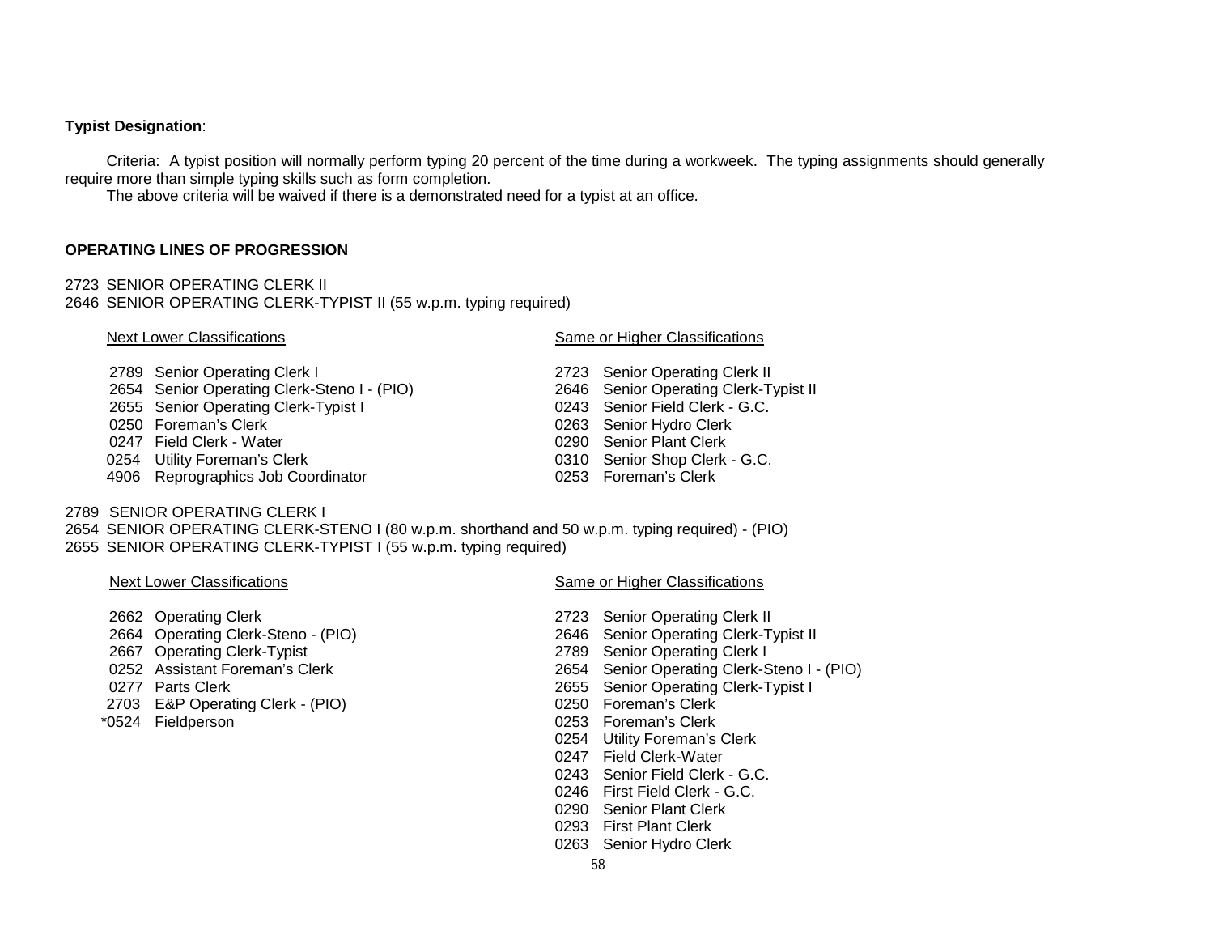**Typist Designation**:

Criteria: A typist position will normally perform typing 20 percent of the time during a workweek. The typing assignments should generally require more than simple typing skills such as form completion.

The above criteria will be waived if there is a demonstrated need for a typist at an office.

**OPERATING LINES OF PROGRESSION**

2723 SENIOR OPERATING CLERK II
2646 SENIOR OPERATING CLERK-TYPIST II (55 w.p.m. typing required)

| Next Lower Classifications | Same or Higher Classifications |
|---|---|
| 2789 Senior Operating Clerk I | 2723 Senior Operating Clerk II |
| 2654 Senior Operating Clerk-Steno I - (PIO) | 2646 Senior Operating Clerk-Typist II |
| 2655 Senior Operating Clerk-Typist I | 0243 Senior Field Clerk - G.C. |
| 0250 Foreman's Clerk | 0263 Senior Hydro Clerk |
| 0247 Field Clerk - Water | 0290 Senior Plant Clerk |
| 0254 Utility Foreman's Clerk | 0310 Senior Shop Clerk - G.C. |
| 4906 Reprographics Job Coordinator | 0253 Foreman's Clerk |

2789 SENIOR OPERATING CLERK I
2654 SENIOR OPERATING CLERK-STENO I (80 w.p.m. shorthand and 50 w.p.m. typing required) - (PIO)
2655 SENIOR OPERATING CLERK-TYPIST I (55 w.p.m. typing required)

| Next Lower Classifications | Same or Higher Classifications |
|---|---|
| 2662 Operating Clerk | 2723 Senior Operating Clerk II |
| 2664 Operating Clerk-Steno - (PIO) | 2646 Senior Operating Clerk-Typist II |
| 2667 Operating Clerk-Typist | 2789 Senior Operating Clerk I |
| 0252 Assistant Foreman's Clerk | 2654 Senior Operating Clerk-Steno I - (PIO) |
| 0277 Parts Clerk | 2655 Senior Operating Clerk-Typist I |
| 2703 E&P Operating Clerk - (PIO) | 0250 Foreman's Clerk |
| *0524 Fieldperson | 0253 Foreman's Clerk |
| | 0254 Utility Foreman's Clerk |
| | 0247 Field Clerk-Water |
| | 0243 Senior Field Clerk - G.C. |
| | 0246 First Field Clerk - G.C. |
| | 0290 Senior Plant Clerk |
| | 0293 First Plant Clerk |
| | 0263 Senior Hydro Clerk |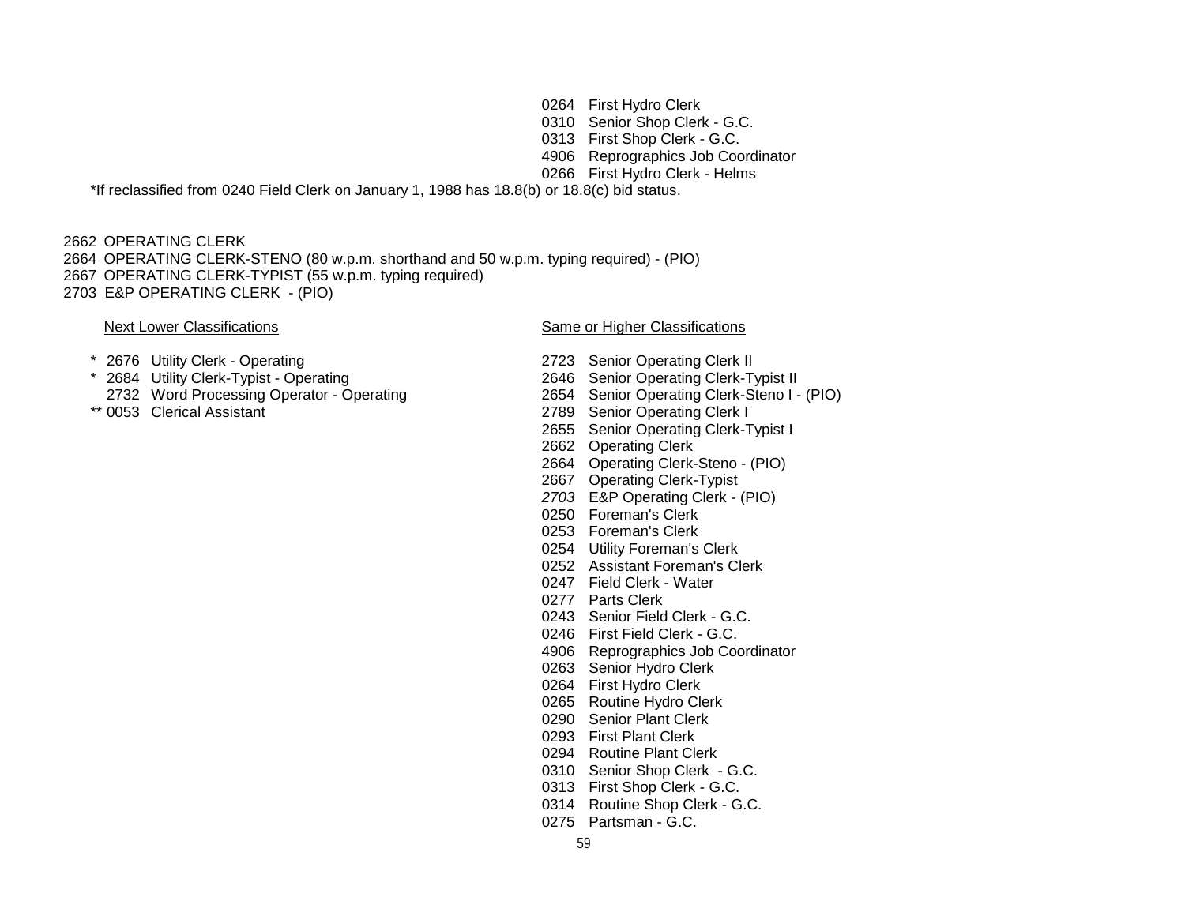0264 First Hydro Clerk
0310 Senior Shop Clerk - G.C.
0313 First Shop Clerk - G.C.
4906 Reprographics Job Coordinator
0266 First Hydro Clerk - Helms

*If reclassified from 0240 Field Clerk on January 1, 1988 has 18.8(b) or 18.8(c) bid status.

2662 OPERATING CLERK
2664 OPERATING CLERK-STENO (80 w.p.m. shorthand and 50 w.p.m. typing required) - (PIO)
2667 OPERATING CLERK-TYPIST (55 w.p.m. typing required)
2703 E&P OPERATING CLERK - (PIO)

| Next Lower Classifications | Same or Higher Classifications |
|---|---|
| * 2676 Utility Clerk - Operating | 2723 Senior Operating Clerk II |
| * 2684 Utility Clerk-Typist - Operating | 2646 Senior Operating Clerk-Typist II |
| 2732 Word Processing Operator - Operating | 2654 Senior Operating Clerk-Steno I - (PIO) |
| ** 0053 Clerical Assistant | 2789 Senior Operating Clerk I |
| | 2655 Senior Operating Clerk-Typist I |
| | 2662 Operating Clerk |
| | 2664 Operating Clerk-Steno - (PIO) |
| | 2667 Operating Clerk-Typist |
| | *2703* E&P Operating Clerk - (PIO) |
| | 0250 Foreman's Clerk |
| | 0253 Foreman's Clerk |
| | 0254 Utility Foreman's Clerk |
| | 0252 Assistant Foreman's Clerk |
| | 0247 Field Clerk - Water |
| | 0277 Parts Clerk |
| | 0243 Senior Field Clerk - G.C. |
| | 0246 First Field Clerk - G.C. |
| | 4906 Reprographics Job Coordinator |
| | 0263 Senior Hydro Clerk |
| | 0264 First Hydro Clerk |
| | 0265 Routine Hydro Clerk |
| | 0290 Senior Plant Clerk |
| | 0293 First Plant Clerk |
| | 0294 Routine Plant Clerk |
| | 0310 Senior Shop Clerk - G.C. |
| | 0313 First Shop Clerk - G.C. |
| | 0314 Routine Shop Clerk - G.C. |
| | 0275 Partsman - G.C. |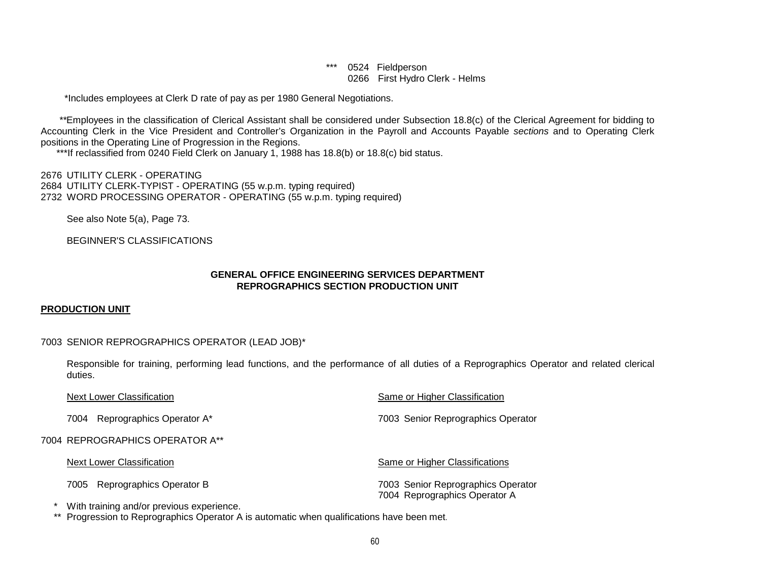*** 0524 Fieldperson
0266 First Hydro Clerk - Helms

*Includes employees at Clerk D rate of pay as per 1980 General Negotiations.

**Employees in the classification of Clerical Assistant shall be considered under Subsection 18.8(c) of the Clerical Agreement for bidding to Accounting Clerk in the Vice President and Controller's Organization in the Payroll and Accounts Payable *sections* and to Operating Clerk positions in the Operating Line of Progression in the Regions.

***If reclassified from 0240 Field Clerk on January 1, 1988 has 18.8(b) or 18.8(c) bid status.

2676 UTILITY CLERK - OPERATING
2684 UTILITY CLERK-TYPIST - OPERATING (55 w.p.m. typing required)
2732 WORD PROCESSING OPERATOR - OPERATING (55 w.p.m. typing required)

See also Note 5(a), Page 73.

BEGINNER'S CLASSIFICATIONS

**GENERAL OFFICE ENGINEERING SERVICES DEPARTMENT**
**REPROGRAPHICS SECTION PRODUCTION UNIT**

**PRODUCTION UNIT**

7003 SENIOR REPROGRAPHICS OPERATOR (LEAD JOB)*

Responsible for training, performing lead functions, and the performance of all duties of a Reprographics Operator and related clerical duties.

| Next Lower Classification | Same or Higher Classification |
|---|---|
| 7004 Reprographics Operator A* | 7003 Senior Reprographics Operator |

7004 REPROGRAPHICS OPERATOR A**

| Next Lower Classification | Same or Higher Classifications |
|---|---|
| 7005 Reprographics Operator B | 7003 Senior Reprographics Operator<br>7004 Reprographics Operator A |

\* With training and/or previous experience.

** Progression to Reprographics Operator A is automatic when qualifications have been met.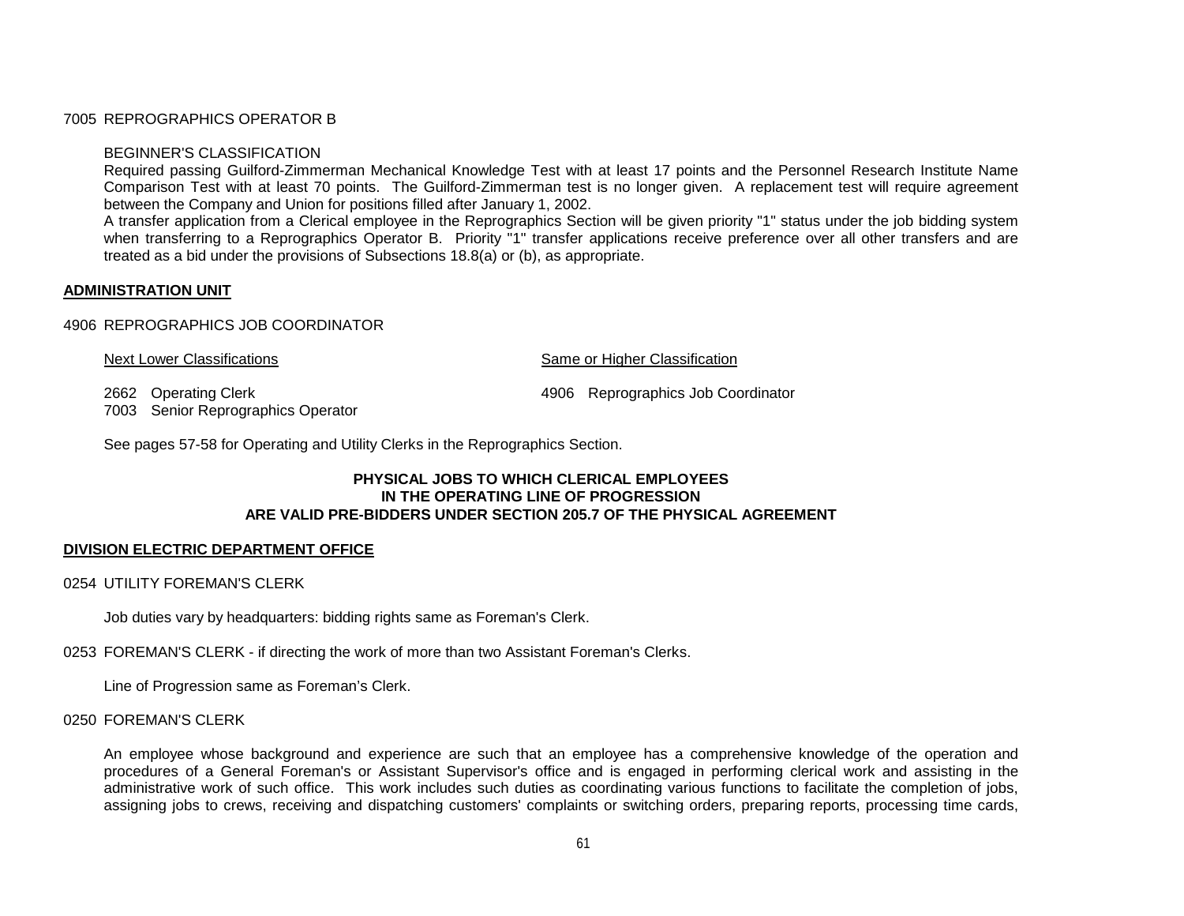7005 REPROGRAPHICS OPERATOR B

BEGINNER'S CLASSIFICATION

Required passing Guilford-Zimmerman Mechanical Knowledge Test with at least 17 points and the Personnel Research Institute Name Comparison Test with at least 70 points. The Guilford-Zimmerman test is no longer given. A replacement test will require agreement between the Company and Union for positions filled after January 1, 2002.

A transfer application from a Clerical employee in the Reprographics Section will be given priority "1" status under the job bidding system when transferring to a Reprographics Operator B. Priority "1" transfer applications receive preference over all other transfers and are treated as a bid under the provisions of Subsections 18.8(a) or (b), as appropriate.

**ADMINISTRATION UNIT**

4906 REPROGRAPHICS JOB COORDINATOR

| Next Lower Classifications | Same or Higher Classification |
| --- | --- |
| 2662 Operating Clerk | 4906 Reprographics Job Coordinator |
| 7003 Senior Reprographics Operator | |

See pages 57-58 for Operating and Utility Clerks in the Reprographics Section.

**PHYSICAL JOBS TO WHICH CLERICAL EMPLOYEES IN THE OPERATING LINE OF PROGRESSION ARE VALID PRE-BIDDERS UNDER SECTION 205.7 OF THE PHYSICAL AGREEMENT**

**DIVISION ELECTRIC DEPARTMENT OFFICE**

0254 UTILITY FOREMAN'S CLERK

Job duties vary by headquarters: bidding rights same as Foreman's Clerk.

0253 FOREMAN'S CLERK - if directing the work of more than two Assistant Foreman's Clerks.

Line of Progression same as Foreman's Clerk.

0250 FOREMAN'S CLERK

An employee whose background and experience are such that an employee has a comprehensive knowledge of the operation and procedures of a General Foreman's or Assistant Supervisor's office and is engaged in performing clerical work and assisting in the administrative work of such office. This work includes such duties as coordinating various functions to facilitate the completion of jobs, assigning jobs to crews, receiving and dispatching customers' complaints or switching orders, preparing reports, processing time cards,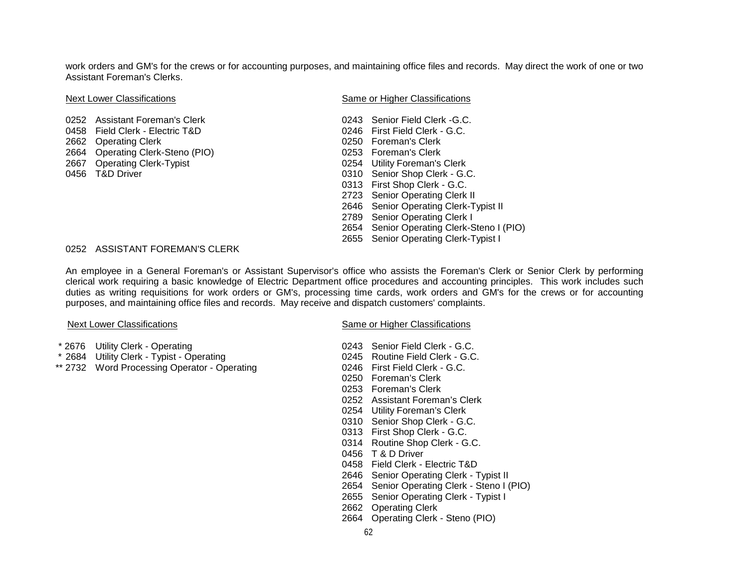work orders and GM's for the crews or for accounting purposes, and maintaining office files and records. May direct the work of one or two Assistant Foreman's Clerks.

| Next Lower Classifications | Same or Higher Classifications |
|---|---|
| 0252 Assistant Foreman's Clerk | 0243 Senior Field Clerk -G.C. |
| 0458 Field Clerk - Electric T&D | 0246 First Field Clerk - G.C. |
| 2662 Operating Clerk | 0250 Foreman's Clerk |
| 2664 Operating Clerk-Steno (PIO) | 0253 Foreman's Clerk |
| 2667 Operating Clerk-Typist | 0254 Utility Foreman's Clerk |
| 0456 T&D Driver | 0310 Senior Shop Clerk - G.C. |
| | 0313 First Shop Clerk - G.C. |
| | 2723 Senior Operating Clerk II |
| | 2646 Senior Operating Clerk-Typist II |
| | 2789 Senior Operating Clerk I |
| | 2654 Senior Operating Clerk-Steno I (PIO) |
| | 2655 Senior Operating Clerk-Typist I |

0252 ASSISTANT FOREMAN'S CLERK

An employee in a General Foreman's or Assistant Supervisor's office who assists the Foreman's Clerk or Senior Clerk by performing clerical work requiring a basic knowledge of Electric Department office procedures and accounting principles. This work includes such duties as writing requisitions for work orders or GM's, processing time cards, work orders and GM's for the crews or for accounting purposes, and maintaining office files and records. May receive and dispatch customers' complaints.

| Next Lower Classifications | Same or Higher Classifications |
|---|---|
| * 2676 Utility Clerk - Operating | 0243 Senior Field Clerk - G.C. |
| * 2684 Utility Clerk - Typist - Operating | 0245 Routine Field Clerk - G.C. |
| ** 2732 Word Processing Operator - Operating | 0246 First Field Clerk - G.C. |
| | 0250 Foreman's Clerk |
| | 0253 Foreman's Clerk |
| | 0252 Assistant Foreman's Clerk |
| | 0254 Utility Foreman's Clerk |
| | 0310 Senior Shop Clerk - G.C. |
| | 0313 First Shop Clerk - G.C. |
| | 0314 Routine Shop Clerk - G.C. |
| | 0456 T & D Driver |
| | 0458 Field Clerk - Electric T&D |
| | 2646 Senior Operating Clerk - Typist II |
| | 2654 Senior Operating Clerk - Steno I (PIO) |
| | 2655 Senior Operating Clerk - Typist I |
| | 2662 Operating Clerk |
| | 2664 Operating Clerk - Steno (PIO) |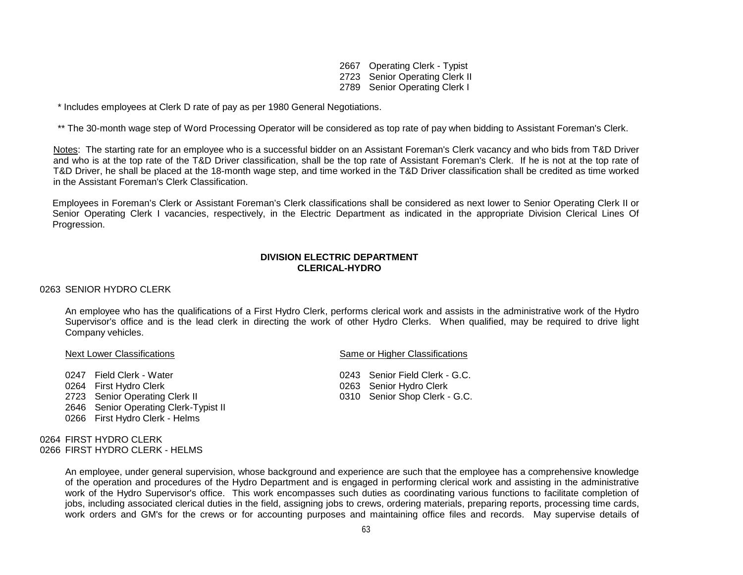2667 Operating Clerk - Typist
2723 Senior Operating Clerk II
2789 Senior Operating Clerk I

* Includes employees at Clerk D rate of pay as per 1980 General Negotiations.

** The 30-month wage step of Word Processing Operator will be considered as top rate of pay when bidding to Assistant Foreman's Clerk.

<u>Notes</u>: The starting rate for an employee who is a successful bidder on an Assistant Foreman's Clerk vacancy and who bids from T&D Driver and who is at the top rate of the T&D Driver classification, shall be the top rate of Assistant Foreman's Clerk. If he is not at the top rate of T&D Driver, he shall be placed at the 18-month wage step, and time worked in the T&D Driver classification shall be credited as time worked in the Assistant Foreman's Clerk Classification.

Employees in Foreman's Clerk or Assistant Foreman's Clerk classifications shall be considered as next lower to Senior Operating Clerk II or Senior Operating Clerk I vacancies, respectively, in the Electric Department as indicated in the appropriate Division Clerical Lines Of Progression.

## DIVISION ELECTRIC DEPARTMENT
## CLERICAL-HYDRO

0263 SENIOR HYDRO CLERK

An employee who has the qualifications of a First Hydro Clerk, performs clerical work and assists in the administrative work of the Hydro Supervisor's office and is the lead clerk in directing the work of other Hydro Clerks. When qualified, may be required to drive light Company vehicles.

| <u>Next Lower Classifications</u> | <u>Same or Higher Classifications</u> |
|---|---|
| 0247 Field Clerk - Water | 0243 Senior Field Clerk - G.C. |
| 0264 First Hydro Clerk | 0263 Senior Hydro Clerk |
| 2723 Senior Operating Clerk II | 0310 Senior Shop Clerk - G.C. |
| 2646 Senior Operating Clerk-Typist II | |
| 0266 First Hydro Clerk - Helms | |

0264 FIRST HYDRO CLERK
0266 FIRST HYDRO CLERK - HELMS

An employee, under general supervision, whose background and experience are such that the employee has a comprehensive knowledge of the operation and procedures of the Hydro Department and is engaged in performing clerical work and assisting in the administrative work of the Hydro Supervisor's office. This work encompasses such duties as coordinating various functions to facilitate completion of jobs, including associated clerical duties in the field, assigning jobs to crews, ordering materials, preparing reports, processing time cards, work orders and GM's for the crews or for accounting purposes and maintaining office files and records. May supervise details of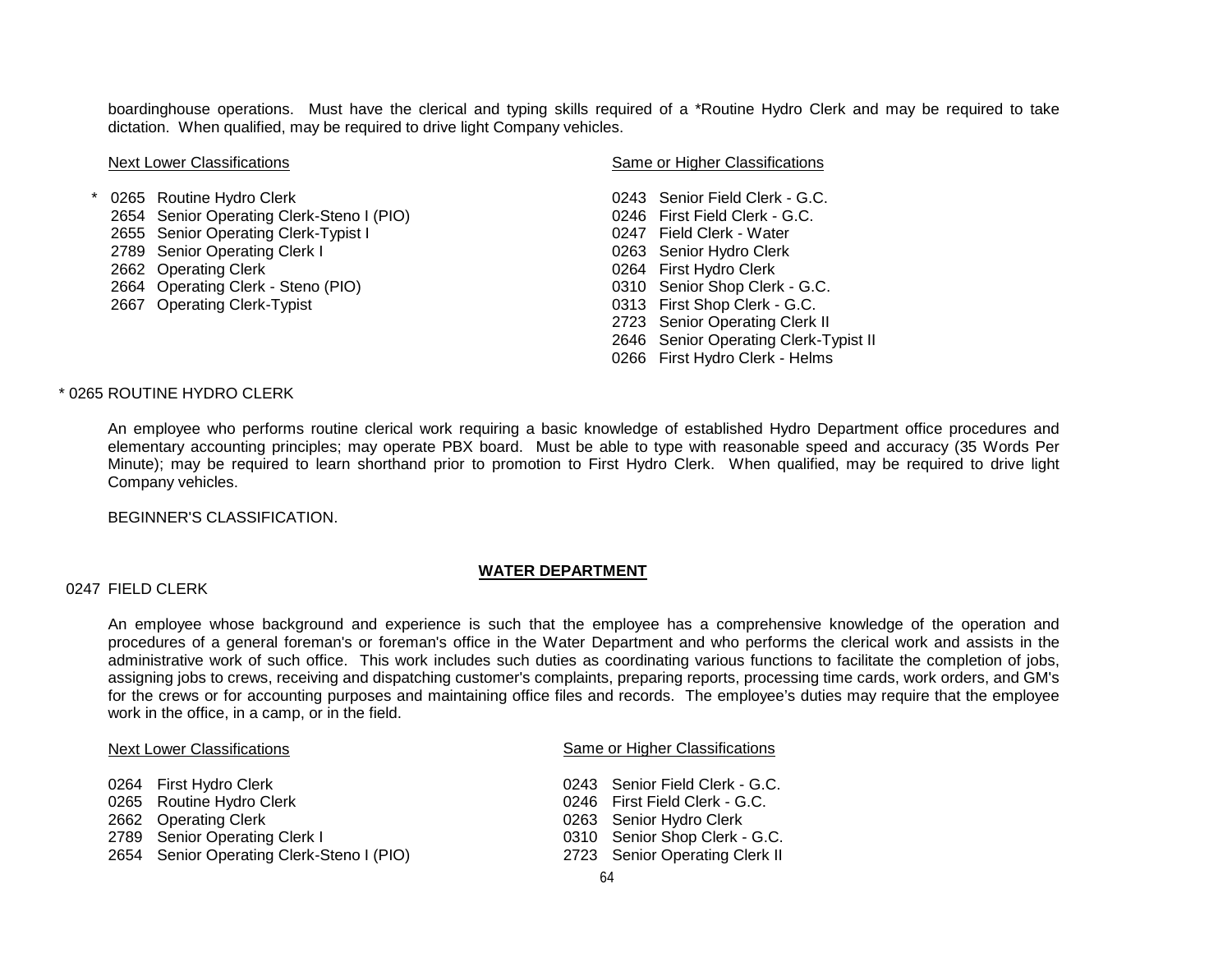boardinghouse operations. Must have the clerical and typing skills required of a *Routine Hydro Clerk and may be required to take dictation. When qualified, may be required to drive light Company vehicles.

| Next Lower Classifications | Same or Higher Classifications |
|---|---|
| * 0265 Routine Hydro Clerk | 0243 Senior Field Clerk - G.C. |
| 2654 Senior Operating Clerk-Steno I (PIO) | 0246 First Field Clerk - G.C. |
| 2655 Senior Operating Clerk-Typist I | 0247 Field Clerk - Water |
| 2789 Senior Operating Clerk I | 0263 Senior Hydro Clerk |
| 2662 Operating Clerk | 0264 First Hydro Clerk |
| 2664 Operating Clerk - Steno (PIO) | 0310 Senior Shop Clerk - G.C. |
| 2667 Operating Clerk-Typist | 0313 First Shop Clerk - G.C. |
| | 2723 Senior Operating Clerk II |
| | 2646 Senior Operating Clerk-Typist II |
| | 0266 First Hydro Clerk - Helms |

\* 0265 ROUTINE HYDRO CLERK

An employee who performs routine clerical work requiring a basic knowledge of established Hydro Department office procedures and elementary accounting principles; may operate PBX board. Must be able to type with reasonable speed and accuracy (35 Words Per Minute); may be required to learn shorthand prior to promotion to First Hydro Clerk. When qualified, may be required to drive light Company vehicles.

BEGINNER'S CLASSIFICATION.

## WATER DEPARTMENT

0247 FIELD CLERK

An employee whose background and experience is such that the employee has a comprehensive knowledge of the operation and procedures of a general foreman's or foreman's office in the Water Department and who performs the clerical work and assists in the administrative work of such office. This work includes such duties as coordinating various functions to facilitate the completion of jobs, assigning jobs to crews, receiving and dispatching customer's complaints, preparing reports, processing time cards, work orders, and GM's for the crews or for accounting purposes and maintaining office files and records. The employee's duties may require that the employee work in the office, in a camp, or in the field.

| Next Lower Classifications | Same or Higher Classifications |
|---|---|
| 0264 First Hydro Clerk | 0243 Senior Field Clerk - G.C. |
| 0265 Routine Hydro Clerk | 0246 First Field Clerk - G.C. |
| 2662 Operating Clerk | 0263 Senior Hydro Clerk |
| 2789 Senior Operating Clerk I | 0310 Senior Shop Clerk - G.C. |
| 2654 Senior Operating Clerk-Steno I (PIO) | 2723 Senior Operating Clerk II |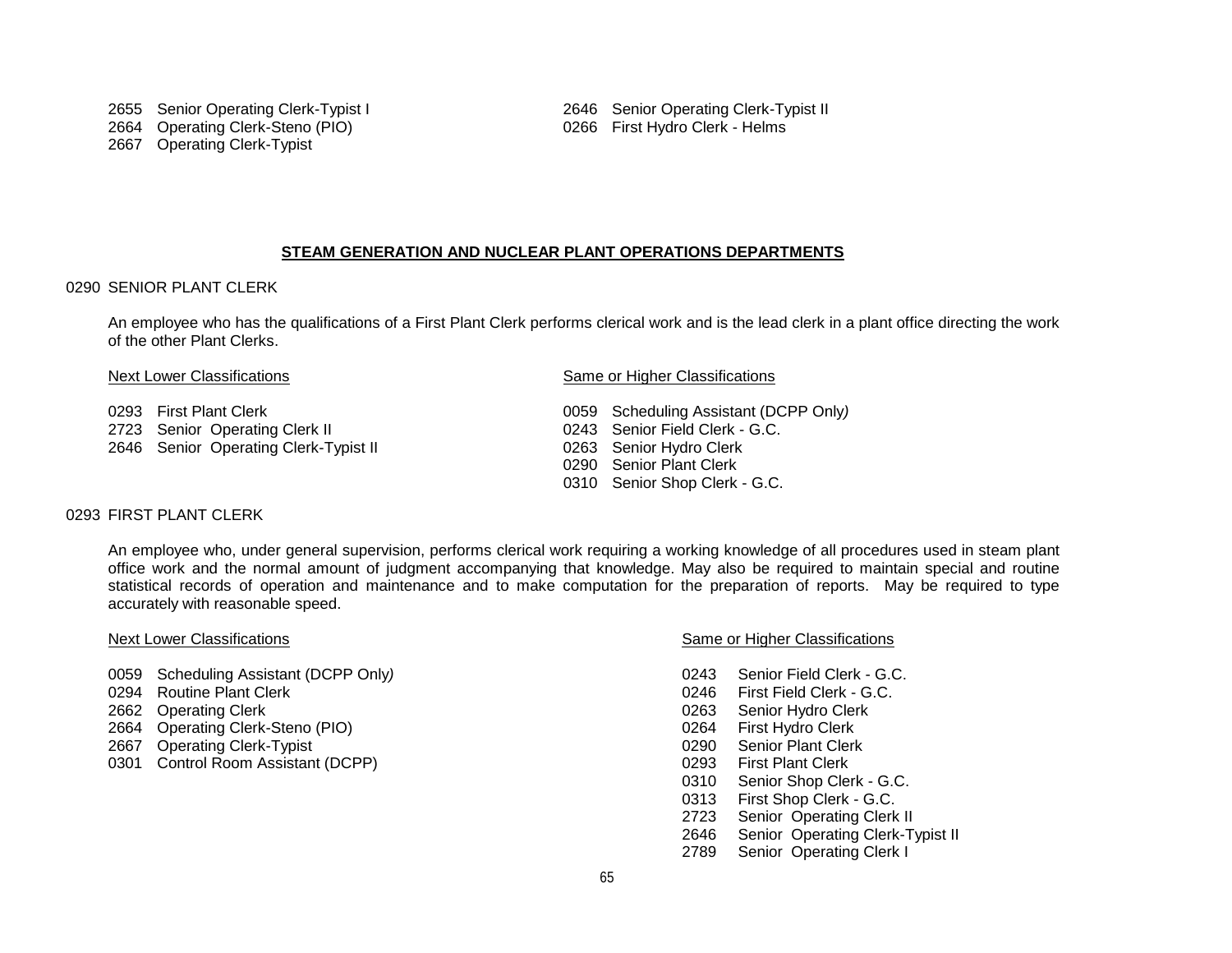2655 Senior Operating Clerk-Typist I
2664 Operating Clerk-Steno (PIO)
2667 Operating Clerk-Typist

2646 Senior Operating Clerk-Typist II
0266 First Hydro Clerk - Helms

## STEAM GENERATION AND NUCLEAR PLANT OPERATIONS DEPARTMENTS

### 0290 SENIOR PLANT CLERK

An employee who has the qualifications of a First Plant Clerk performs clerical work and is the lead clerk in a plant office directing the work of the other Plant Clerks.

Next Lower Classifications

0293 First Plant Clerk
2723 Senior Operating Clerk II
2646 Senior Operating Clerk-Typist II

Same or Higher Classifications

0059 Scheduling Assistant (DCPP Only)
0243 Senior Field Clerk - G.C.
0263 Senior Hydro Clerk
0290 Senior Plant Clerk
0310 Senior Shop Clerk - G.C.

### 0293 FIRST PLANT CLERK

An employee who, under general supervision, performs clerical work requiring a working knowledge of all procedures used in steam plant office work and the normal amount of judgment accompanying that knowledge. May also be required to maintain special and routine statistical records of operation and maintenance and to make computation for the preparation of reports. May be required to type accurately with reasonable speed.

Next Lower Classifications

0059 Scheduling Assistant (DCPP Only)
0294 Routine Plant Clerk
2662 Operating Clerk
2664 Operating Clerk-Steno (PIO)
2667 Operating Clerk-Typist
0301 Control Room Assistant (DCPP)

Same or Higher Classifications

0243 Senior Field Clerk - G.C.
0246 First Field Clerk - G.C.
0263 Senior Hydro Clerk
0264 First Hydro Clerk
0290 Senior Plant Clerk
0293 First Plant Clerk
0310 Senior Shop Clerk - G.C.
0313 First Shop Clerk - G.C.
2723 Senior Operating Clerk II
2646 Senior Operating Clerk-Typist II
2789 Senior Operating Clerk I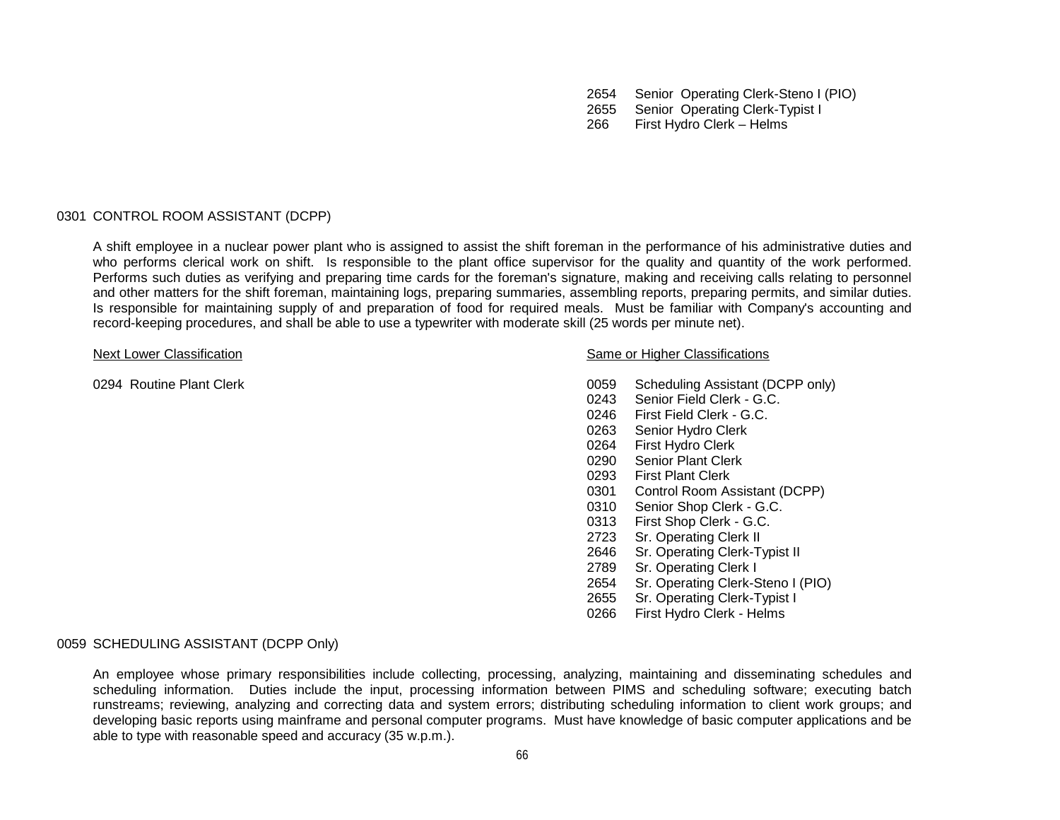2654 Senior Operating Clerk-Steno I (PIO)
2655 Senior Operating Clerk-Typist I
266 First Hydro Clerk – Helms

## 0301 CONTROL ROOM ASSISTANT (DCPP)

A shift employee in a nuclear power plant who is assigned to assist the shift foreman in the performance of his administrative duties and who performs clerical work on shift. Is responsible to the plant office supervisor for the quality and quantity of the work performed. Performs such duties as verifying and preparing time cards for the foreman's signature, making and receiving calls relating to personnel and other matters for the shift foreman, maintaining logs, preparing summaries, assembling reports, preparing permits, and similar duties. Is responsible for maintaining supply of and preparation of food for required meals. Must be familiar with Company's accounting and record-keeping procedures, and shall be able to use a typewriter with moderate skill (25 words per minute net).

<u>Next Lower Classification</u>

0294 Routine Plant Clerk

<u>Same or Higher Classifications</u>

0059 Scheduling Assistant (DCPP only)
0243 Senior Field Clerk - G.C.
0246 First Field Clerk - G.C.
0263 Senior Hydro Clerk
0264 First Hydro Clerk
0290 Senior Plant Clerk
0293 First Plant Clerk
0301 Control Room Assistant (DCPP)
0310 Senior Shop Clerk - G.C.
0313 First Shop Clerk - G.C.
2723 Sr. Operating Clerk II
2646 Sr. Operating Clerk-Typist II
2789 Sr. Operating Clerk I
2654 Sr. Operating Clerk-Steno I (PIO)
2655 Sr. Operating Clerk-Typist I
0266 First Hydro Clerk - Helms

## 0059 SCHEDULING ASSISTANT (DCPP Only)

An employee whose primary responsibilities include collecting, processing, analyzing, maintaining and disseminating schedules and scheduling information. Duties include the input, processing information between PIMS and scheduling software; executing batch runstreams; reviewing, analyzing and correcting data and system errors; distributing scheduling information to client work groups; and developing basic reports using mainframe and personal computer programs. Must have knowledge of basic computer applications and be able to type with reasonable speed and accuracy (35 w.p.m.).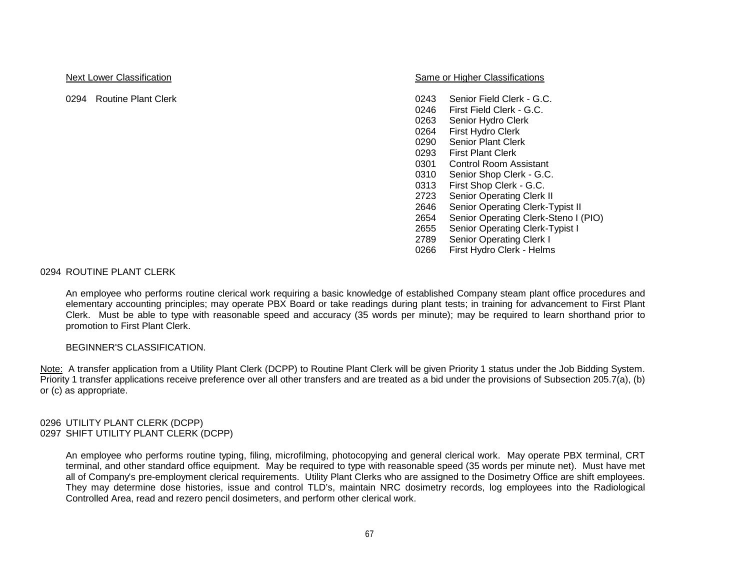<u>Next Lower Classification</u>

0294 Routine Plant Clerk

<u>Same or Higher Classifications</u>

0243 Senior Field Clerk - G.C.
0246 First Field Clerk - G.C.
0263 Senior Hydro Clerk
0264 First Hydro Clerk
0290 Senior Plant Clerk
0293 First Plant Clerk
0301 Control Room Assistant
0310 Senior Shop Clerk - G.C.
0313 First Shop Clerk - G.C.
2723 Senior Operating Clerk II
2646 Senior Operating Clerk-Typist II
2654 Senior Operating Clerk-Steno I (PIO)
2655 Senior Operating Clerk-Typist I
2789 Senior Operating Clerk I
0266 First Hydro Clerk - Helms

0294 ROUTINE PLANT CLERK

An employee who performs routine clerical work requiring a basic knowledge of established Company steam plant office procedures and elementary accounting principles; may operate PBX Board or take readings during plant tests; in training for advancement to First Plant Clerk. Must be able to type with reasonable speed and accuracy (35 words per minute); may be required to learn shorthand prior to promotion to First Plant Clerk.

BEGINNER'S CLASSIFICATION.

<u>Note:</u> A transfer application from a Utility Plant Clerk (DCPP) to Routine Plant Clerk will be given Priority 1 status under the Job Bidding System. Priority 1 transfer applications receive preference over all other transfers and are treated as a bid under the provisions of Subsection 205.7(a), (b) or (c) as appropriate.

0296 UTILITY PLANT CLERK (DCPP)
0297 SHIFT UTILITY PLANT CLERK (DCPP)

An employee who performs routine typing, filing, microfilming, photocopying and general clerical work. May operate PBX terminal, CRT terminal, and other standard office equipment. May be required to type with reasonable speed (35 words per minute net). Must have met all of Company's pre-employment clerical requirements. Utility Plant Clerks who are assigned to the Dosimetry Office are shift employees. They may determine dose histories, issue and control TLD's, maintain NRC dosimetry records, log employees into the Radiological Controlled Area, read and rezero pencil dosimeters, and perform other clerical work.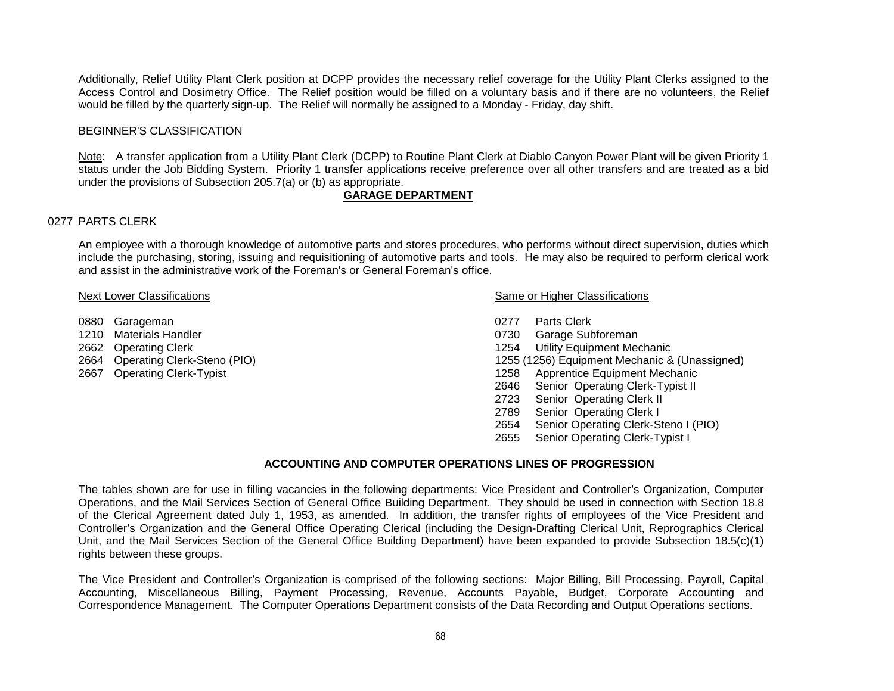Additionally, Relief Utility Plant Clerk position at DCPP provides the necessary relief coverage for the Utility Plant Clerks assigned to the Access Control and Dosimetry Office. The Relief position would be filled on a voluntary basis and if there are no volunteers, the Relief would be filled by the quarterly sign-up. The Relief will normally be assigned to a Monday - Friday, day shift.

BEGINNER'S CLASSIFICATION

Note: A transfer application from a Utility Plant Clerk (DCPP) to Routine Plant Clerk at Diablo Canyon Power Plant will be given Priority 1 status under the Job Bidding System. Priority 1 transfer applications receive preference over all other transfers and are treated as a bid under the provisions of Subsection 205.7(a) or (b) as appropriate.

## GARAGE DEPARTMENT

### 0277 PARTS CLERK

An employee with a thorough knowledge of automotive parts and stores procedures, who performs without direct supervision, duties which include the purchasing, storing, issuing and requisitioning of automotive parts and tools. He may also be required to perform clerical work and assist in the administrative work of the Foreman's or General Foreman's office.

| Next Lower Classifications | Same or Higher Classifications |
|---|---|
| 0880 Garageman | 0277 Parts Clerk |
| 1210 Materials Handler | 0730 Garage Subforeman |
| 2662 Operating Clerk | 1254 Utility Equipment Mechanic |
| 2664 Operating Clerk-Steno (PIO) | 1255 (1256) Equipment Mechanic & (Unassigned) |
| 2667 Operating Clerk-Typist | 1258 Apprentice Equipment Mechanic |
| | 2646 Senior Operating Clerk-Typist II |
| | 2723 Senior Operating Clerk II |
| | 2789 Senior Operating Clerk I |
| | 2654 Senior Operating Clerk-Steno I (PIO) |
| | 2655 Senior Operating Clerk-Typist I |

## ACCOUNTING AND COMPUTER OPERATIONS LINES OF PROGRESSION

The tables shown are for use in filling vacancies in the following departments: Vice President and Controller's Organization, Computer Operations, and the Mail Services Section of General Office Building Department. They should be used in connection with Section 18.8 of the Clerical Agreement dated July 1, 1953, as amended. In addition, the transfer rights of employees of the Vice President and Controller's Organization and the General Office Operating Clerical (including the Design-Drafting Clerical Unit, Reprographics Clerical Unit, and the Mail Services Section of the General Office Building Department) have been expanded to provide Subsection 18.5(c)(1) rights between these groups.

The Vice President and Controller's Organization is comprised of the following sections: Major Billing, Bill Processing, Payroll, Capital Accounting, Miscellaneous Billing, Payment Processing, Revenue, Accounts Payable, Budget, Corporate Accounting and Correspondence Management. The Computer Operations Department consists of the Data Recording and Output Operations sections.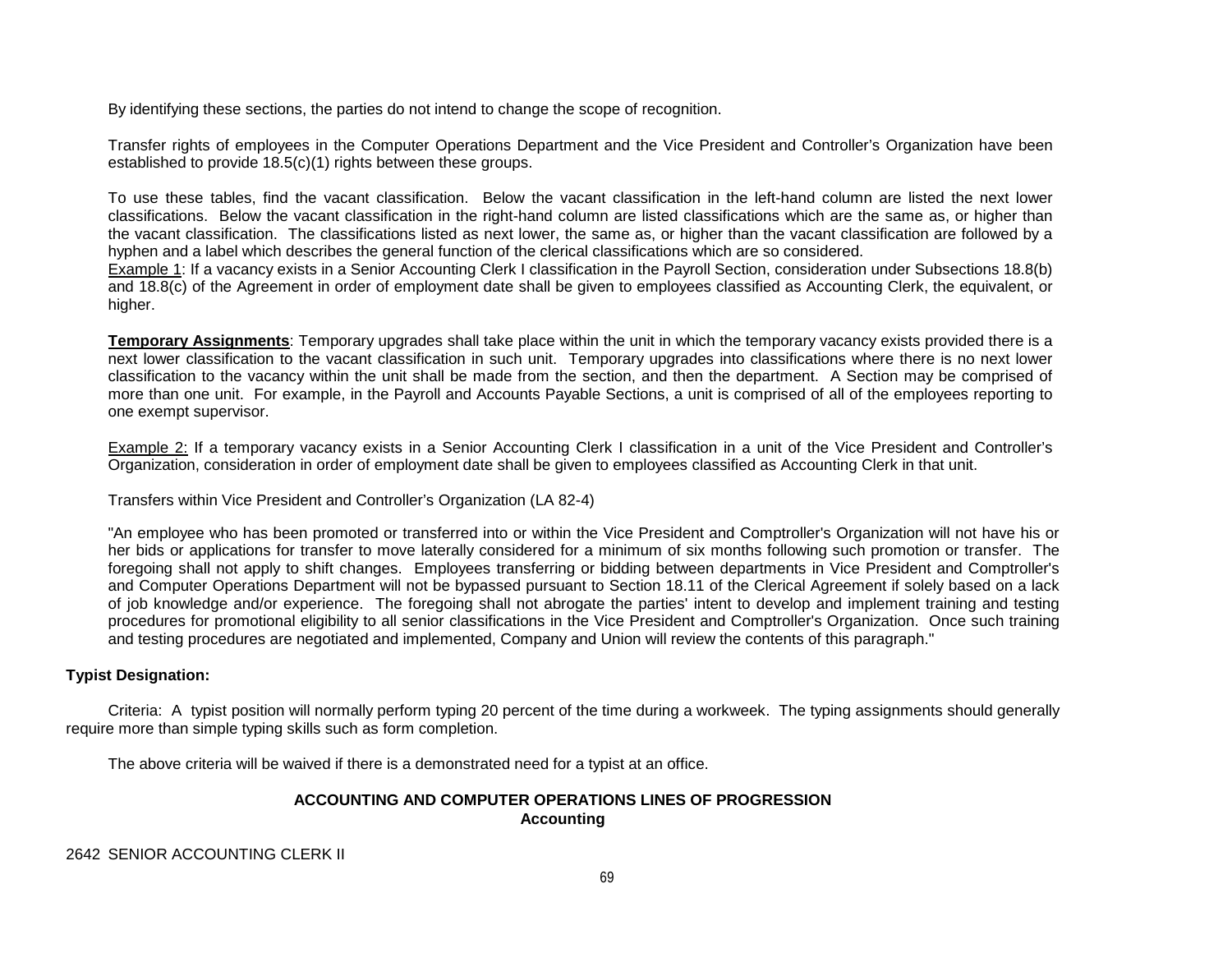By identifying these sections, the parties do not intend to change the scope of recognition.

Transfer rights of employees in the Computer Operations Department and the Vice President and Controller's Organization have been established to provide 18.5(c)(1) rights between these groups.

To use these tables, find the vacant classification. Below the vacant classification in the left-hand column are listed the next lower classifications. Below the vacant classification in the right-hand column are listed classifications which are the same as, or higher than the vacant classification. The classifications listed as next lower, the same as, or higher than the vacant classification are followed by a hyphen and a label which describes the general function of the clerical classifications which are so considered.

Example 1: If a vacancy exists in a Senior Accounting Clerk I classification in the Payroll Section, consideration under Subsections 18.8(b) and 18.8(c) of the Agreement in order of employment date shall be given to employees classified as Accounting Clerk, the equivalent, or higher.

**Temporary Assignments**: Temporary upgrades shall take place within the unit in which the temporary vacancy exists provided there is a next lower classification to the vacant classification in such unit. Temporary upgrades into classifications where there is no next lower classification to the vacancy within the unit shall be made from the section, and then the department. A Section may be comprised of more than one unit. For example, in the Payroll and Accounts Payable Sections, a unit is comprised of all of the employees reporting to one exempt supervisor.

Example 2: If a temporary vacancy exists in a Senior Accounting Clerk I classification in a unit of the Vice President and Controller's Organization, consideration in order of employment date shall be given to employees classified as Accounting Clerk in that unit.

Transfers within Vice President and Controller's Organization (LA 82-4)

"An employee who has been promoted or transferred into or within the Vice President and Comptroller's Organization will not have his or her bids or applications for transfer to move laterally considered for a minimum of six months following such promotion or transfer. The foregoing shall not apply to shift changes. Employees transferring or bidding between departments in Vice President and Comptroller's and Computer Operations Department will not be bypassed pursuant to Section 18.11 of the Clerical Agreement if solely based on a lack of job knowledge and/or experience. The foregoing shall not abrogate the parties' intent to develop and implement training and testing procedures for promotional eligibility to all senior classifications in the Vice President and Comptroller's Organization. Once such training and testing procedures are negotiated and implemented, Company and Union will review the contents of this paragraph."

**Typist Designation:**

Criteria: A typist position will normally perform typing 20 percent of the time during a workweek. The typing assignments should generally require more than simple typing skills such as form completion.

The above criteria will be waived if there is a demonstrated need for a typist at an office.

## ACCOUNTING AND COMPUTER OPERATIONS LINES OF PROGRESSION

### Accounting

2642 SENIOR ACCOUNTING CLERK II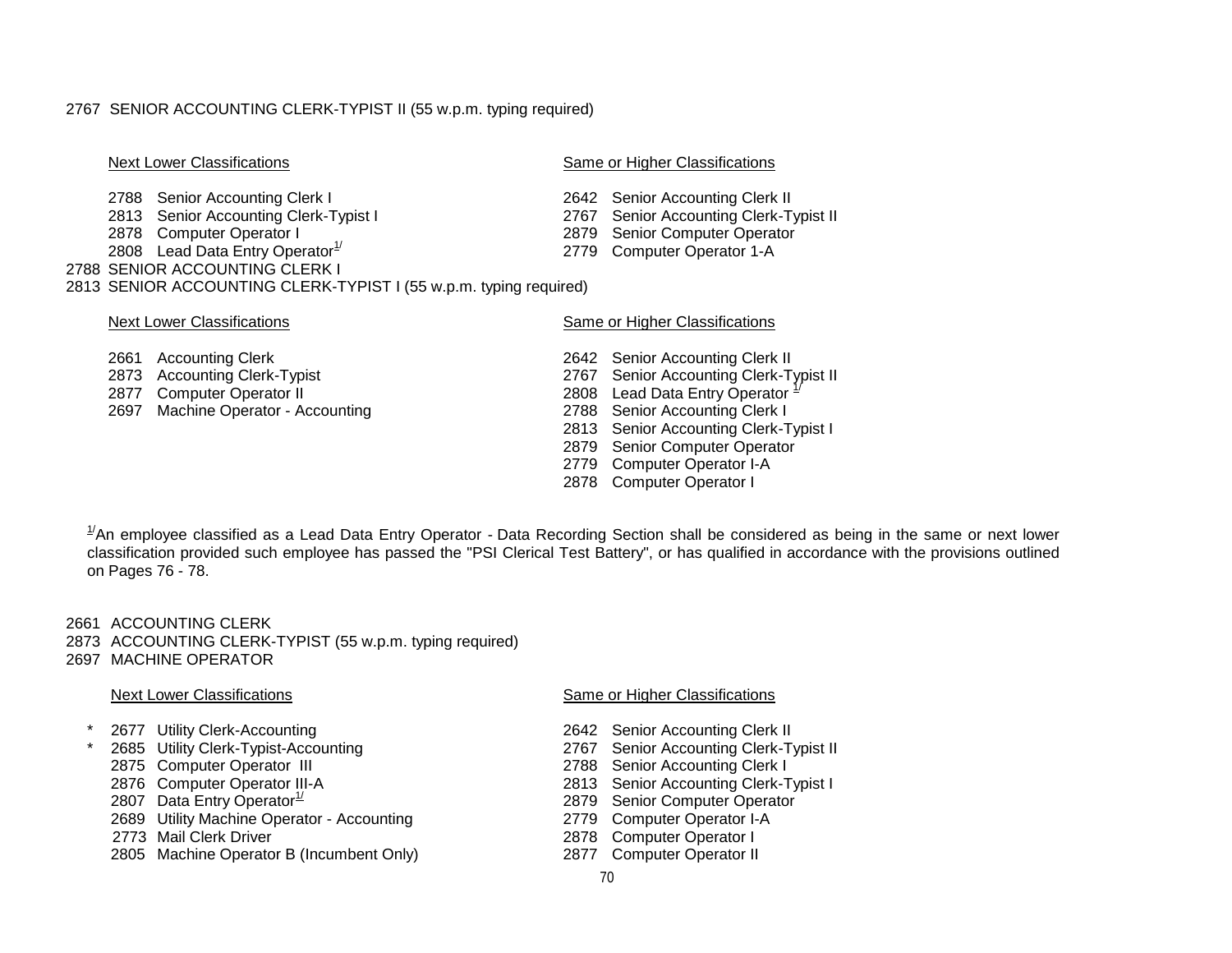2767 SENIOR ACCOUNTING CLERK-TYPIST II (55 w.p.m. typing required)

| Next Lower Classifications | Same or Higher Classifications |
| --- | --- |
| 2788 Senior Accounting Clerk I | 2642 Senior Accounting Clerk II |
| 2813 Senior Accounting Clerk-Typist I | 2767 Senior Accounting Clerk-Typist II |
| 2878 Computer Operator I | 2879 Senior Computer Operator |
| 2808 Lead Data Entry Operator[1/] | 2779 Computer Operator 1-A |

2788 SENIOR ACCOUNTING CLERK I
2813 SENIOR ACCOUNTING CLERK-TYPIST I (55 w.p.m. typing required)

| Next Lower Classifications | Same or Higher Classifications |
| --- | --- |
| 2661 Accounting Clerk | 2642 Senior Accounting Clerk II |
| 2873 Accounting Clerk-Typist | 2767 Senior Accounting Clerk-Typist II |
| 2877 Computer Operator II | 2808 Lead Data Entry Operator [1/] |
| 2697 Machine Operator - Accounting | 2788 Senior Accounting Clerk I |
| | 2813 Senior Accounting Clerk-Typist I |
| | 2879 Senior Computer Operator |
| | 2779 Computer Operator I-A |
| | 2878 Computer Operator I |

[1/]An employee classified as a Lead Data Entry Operator - Data Recording Section shall be considered as being in the same or next lower classification provided such employee has passed the "PSI Clerical Test Battery", or has qualified in accordance with the provisions outlined on Pages 76 - 78.

2661 ACCOUNTING CLERK
2873 ACCOUNTING CLERK-TYPIST (55 w.p.m. typing required)
2697 MACHINE OPERATOR

| Next Lower Classifications | Same or Higher Classifications |
| --- | --- |
| * 2677 Utility Clerk-Accounting | 2642 Senior Accounting Clerk II |
| * 2685 Utility Clerk-Typist-Accounting | 2767 Senior Accounting Clerk-Typist II |
| 2875 Computer Operator III | 2788 Senior Accounting Clerk I |
| 2876 Computer Operator III-A | 2813 Senior Accounting Clerk-Typist I |
| 2807 Data Entry Operator[1/] | 2879 Senior Computer Operator |
| 2689 Utility Machine Operator - Accounting | 2779 Computer Operator I-A |
| 2773 Mail Clerk Driver | 2878 Computer Operator I |
| 2805 Machine Operator B (Incumbent Only) | 2877 Computer Operator II |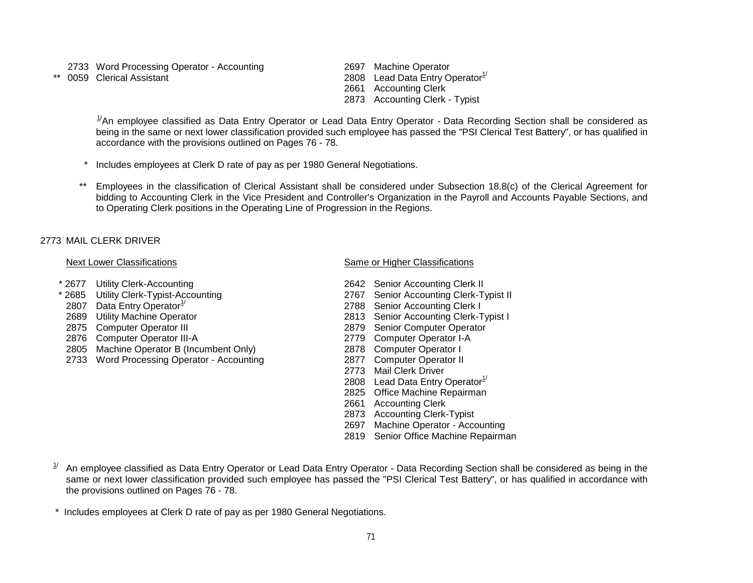| | |
|---|---|
| 2733 Word Processing Operator - Accounting | 2697 Machine Operator |
| ** 0059 Clerical Assistant | 2808 Lead Data Entry Operator[1/] |
| | 2661 Accounting Clerk |
| | 2873 Accounting Clerk - Typist |

[1/]An employee classified as Data Entry Operator or Lead Data Entry Operator - Data Recording Section shall be considered as being in the same or next lower classification provided such employee has passed the "PSI Clerical Test Battery", or has qualified in accordance with the provisions outlined on Pages 76 - 78.

\* Includes employees at Clerk D rate of pay as per 1980 General Negotiations.

\*\* Employees in the classification of Clerical Assistant shall be considered under Subsection 18.8(c) of the Clerical Agreement for bidding to Accounting Clerk in the Vice President and Controller's Organization in the Payroll and Accounts Payable Sections, and to Operating Clerk positions in the Operating Line of Progression in the Regions.

2773 MAIL CLERK DRIVER

| Next Lower Classifications | Same or Higher Classifications |
|---|---|
| * 2677 Utility Clerk-Accounting | 2642 Senior Accounting Clerk II |
| * 2685 Utility Clerk-Typist-Accounting | 2767 Senior Accounting Clerk-Typist II |
| 2807 Data Entry Operator[1/] | 2788 Senior Accounting Clerk I |
| 2689 Utility Machine Operator | 2813 Senior Accounting Clerk-Typist I |
| 2875 Computer Operator III | 2879 Senior Computer Operator |
| 2876 Computer Operator III-A | 2779 Computer Operator I-A |
| 2805 Machine Operator B (Incumbent Only) | 2878 Computer Operator I |
| 2733 Word Processing Operator - Accounting | 2877 Computer Operator II |
| | 2773 Mail Clerk Driver |
| | 2808 Lead Data Entry Operator[1/] |
| | 2825 Office Machine Repairman |
| | 2661 Accounting Clerk |
| | 2873 Accounting Clerk-Typist |
| | 2697 Machine Operator - Accounting |
| | 2819 Senior Office Machine Repairman |

[1/] An employee classified as Data Entry Operator or Lead Data Entry Operator - Data Recording Section shall be considered as being in the same or next lower classification provided such employee has passed the "PSI Clerical Test Battery", or has qualified in accordance with the provisions outlined on Pages 76 - 78.

\* Includes employees at Clerk D rate of pay as per 1980 General Negotiations.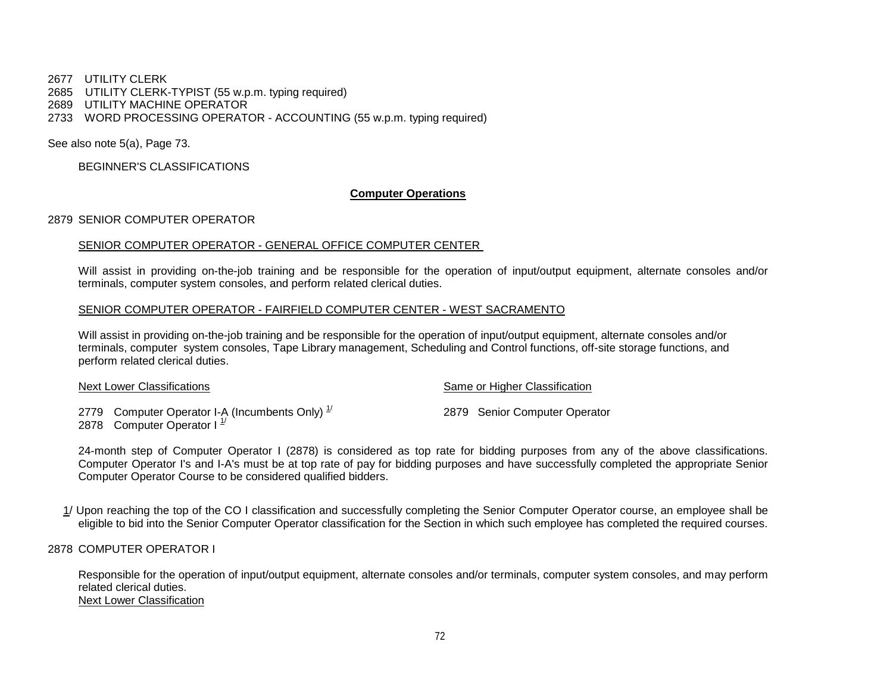2677 UTILITY CLERK
2685 UTILITY CLERK-TYPIST (55 w.p.m. typing required)
2689 UTILITY MACHINE OPERATOR
2733 WORD PROCESSING OPERATOR - ACCOUNTING (55 w.p.m. typing required)

See also note 5(a), Page 73.

BEGINNER'S CLASSIFICATIONS

**Computer Operations**

2879 SENIOR COMPUTER OPERATOR

SENIOR COMPUTER OPERATOR - GENERAL OFFICE COMPUTER CENTER

Will assist in providing on-the-job training and be responsible for the operation of input/output equipment, alternate consoles and/or terminals, computer system consoles, and perform related clerical duties.

SENIOR COMPUTER OPERATOR - FAIRFIELD COMPUTER CENTER - WEST SACRAMENTO

Will assist in providing on-the-job training and be responsible for the operation of input/output equipment, alternate consoles and/or terminals, computer system consoles, Tape Library management, Scheduling and Control functions, off-site storage functions, and perform related clerical duties.

| Next Lower Classifications | Same or Higher Classification |
|---|---|
| 2779 Computer Operator I-A (Incumbents Only) [1/] | 2879 Senior Computer Operator |
| 2878 Computer Operator I [1/] | |

24-month step of Computer Operator I (2878) is considered as top rate for bidding purposes from any of the above classifications. Computer Operator I's and I-A's must be at top rate of pay for bidding purposes and have successfully completed the appropriate Senior Computer Operator Course to be considered qualified bidders.

1/ Upon reaching the top of the CO I classification and successfully completing the Senior Computer Operator course, an employee shall be eligible to bid into the Senior Computer Operator classification for the Section in which such employee has completed the required courses.

2878 COMPUTER OPERATOR I

Responsible for the operation of input/output equipment, alternate consoles and/or terminals, computer system consoles, and may perform related clerical duties.

Next Lower Classification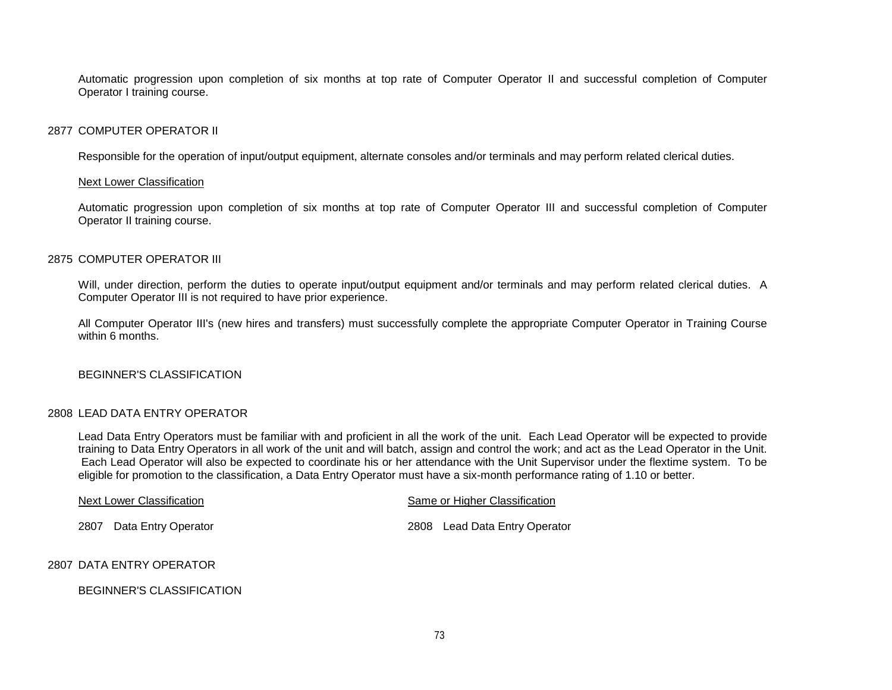Automatic progression upon completion of six months at top rate of Computer Operator II and successful completion of Computer Operator I training course.

## 2877 COMPUTER OPERATOR II

Responsible for the operation of input/output equipment, alternate consoles and/or terminals and may perform related clerical duties.

Next Lower Classification

Automatic progression upon completion of six months at top rate of Computer Operator III and successful completion of Computer Operator II training course.

## 2875 COMPUTER OPERATOR III

Will, under direction, perform the duties to operate input/output equipment and/or terminals and may perform related clerical duties. A Computer Operator III is not required to have prior experience.

All Computer Operator III's (new hires and transfers) must successfully complete the appropriate Computer Operator in Training Course within 6 months.

BEGINNER'S CLASSIFICATION

## 2808 LEAD DATA ENTRY OPERATOR

Lead Data Entry Operators must be familiar with and proficient in all the work of the unit. Each Lead Operator will be expected to provide training to Data Entry Operators in all work of the unit and will batch, assign and control the work; and act as the Lead Operator in the Unit. Each Lead Operator will also be expected to coordinate his or her attendance with the Unit Supervisor under the flextime system. To be eligible for promotion to the classification, a Data Entry Operator must have a six-month performance rating of 1.10 or better.

| Next Lower Classification | Same or Higher Classification |
| --- | --- |
| 2807 Data Entry Operator | 2808 Lead Data Entry Operator |

## 2807 DATA ENTRY OPERATOR

BEGINNER'S CLASSIFICATION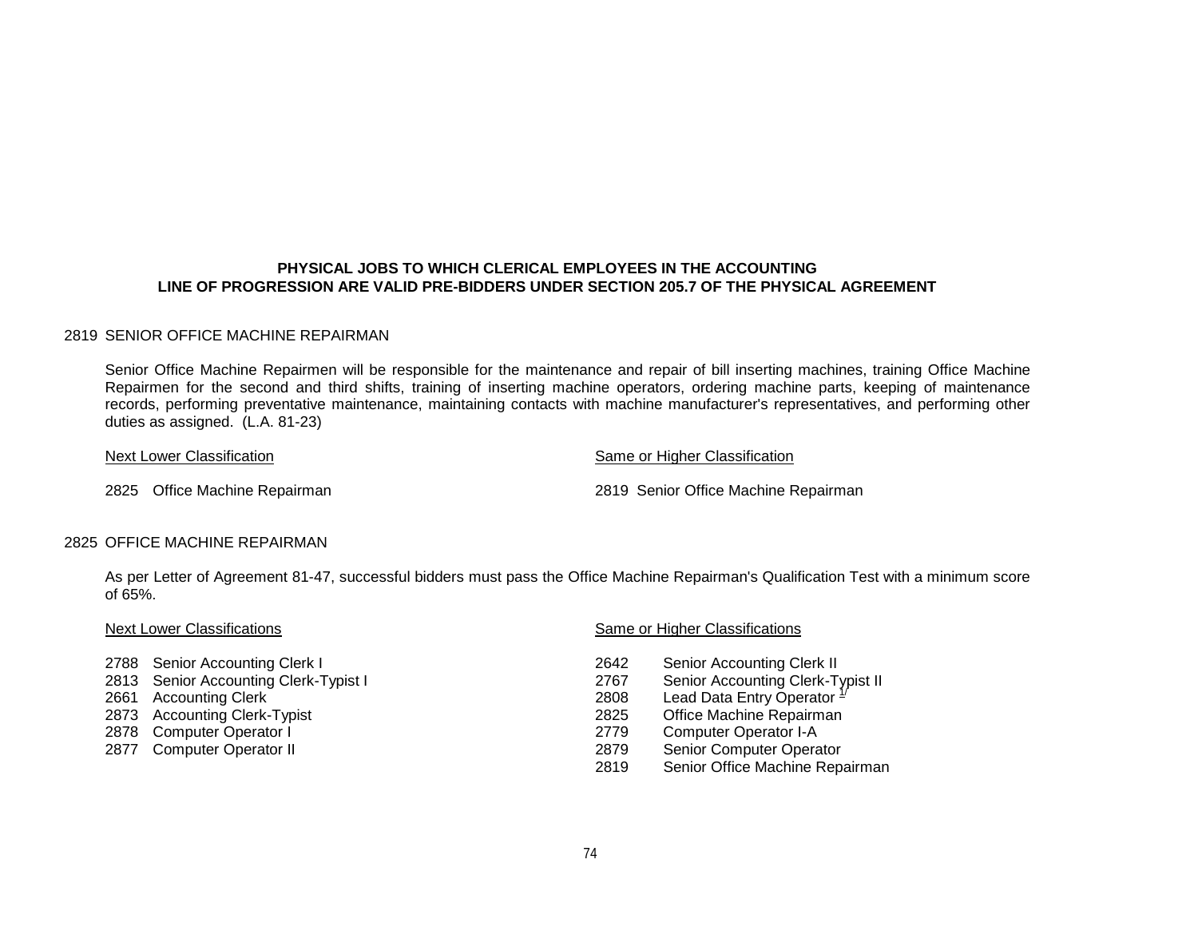**PHYSICAL JOBS TO WHICH CLERICAL EMPLOYEES IN THE ACCOUNTING LINE OF PROGRESSION ARE VALID PRE-BIDDERS UNDER SECTION 205.7 OF THE PHYSICAL AGREEMENT**

2819 SENIOR OFFICE MACHINE REPAIRMAN

Senior Office Machine Repairmen will be responsible for the maintenance and repair of bill inserting machines, training Office Machine Repairmen for the second and third shifts, training of inserting machine operators, ordering machine parts, keeping of maintenance records, performing preventative maintenance, maintaining contacts with machine manufacturer's representatives, and performing other duties as assigned. (L.A. 81-23)

| Next Lower Classification | Same or Higher Classification |
|---|---|
| 2825 Office Machine Repairman | 2819 Senior Office Machine Repairman |

2825 OFFICE MACHINE REPAIRMAN

As per Letter of Agreement 81-47, successful bidders must pass the Office Machine Repairman's Qualification Test with a minimum score of 65%.

| Next Lower Classifications | Same or Higher Classifications |
|---|---|
| 2788 Senior Accounting Clerk I | 2642 Senior Accounting Clerk II |
| 2813 Senior Accounting Clerk-Typist I | 2767 Senior Accounting Clerk-Typist II |
| 2661 Accounting Clerk | 2808 Lead Data Entry Operator [1/] |
| 2873 Accounting Clerk-Typist | 2825 Office Machine Repairman |
| 2878 Computer Operator I | 2779 Computer Operator I-A |
| 2877 Computer Operator II | 2879 Senior Computer Operator |
| | 2819 Senior Office Machine Repairman |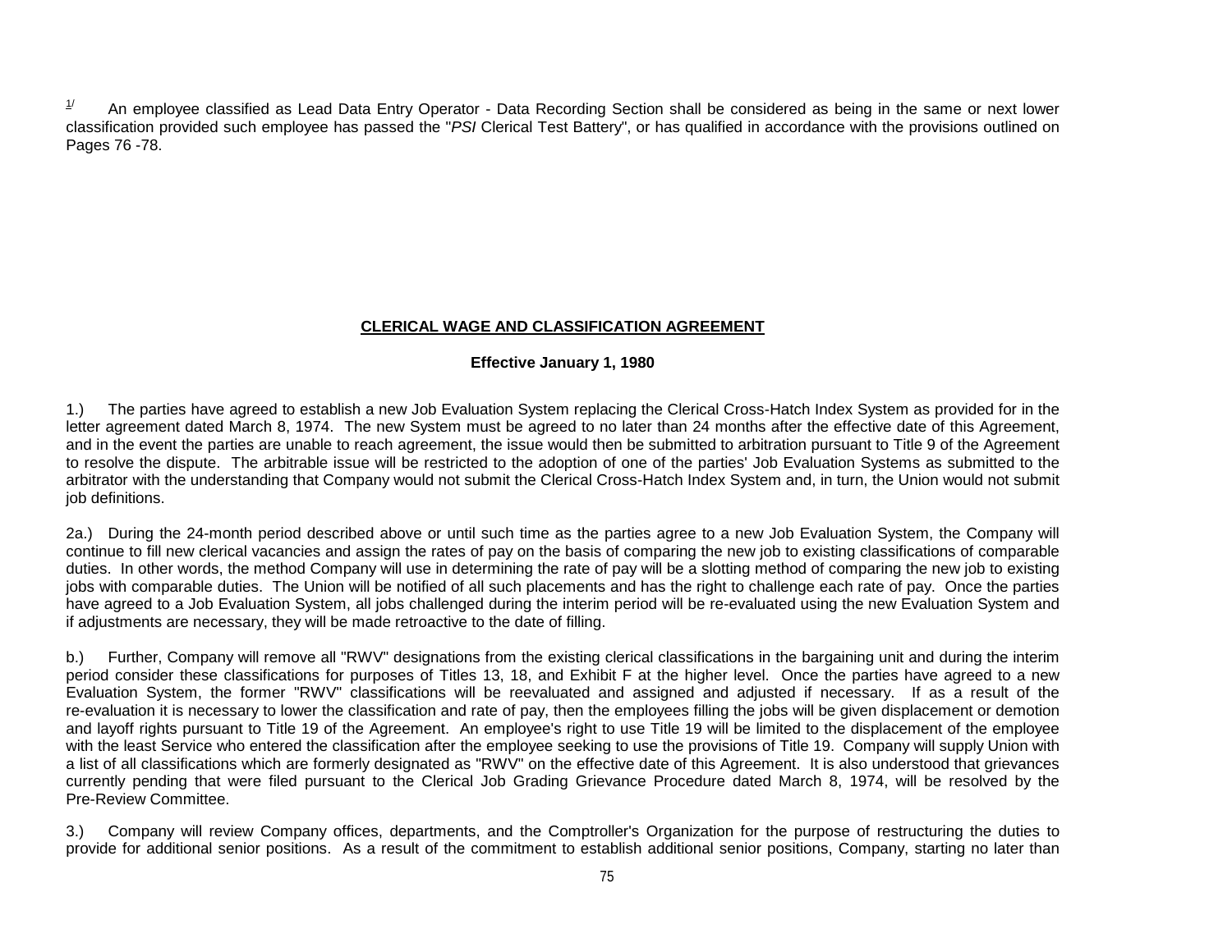[1/] An employee classified as Lead Data Entry Operator - Data Recording Section shall be considered as being in the same or next lower classification provided such employee has passed the "*PSI* Clerical Test Battery", or has qualified in accordance with the provisions outlined on Pages 76 -78.

## CLERICAL WAGE AND CLASSIFICATION AGREEMENT

**Effective January 1, 1980**

1.) The parties have agreed to establish a new Job Evaluation System replacing the Clerical Cross-Hatch Index System as provided for in the letter agreement dated March 8, 1974. The new System must be agreed to no later than 24 months after the effective date of this Agreement, and in the event the parties are unable to reach agreement, the issue would then be submitted to arbitration pursuant to Title 9 of the Agreement to resolve the dispute. The arbitrable issue will be restricted to the adoption of one of the parties' Job Evaluation Systems as submitted to the arbitrator with the understanding that Company would not submit the Clerical Cross-Hatch Index System and, in turn, the Union would not submit job definitions.

2a.) During the 24-month period described above or until such time as the parties agree to a new Job Evaluation System, the Company will continue to fill new clerical vacancies and assign the rates of pay on the basis of comparing the new job to existing classifications of comparable duties. In other words, the method Company will use in determining the rate of pay will be a slotting method of comparing the new job to existing jobs with comparable duties. The Union will be notified of all such placements and has the right to challenge each rate of pay. Once the parties have agreed to a Job Evaluation System, all jobs challenged during the interim period will be re-evaluated using the new Evaluation System and if adjustments are necessary, they will be made retroactive to the date of filling.

b.) Further, Company will remove all "RWV" designations from the existing clerical classifications in the bargaining unit and during the interim period consider these classifications for purposes of Titles 13, 18, and Exhibit F at the higher level. Once the parties have agreed to a new Evaluation System, the former "RWV" classifications will be reevaluated and assigned and adjusted if necessary. If as a result of the re-evaluation it is necessary to lower the classification and rate of pay, then the employees filling the jobs will be given displacement or demotion and layoff rights pursuant to Title 19 of the Agreement. An employee's right to use Title 19 will be limited to the displacement of the employee with the least Service who entered the classification after the employee seeking to use the provisions of Title 19. Company will supply Union with a list of all classifications which are formerly designated as "RWV" on the effective date of this Agreement. It is also understood that grievances currently pending that were filed pursuant to the Clerical Job Grading Grievance Procedure dated March 8, 1974, will be resolved by the Pre-Review Committee.

3.) Company will review Company offices, departments, and the Comptroller's Organization for the purpose of restructuring the duties to provide for additional senior positions. As a result of the commitment to establish additional senior positions, Company, starting no later than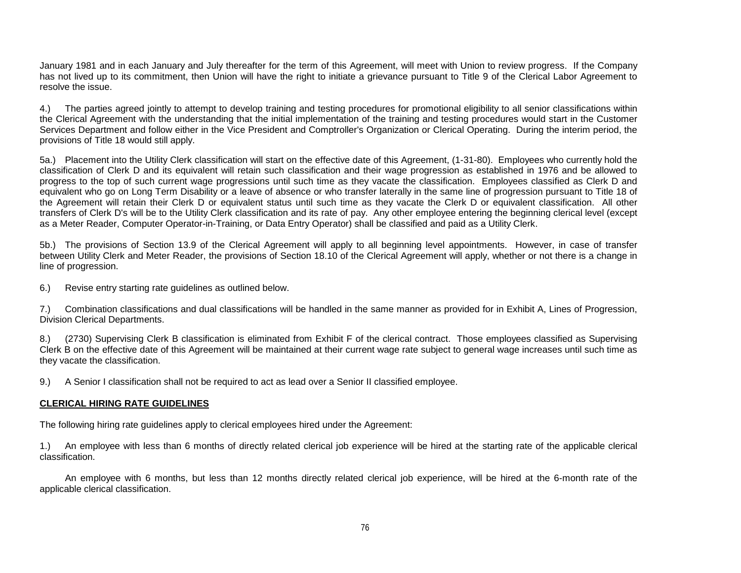January 1981 and in each January and July thereafter for the term of this Agreement, will meet with Union to review progress. If the Company has not lived up to its commitment, then Union will have the right to initiate a grievance pursuant to Title 9 of the Clerical Labor Agreement to resolve the issue.

4.) The parties agreed jointly to attempt to develop training and testing procedures for promotional eligibility to all senior classifications within the Clerical Agreement with the understanding that the initial implementation of the training and testing procedures would start in the Customer Services Department and follow either in the Vice President and Comptroller's Organization or Clerical Operating. During the interim period, the provisions of Title 18 would still apply.

5a.) Placement into the Utility Clerk classification will start on the effective date of this Agreement, (1-31-80). Employees who currently hold the classification of Clerk D and its equivalent will retain such classification and their wage progression as established in 1976 and be allowed to progress to the top of such current wage progressions until such time as they vacate the classification. Employees classified as Clerk D and equivalent who go on Long Term Disability or a leave of absence or who transfer laterally in the same line of progression pursuant to Title 18 of the Agreement will retain their Clerk D or equivalent status until such time as they vacate the Clerk D or equivalent classification. All other transfers of Clerk D's will be to the Utility Clerk classification and its rate of pay. Any other employee entering the beginning clerical level (except as a Meter Reader, Computer Operator-in-Training, or Data Entry Operator) shall be classified and paid as a Utility Clerk.

5b.) The provisions of Section 13.9 of the Clerical Agreement will apply to all beginning level appointments. However, in case of transfer between Utility Clerk and Meter Reader, the provisions of Section 18.10 of the Clerical Agreement will apply, whether or not there is a change in line of progression.

6.) Revise entry starting rate guidelines as outlined below.

7.) Combination classifications and dual classifications will be handled in the same manner as provided for in Exhibit A, Lines of Progression, Division Clerical Departments.

8.) (2730) Supervising Clerk B classification is eliminated from Exhibit F of the clerical contract. Those employees classified as Supervising Clerk B on the effective date of this Agreement will be maintained at their current wage rate subject to general wage increases until such time as they vacate the classification.

9.) A Senior I classification shall not be required to act as lead over a Senior II classified employee.

**CLERICAL HIRING RATE GUIDELINES**

The following hiring rate guidelines apply to clerical employees hired under the Agreement:

1.) An employee with less than 6 months of directly related clerical job experience will be hired at the starting rate of the applicable clerical classification.

An employee with 6 months, but less than 12 months directly related clerical job experience, will be hired at the 6-month rate of the applicable clerical classification.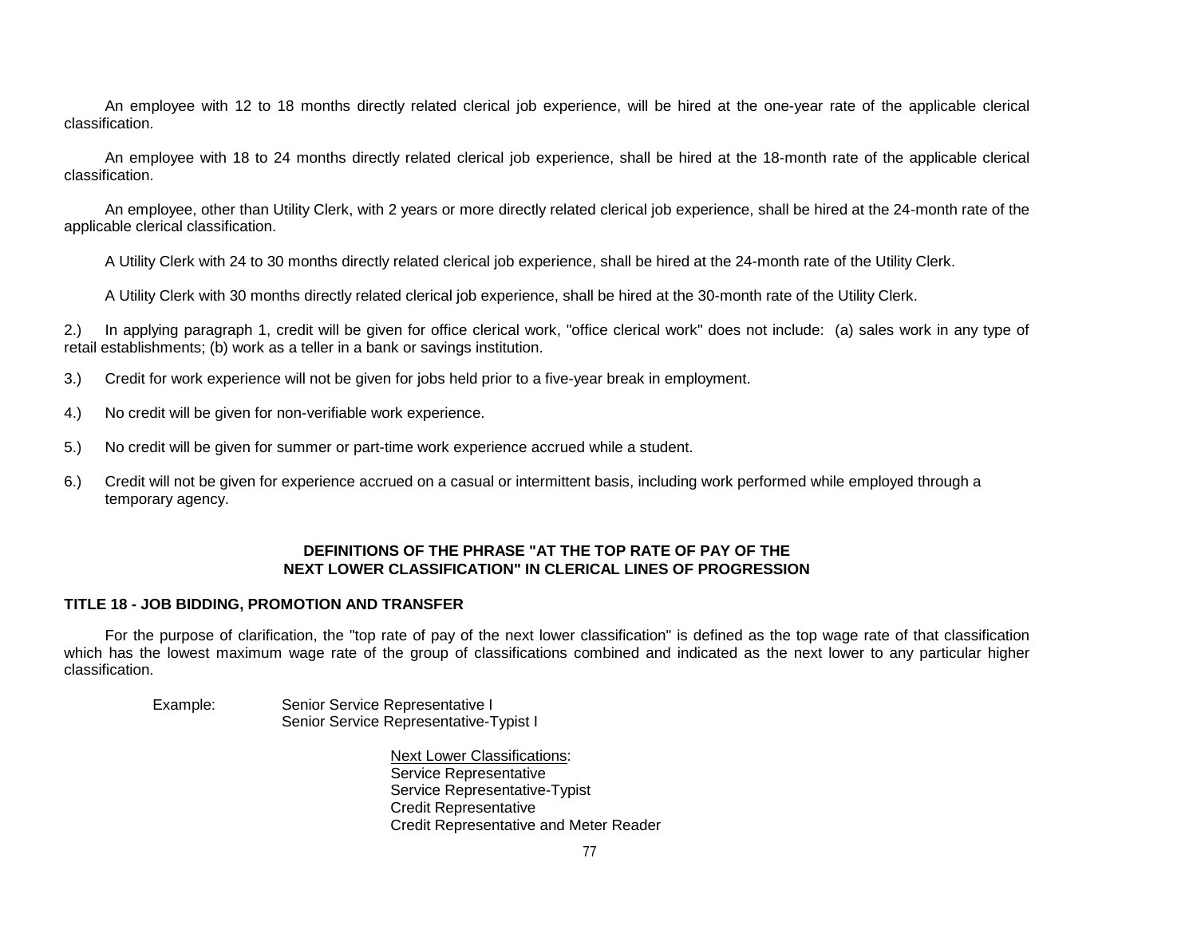An employee with 12 to 18 months directly related clerical job experience, will be hired at the one-year rate of the applicable clerical classification.

An employee with 18 to 24 months directly related clerical job experience, shall be hired at the 18-month rate of the applicable clerical classification.

An employee, other than Utility Clerk, with 2 years or more directly related clerical job experience, shall be hired at the 24-month rate of the applicable clerical classification.

A Utility Clerk with 24 to 30 months directly related clerical job experience, shall be hired at the 24-month rate of the Utility Clerk.

A Utility Clerk with 30 months directly related clerical job experience, shall be hired at the 30-month rate of the Utility Clerk.

2.) In applying paragraph 1, credit will be given for office clerical work, "office clerical work" does not include: (a) sales work in any type of retail establishments; (b) work as a teller in a bank or savings institution.

3.) Credit for work experience will not be given for jobs held prior to a five-year break in employment.

4.) No credit will be given for non-verifiable work experience.

5.) No credit will be given for summer or part-time work experience accrued while a student.

6.) Credit will not be given for experience accrued on a casual or intermittent basis, including work performed while employed through a temporary agency.

## DEFINITIONS OF THE PHRASE "AT THE TOP RATE OF PAY OF THE NEXT LOWER CLASSIFICATION" IN CLERICAL LINES OF PROGRESSION

### TITLE 18 - JOB BIDDING, PROMOTION AND TRANSFER

For the purpose of clarification, the "top rate of pay of the next lower classification" is defined as the top wage rate of that classification which has the lowest maximum wage rate of the group of classifications combined and indicated as the next lower to any particular higher classification.

Example: Senior Service Representative I
Senior Service Representative-Typist I

Next Lower Classifications:
Service Representative
Service Representative-Typist
Credit Representative
Credit Representative and Meter Reader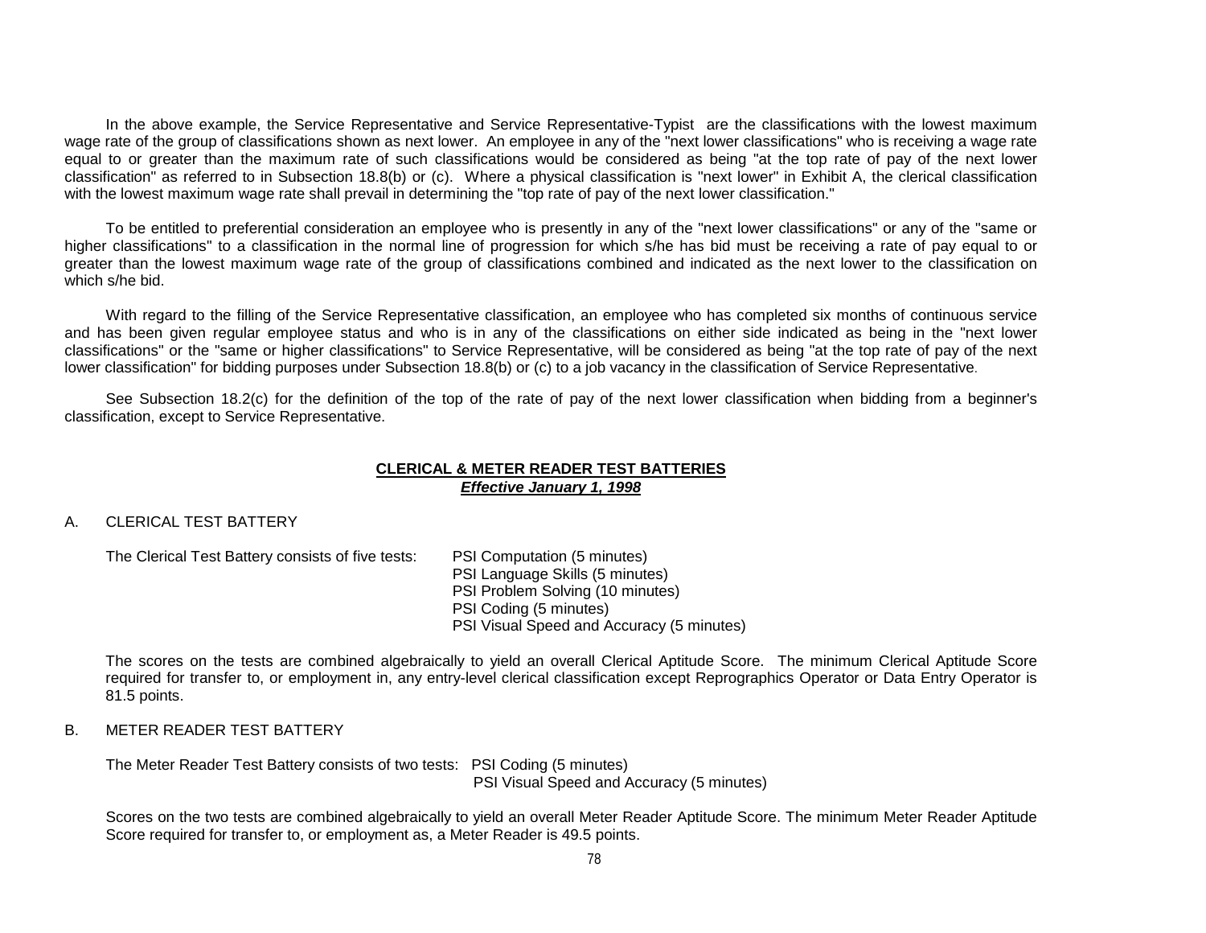In the above example, the Service Representative and Service Representative-Typist are the classifications with the lowest maximum wage rate of the group of classifications shown as next lower. An employee in any of the "next lower classifications" who is receiving a wage rate equal to or greater than the maximum rate of such classifications would be considered as being "at the top rate of pay of the next lower classification" as referred to in Subsection 18.8(b) or (c). Where a physical classification is "next lower" in Exhibit A, the clerical classification with the lowest maximum wage rate shall prevail in determining the "top rate of pay of the next lower classification."

To be entitled to preferential consideration an employee who is presently in any of the "next lower classifications" or any of the "same or higher classifications" to a classification in the normal line of progression for which s/he has bid must be receiving a rate of pay equal to or greater than the lowest maximum wage rate of the group of classifications combined and indicated as the next lower to the classification on which s/he bid.

With regard to the filling of the Service Representative classification, an employee who has completed six months of continuous service and has been given regular employee status and who is in any of the classifications on either side indicated as being in the "next lower classifications" or the "same or higher classifications" to Service Representative, will be considered as being "at the top rate of pay of the next lower classification" for bidding purposes under Subsection 18.8(b) or (c) to a job vacancy in the classification of Service Representative.

See Subsection 18.2(c) for the definition of the top of the rate of pay of the next lower classification when bidding from a beginner's classification, except to Service Representative.

## CLERICAL & METER READER TEST BATTERIES

***Effective January 1, 1998***

A. CLERICAL TEST BATTERY

The Clerical Test Battery consists of five tests:

- PSI Computation (5 minutes)
- PSI Language Skills (5 minutes)
- PSI Problem Solving (10 minutes)
- PSI Coding (5 minutes)
- PSI Visual Speed and Accuracy (5 minutes)

The scores on the tests are combined algebraically to yield an overall Clerical Aptitude Score. The minimum Clerical Aptitude Score required for transfer to, or employment in, any entry-level clerical classification except Reprographics Operator or Data Entry Operator is 81.5 points.

B. METER READER TEST BATTERY

The Meter Reader Test Battery consists of two tests:

- PSI Coding (5 minutes)
- PSI Visual Speed and Accuracy (5 minutes)

Scores on the two tests are combined algebraically to yield an overall Meter Reader Aptitude Score. The minimum Meter Reader Aptitude Score required for transfer to, or employment as, a Meter Reader is 49.5 points.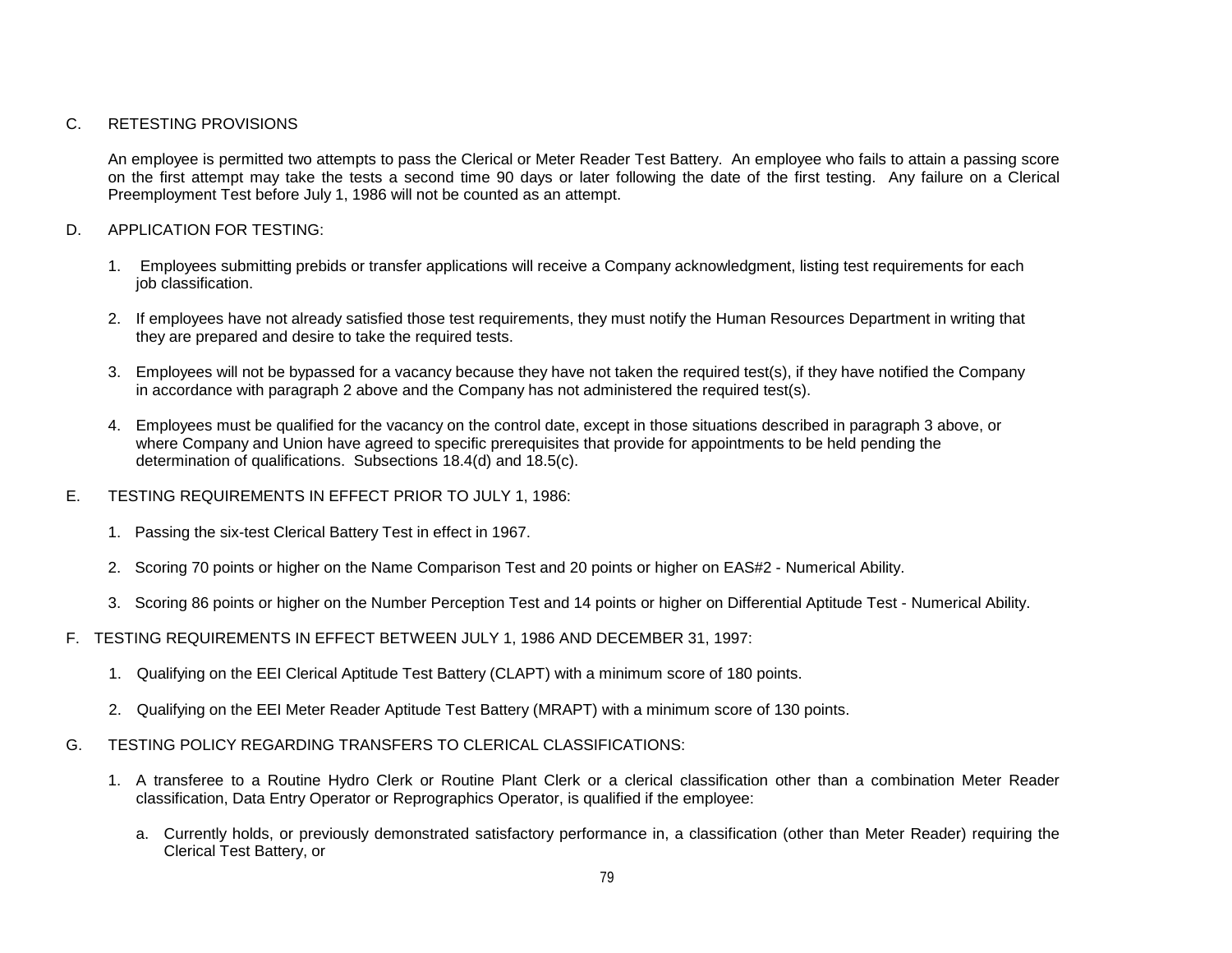C. RETESTING PROVISIONS

An employee is permitted two attempts to pass the Clerical or Meter Reader Test Battery. An employee who fails to attain a passing score on the first attempt may take the tests a second time 90 days or later following the date of the first testing. Any failure on a Clerical Preemployment Test before July 1, 1986 will not be counted as an attempt.

D. APPLICATION FOR TESTING:

1. Employees submitting prebids or transfer applications will receive a Company acknowledgment, listing test requirements for each job classification.

2. If employees have not already satisfied those test requirements, they must notify the Human Resources Department in writing that they are prepared and desire to take the required tests.

3. Employees will not be bypassed for a vacancy because they have not taken the required test(s), if they have notified the Company in accordance with paragraph 2 above and the Company has not administered the required test(s).

4. Employees must be qualified for the vacancy on the control date, except in those situations described in paragraph 3 above, or where Company and Union have agreed to specific prerequisites that provide for appointments to be held pending the determination of qualifications. Subsections 18.4(d) and 18.5(c).

E. TESTING REQUIREMENTS IN EFFECT PRIOR TO JULY 1, 1986:

1. Passing the six-test Clerical Battery Test in effect in 1967.

2. Scoring 70 points or higher on the Name Comparison Test and 20 points or higher on EAS#2 - Numerical Ability.

3. Scoring 86 points or higher on the Number Perception Test and 14 points or higher on Differential Aptitude Test - Numerical Ability.

F. TESTING REQUIREMENTS IN EFFECT BETWEEN JULY 1, 1986 AND DECEMBER 31, 1997:

1. Qualifying on the EEI Clerical Aptitude Test Battery (CLAPT) with a minimum score of 180 points.

2. Qualifying on the EEI Meter Reader Aptitude Test Battery (MRAPT) with a minimum score of 130 points.

G. TESTING POLICY REGARDING TRANSFERS TO CLERICAL CLASSIFICATIONS:

1. A transferee to a Routine Hydro Clerk or Routine Plant Clerk or a clerical classification other than a combination Meter Reader classification, Data Entry Operator or Reprographics Operator, is qualified if the employee:

   a. Currently holds, or previously demonstrated satisfactory performance in, a classification (other than Meter Reader) requiring the Clerical Test Battery, or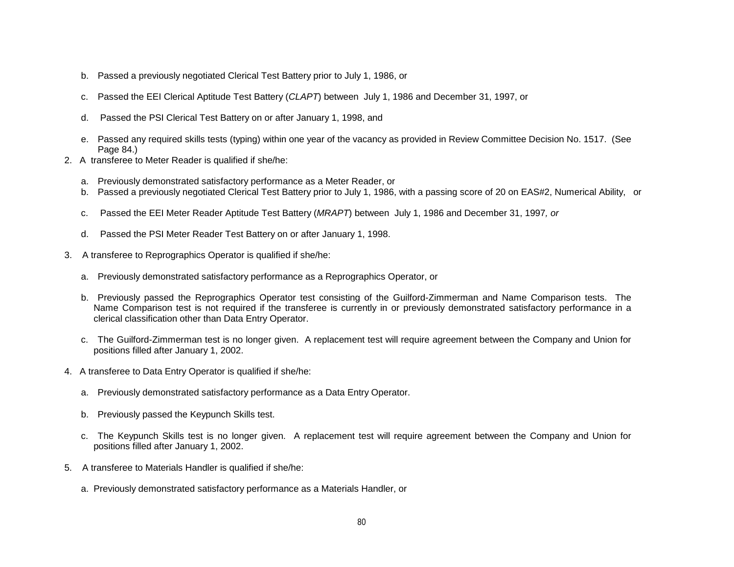b. Passed a previously negotiated Clerical Test Battery prior to July 1, 1986, or

   c. Passed the EEI Clerical Aptitude Test Battery (*CLAPT*) between July 1, 1986 and December 31, 1997, or

   d. Passed the PSI Clerical Test Battery on or after January 1, 1998, and

   e. Passed any required skills tests (typing) within one year of the vacancy as provided in Review Committee Decision No. 1517. (See Page 84.)

2. A transferee to Meter Reader is qualified if she/he:

   a. Previously demonstrated satisfactory performance as a Meter Reader, or

   b. Passed a previously negotiated Clerical Test Battery prior to July 1, 1986, with a passing score of 20 on EAS#2, Numerical Ability, or

   c. Passed the EEI Meter Reader Aptitude Test Battery (*MRAPT*) between July 1, 1986 and December 31, 1997*, or*

   d. Passed the PSI Meter Reader Test Battery on or after January 1, 1998.

3. A transferee to Reprographics Operator is qualified if she/he:

   a. Previously demonstrated satisfactory performance as a Reprographics Operator, or

   b. Previously passed the Reprographics Operator test consisting of the Guilford-Zimmerman and Name Comparison tests. The Name Comparison test is not required if the transferee is currently in or previously demonstrated satisfactory performance in a clerical classification other than Data Entry Operator.

   c. The Guilford-Zimmerman test is no longer given. A replacement test will require agreement between the Company and Union for positions filled after January 1, 2002.

4. A transferee to Data Entry Operator is qualified if she/he:

   a. Previously demonstrated satisfactory performance as a Data Entry Operator.

   b. Previously passed the Keypunch Skills test.

   c. The Keypunch Skills test is no longer given. A replacement test will require agreement between the Company and Union for positions filled after January 1, 2002.

5. A transferee to Materials Handler is qualified if she/he:

   a. Previously demonstrated satisfactory performance as a Materials Handler, or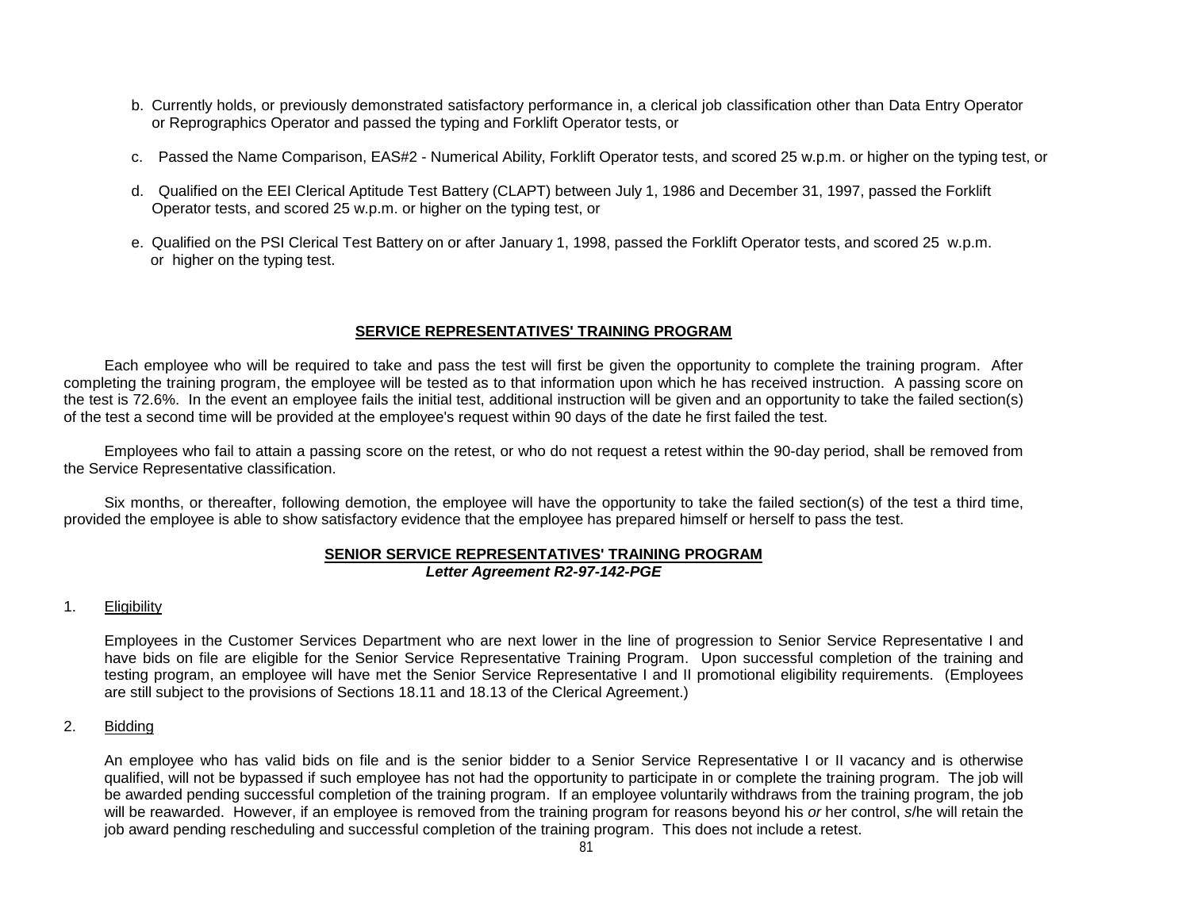b. Currently holds, or previously demonstrated satisfactory performance in, a clerical job classification other than Data Entry Operator or Reprographics Operator and passed the typing and Forklift Operator tests, or

c. Passed the Name Comparison, EAS#2 - Numerical Ability, Forklift Operator tests, and scored 25 w.p.m. or higher on the typing test, or

d. Qualified on the EEI Clerical Aptitude Test Battery (CLAPT) between July 1, 1986 and December 31, 1997, passed the Forklift Operator tests, and scored 25 w.p.m. or higher on the typing test, or

e. Qualified on the PSI Clerical Test Battery on or after January 1, 1998, passed the Forklift Operator tests, and scored 25 w.p.m. or higher on the typing test.

## SERVICE REPRESENTATIVES' TRAINING PROGRAM

Each employee who will be required to take and pass the test will first be given the opportunity to complete the training program. After completing the training program, the employee will be tested as to that information upon which he has received instruction. A passing score on the test is 72.6%. In the event an employee fails the initial test, additional instruction will be given and an opportunity to take the failed section(s) of the test a second time will be provided at the employee's request within 90 days of the date he first failed the test.

Employees who fail to attain a passing score on the retest, or who do not request a retest within the 90-day period, shall be removed from the Service Representative classification.

Six months, or thereafter, following demotion, the employee will have the opportunity to take the failed section(s) of the test a third time, provided the employee is able to show satisfactory evidence that the employee has prepared himself or herself to pass the test.

## SENIOR SERVICE REPRESENTATIVES' TRAINING PROGRAM
***Letter Agreement R2-97-142-PGE***

1. Eligibility

Employees in the Customer Services Department who are next lower in the line of progression to Senior Service Representative I and have bids on file are eligible for the Senior Service Representative Training Program. Upon successful completion of the training and testing program, an employee will have met the Senior Service Representative I and II promotional eligibility requirements. (Employees are still subject to the provisions of Sections 18.11 and 18.13 of the Clerical Agreement.)

2. Bidding

An employee who has valid bids on file and is the senior bidder to a Senior Service Representative I or II vacancy and is otherwise qualified, will not be bypassed if such employee has not had the opportunity to participate in or complete the training program. The job will be awarded pending successful completion of the training program. If an employee voluntarily withdraws from the training program, the job will be reawarded. However, if an employee is removed from the training program for reasons beyond his *or* her control, *s*/he will retain the job award pending rescheduling and successful completion of the training program. This does not include a retest.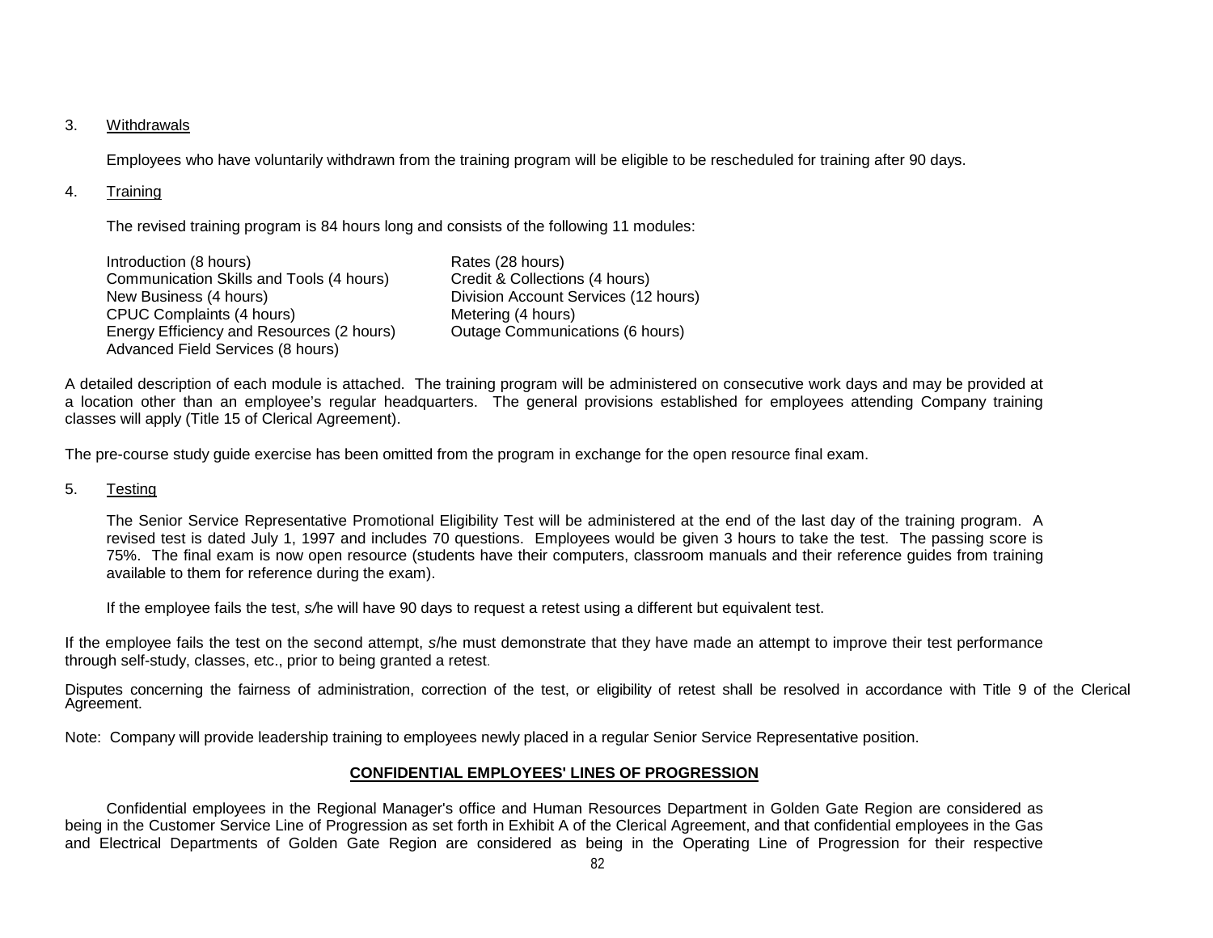3. Withdrawals

   Employees who have voluntarily withdrawn from the training program will be eligible to be rescheduled for training after 90 days.

4. Training

   The revised training program is 84 hours long and consists of the following 11 modules:

   Introduction (8 hours)
   Communication Skills and Tools (4 hours)
   New Business (4 hours)
   CPUC Complaints (4 hours)
   Energy Efficiency and Resources (2 hours)
   Advanced Field Services (8 hours)
   Rates (28 hours)
   Credit & Collections (4 hours)
   Division Account Services (12 hours)
   Metering (4 hours)
   Outage Communications (6 hours)

A detailed description of each module is attached. The training program will be administered on consecutive work days and may be provided at a location other than an employee's regular headquarters. The general provisions established for employees attending Company training classes will apply (Title 15 of Clerical Agreement).

The pre-course study guide exercise has been omitted from the program in exchange for the open resource final exam.

5. Testing

   The Senior Service Representative Promotional Eligibility Test will be administered at the end of the last day of the training program. A revised test is dated July 1, 1997 and includes 70 questions. Employees would be given 3 hours to take the test. The passing score is 75%. The final exam is now open resource (students have their computers, classroom manuals and their reference guides from training available to them for reference during the exam).

   If the employee fails the test, s/he will have 90 days to request a retest using a different but equivalent test.

If the employee fails the test on the second attempt, s/he must demonstrate that they have made an attempt to improve their test performance through self-study, classes, etc., prior to being granted a retest.

Disputes concerning the fairness of administration, correction of the test, or eligibility of retest shall be resolved in accordance with Title 9 of the Clerical Agreement.

Note: Company will provide leadership training to employees newly placed in a regular Senior Service Representative position.

**CONFIDENTIAL EMPLOYEES' LINES OF PROGRESSION**

Confidential employees in the Regional Manager's office and Human Resources Department in Golden Gate Region are considered as being in the Customer Service Line of Progression as set forth in Exhibit A of the Clerical Agreement, and that confidential employees in the Gas and Electrical Departments of Golden Gate Region are considered as being in the Operating Line of Progression for their respective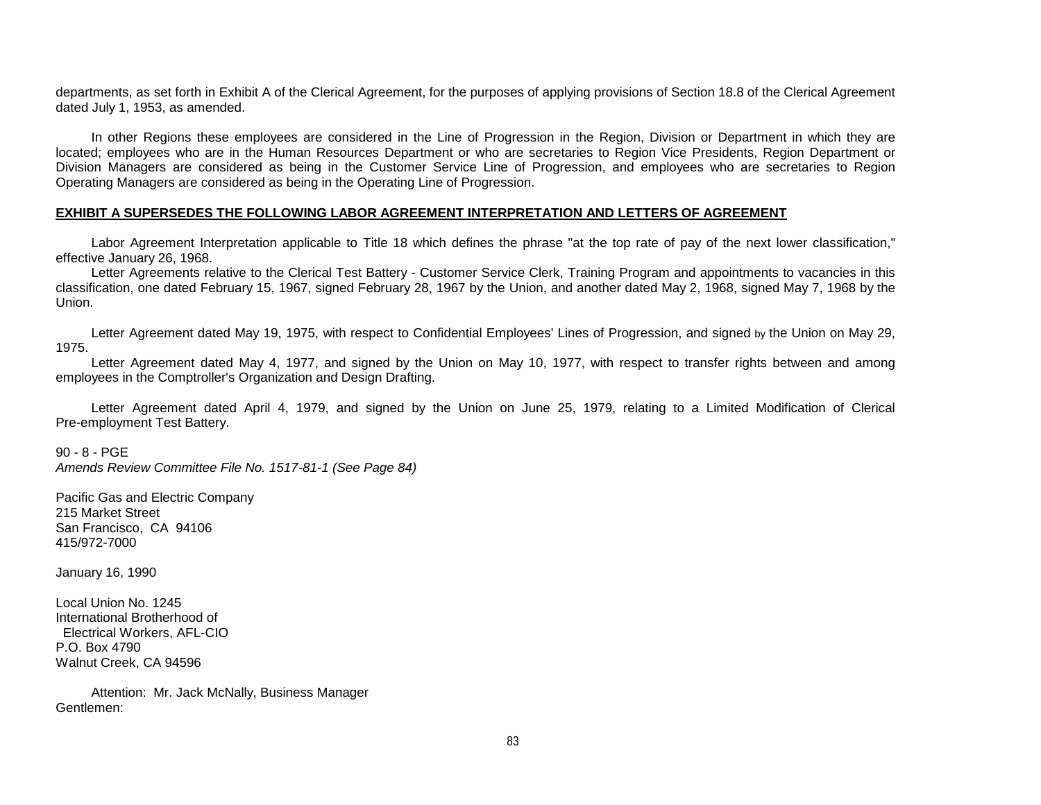departments, as set forth in Exhibit A of the Clerical Agreement, for the purposes of applying provisions of Section 18.8 of the Clerical Agreement dated July 1, 1953, as amended.

In other Regions these employees are considered in the Line of Progression in the Region, Division or Department in which they are located; employees who are in the Human Resources Department or who are secretaries to Region Vice Presidents, Region Department or Division Managers are considered as being in the Customer Service Line of Progression, and employees who are secretaries to Region Operating Managers are considered as being in the Operating Line of Progression.

**EXHIBIT A SUPERSEDES THE FOLLOWING LABOR AGREEMENT INTERPRETATION AND LETTERS OF AGREEMENT**

Labor Agreement Interpretation applicable to Title 18 which defines the phrase "at the top rate of pay of the next lower classification," effective January 26, 1968.

Letter Agreements relative to the Clerical Test Battery - Customer Service Clerk, Training Program and appointments to vacancies in this classification, one dated February 15, 1967, signed February 28, 1967 by the Union, and another dated May 2, 1968, signed May 7, 1968 by the Union.

Letter Agreement dated May 19, 1975, with respect to Confidential Employees' Lines of Progression, and signed by the Union on May 29, 1975.

Letter Agreement dated May 4, 1977, and signed by the Union on May 10, 1977, with respect to transfer rights between and among employees in the Comptroller's Organization and Design Drafting.

Letter Agreement dated April 4, 1979, and signed by the Union on June 25, 1979, relating to a Limited Modification of Clerical Pre-employment Test Battery.

90 - 8 - PGE
*Amends Review Committee File No. 1517-81-1 (See Page 84)*

Pacific Gas and Electric Company
215 Market Street
San Francisco, CA 94106
415/972-7000

January 16, 1990

Local Union No. 1245
International Brotherhood of
Electrical Workers, AFL-CIO
P.O. Box 4790
Walnut Creek, CA 94596

Attention: Mr. Jack McNally, Business Manager

Gentlemen: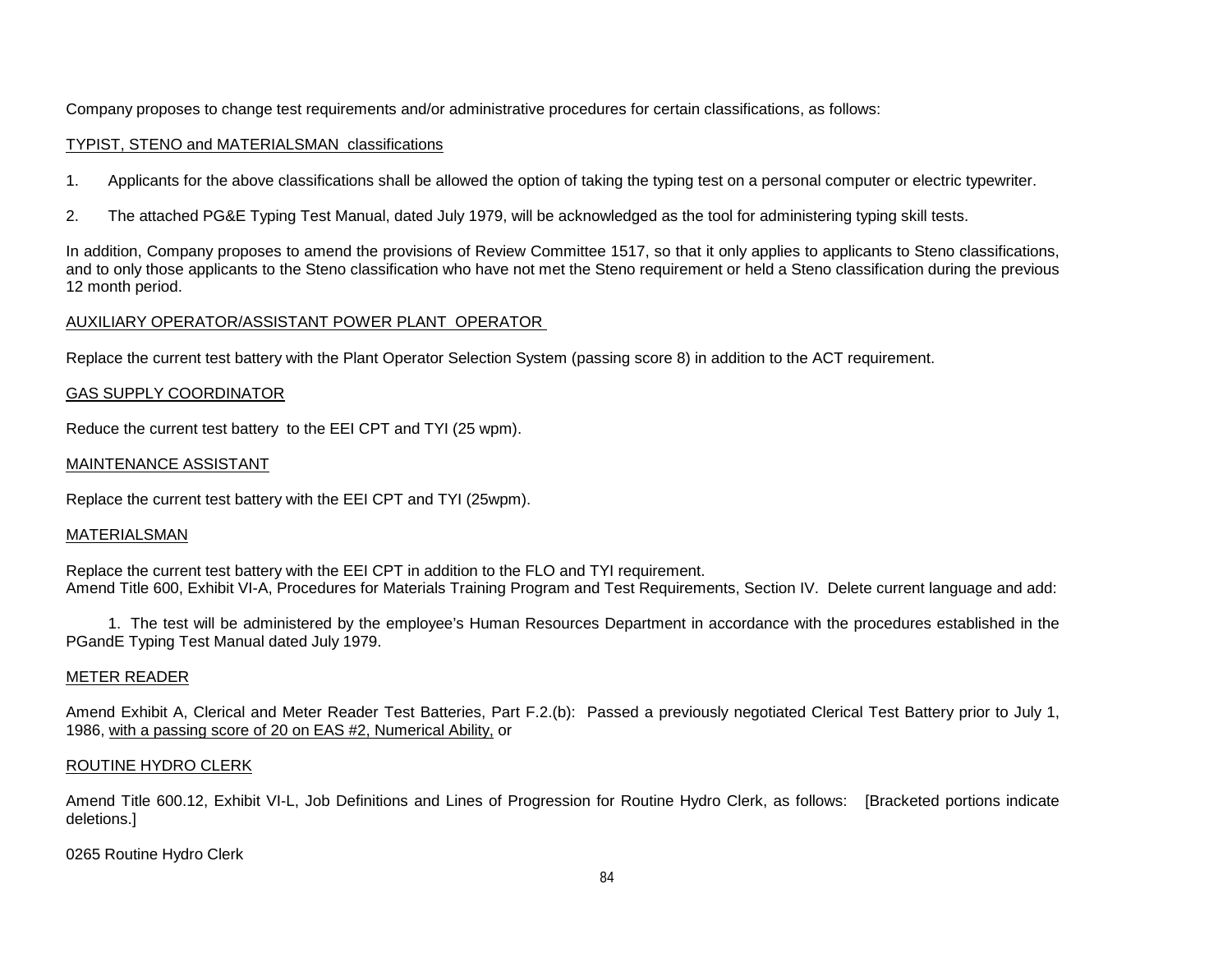Company proposes to change test requirements and/or administrative procedures for certain classifications, as follows:

<u>TYPIST, STENO and MATERIALSMAN classifications</u>

1. Applicants for the above classifications shall be allowed the option of taking the typing test on a personal computer or electric typewriter.

2. The attached PG&E Typing Test Manual, dated July 1979, will be acknowledged as the tool for administering typing skill tests.

In addition, Company proposes to amend the provisions of Review Committee 1517, so that it only applies to applicants to Steno classifications, and to only those applicants to the Steno classification who have not met the Steno requirement or held a Steno classification during the previous 12 month period.

<u>AUXILIARY OPERATOR/ASSISTANT POWER PLANT OPERATOR</u>

Replace the current test battery with the Plant Operator Selection System (passing score 8) in addition to the ACT requirement.

<u>GAS SUPPLY COORDINATOR</u>

Reduce the current test battery to the EEI CPT and TYI (25 wpm).

<u>MAINTENANCE ASSISTANT</u>

Replace the current test battery with the EEI CPT and TYI (25wpm).

<u>MATERIALSMAN</u>

Replace the current test battery with the EEI CPT in addition to the FLO and TYI requirement.
Amend Title 600, Exhibit VI-A, Procedures for Materials Training Program and Test Requirements, Section IV. Delete current language and add:

1. The test will be administered by the employee's Human Resources Department in accordance with the procedures established in the PGandE Typing Test Manual dated July 1979.

<u>METER READER</u>

Amend Exhibit A, Clerical and Meter Reader Test Batteries, Part F.2.(b): Passed a previously negotiated Clerical Test Battery prior to July 1, 1986, <u>with a passing score of 20 on EAS #2, Numerical Ability,</u> or

<u>ROUTINE HYDRO CLERK</u>

Amend Title 600.12, Exhibit VI-L, Job Definitions and Lines of Progression for Routine Hydro Clerk, as follows: [Bracketed portions indicate deletions.]

0265 Routine Hydro Clerk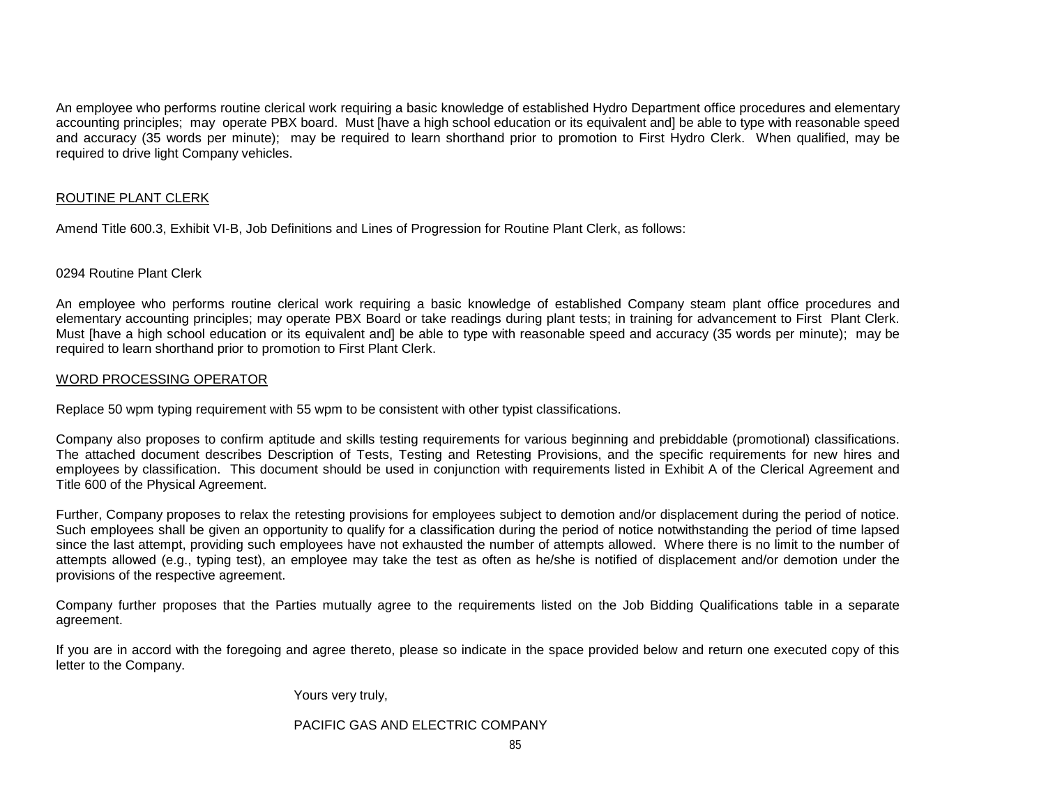An employee who performs routine clerical work requiring a basic knowledge of established Hydro Department office procedures and elementary accounting principles; may operate PBX board. Must [have a high school education or its equivalent and] be able to type with reasonable speed and accuracy (35 words per minute); may be required to learn shorthand prior to promotion to First Hydro Clerk. When qualified, may be required to drive light Company vehicles.

ROUTINE PLANT CLERK

Amend Title 600.3, Exhibit VI-B, Job Definitions and Lines of Progression for Routine Plant Clerk, as follows:

0294 Routine Plant Clerk

An employee who performs routine clerical work requiring a basic knowledge of established Company steam plant office procedures and elementary accounting principles; may operate PBX Board or take readings during plant tests; in training for advancement to First Plant Clerk. Must [have a high school education or its equivalent and] be able to type with reasonable speed and accuracy (35 words per minute); may be required to learn shorthand prior to promotion to First Plant Clerk.

WORD PROCESSING OPERATOR

Replace 50 wpm typing requirement with 55 wpm to be consistent with other typist classifications.

Company also proposes to confirm aptitude and skills testing requirements for various beginning and prebiddable (promotional) classifications. The attached document describes Description of Tests, Testing and Retesting Provisions, and the specific requirements for new hires and employees by classification. This document should be used in conjunction with requirements listed in Exhibit A of the Clerical Agreement and Title 600 of the Physical Agreement.

Further, Company proposes to relax the retesting provisions for employees subject to demotion and/or displacement during the period of notice. Such employees shall be given an opportunity to qualify for a classification during the period of notice notwithstanding the period of time lapsed since the last attempt, providing such employees have not exhausted the number of attempts allowed. Where there is no limit to the number of attempts allowed (e.g., typing test), an employee may take the test as often as he/she is notified of displacement and/or demotion under the provisions of the respective agreement.

Company further proposes that the Parties mutually agree to the requirements listed on the Job Bidding Qualifications table in a separate agreement.

If you are in accord with the foregoing and agree thereto, please so indicate in the space provided below and return one executed copy of this letter to the Company.

Yours very truly,

PACIFIC GAS AND ELECTRIC COMPANY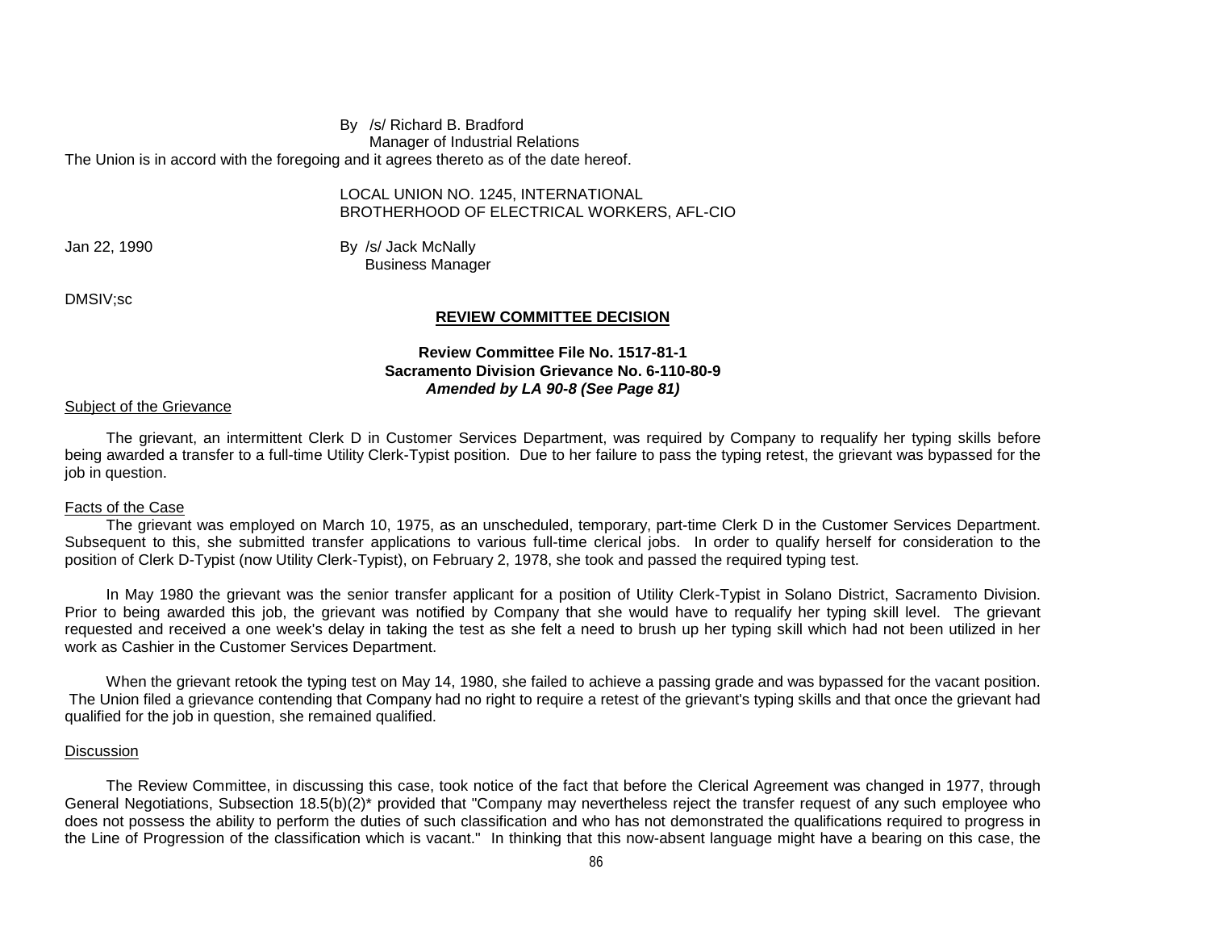By /s/ Richard B. Bradford
Manager of Industrial Relations

The Union is in accord with the foregoing and it agrees thereto as of the date hereof.

LOCAL UNION NO. 1245, INTERNATIONAL
BROTHERHOOD OF ELECTRICAL WORKERS, AFL-CIO

Jan 22, 1990

By /s/ Jack McNally
Business Manager

DMSIV;sc

## REVIEW COMMITTEE DECISION

**Review Committee File No. 1517-81-1**
**Sacramento Division Grievance No. 6-110-80-9**
***Amended by LA 90-8 (See Page 81)***

### Subject of the Grievance

The grievant, an intermittent Clerk D in Customer Services Department, was required by Company to requalify her typing skills before being awarded a transfer to a full-time Utility Clerk-Typist position. Due to her failure to pass the typing retest, the grievant was bypassed for the job in question.

### Facts of the Case

The grievant was employed on March 10, 1975, as an unscheduled, temporary, part-time Clerk D in the Customer Services Department. Subsequent to this, she submitted transfer applications to various full-time clerical jobs. In order to qualify herself for consideration to the position of Clerk D-Typist (now Utility Clerk-Typist), on February 2, 1978, she took and passed the required typing test.

In May 1980 the grievant was the senior transfer applicant for a position of Utility Clerk-Typist in Solano District, Sacramento Division. Prior to being awarded this job, the grievant was notified by Company that she would have to requalify her typing skill level. The grievant requested and received a one week's delay in taking the test as she felt a need to brush up her typing skill which had not been utilized in her work as Cashier in the Customer Services Department.

When the grievant retook the typing test on May 14, 1980, she failed to achieve a passing grade and was bypassed for the vacant position. The Union filed a grievance contending that Company had no right to require a retest of the grievant's typing skills and that once the grievant had qualified for the job in question, she remained qualified.

### Discussion

The Review Committee, in discussing this case, took notice of the fact that before the Clerical Agreement was changed in 1977, through General Negotiations, Subsection 18.5(b)(2)* provided that "Company may nevertheless reject the transfer request of any such employee who does not possess the ability to perform the duties of such classification and who has not demonstrated the qualifications required to progress in the Line of Progression of the classification which is vacant." In thinking that this now-absent language might have a bearing on this case, the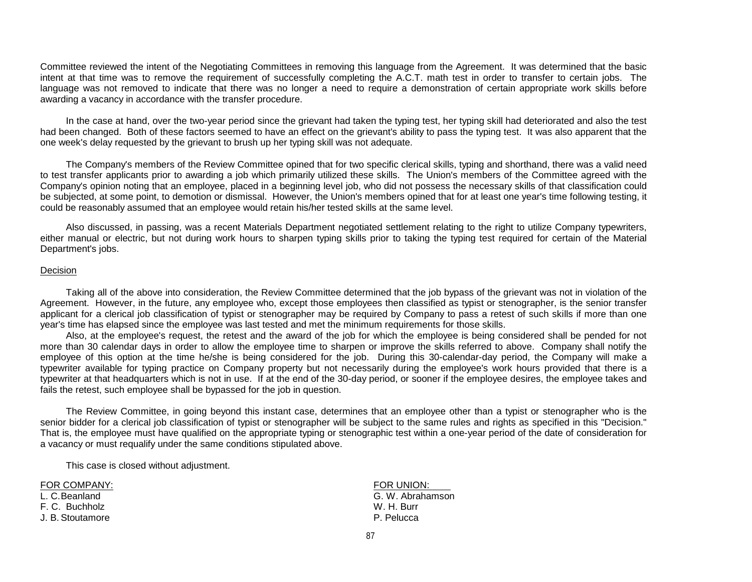Committee reviewed the intent of the Negotiating Committees in removing this language from the Agreement. It was determined that the basic intent at that time was to remove the requirement of successfully completing the A.C.T. math test in order to transfer to certain jobs. The language was not removed to indicate that there was no longer a need to require a demonstration of certain appropriate work skills before awarding a vacancy in accordance with the transfer procedure.

In the case at hand, over the two-year period since the grievant had taken the typing test, her typing skill had deteriorated and also the test had been changed. Both of these factors seemed to have an effect on the grievant's ability to pass the typing test. It was also apparent that the one week's delay requested by the grievant to brush up her typing skill was not adequate.

The Company's members of the Review Committee opined that for two specific clerical skills, typing and shorthand, there was a valid need to test transfer applicants prior to awarding a job which primarily utilized these skills. The Union's members of the Committee agreed with the Company's opinion noting that an employee, placed in a beginning level job, who did not possess the necessary skills of that classification could be subjected, at some point, to demotion or dismissal. However, the Union's members opined that for at least one year's time following testing, it could be reasonably assumed that an employee would retain his/her tested skills at the same level.

Also discussed, in passing, was a recent Materials Department negotiated settlement relating to the right to utilize Company typewriters, either manual or electric, but not during work hours to sharpen typing skills prior to taking the typing test required for certain of the Material Department's jobs.

Decision

Taking all of the above into consideration, the Review Committee determined that the job bypass of the grievant was not in violation of the Agreement. However, in the future, any employee who, except those employees then classified as typist or stenographer, is the senior transfer applicant for a clerical job classification of typist or stenographer may be required by Company to pass a retest of such skills if more than one year's time has elapsed since the employee was last tested and met the minimum requirements for those skills.

Also, at the employee's request, the retest and the award of the job for which the employee is being considered shall be pended for not more than 30 calendar days in order to allow the employee time to sharpen or improve the skills referred to above. Company shall notify the employee of this option at the time he/she is being considered for the job. During this 30-calendar-day period, the Company will make a typewriter available for typing practice on Company property but not necessarily during the employee's work hours provided that there is a typewriter at that headquarters which is not in use. If at the end of the 30-day period, or sooner if the employee desires, the employee takes and fails the retest, such employee shall be bypassed for the job in question.

The Review Committee, in going beyond this instant case, determines that an employee other than a typist or stenographer who is the senior bidder for a clerical job classification of typist or stenographer will be subject to the same rules and rights as specified in this "Decision." That is, the employee must have qualified on the appropriate typing or stenographic test within a one-year period of the date of consideration for a vacancy or must requalify under the same conditions stipulated above.

This case is closed without adjustment.

| FOR COMPANY: | FOR UNION: |
|---|---|
| L. C. Beanland | G. W. Abrahamson |
| F. C. Buchholz | W. H. Burr |
| J. B. Stoutamore | P. Pelucca |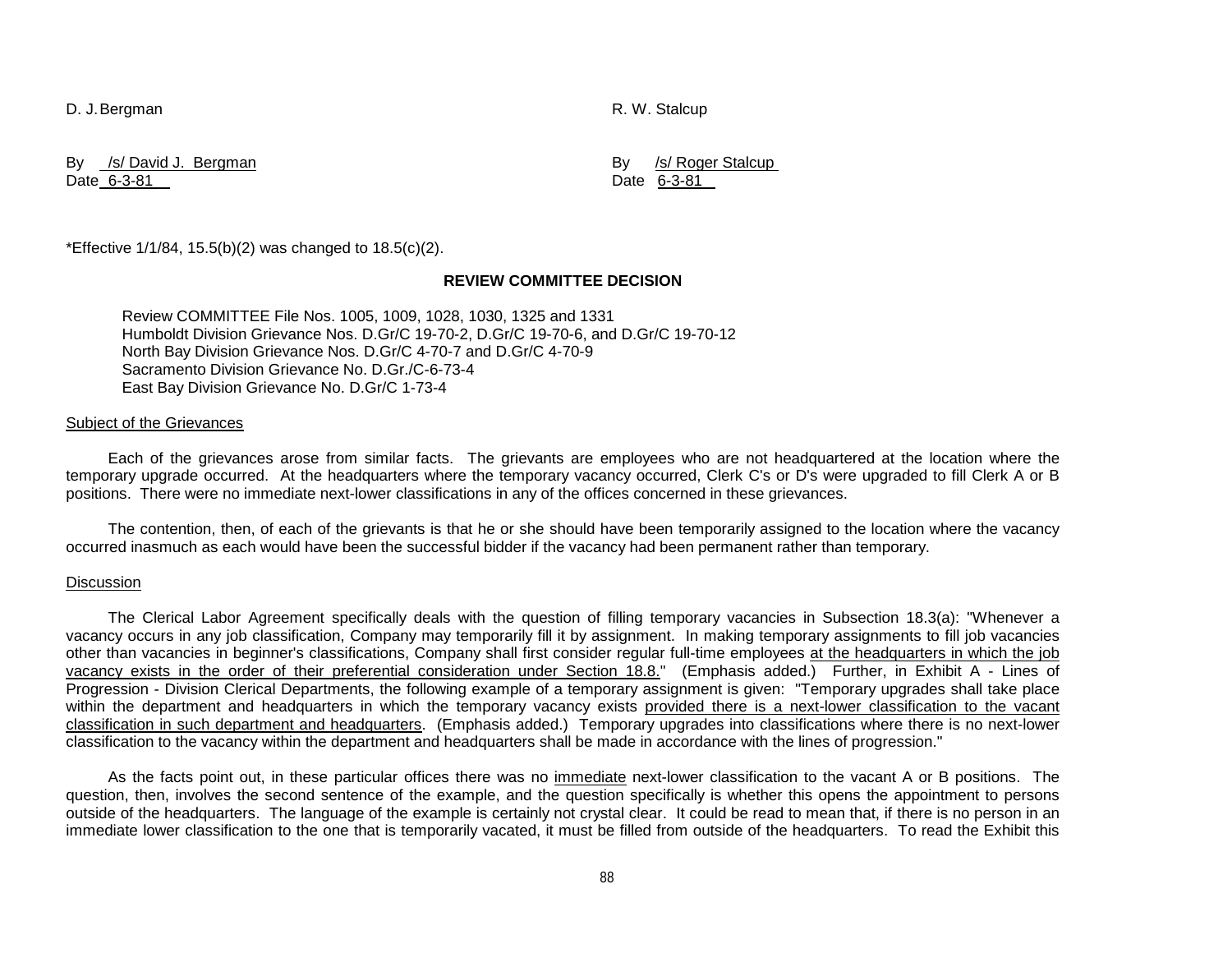D. J. Bergman R. W. Stalcup

By /s/ David J. Bergman
Date 6-3-81

By /s/ Roger Stalcup
Date 6-3-81

*Effective 1/1/84, 15.5(b)(2) was changed to 18.5(c)(2).

## REVIEW COMMITTEE DECISION

Review COMMITTEE File Nos. 1005, 1009, 1028, 1030, 1325 and 1331
Humboldt Division Grievance Nos. D.Gr/C 19-70-2, D.Gr/C 19-70-6, and D.Gr/C 19-70-12
North Bay Division Grievance Nos. D.Gr/C 4-70-7 and D.Gr/C 4-70-9
Sacramento Division Grievance No. D.Gr./C-6-73-4
East Bay Division Grievance No. D.Gr/C 1-73-4

<u>Subject of the Grievances</u>

Each of the grievances arose from similar facts. The grievants are employees who are not headquartered at the location where the temporary upgrade occurred. At the headquarters where the temporary vacancy occurred, Clerk C's or D's were upgraded to fill Clerk A or B positions. There were no immediate next-lower classifications in any of the offices concerned in these grievances.

The contention, then, of each of the grievants is that he or she should have been temporarily assigned to the location where the vacancy occurred inasmuch as each would have been the successful bidder if the vacancy had been permanent rather than temporary.

<u>Discussion</u>

The Clerical Labor Agreement specifically deals with the question of filling temporary vacancies in Subsection 18.3(a): "Whenever a vacancy occurs in any job classification, Company may temporarily fill it by assignment. In making temporary assignments to fill job vacancies other than vacancies in beginner's classifications, Company shall first consider regular full-time employees <u>at the headquarters in which the job vacancy exists in the order of their preferential consideration under Section 18.8.</u>" (Emphasis added.) Further, in Exhibit A - Lines of Progression - Division Clerical Departments, the following example of a temporary assignment is given: "Temporary upgrades shall take place within the department and headquarters in which the temporary vacancy exists <u>provided there is a next-lower classification to the vacant classification in such department and headquarters</u>. (Emphasis added.) Temporary upgrades into classifications where there is no next-lower classification to the vacancy within the department and headquarters shall be made in accordance with the lines of progression."

As the facts point out, in these particular offices there was no <u>immediate</u> next-lower classification to the vacant A or B positions. The question, then, involves the second sentence of the example, and the question specifically is whether this opens the appointment to persons outside of the headquarters. The language of the example is certainly not crystal clear. It could be read to mean that, if there is no person in an immediate lower classification to the one that is temporarily vacated, it must be filled from outside of the headquarters. To read the Exhibit this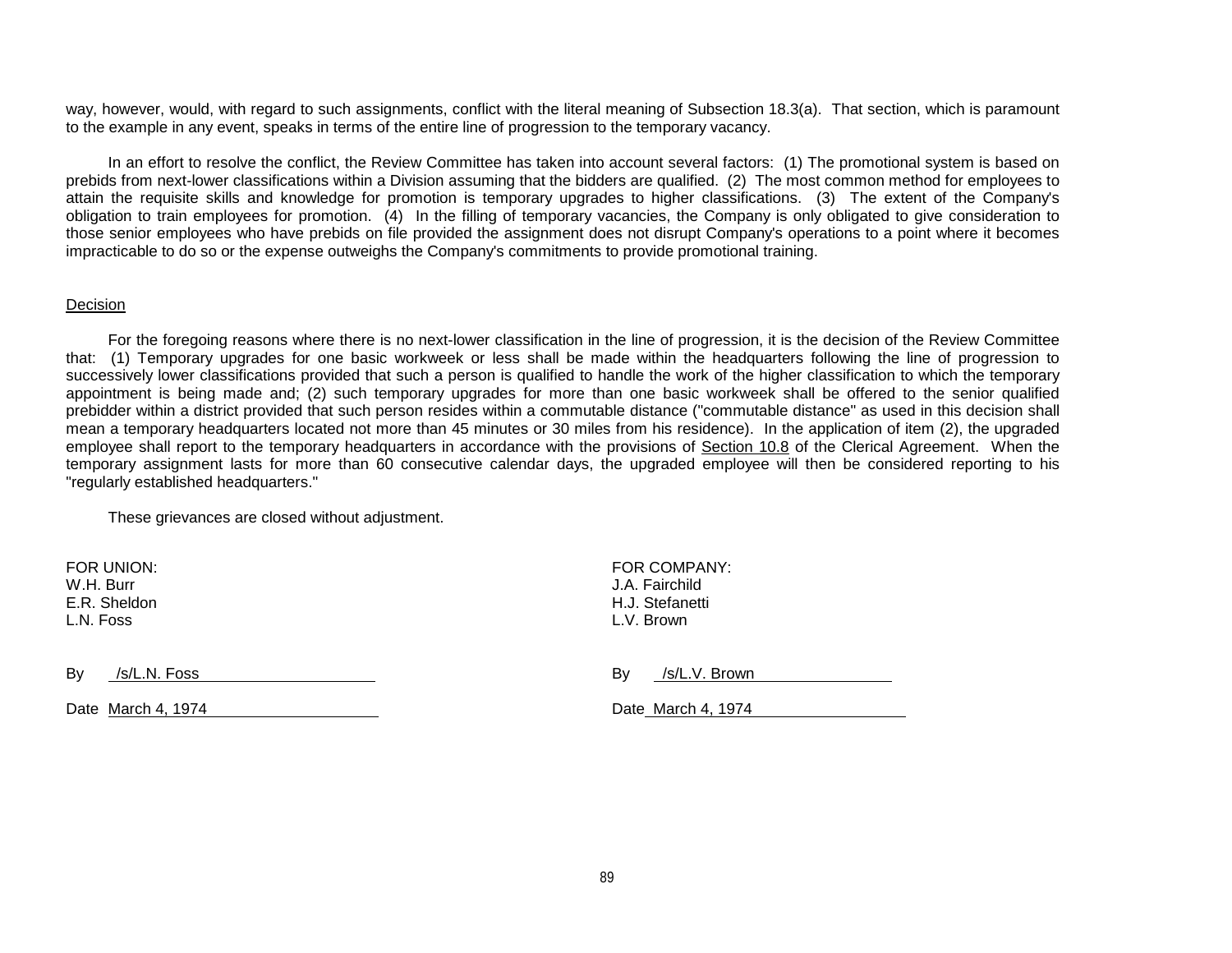way, however, would, with regard to such assignments, conflict with the literal meaning of Subsection 18.3(a). That section, which is paramount to the example in any event, speaks in terms of the entire line of progression to the temporary vacancy.

In an effort to resolve the conflict, the Review Committee has taken into account several factors: (1) The promotional system is based on prebids from next-lower classifications within a Division assuming that the bidders are qualified. (2) The most common method for employees to attain the requisite skills and knowledge for promotion is temporary upgrades to higher classifications. (3) The extent of the Company's obligation to train employees for promotion. (4) In the filling of temporary vacancies, the Company is only obligated to give consideration to those senior employees who have prebids on file provided the assignment does not disrupt Company's operations to a point where it becomes impracticable to do so or the expense outweighs the Company's commitments to provide promotional training.

## Decision

For the foregoing reasons where there is no next-lower classification in the line of progression, it is the decision of the Review Committee that: (1) Temporary upgrades for one basic workweek or less shall be made within the headquarters following the line of progression to successively lower classifications provided that such a person is qualified to handle the work of the higher classification to which the temporary appointment is being made and; (2) such temporary upgrades for more than one basic workweek shall be offered to the senior qualified prebidder within a district provided that such person resides within a commutable distance ("commutable distance" as used in this decision shall mean a temporary headquarters located not more than 45 minutes or 30 miles from his residence). In the application of item (2), the upgraded employee shall report to the temporary headquarters in accordance with the provisions of Section 10.8 of the Clerical Agreement. When the temporary assignment lasts for more than 60 consecutive calendar days, the upgraded employee will then be considered reporting to his "regularly established headquarters."

These grievances are closed without adjustment.

FOR UNION:
W.H. Burr
E.R. Sheldon
L.N. Foss

By /s/L.N. Foss

Date March 4, 1974

FOR COMPANY:
J.A. Fairchild
H.J. Stefanetti
L.V. Brown

By /s/L.V. Brown

Date March 4, 1974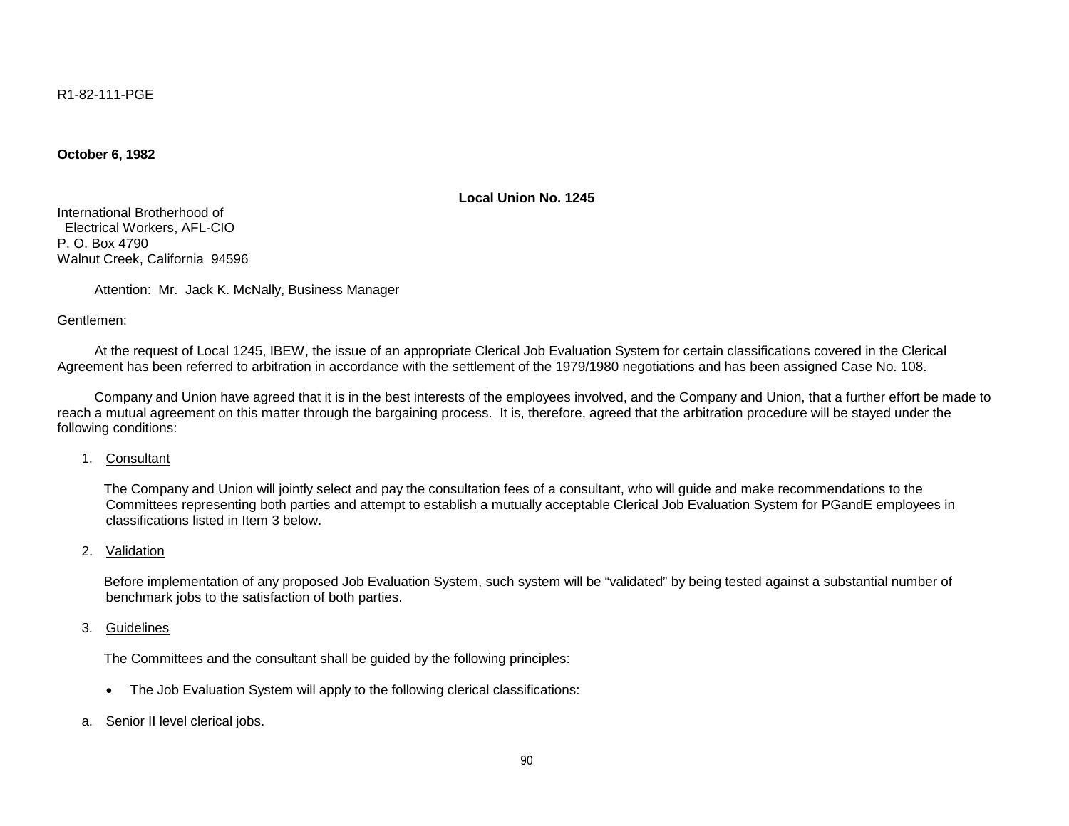R1-82-111-PGE

**October 6, 1982**

**Local Union No. 1245**

International Brotherhood of
Electrical Workers, AFL-CIO
P. O. Box 4790
Walnut Creek, California 94596

Attention: Mr. Jack K. McNally, Business Manager

Gentlemen:

At the request of Local 1245, IBEW, the issue of an appropriate Clerical Job Evaluation System for certain classifications covered in the Clerical Agreement has been referred to arbitration in accordance with the settlement of the 1979/1980 negotiations and has been assigned Case No. 108.

Company and Union have agreed that it is in the best interests of the employees involved, and the Company and Union, that a further effort be made to reach a mutual agreement on this matter through the bargaining process. It is, therefore, agreed that the arbitration procedure will be stayed under the following conditions:

1. <u>Consultant</u>

   The Company and Union will jointly select and pay the consultation fees of a consultant, who will guide and make recommendations to the Committees representing both parties and attempt to establish a mutually acceptable Clerical Job Evaluation System for PGandE employees in classifications listed in Item 3 below.

2. <u>Validation</u>

   Before implementation of any proposed Job Evaluation System, such system will be "validated" by being tested against a substantial number of benchmark jobs to the satisfaction of both parties.

3. <u>Guidelines</u>

   The Committees and the consultant shall be guided by the following principles:

   - The Job Evaluation System will apply to the following clerical classifications:

a. Senior II level clerical jobs.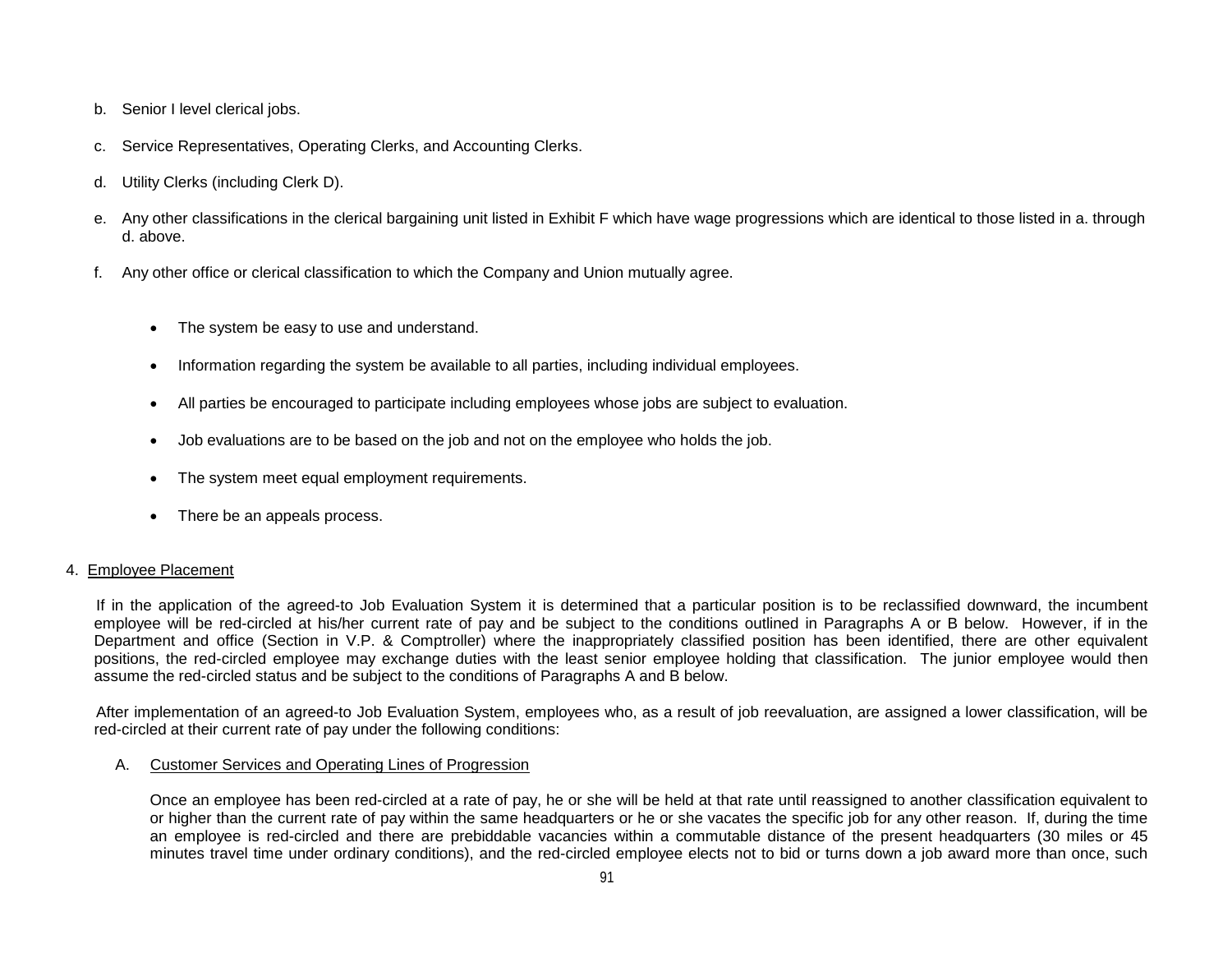b. Senior I level clerical jobs.

c. Service Representatives, Operating Clerks, and Accounting Clerks.

d. Utility Clerks (including Clerk D).

e. Any other classifications in the clerical bargaining unit listed in Exhibit F which have wage progressions which are identical to those listed in a. through d. above.

f. Any other office or clerical classification to which the Company and Union mutually agree.

- The system be easy to use and understand.
- Information regarding the system be available to all parties, including individual employees.
- All parties be encouraged to participate including employees whose jobs are subject to evaluation.
- Job evaluations are to be based on the job and not on the employee who holds the job.
- The system meet equal employment requirements.
- There be an appeals process.

4. <u>Employee Placement</u>

If in the application of the agreed-to Job Evaluation System it is determined that a particular position is to be reclassified downward, the incumbent employee will be red-circled at his/her current rate of pay and be subject to the conditions outlined in Paragraphs A or B below. However, if in the Department and office (Section in V.P. & Comptroller) where the inappropriately classified position has been identified, there are other equivalent positions, the red-circled employee may exchange duties with the least senior employee holding that classification. The junior employee would then assume the red-circled status and be subject to the conditions of Paragraphs A and B below.

After implementation of an agreed-to Job Evaluation System, employees who, as a result of job reevaluation, are assigned a lower classification, will be red-circled at their current rate of pay under the following conditions:

A. <u>Customer Services and Operating Lines of Progression</u>

Once an employee has been red-circled at a rate of pay, he or she will be held at that rate until reassigned to another classification equivalent to or higher than the current rate of pay within the same headquarters or he or she vacates the specific job for any other reason. If, during the time an employee is red-circled and there are prebiddable vacancies within a commutable distance of the present headquarters (30 miles or 45 minutes travel time under ordinary conditions), and the red-circled employee elects not to bid or turns down a job award more than once, such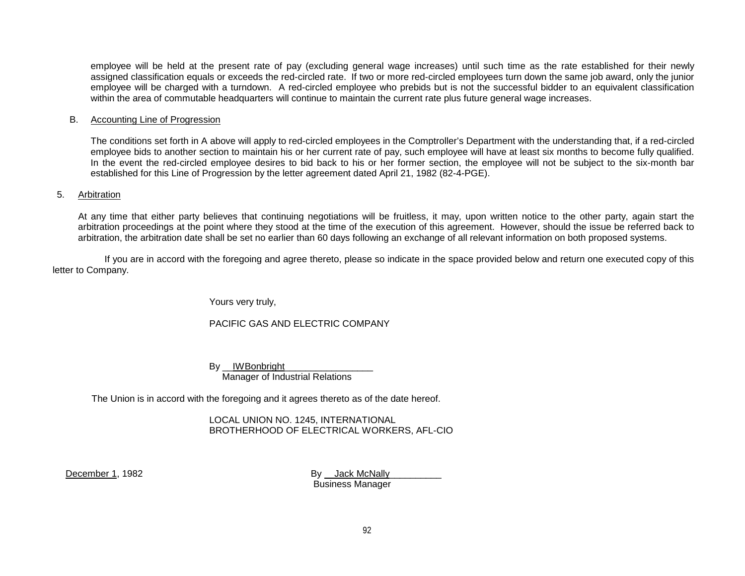employee will be held at the present rate of pay (excluding general wage increases) until such time as the rate established for their newly assigned classification equals or exceeds the red-circled rate. If two or more red-circled employees turn down the same job award, only the junior employee will be charged with a turndown. A red-circled employee who prebids but is not the successful bidder to an equivalent classification within the area of commutable headquarters will continue to maintain the current rate plus future general wage increases.

B. Accounting Line of Progression

The conditions set forth in A above will apply to red-circled employees in the Comptroller's Department with the understanding that, if a red-circled employee bids to another section to maintain his or her current rate of pay, such employee will have at least six months to become fully qualified. In the event the red-circled employee desires to bid back to his or her former section, the employee will not be subject to the six-month bar established for this Line of Progression by the letter agreement dated April 21, 1982 (82-4-PGE).

5. Arbitration

At any time that either party believes that continuing negotiations will be fruitless, it may, upon written notice to the other party, again start the arbitration proceedings at the point where they stood at the time of the execution of this agreement. However, should the issue be referred back to arbitration, the arbitration date shall be set no earlier than 60 days following an exchange of all relevant information on both proposed systems.

If you are in accord with the foregoing and agree thereto, please so indicate in the space provided below and return one executed copy of this letter to Company.

Yours very truly,

PACIFIC GAS AND ELECTRIC COMPANY

By IWBonbright
Manager of Industrial Relations

The Union is in accord with the foregoing and it agrees thereto as of the date hereof.

LOCAL UNION NO. 1245, INTERNATIONAL BROTHERHOOD OF ELECTRICAL WORKERS, AFL-CIO

December 1, 1982

By Jack McNally
Business Manager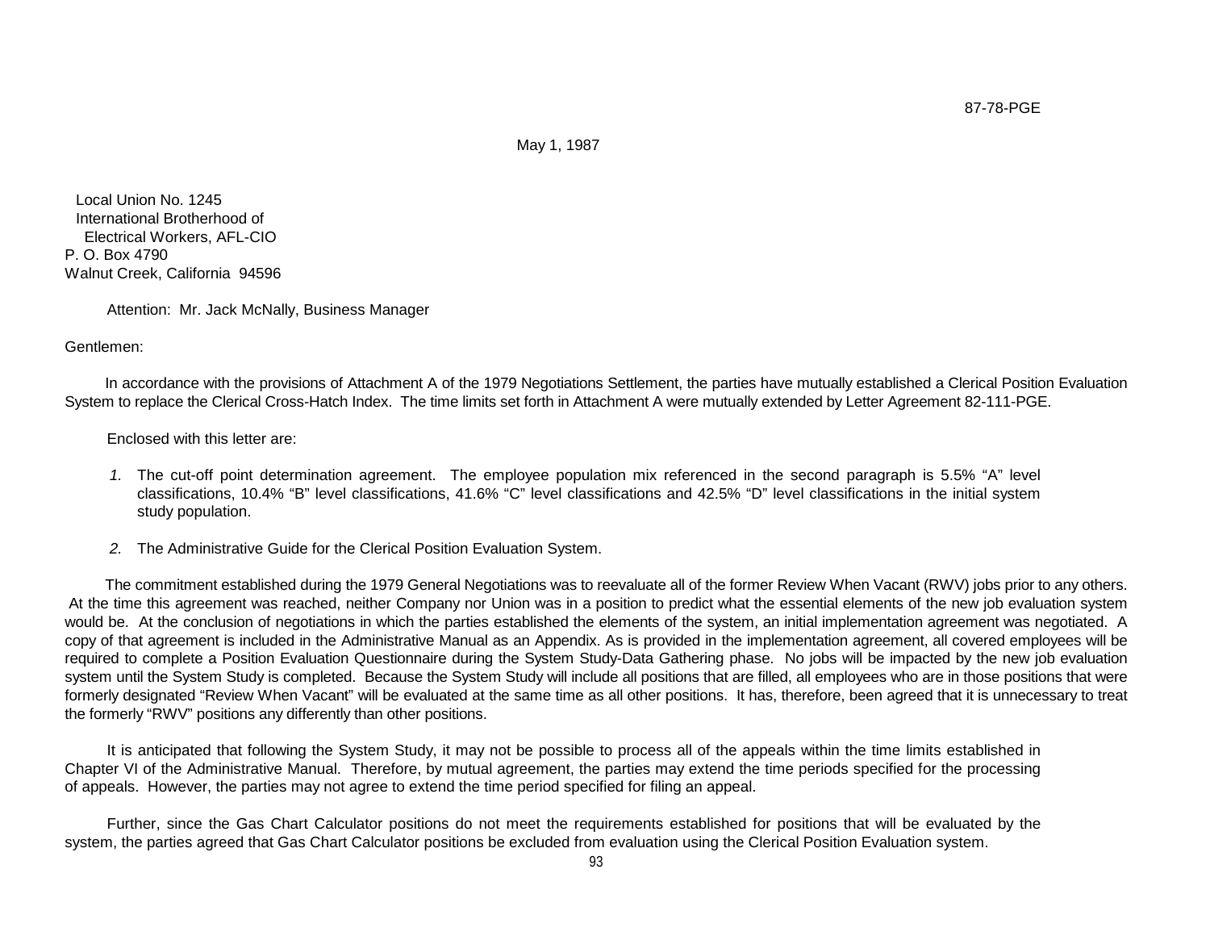87-78-PGE

May 1, 1987

Local Union No. 1245
International Brotherhood of
Electrical Workers, AFL-CIO
P. O. Box 4790
Walnut Creek, California 94596

Attention: Mr. Jack McNally, Business Manager

Gentlemen:

In accordance with the provisions of Attachment A of the 1979 Negotiations Settlement, the parties have mutually established a Clerical Position Evaluation System to replace the Clerical Cross-Hatch Index. The time limits set forth in Attachment A were mutually extended by Letter Agreement 82-111-PGE.

Enclosed with this letter are:

1. The cut-off point determination agreement. The employee population mix referenced in the second paragraph is 5.5% "A" level classifications, 10.4% "B" level classifications, 41.6% "C" level classifications and 42.5% "D" level classifications in the initial system study population.

2. The Administrative Guide for the Clerical Position Evaluation System.

The commitment established during the 1979 General Negotiations was to reevaluate all of the former Review When Vacant (RWV) jobs prior to any others. At the time this agreement was reached, neither Company nor Union was in a position to predict what the essential elements of the new job evaluation system would be. At the conclusion of negotiations in which the parties established the elements of the system, an initial implementation agreement was negotiated. A copy of that agreement is included in the Administrative Manual as an Appendix. As is provided in the implementation agreement, all covered employees will be required to complete a Position Evaluation Questionnaire during the System Study-Data Gathering phase. No jobs will be impacted by the new job evaluation system until the System Study is completed. Because the System Study will include all positions that are filled, all employees who are in those positions that were formerly designated "Review When Vacant" will be evaluated at the same time as all other positions. It has, therefore, been agreed that it is unnecessary to treat the formerly "RWV" positions any differently than other positions.

It is anticipated that following the System Study, it may not be possible to process all of the appeals within the time limits established in Chapter VI of the Administrative Manual. Therefore, by mutual agreement, the parties may extend the time periods specified for the processing of appeals. However, the parties may not agree to extend the time period specified for filing an appeal.

Further, since the Gas Chart Calculator positions do not meet the requirements established for positions that will be evaluated by the system, the parties agreed that Gas Chart Calculator positions be excluded from evaluation using the Clerical Position Evaluation system.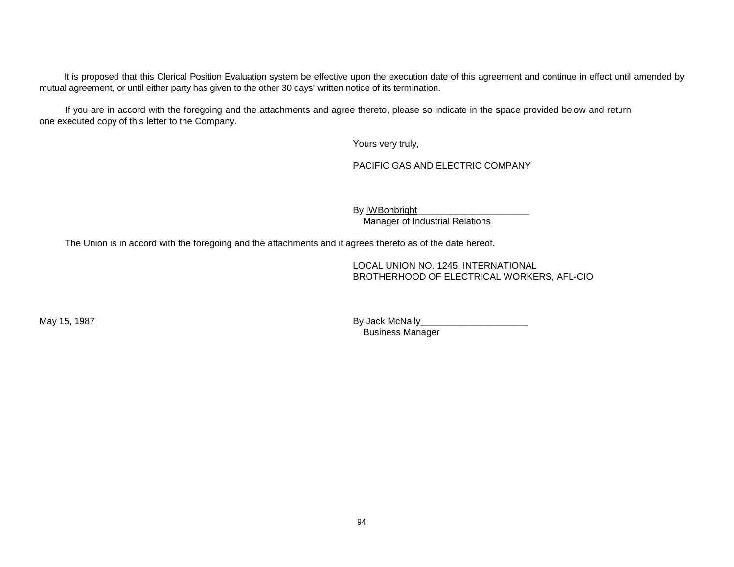It is proposed that this Clerical Position Evaluation system be effective upon the execution date of this agreement and continue in effect until amended by mutual agreement, or until either party has given to the other 30 days' written notice of its termination.

If you are in accord with the foregoing and the attachments and agree thereto, please so indicate in the space provided below and return one executed copy of this letter to the Company.

Yours very truly,

PACIFIC GAS AND ELECTRIC COMPANY

By IWBonbright
Manager of Industrial Relations

The Union is in accord with the foregoing and the attachments and it agrees thereto as of the date hereof.

LOCAL UNION NO. 1245, INTERNATIONAL BROTHERHOOD OF ELECTRICAL WORKERS, AFL-CIO

May 15, 1987

By Jack McNally
Business Manager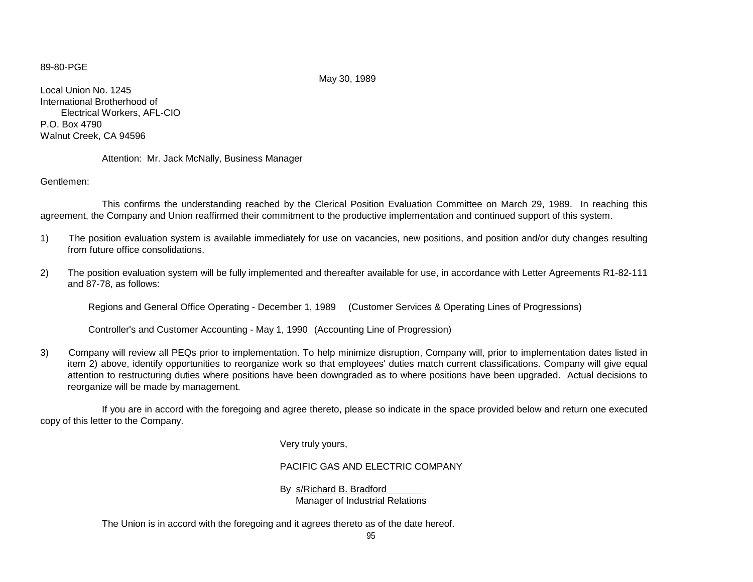89-80-PGE

May 30, 1989

Local Union No. 1245
International Brotherhood of
Electrical Workers, AFL-CIO
P.O. Box 4790
Walnut Creek, CA 94596

Attention: Mr. Jack McNally, Business Manager

Gentlemen:

This confirms the understanding reached by the Clerical Position Evaluation Committee on March 29, 1989. In reaching this agreement, the Company and Union reaffirmed their commitment to the productive implementation and continued support of this system.

1) The position evaluation system is available immediately for use on vacancies, new positions, and position and/or duty changes resulting from future office consolidations.

2) The position evaluation system will be fully implemented and thereafter available for use, in accordance with Letter Agreements R1-82-111 and 87-78, as follows:

   Regions and General Office Operating - December 1, 1989 (Customer Services & Operating Lines of Progressions)

   Controller's and Customer Accounting - May 1, 1990 (Accounting Line of Progression)

3) Company will review all PEQs prior to implementation. To help minimize disruption, Company will, prior to implementation dates listed in item 2) above, identify opportunities to reorganize work so that employees' duties match current classifications. Company will give equal attention to restructuring duties where positions have been downgraded as to where positions have been upgraded. Actual decisions to reorganize will be made by management.

If you are in accord with the foregoing and agree thereto, please so indicate in the space provided below and return one executed copy of this letter to the Company.

Very truly yours,

PACIFIC GAS AND ELECTRIC COMPANY

By s/Richard B. Bradford
Manager of Industrial Relations

The Union is in accord with the foregoing and it agrees thereto as of the date hereof.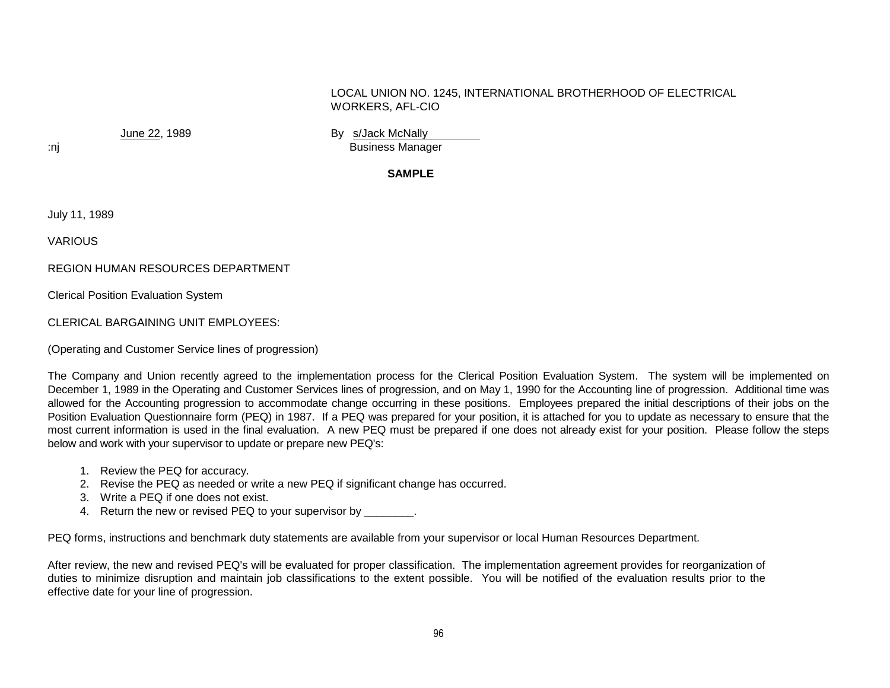LOCAL UNION NO. 1245, INTERNATIONAL BROTHERHOOD OF ELECTRICAL WORKERS, AFL-CIO

June 22, 1989

By s/Jack McNally
Business Manager

:nj

**SAMPLE**

July 11, 1989

VARIOUS

REGION HUMAN RESOURCES DEPARTMENT

Clerical Position Evaluation System

CLERICAL BARGAINING UNIT EMPLOYEES:

(Operating and Customer Service lines of progression)

The Company and Union recently agreed to the implementation process for the Clerical Position Evaluation System. The system will be implemented on December 1, 1989 in the Operating and Customer Services lines of progression, and on May 1, 1990 for the Accounting line of progression. Additional time was allowed for the Accounting progression to accommodate change occurring in these positions. Employees prepared the initial descriptions of their jobs on the Position Evaluation Questionnaire form (PEQ) in 1987. If a PEQ was prepared for your position, it is attached for you to update as necessary to ensure that the most current information is used in the final evaluation. A new PEQ must be prepared if one does not already exist for your position. Please follow the steps below and work with your supervisor to update or prepare new PEQ's:

1. Review the PEQ for accuracy.
2. Revise the PEQ as needed or write a new PEQ if significant change has occurred.
3. Write a PEQ if one does not exist.
4. Return the new or revised PEQ to your supervisor by ________.

PEQ forms, instructions and benchmark duty statements are available from your supervisor or local Human Resources Department.

After review, the new and revised PEQ's will be evaluated for proper classification. The implementation agreement provides for reorganization of duties to minimize disruption and maintain job classifications to the extent possible. You will be notified of the evaluation results prior to the effective date for your line of progression.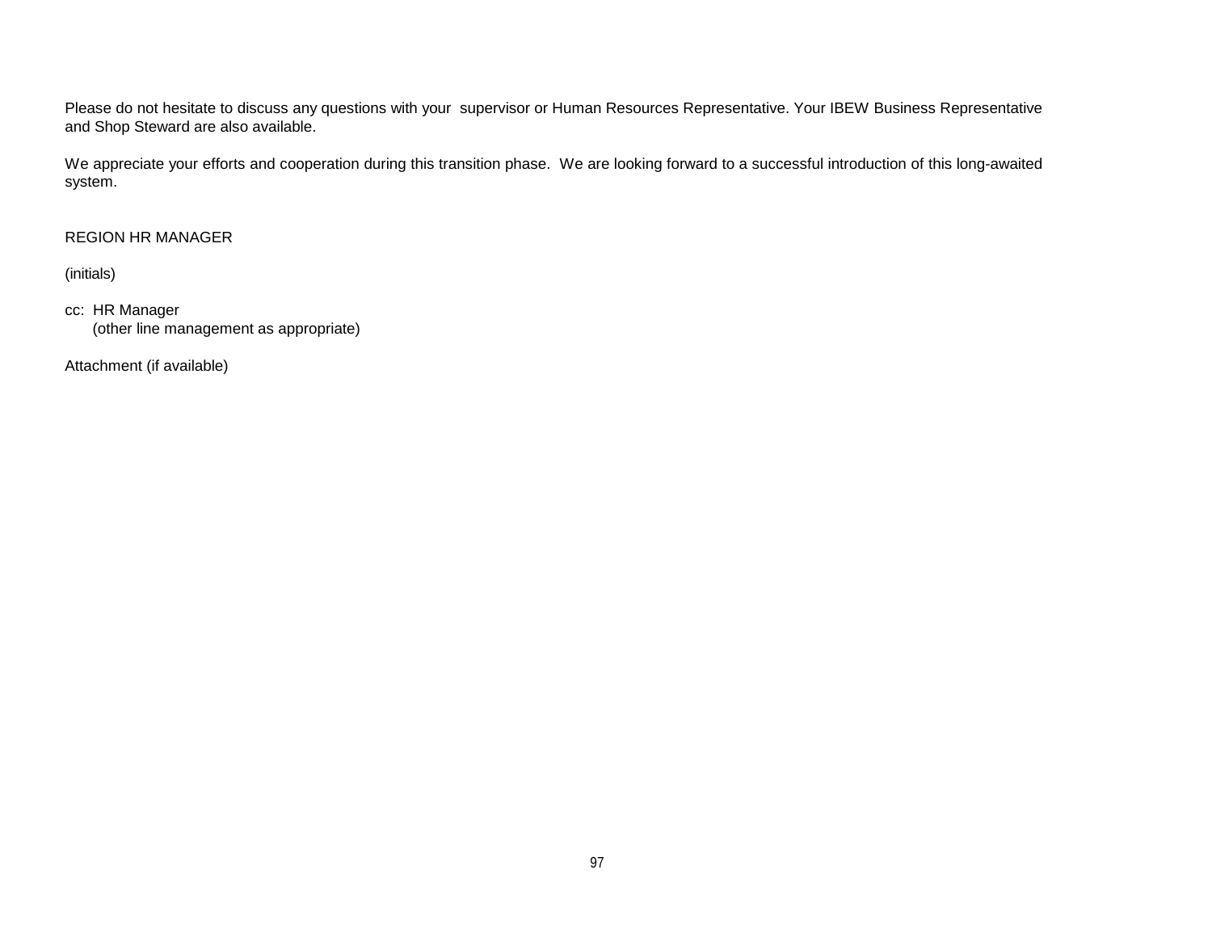Please do not hesitate to discuss any questions with your supervisor or Human Resources Representative. Your IBEW Business Representative and Shop Steward are also available.

We appreciate your efforts and cooperation during this transition phase. We are looking forward to a successful introduction of this long-awaited system.

REGION HR MANAGER

(initials)

cc: HR Manager
(other line management as appropriate)

Attachment (if available)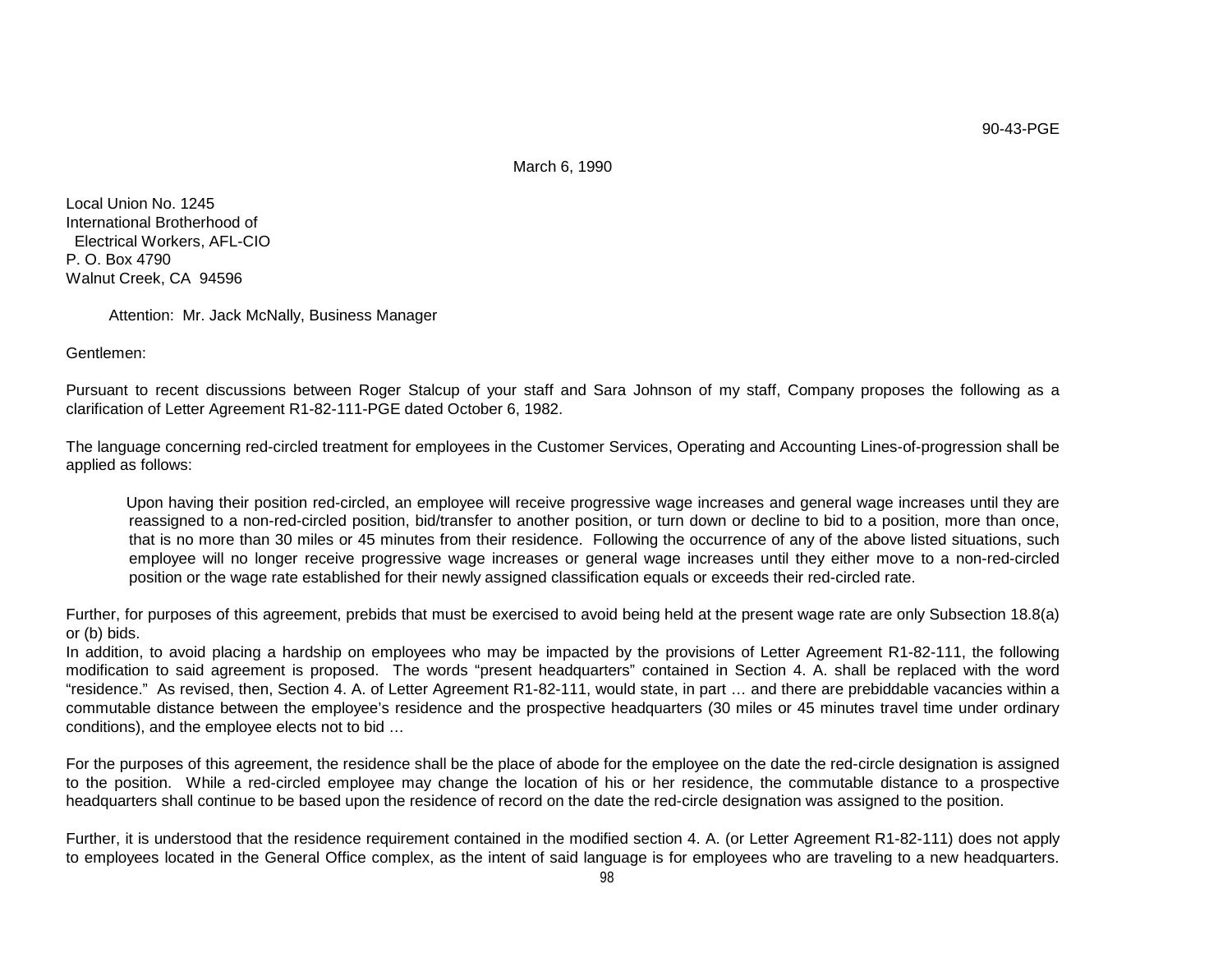90-43-PGE

March 6, 1990

Local Union No. 1245
International Brotherhood of
Electrical Workers, AFL-CIO
P. O. Box 4790
Walnut Creek, CA 94596

Attention: Mr. Jack McNally, Business Manager

Gentlemen:

Pursuant to recent discussions between Roger Stalcup of your staff and Sara Johnson of my staff, Company proposes the following as a clarification of Letter Agreement R1-82-111-PGE dated October 6, 1982.

The language concerning red-circled treatment for employees in the Customer Services, Operating and Accounting Lines-of-progression shall be applied as follows:

> Upon having their position red-circled, an employee will receive progressive wage increases and general wage increases until they are reassigned to a non-red-circled position, bid/transfer to another position, or turn down or decline to bid to a position, more than once, that is no more than 30 miles or 45 minutes from their residence. Following the occurrence of any of the above listed situations, such employee will no longer receive progressive wage increases or general wage increases until they either move to a non-red-circled position or the wage rate established for their newly assigned classification equals or exceeds their red-circled rate.

Further, for purposes of this agreement, prebids that must be exercised to avoid being held at the present wage rate are only Subsection 18.8(a) or (b) bids.

In addition, to avoid placing a hardship on employees who may be impacted by the provisions of Letter Agreement R1-82-111, the following modification to said agreement is proposed. The words "present headquarters" contained in Section 4. A. shall be replaced with the word "residence." As revised, then, Section 4. A. of Letter Agreement R1-82-111, would state, in part … and there are prebiddable vacancies within a commutable distance between the employee's residence and the prospective headquarters (30 miles or 45 minutes travel time under ordinary conditions), and the employee elects not to bid …

For the purposes of this agreement, the residence shall be the place of abode for the employee on the date the red-circle designation is assigned to the position. While a red-circled employee may change the location of his or her residence, the commutable distance to a prospective headquarters shall continue to be based upon the residence of record on the date the red-circle designation was assigned to the position.

Further, it is understood that the residence requirement contained in the modified section 4. A. (or Letter Agreement R1-82-111) does not apply to employees located in the General Office complex, as the intent of said language is for employees who are traveling to a new headquarters.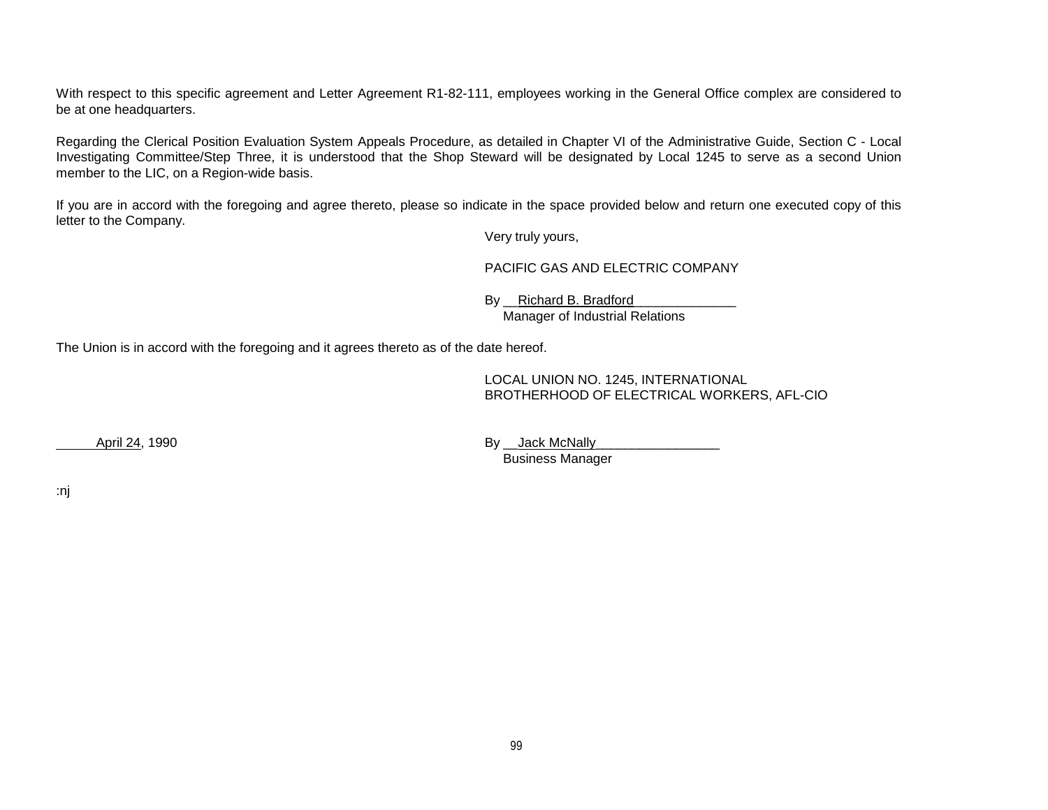With respect to this specific agreement and Letter Agreement R1-82-111, employees working in the General Office complex are considered to be at one headquarters.

Regarding the Clerical Position Evaluation System Appeals Procedure, as detailed in Chapter VI of the Administrative Guide, Section C - Local Investigating Committee/Step Three, it is understood that the Shop Steward will be designated by Local 1245 to serve as a second Union member to the LIC, on a Region-wide basis.

If you are in accord with the foregoing and agree thereto, please so indicate in the space provided below and return one executed copy of this letter to the Company.

Very truly yours,

PACIFIC GAS AND ELECTRIC COMPANY

By __Richard B. Bradford______________
Manager of Industrial Relations

The Union is in accord with the foregoing and it agrees thereto as of the date hereof.

LOCAL UNION NO. 1245, INTERNATIONAL
BROTHERHOOD OF ELECTRICAL WORKERS, AFL-CIO

_____April 24, 1990

By __Jack McNally_________________
Business Manager

:nj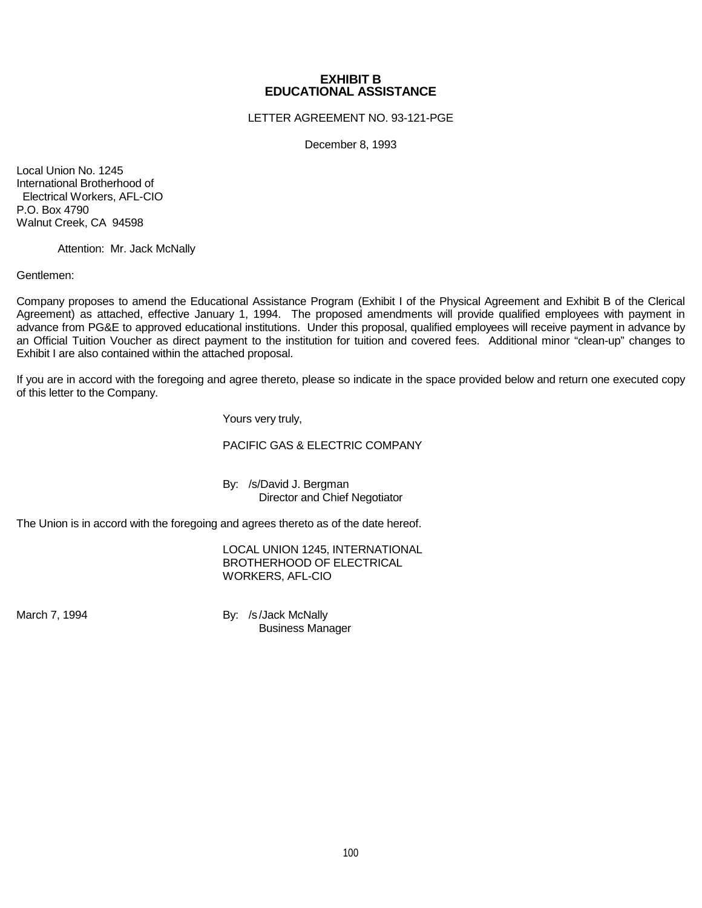# EXHIBIT B
# EDUCATIONAL ASSISTANCE

LETTER AGREEMENT NO. 93-121-PGE

December 8, 1993

Local Union No. 1245
International Brotherhood of
Electrical Workers, AFL-CIO
P.O. Box 4790
Walnut Creek, CA 94598

Attention: Mr. Jack McNally

Gentlemen:

Company proposes to amend the Educational Assistance Program (Exhibit I of the Physical Agreement and Exhibit B of the Clerical Agreement) as attached, effective January 1, 1994. The proposed amendments will provide qualified employees with payment in advance from PG&E to approved educational institutions. Under this proposal, qualified employees will receive payment in advance by an Official Tuition Voucher as direct payment to the institution for tuition and covered fees. Additional minor "clean-up" changes to Exhibit I are also contained within the attached proposal.

If you are in accord with the foregoing and agree thereto, please so indicate in the space provided below and return one executed copy of this letter to the Company.

Yours very truly,

PACIFIC GAS & ELECTRIC COMPANY

By: /s/David J. Bergman
Director and Chief Negotiator

The Union is in accord with the foregoing and agrees thereto as of the date hereof.

LOCAL UNION 1245, INTERNATIONAL BROTHERHOOD OF ELECTRICAL WORKERS, AFL-CIO

March 7, 1994

By: /s/Jack McNally
Business Manager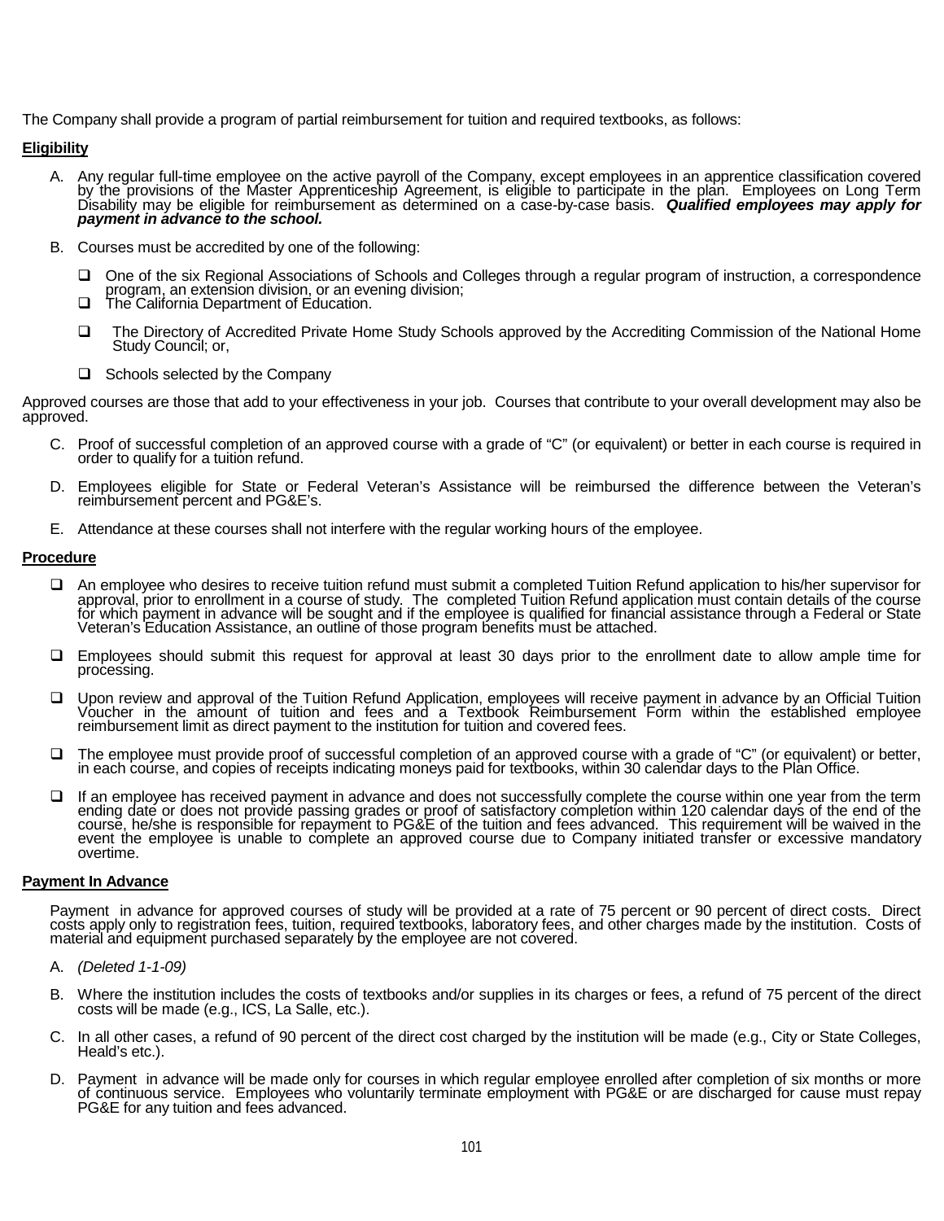The Company shall provide a program of partial reimbursement for tuition and required textbooks, as follows:

**Eligibility**

A. Any regular full-time employee on the active payroll of the Company, except employees in an apprentice classification covered by the provisions of the Master Apprenticeship Agreement, is eligible to participate in the plan. Employees on Long Term Disability may be eligible for reimbursement as determined on a case-by-case basis. ***Qualified employees may apply for payment in advance to the school.***

B. Courses must be accredited by one of the following:

   - One of the six Regional Associations of Schools and Colleges through a regular program of instruction, a correspondence program, an extension division, or an evening division;
   - The California Department of Education.
   - The Directory of Accredited Private Home Study Schools approved by the Accrediting Commission of the National Home Study Council; or,
   - Schools selected by the Company

Approved courses are those that add to your effectiveness in your job. Courses that contribute to your overall development may also be approved.

C. Proof of successful completion of an approved course with a grade of "C" (or equivalent) or better in each course is required in order to qualify for a tuition refund.

D. Employees eligible for State or Federal Veteran's Assistance will be reimbursed the difference between the Veteran's reimbursement percent and PG&E's.

E. Attendance at these courses shall not interfere with the regular working hours of the employee.

**Procedure**

- An employee who desires to receive tuition refund must submit a completed Tuition Refund application to his/her supervisor for approval, prior to enrollment in a course of study. The completed Tuition Refund application must contain details of the course for which payment in advance will be sought and if the employee is qualified for financial assistance through a Federal or State Veteran's Education Assistance, an outline of those program benefits must be attached.
- Employees should submit this request for approval at least 30 days prior to the enrollment date to allow ample time for processing.
- Upon review and approval of the Tuition Refund Application, employees will receive payment in advance by an Official Tuition Voucher in the amount of tuition and fees and a Textbook Reimbursement Form within the established employee reimbursement limit as direct payment to the institution for tuition and covered fees.
- The employee must provide proof of successful completion of an approved course with a grade of "C" (or equivalent) or better, in each course, and copies of receipts indicating moneys paid for textbooks, within 30 calendar days to the Plan Office.
- If an employee has received payment in advance and does not successfully complete the course within one year from the term ending date or does not provide passing grades or proof of satisfactory completion within 120 calendar days of the end of the course, he/she is responsible for repayment to PG&E of the tuition and fees advanced. This requirement will be waived in the event the employee is unable to complete an approved course due to Company initiated transfer or excessive mandatory overtime.

**Payment In Advance**

Payment in advance for approved courses of study will be provided at a rate of 75 percent or 90 percent of direct costs. Direct costs apply only to registration fees, tuition, required textbooks, laboratory fees, and other charges made by the institution. Costs of material and equipment purchased separately by the employee are not covered.

A. *(Deleted 1-1-09)*

B. Where the institution includes the costs of textbooks and/or supplies in its charges or fees, a refund of 75 percent of the direct costs will be made (e.g., ICS, La Salle, etc.).

C. In all other cases, a refund of 90 percent of the direct cost charged by the institution will be made (e.g., City or State Colleges, Heald's etc.).

D. Payment in advance will be made only for courses in which regular employee enrolled after completion of six months or more of continuous service. Employees who voluntarily terminate employment with PG&E or are discharged for cause must repay PG&E for any tuition and fees advanced.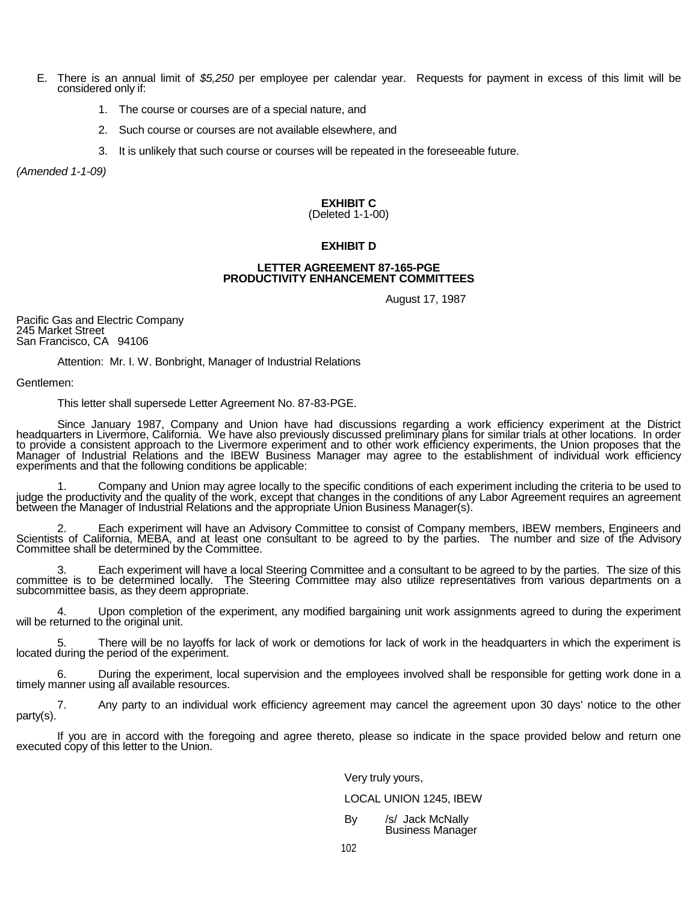E. There is an annual limit of *$5,250* per employee per calendar year. Requests for payment in excess of this limit will be considered only if:

   1. The course or courses are of a special nature, and

   2. Such course or courses are not available elsewhere, and

   3. It is unlikely that such course or courses will be repeated in the foreseeable future.

*(Amended 1-1-09)*

**EXHIBIT C**
(Deleted 1-1-00)

**EXHIBIT D**

**LETTER AGREEMENT 87-165-PGE**
**PRODUCTIVITY ENHANCEMENT COMMITTEES**

August 17, 1987

Pacific Gas and Electric Company
245 Market Street
San Francisco, CA 94106

Attention: Mr. I. W. Bonbright, Manager of Industrial Relations

Gentlemen:

This letter shall supersede Letter Agreement No. 87-83-PGE.

Since January 1987, Company and Union have had discussions regarding a work efficiency experiment at the District headquarters in Livermore, California. We have also previously discussed preliminary plans for similar trials at other locations. In order to provide a consistent approach to the Livermore experiment and to other work efficiency experiments, the Union proposes that the Manager of Industrial Relations and the IBEW Business Manager may agree to the establishment of individual work efficiency experiments and that the following conditions be applicable:

1. Company and Union may agree locally to the specific conditions of each experiment including the criteria to be used to judge the productivity and the quality of the work, except that changes in the conditions of any Labor Agreement requires an agreement between the Manager of Industrial Relations and the appropriate Union Business Manager(s).

2. Each experiment will have an Advisory Committee to consist of Company members, IBEW members, Engineers and Scientists of California, MEBA, and at least one consultant to be agreed to by the parties. The number and size of the Advisory Committee shall be determined by the Committee.

3. Each experiment will have a local Steering Committee and a consultant to be agreed to by the parties. The size of this committee is to be determined locally. The Steering Committee may also utilize representatives from various departments on a subcommittee basis, as they deem appropriate.

4. Upon completion of the experiment, any modified bargaining unit work assignments agreed to during the experiment will be returned to the original unit.

5. There will be no layoffs for lack of work or demotions for lack of work in the headquarters in which the experiment is located during the period of the experiment.

6. During the experiment, local supervision and the employees involved shall be responsible for getting work done in a timely manner using all available resources.

7. Any party to an individual work efficiency agreement may cancel the agreement upon 30 days' notice to the other party(s).

If you are in accord with the foregoing and agree thereto, please so indicate in the space provided below and return one executed copy of this letter to the Union.

Very truly yours,

LOCAL UNION 1245, IBEW

By /s/ Jack McNally
Business Manager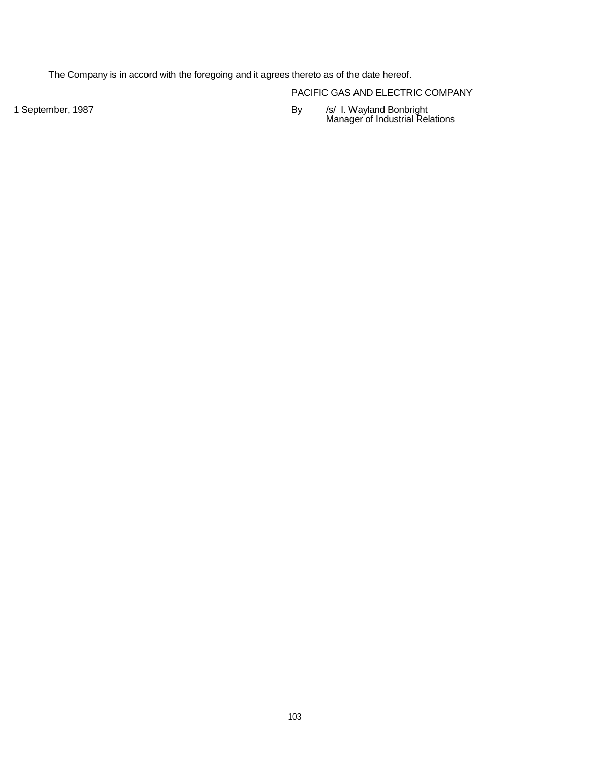The Company is in accord with the foregoing and it agrees thereto as of the date hereof.

PACIFIC GAS AND ELECTRIC COMPANY

1 September, 1987

By /s/ I. Wayland Bonbright
Manager of Industrial Relations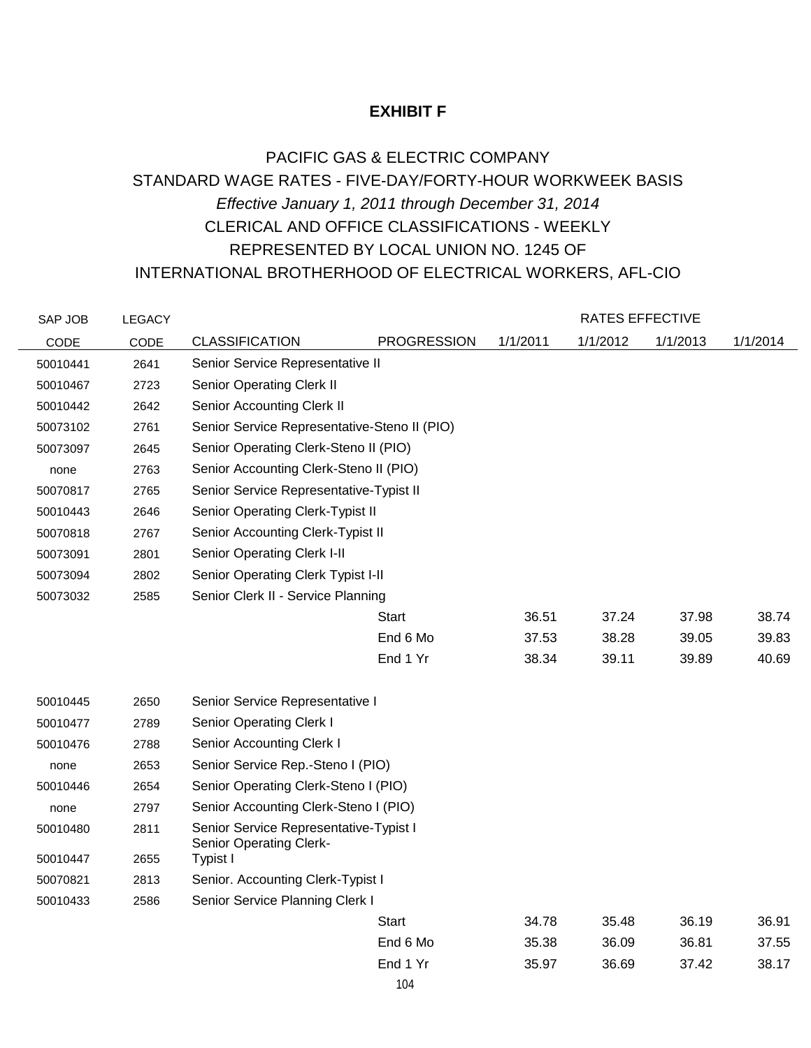# EXHIBIT F

PACIFIC GAS & ELECTRIC COMPANY
STANDARD WAGE RATES - FIVE-DAY/FORTY-HOUR WORKWEEK BASIS
*Effective January 1, 2011 through December 31, 2014*
CLERICAL AND OFFICE CLASSIFICATIONS - WEEKLY
REPRESENTED BY LOCAL UNION NO. 1245 OF
INTERNATIONAL BROTHERHOOD OF ELECTRICAL WORKERS, AFL-CIO

| SAP JOB CODE | LEGACY CODE | CLASSIFICATION | PROGRESSION | RATES EFFECTIVE 1/1/2011 | 1/1/2012 | 1/1/2013 | 1/1/2014 |
|---|---|---|---|---|---|---|---|
| 50010441 | 2641 | Senior Service Representative II | | | | | |
| 50010467 | 2723 | Senior Operating Clerk II | | | | | |
| 50010442 | 2642 | Senior Accounting Clerk II | | | | | |
| 50073102 | 2761 | Senior Service Representative-Steno II (PIO) | | | | | |
| 50073097 | 2645 | Senior Operating Clerk-Steno II (PIO) | | | | | |
| none | 2763 | Senior Accounting Clerk-Steno II (PIO) | | | | | |
| 50070817 | 2765 | Senior Service Representative-Typist II | | | | | |
| 50010443 | 2646 | Senior Operating Clerk-Typist II | | | | | |
| 50070818 | 2767 | Senior Accounting Clerk-Typist II | | | | | |
| 50073091 | 2801 | Senior Operating Clerk I-II | | | | | |
| 50073094 | 2802 | Senior Operating Clerk Typist I-II | | | | | |
| 50073032 | 2585 | Senior Clerk II - Service Planning | | | | | |
| | | | Start | 36.51 | 37.24 | 37.98 | 38.74 |
| | | | End 6 Mo | 37.53 | 38.28 | 39.05 | 39.83 |
| | | | End 1 Yr | 38.34 | 39.11 | 39.89 | 40.69 |
| 50010445 | 2650 | Senior Service Representative I | | | | | |
| 50010477 | 2789 | Senior Operating Clerk I | | | | | |
| 50010476 | 2788 | Senior Accounting Clerk I | | | | | |
| none | 2653 | Senior Service Rep.-Steno I (PIO) | | | | | |
| 50010446 | 2654 | Senior Operating Clerk-Steno I (PIO) | | | | | |
| none | 2797 | Senior Accounting Clerk-Steno I (PIO) | | | | | |
| 50010480 | 2811 | Senior Service Representative-Typist I | | | | | |
| 50010447 | 2655 | Senior Operating Clerk-Typist I | | | | | |
| 50070821 | 2813 | Senior. Accounting Clerk-Typist I | | | | | |
| 50010433 | 2586 | Senior Service Planning Clerk I | | | | | |
| | | | Start | 34.78 | 35.48 | 36.19 | 36.91 |
| | | | End 6 Mo | 35.38 | 36.09 | 36.81 | 37.55 |
| | | | End 1 Yr | 35.97 | 36.69 | 37.42 | 38.17 |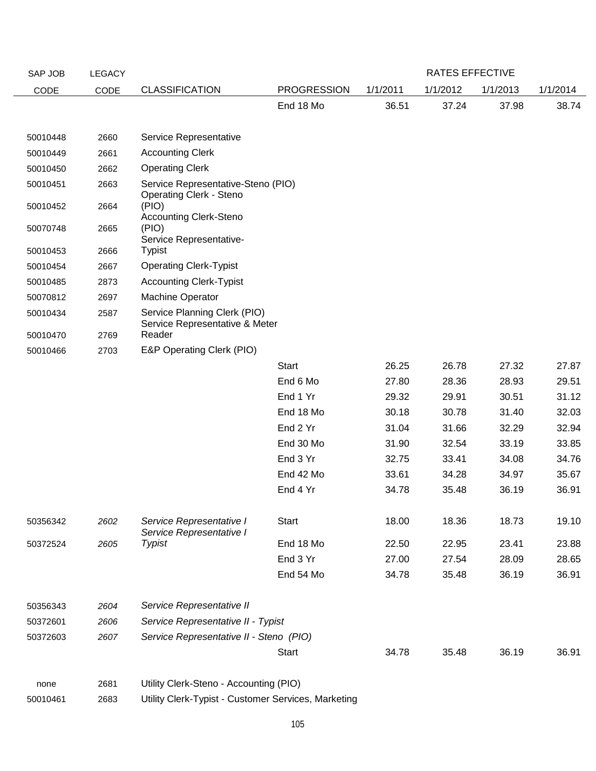| SAP JOB CODE | LEGACY CODE | CLASSIFICATION | PROGRESSION | RATES EFFECTIVE 1/1/2011 | 1/1/2012 | 1/1/2013 | 1/1/2014 |
|---|---|---|---|---|---|---|---|
| | | | End 18 Mo | 36.51 | 37.24 | 37.98 | 38.74 |
| 50010448 | 2660 | Service Representative | | | | | |
| 50010449 | 2661 | Accounting Clerk | | | | | |
| 50010450 | 2662 | Operating Clerk | | | | | |
| 50010451 | 2663 | Service Representative-Steno (PIO) | | | | | |
| 50010452 | 2664 | Operating Clerk - Steno (PIO) | | | | | |
| 50070748 | 2665 | Accounting Clerk-Steno (PIO) | | | | | |
| 50010453 | 2666 | Service Representative-Typist | | | | | |
| 50010454 | 2667 | Operating Clerk-Typist | | | | | |
| 50010485 | 2873 | Accounting Clerk-Typist | | | | | |
| 50070812 | 2697 | Machine Operator | | | | | |
| 50010434 | 2587 | Service Planning Clerk (PIO) | | | | | |
| 50010470 | 2769 | Service Representative & Meter Reader | | | | | |
| 50010466 | 2703 | E&P Operating Clerk (PIO) | | | | | |
| | | | Start | 26.25 | 26.78 | 27.32 | 27.87 |
| | | | End 6 Mo | 27.80 | 28.36 | 28.93 | 29.51 |
| | | | End 1 Yr | 29.32 | 29.91 | 30.51 | 31.12 |
| | | | End 18 Mo | 30.18 | 30.78 | 31.40 | 32.03 |
| | | | End 2 Yr | 31.04 | 31.66 | 32.29 | 32.94 |
| | | | End 30 Mo | 31.90 | 32.54 | 33.19 | 33.85 |
| | | | End 3 Yr | 32.75 | 33.41 | 34.08 | 34.76 |
| | | | End 42 Mo | 33.61 | 34.28 | 34.97 | 35.67 |
| | | | End 4 Yr | 34.78 | 35.48 | 36.19 | 36.91 |
| 50356342 | *2602* | *Service Representative I* | Start | 18.00 | 18.36 | 18.73 | 19.10 |
| 50372524 | *2605* | *Service Representative I Typist* | End 18 Mo | 22.50 | 22.95 | 23.41 | 23.88 |
| | | | End 3 Yr | 27.00 | 27.54 | 28.09 | 28.65 |
| | | | End 54 Mo | 34.78 | 35.48 | 36.19 | 36.91 |
| 50356343 | *2604* | *Service Representative II* | | | | | |
| 50372601 | *2606* | *Service Representative II - Typist* | | | | | |
| 50372603 | *2607* | *Service Representative II - Steno (PIO)* | | | | | |
| | | | Start | 34.78 | 35.48 | 36.19 | 36.91 |
| none | 2681 | Utility Clerk-Steno - Accounting (PIO) | | | | | |
| 50010461 | 2683 | Utility Clerk-Typist - Customer Services, Marketing | | | | | |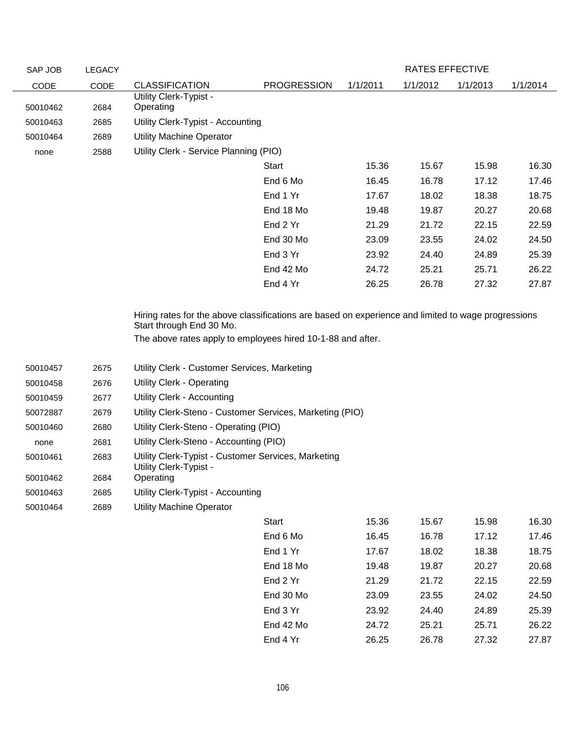| SAP JOB CODE | LEGACY CODE | CLASSIFICATION | PROGRESSION | RATES EFFECTIVE 1/1/2011 | 1/1/2012 | 1/1/2013 | 1/1/2014 |
|---|---|---|---|---|---|---|---|
| 50010462 | 2684 | Utility Clerk-Typist - Operating | | | | | |
| 50010463 | 2685 | Utility Clerk-Typist - Accounting | | | | | |
| 50010464 | 2689 | Utility Machine Operator | | | | | |
| none | 2588 | Utility Clerk - Service Planning (PIO) | | | | | |
| | | | Start | 15.36 | 15.67 | 15.98 | 16.30 |
| | | | End 6 Mo | 16.45 | 16.78 | 17.12 | 17.46 |
| | | | End 1 Yr | 17.67 | 18.02 | 18.38 | 18.75 |
| | | | End 18 Mo | 19.48 | 19.87 | 20.27 | 20.68 |
| | | | End 2 Yr | 21.29 | 21.72 | 22.15 | 22.59 |
| | | | End 30 Mo | 23.09 | 23.55 | 24.02 | 24.50 |
| | | | End 3 Yr | 23.92 | 24.40 | 24.89 | 25.39 |
| | | | End 42 Mo | 24.72 | 25.21 | 25.71 | 26.22 |
| | | | End 4 Yr | 26.25 | 26.78 | 27.32 | 27.87 |

Hiring rates for the above classifications are based on experience and limited to wage progressions Start through End 30 Mo.

The above rates apply to employees hired 10-1-88 and after.

| SAP JOB CODE | LEGACY CODE | CLASSIFICATION | PROGRESSION | RATES EFFECTIVE 1/1/2011 | 1/1/2012 | 1/1/2013 | 1/1/2014 |
|---|---|---|---|---|---|---|---|
| 50010457 | 2675 | Utility Clerk - Customer Services, Marketing | | | | | |
| 50010458 | 2676 | Utility Clerk - Operating | | | | | |
| 50010459 | 2677 | Utility Clerk - Accounting | | | | | |
| 50072887 | 2679 | Utility Clerk-Steno - Customer Services, Marketing (PIO) | | | | | |
| 50010460 | 2680 | Utility Clerk-Steno - Operating (PIO) | | | | | |
| none | 2681 | Utility Clerk-Steno - Accounting (PIO) | | | | | |
| 50010461 | 2683 | Utility Clerk-Typist - Customer Services, Marketing | | | | | |
| 50010462 | 2684 | Utility Clerk-Typist - Operating | | | | | |
| 50010463 | 2685 | Utility Clerk-Typist - Accounting | | | | | |
| 50010464 | 2689 | Utility Machine Operator | | | | | |
| | | | Start | 15.36 | 15.67 | 15.98 | 16.30 |
| | | | End 6 Mo | 16.45 | 16.78 | 17.12 | 17.46 |
| | | | End 1 Yr | 17.67 | 18.02 | 18.38 | 18.75 |
| | | | End 18 Mo | 19.48 | 19.87 | 20.27 | 20.68 |
| | | | End 2 Yr | 21.29 | 21.72 | 22.15 | 22.59 |
| | | | End 30 Mo | 23.09 | 23.55 | 24.02 | 24.50 |
| | | | End 3 Yr | 23.92 | 24.40 | 24.89 | 25.39 |
| | | | End 42 Mo | 24.72 | 25.21 | 25.71 | 26.22 |
| | | | End 4 Yr | 26.25 | 26.78 | 27.32 | 27.87 |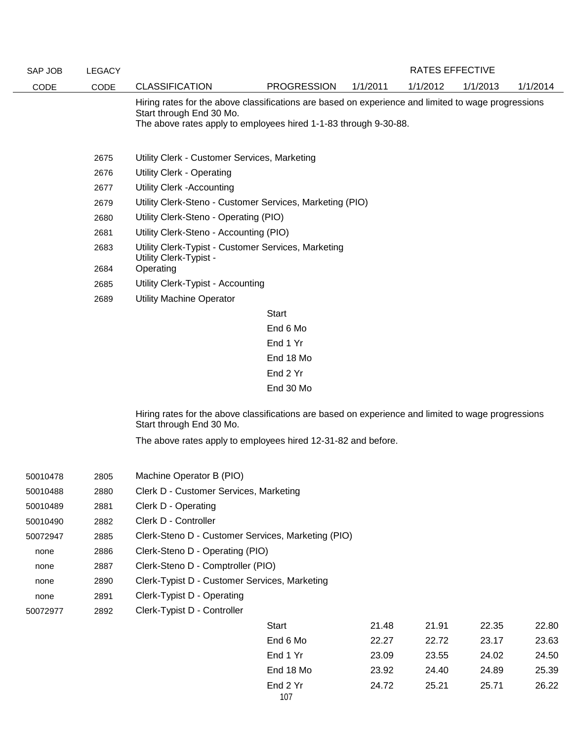| SAP JOB CODE | LEGACY CODE | CLASSIFICATION | PROGRESSION | RATES EFFECTIVE 1/1/2011 | 1/1/2012 | 1/1/2013 | 1/1/2014 |
|---|---|---|---|---|---|---|---|
| | | Hiring rates for the above classifications are based on experience and limited to wage progressions Start through End 30 Mo. The above rates apply to employees hired 1-1-83 through 9-30-88. | | | | | |
| | 2675 | Utility Clerk - Customer Services, Marketing | | | | | |
| | 2676 | Utility Clerk - Operating | | | | | |
| | 2677 | Utility Clerk -Accounting | | | | | |
| | 2679 | Utility Clerk-Steno - Customer Services, Marketing (PIO) | | | | | |
| | 2680 | Utility Clerk-Steno - Operating (PIO) | | | | | |
| | 2681 | Utility Clerk-Steno - Accounting (PIO) | | | | | |
| | 2683 | Utility Clerk-Typist - Customer Services, Marketing | | | | | |
| | 2684 | Utility Clerk-Typist - Operating | | | | | |
| | 2685 | Utility Clerk-Typist - Accounting | | | | | |
| | 2689 | Utility Machine Operator | | | | | |
| | | | Start | | | | |
| | | | End 6 Mo | | | | |
| | | | End 1 Yr | | | | |
| | | | End 18 Mo | | | | |
| | | | End 2 Yr | | | | |
| | | | End 30 Mo | | | | |
| | | Hiring rates for the above classifications are based on experience and limited to wage progressions Start through End 30 Mo. The above rates apply to employees hired 12-31-82 and before. | | | | | |
| 50010478 | 2805 | Machine Operator B (PIO) | | | | | |
| 50010488 | 2880 | Clerk D - Customer Services, Marketing | | | | | |
| 50010489 | 2881 | Clerk D - Operating | | | | | |
| 50010490 | 2882 | Clerk D - Controller | | | | | |
| 50072947 | 2885 | Clerk-Steno D - Customer Services, Marketing (PIO) | | | | | |
| none | 2886 | Clerk-Steno D - Operating (PIO) | | | | | |
| none | 2887 | Clerk-Steno D - Comptroller (PIO) | | | | | |
| none | 2890 | Clerk-Typist D - Customer Services, Marketing | | | | | |
| none | 2891 | Clerk-Typist D - Operating | | | | | |
| 50072977 | 2892 | Clerk-Typist D - Controller | | | | | |
| | | | Start | 21.48 | 21.91 | 22.35 | 22.80 |
| | | | End 6 Mo | 22.27 | 22.72 | 23.17 | 23.63 |
| | | | End 1 Yr | 23.09 | 23.55 | 24.02 | 24.50 |
| | | | End 18 Mo | 23.92 | 24.40 | 24.89 | 25.39 |
| | | | End 2 Yr | 24.72 | 25.21 | 25.71 | 26.22 |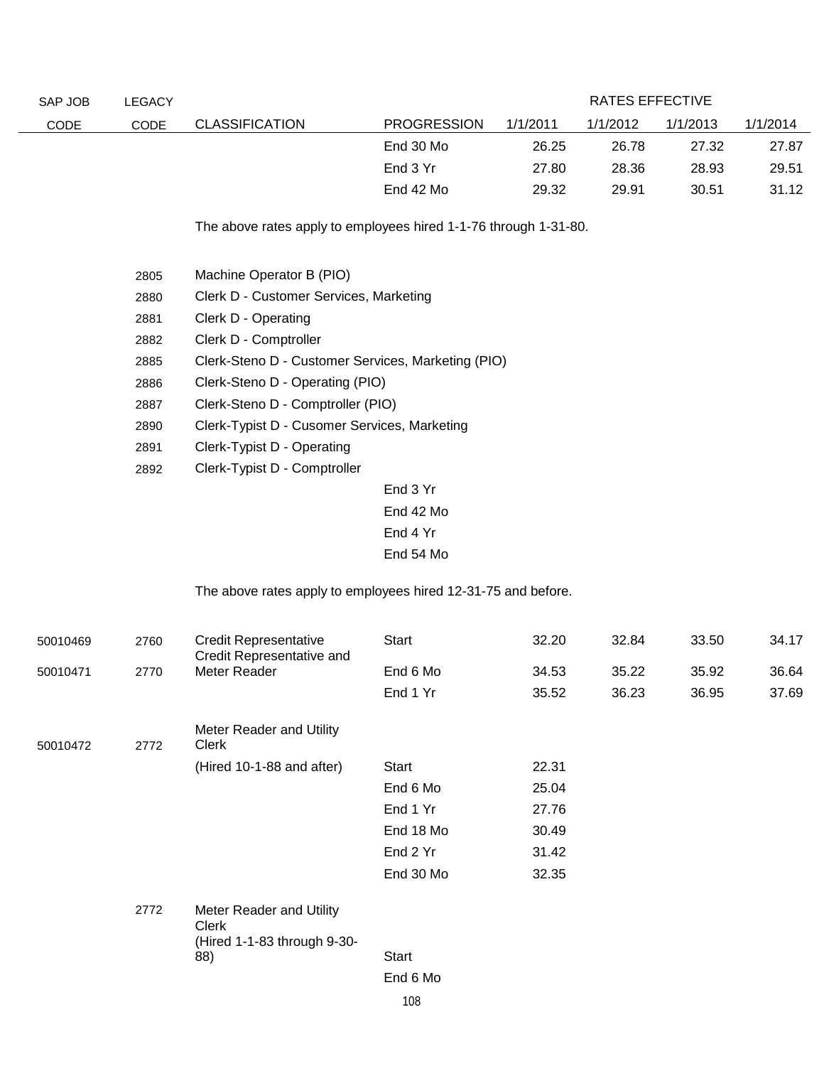| SAP JOB CODE | LEGACY CODE | CLASSIFICATION | PROGRESSION | RATES EFFECTIVE 1/1/2011 | 1/1/2012 | 1/1/2013 | 1/1/2014 |
|---|---|---|---|---|---|---|---|
| | | | End 30 Mo | 26.25 | 26.78 | 27.32 | 27.87 |
| | | | End 3 Yr | 27.80 | 28.36 | 28.93 | 29.51 |
| | | | End 42 Mo | 29.32 | 29.91 | 30.51 | 31.12 |
| | | The above rates apply to employees hired 1-1-76 through 1-31-80. | | | | | |
| | 2805 | Machine Operator B (PIO) | | | | | |
| | 2880 | Clerk D - Customer Services, Marketing | | | | | |
| | 2881 | Clerk D - Operating | | | | | |
| | 2882 | Clerk D - Comptroller | | | | | |
| | 2885 | Clerk-Steno D - Customer Services, Marketing (PIO) | | | | | |
| | 2886 | Clerk-Steno D - Operating (PIO) | | | | | |
| | 2887 | Clerk-Steno D - Comptroller (PIO) | | | | | |
| | 2890 | Clerk-Typist D - Cusomer Services, Marketing | | | | | |
| | 2891 | Clerk-Typist D - Operating | | | | | |
| | 2892 | Clerk-Typist D - Comptroller | | | | | |
| | | | End 3 Yr | | | | |
| | | | End 42 Mo | | | | |
| | | | End 4 Yr | | | | |
| | | | End 54 Mo | | | | |
| | | The above rates apply to employees hired 12-31-75 and before. | | | | | |
| 50010469 | 2760 | Credit Representative | Start | 32.20 | 32.84 | 33.50 | 34.17 |
| 50010471 | 2770 | Credit Representative and Meter Reader | End 6 Mo | 34.53 | 35.22 | 35.92 | 36.64 |
| | | | End 1 Yr | 35.52 | 36.23 | 36.95 | 37.69 |
| 50010472 | 2772 | Meter Reader and Utility Clerk | | | | | |
| | | (Hired 10-1-88 and after) | Start | 22.31 | | | |
| | | | End 6 Mo | 25.04 | | | |
| | | | End 1 Yr | 27.76 | | | |
| | | | End 18 Mo | 30.49 | | | |
| | | | End 2 Yr | 31.42 | | | |
| | | | End 30 Mo | 32.35 | | | |
| | 2772 | Meter Reader and Utility Clerk (Hired 1-1-83 through 9-30-88) | Start | | | | |
| | | | End 6 Mo | | | | |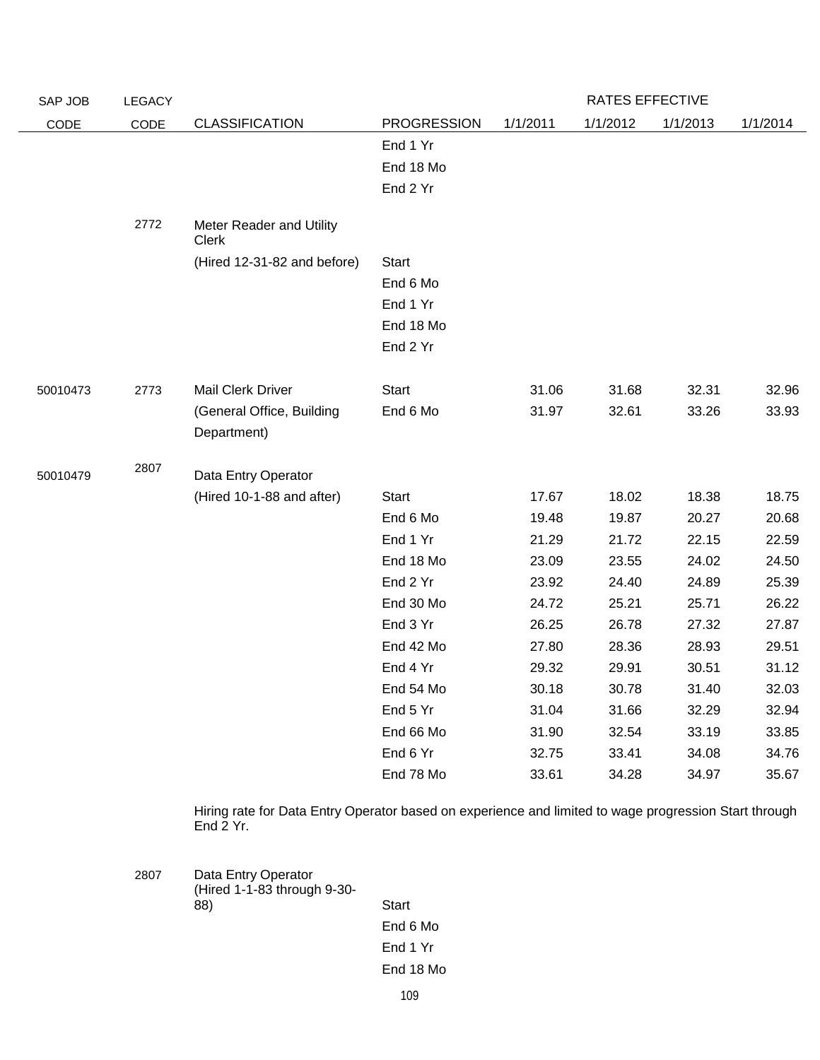| SAP JOB CODE | LEGACY CODE | CLASSIFICATION | PROGRESSION | RATES EFFECTIVE 1/1/2011 | 1/1/2012 | 1/1/2013 | 1/1/2014 |
|---|---|---|---|---|---|---|---|
| | | | End 1 Yr | | | | |
| | | | End 18 Mo | | | | |
| | | | End 2 Yr | | | | |
| | 2772 | Meter Reader and Utility Clerk | | | | | |
| | | (Hired 12-31-82 and before) | Start | | | | |
| | | | End 6 Mo | | | | |
| | | | End 1 Yr | | | | |
| | | | End 18 Mo | | | | |
| | | | End 2 Yr | | | | |
| 50010473 | 2773 | Mail Clerk Driver | Start | 31.06 | 31.68 | 32.31 | 32.96 |
| | | (General Office, Building Department) | End 6 Mo | 31.97 | 32.61 | 33.26 | 33.93 |
| 50010479 | 2807 | Data Entry Operator | | | | | |
| | | (Hired 10-1-88 and after) | Start | 17.67 | 18.02 | 18.38 | 18.75 |
| | | | End 6 Mo | 19.48 | 19.87 | 20.27 | 20.68 |
| | | | End 1 Yr | 21.29 | 21.72 | 22.15 | 22.59 |
| | | | End 18 Mo | 23.09 | 23.55 | 24.02 | 24.50 |
| | | | End 2 Yr | 23.92 | 24.40 | 24.89 | 25.39 |
| | | | End 30 Mo | 24.72 | 25.21 | 25.71 | 26.22 |
| | | | End 3 Yr | 26.25 | 26.78 | 27.32 | 27.87 |
| | | | End 42 Mo | 27.80 | 28.36 | 28.93 | 29.51 |
| | | | End 4 Yr | 29.32 | 29.91 | 30.51 | 31.12 |
| | | | End 54 Mo | 30.18 | 30.78 | 31.40 | 32.03 |
| | | | End 5 Yr | 31.04 | 31.66 | 32.29 | 32.94 |
| | | | End 66 Mo | 31.90 | 32.54 | 33.19 | 33.85 |
| | | | End 6 Yr | 32.75 | 33.41 | 34.08 | 34.76 |
| | | | End 78 Mo | 33.61 | 34.28 | 34.97 | 35.67 |

Hiring rate for Data Entry Operator based on experience and limited to wage progression Start through End 2 Yr.

| SAP JOB CODE | LEGACY CODE | CLASSIFICATION | PROGRESSION | 1/1/2011 | 1/1/2012 | 1/1/2013 | 1/1/2014 |
|---|---|---|---|---|---|---|---|
| | 2807 | Data Entry Operator (Hired 1-1-83 through 9-30-88) | Start | | | | |
| | | | End 6 Mo | | | | |
| | | | End 1 Yr | | | | |
| | | | End 18 Mo | | | | |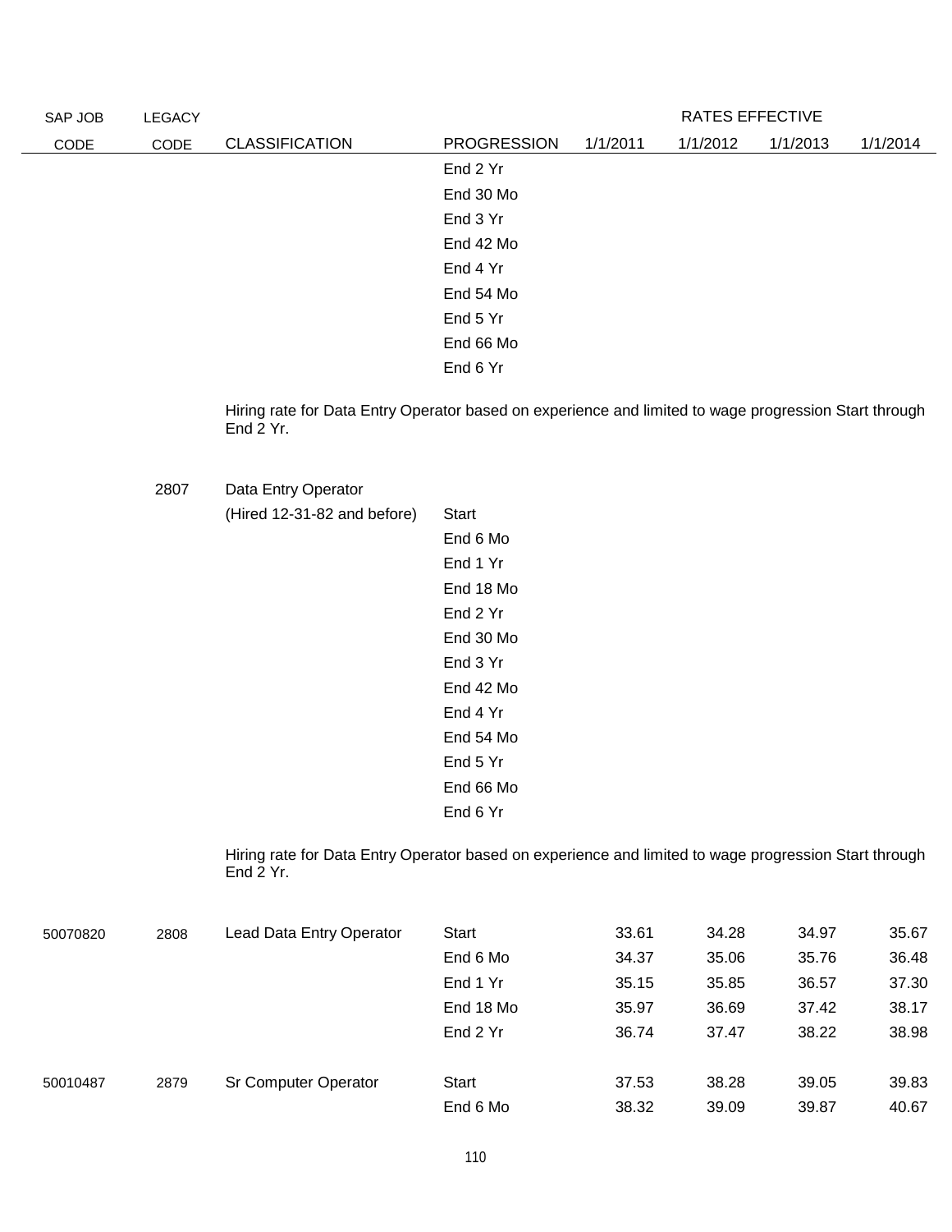| SAP JOB CODE | LEGACY CODE | CLASSIFICATION | PROGRESSION | RATES EFFECTIVE 1/1/2011 | 1/1/2012 | 1/1/2013 | 1/1/2014 |
|---|---|---|---|---|---|---|---|
| | | | End 2 Yr | | | | |
| | | | End 30 Mo | | | | |
| | | | End 3 Yr | | | | |
| | | | End 42 Mo | | | | |
| | | | End 4 Yr | | | | |
| | | | End 54 Mo | | | | |
| | | | End 5 Yr | | | | |
| | | | End 66 Mo | | | | |
| | | | End 6 Yr | | | | |

Hiring rate for Data Entry Operator based on experience and limited to wage progression Start through End 2 Yr.

| SAP JOB CODE | LEGACY CODE | CLASSIFICATION | PROGRESSION | 1/1/2011 | 1/1/2012 | 1/1/2013 | 1/1/2014 |
|---|---|---|---|---|---|---|---|
| | 2807 | Data Entry Operator | | | | | |
| | | (Hired 12-31-82 and before) | Start | | | | |
| | | | End 6 Mo | | | | |
| | | | End 1 Yr | | | | |
| | | | End 18 Mo | | | | |
| | | | End 2 Yr | | | | |
| | | | End 30 Mo | | | | |
| | | | End 3 Yr | | | | |
| | | | End 42 Mo | | | | |
| | | | End 4 Yr | | | | |
| | | | End 54 Mo | | | | |
| | | | End 5 Yr | | | | |
| | | | End 66 Mo | | | | |
| | | | End 6 Yr | | | | |

Hiring rate for Data Entry Operator based on experience and limited to wage progression Start through End 2 Yr.

| SAP JOB CODE | LEGACY CODE | CLASSIFICATION | PROGRESSION | 1/1/2011 | 1/1/2012 | 1/1/2013 | 1/1/2014 |
|---|---|---|---|---|---|---|---|
| 50070820 | 2808 | Lead Data Entry Operator | Start | 33.61 | 34.28 | 34.97 | 35.67 |
| | | | End 6 Mo | 34.37 | 35.06 | 35.76 | 36.48 |
| | | | End 1 Yr | 35.15 | 35.85 | 36.57 | 37.30 |
| | | | End 18 Mo | 35.97 | 36.69 | 37.42 | 38.17 |
| | | | End 2 Yr | 36.74 | 37.47 | 38.22 | 38.98 |
| 50010487 | 2879 | Sr Computer Operator | Start | 37.53 | 38.28 | 39.05 | 39.83 |
| | | | End 6 Mo | 38.32 | 39.09 | 39.87 | 40.67 |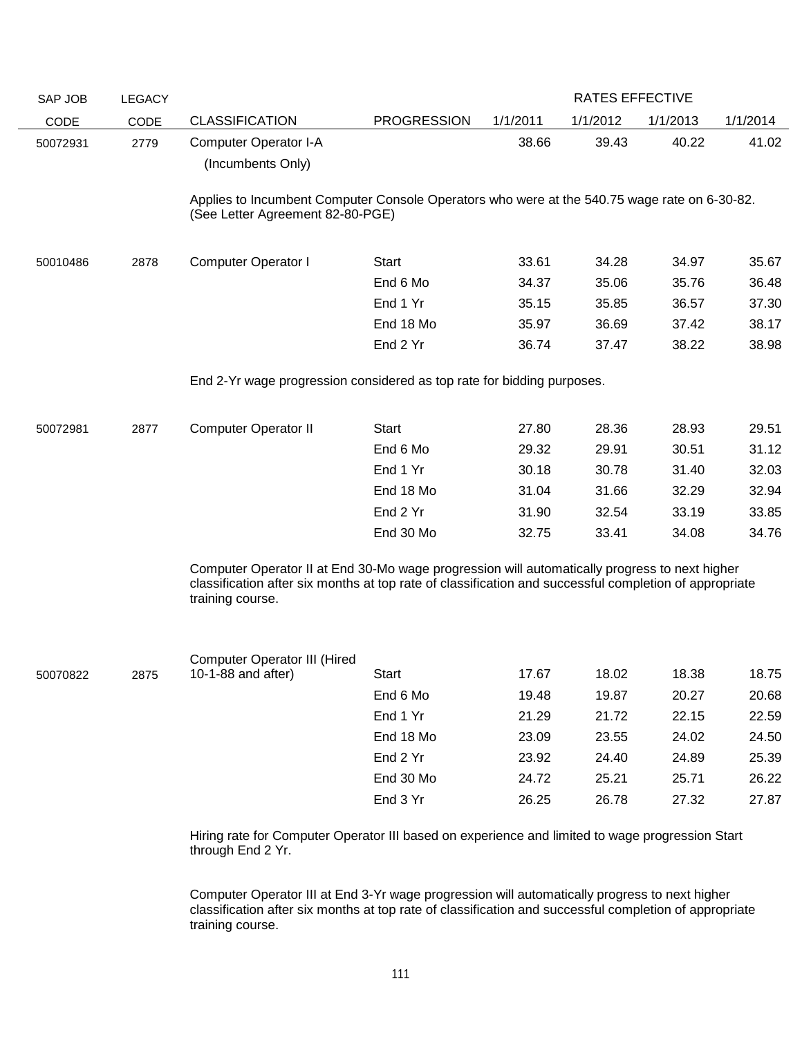| SAP JOB CODE | LEGACY CODE | CLASSIFICATION | PROGRESSION | RATES EFFECTIVE 1/1/2011 | 1/1/2012 | 1/1/2013 | 1/1/2014 |
|---|---|---|---|---|---|---|---|
| 50072931 | 2779 | Computer Operator I-A (Incumbents Only) | | 38.66 | 39.43 | 40.22 | 41.02 |

Applies to Incumbent Computer Console Operators who were at the 540.75 wage rate on 6-30-82. (See Letter Agreement 82-80-PGE)

| SAP JOB CODE | LEGACY CODE | CLASSIFICATION | PROGRESSION | 1/1/2011 | 1/1/2012 | 1/1/2013 | 1/1/2014 |
|---|---|---|---|---|---|---|---|
| 50010486 | 2878 | Computer Operator I | Start | 33.61 | 34.28 | 34.97 | 35.67 |
| | | | End 6 Mo | 34.37 | 35.06 | 35.76 | 36.48 |
| | | | End 1 Yr | 35.15 | 35.85 | 36.57 | 37.30 |
| | | | End 18 Mo | 35.97 | 36.69 | 37.42 | 38.17 |
| | | | End 2 Yr | 36.74 | 37.47 | 38.22 | 38.98 |

End 2-Yr wage progression considered as top rate for bidding purposes.

| SAP JOB CODE | LEGACY CODE | CLASSIFICATION | PROGRESSION | 1/1/2011 | 1/1/2012 | 1/1/2013 | 1/1/2014 |
|---|---|---|---|---|---|---|---|
| 50072981 | 2877 | Computer Operator II | Start | 27.80 | 28.36 | 28.93 | 29.51 |
| | | | End 6 Mo | 29.32 | 29.91 | 30.51 | 31.12 |
| | | | End 1 Yr | 30.18 | 30.78 | 31.40 | 32.03 |
| | | | End 18 Mo | 31.04 | 31.66 | 32.29 | 32.94 |
| | | | End 2 Yr | 31.90 | 32.54 | 33.19 | 33.85 |
| | | | End 30 Mo | 32.75 | 33.41 | 34.08 | 34.76 |

Computer Operator II at End 30-Mo wage progression will automatically progress to next higher classification after six months at top rate of classification and successful completion of appropriate training course.

| SAP JOB CODE | LEGACY CODE | CLASSIFICATION | PROGRESSION | 1/1/2011 | 1/1/2012 | 1/1/2013 | 1/1/2014 |
|---|---|---|---|---|---|---|---|
| 50070822 | 2875 | Computer Operator III (Hired 10-1-88 and after) | Start | 17.67 | 18.02 | 18.38 | 18.75 |
| | | | End 6 Mo | 19.48 | 19.87 | 20.27 | 20.68 |
| | | | End 1 Yr | 21.29 | 21.72 | 22.15 | 22.59 |
| | | | End 18 Mo | 23.09 | 23.55 | 24.02 | 24.50 |
| | | | End 2 Yr | 23.92 | 24.40 | 24.89 | 25.39 |
| | | | End 30 Mo | 24.72 | 25.21 | 25.71 | 26.22 |
| | | | End 3 Yr | 26.25 | 26.78 | 27.32 | 27.87 |

Hiring rate for Computer Operator III based on experience and limited to wage progression Start through End 2 Yr.

Computer Operator III at End 3-Yr wage progression will automatically progress to next higher classification after six months at top rate of classification and successful completion of appropriate training course.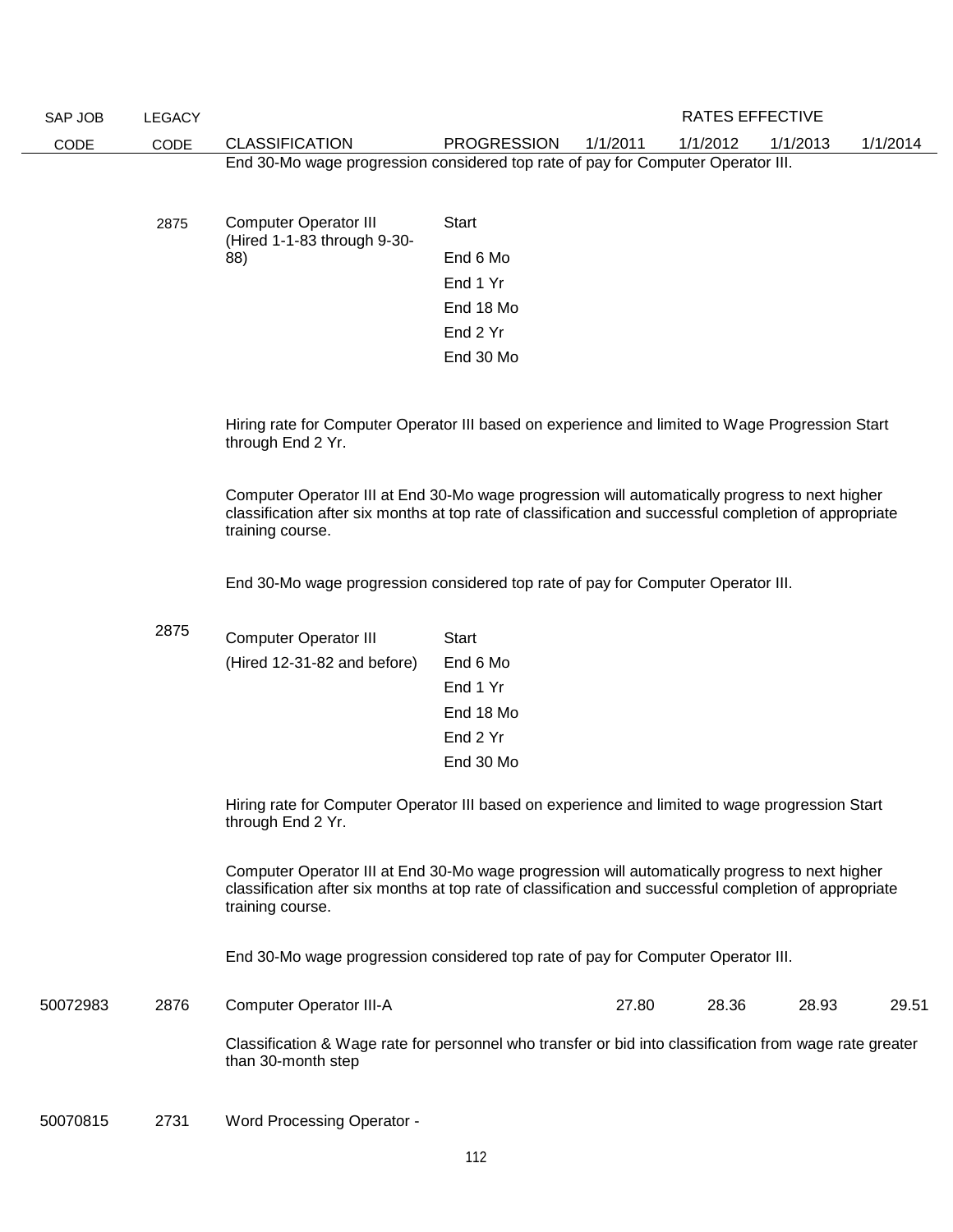| SAP JOB CODE | LEGACY CODE | CLASSIFICATION | PROGRESSION | RATES EFFECTIVE 1/1/2011 | 1/1/2012 | 1/1/2013 | 1/1/2014 |
|---|---|---|---|---|---|---|---|
| | | End 30-Mo wage progression considered top rate of pay for Computer Operator III. | | | | | |
| | 2875 | Computer Operator III (Hired 1-1-83 through 9-30-88) | Start | | | | |
| | | | End 6 Mo | | | | |
| | | | End 1 Yr | | | | |
| | | | End 18 Mo | | | | |
| | | | End 2 Yr | | | | |
| | | | End 30 Mo | | | | |
| | | Hiring rate for Computer Operator III based on experience and limited to Wage Progression Start through End 2 Yr. | | | | | |
| | | Computer Operator III at End 30-Mo wage progression will automatically progress to next higher classification after six months at top rate of classification and successful completion of appropriate training course. | | | | | |
| | | End 30-Mo wage progression considered top rate of pay for Computer Operator III. | | | | | |
| | 2875 | Computer Operator III (Hired 12-31-82 and before) | Start | | | | |
| | | | End 6 Mo | | | | |
| | | | End 1 Yr | | | | |
| | | | End 18 Mo | | | | |
| | | | End 2 Yr | | | | |
| | | | End 30 Mo | | | | |
| | | Hiring rate for Computer Operator III based on experience and limited to wage progression Start through End 2 Yr. | | | | | |
| | | Computer Operator III at End 30-Mo wage progression will automatically progress to next higher classification after six months at top rate of classification and successful completion of appropriate training course. | | | | | |
| | | End 30-Mo wage progression considered top rate of pay for Computer Operator III. | | | | | |
| 50072983 | 2876 | Computer Operator III-A | | 27.80 | 28.36 | 28.93 | 29.51 |
| | | Classification & Wage rate for personnel who transfer or bid into classification from wage rate greater than 30-month step | | | | | |
| 50070815 | 2731 | Word Processing Operator - | | | | | |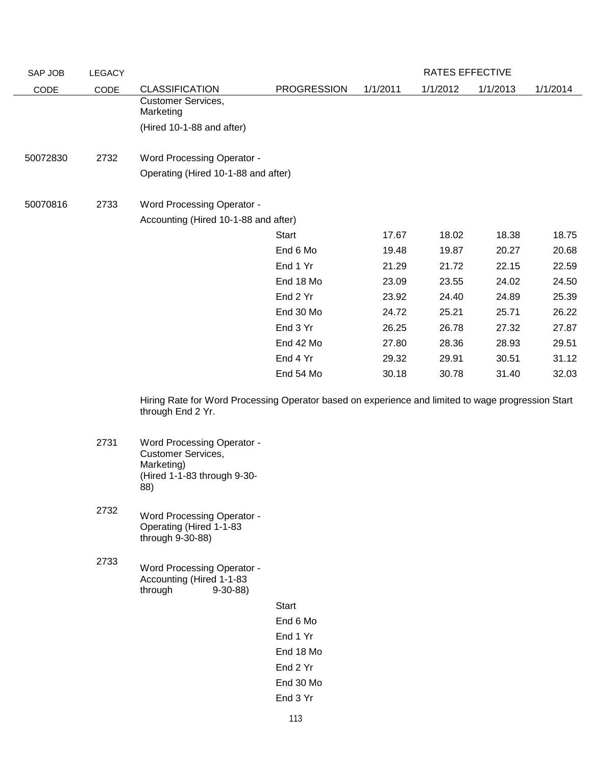| SAP JOB CODE | LEGACY CODE | CLASSIFICATION | PROGRESSION | RATES EFFECTIVE 1/1/2011 | 1/1/2012 | 1/1/2013 | 1/1/2014 |
|---|---|---|---|---|---|---|---|
| | | Customer Services, Marketing (Hired 10-1-88 and after) | | | | | |
| 50072830 | 2732 | Word Processing Operator - Operating (Hired 10-1-88 and after) | | | | | |
| 50070816 | 2733 | Word Processing Operator - Accounting (Hired 10-1-88 and after) | | | | | |
| | | | Start | 17.67 | 18.02 | 18.38 | 18.75 |
| | | | End 6 Mo | 19.48 | 19.87 | 20.27 | 20.68 |
| | | | End 1 Yr | 21.29 | 21.72 | 22.15 | 22.59 |
| | | | End 18 Mo | 23.09 | 23.55 | 24.02 | 24.50 |
| | | | End 2 Yr | 23.92 | 24.40 | 24.89 | 25.39 |
| | | | End 30 Mo | 24.72 | 25.21 | 25.71 | 26.22 |
| | | | End 3 Yr | 26.25 | 26.78 | 27.32 | 27.87 |
| | | | End 42 Mo | 27.80 | 28.36 | 28.93 | 29.51 |
| | | | End 4 Yr | 29.32 | 29.91 | 30.51 | 31.12 |
| | | | End 54 Mo | 30.18 | 30.78 | 31.40 | 32.03 |

Hiring Rate for Word Processing Operator based on experience and limited to wage progression Start through End 2 Yr.

| SAP JOB CODE | LEGACY CODE | CLASSIFICATION | PROGRESSION | 1/1/2011 | 1/1/2012 | 1/1/2013 | 1/1/2014 |
|---|---|---|---|---|---|---|---|
| | 2731 | Word Processing Operator - Customer Services, Marketing) (Hired 1-1-83 through 9-30-88) | | | | | |
| | 2732 | Word Processing Operator - Operating (Hired 1-1-83 through 9-30-88) | | | | | |
| | 2733 | Word Processing Operator - Accounting (Hired 1-1-83 through 9-30-88) | | | | | |
| | | | Start | | | | |
| | | | End 6 Mo | | | | |
| | | | End 1 Yr | | | | |
| | | | End 18 Mo | | | | |
| | | | End 2 Yr | | | | |
| | | | End 30 Mo | | | | |
| | | | End 3 Yr | | | | |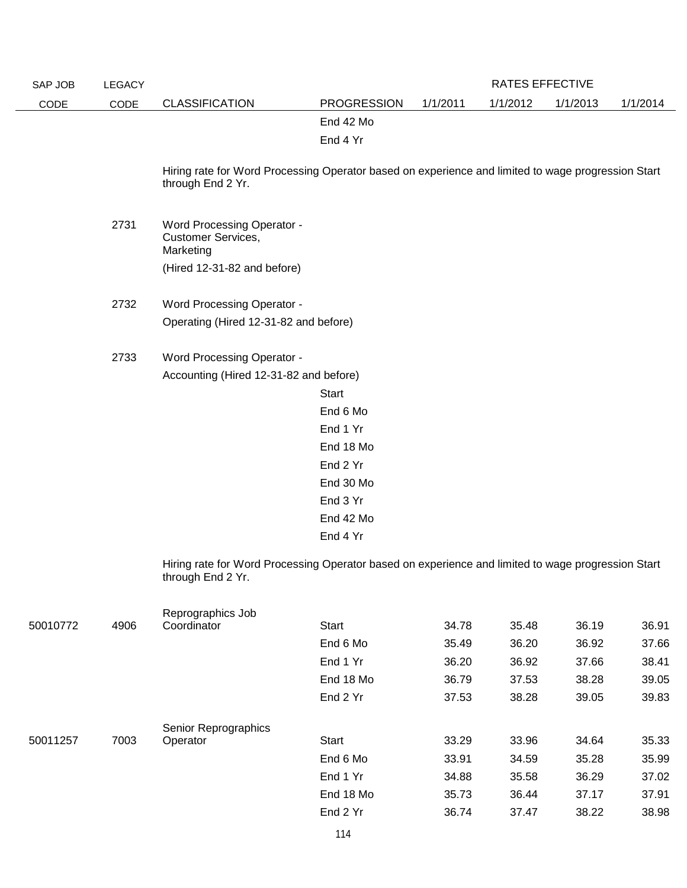| SAP JOB CODE | LEGACY CODE | CLASSIFICATION | PROGRESSION | RATES EFFECTIVE 1/1/2011 | 1/1/2012 | 1/1/2013 | 1/1/2014 |
|---|---|---|---|---|---|---|---|
| | | | End 42 Mo | | | | |
| | | | End 4 Yr | | | | |
| | | Hiring rate for Word Processing Operator based on experience and limited to wage progression Start through End 2 Yr. | | | | | |
| | 2731 | Word Processing Operator - Customer Services, Marketing (Hired 12-31-82 and before) | | | | | |
| | 2732 | Word Processing Operator - Operating (Hired 12-31-82 and before) | | | | | |
| | 2733 | Word Processing Operator - Accounting (Hired 12-31-82 and before) | | | | | |
| | | | Start | | | | |
| | | | End 6 Mo | | | | |
| | | | End 1 Yr | | | | |
| | | | End 18 Mo | | | | |
| | | | End 2 Yr | | | | |
| | | | End 30 Mo | | | | |
| | | | End 3 Yr | | | | |
| | | | End 42 Mo | | | | |
| | | | End 4 Yr | | | | |
| | | Hiring rate for Word Processing Operator based on experience and limited to wage progression Start through End 2 Yr. | | | | | |
| 50010772 | 4906 | Reprographics Job Coordinator | Start | 34.78 | 35.48 | 36.19 | 36.91 |
| | | | End 6 Mo | 35.49 | 36.20 | 36.92 | 37.66 |
| | | | End 1 Yr | 36.20 | 36.92 | 37.66 | 38.41 |
| | | | End 18 Mo | 36.79 | 37.53 | 38.28 | 39.05 |
| | | | End 2 Yr | 37.53 | 38.28 | 39.05 | 39.83 |
| 50011257 | 7003 | Senior Reprographics Operator | Start | 33.29 | 33.96 | 34.64 | 35.33 |
| | | | End 6 Mo | 33.91 | 34.59 | 35.28 | 35.99 |
| | | | End 1 Yr | 34.88 | 35.58 | 36.29 | 37.02 |
| | | | End 18 Mo | 35.73 | 36.44 | 37.17 | 37.91 |
| | | | End 2 Yr | 36.74 | 37.47 | 38.22 | 38.98 |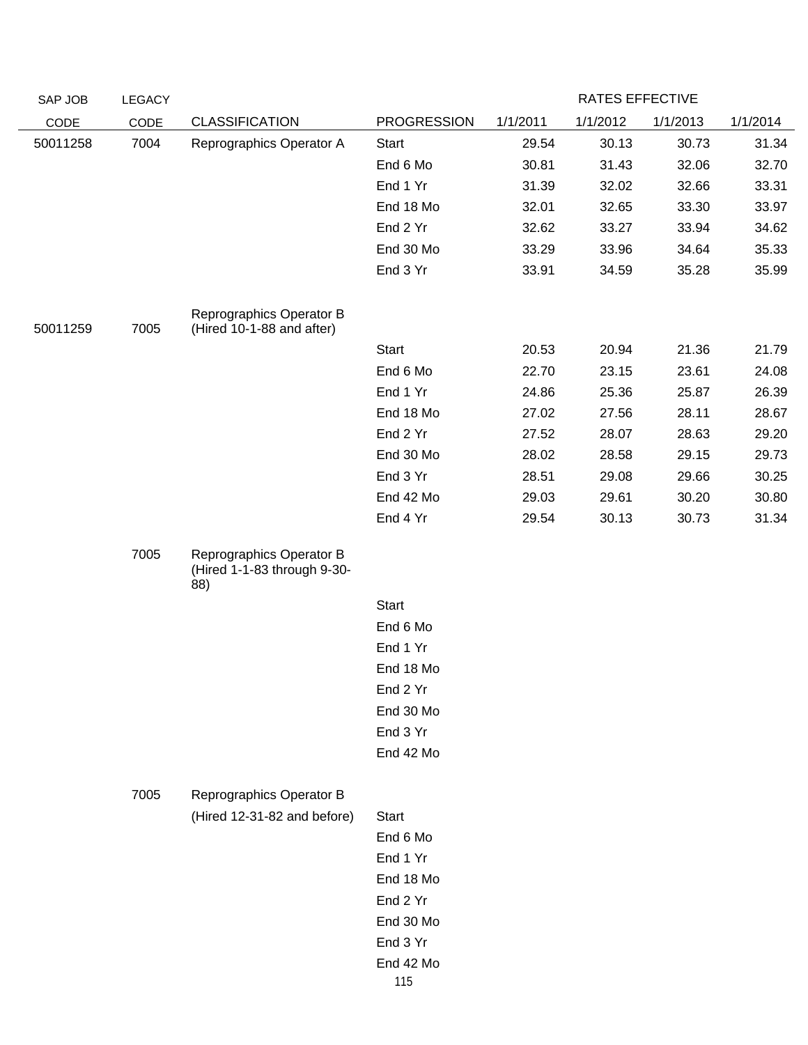| SAP JOB CODE | LEGACY CODE | CLASSIFICATION | PROGRESSION | RATES EFFECTIVE 1/1/2011 | 1/1/2012 | 1/1/2013 | 1/1/2014 |
|---|---|---|---|---|---|---|---|
| 50011258 | 7004 | Reprographics Operator A | Start | 29.54 | 30.13 | 30.73 | 31.34 |
| | | | End 6 Mo | 30.81 | 31.43 | 32.06 | 32.70 |
| | | | End 1 Yr | 31.39 | 32.02 | 32.66 | 33.31 |
| | | | End 18 Mo | 32.01 | 32.65 | 33.30 | 33.97 |
| | | | End 2 Yr | 32.62 | 33.27 | 33.94 | 34.62 |
| | | | End 30 Mo | 33.29 | 33.96 | 34.64 | 35.33 |
| | | | End 3 Yr | 33.91 | 34.59 | 35.28 | 35.99 |
| 50011259 | 7005 | Reprographics Operator B (Hired 10-1-88 and after) | | | | | |
| | | | Start | 20.53 | 20.94 | 21.36 | 21.79 |
| | | | End 6 Mo | 22.70 | 23.15 | 23.61 | 24.08 |
| | | | End 1 Yr | 24.86 | 25.36 | 25.87 | 26.39 |
| | | | End 18 Mo | 27.02 | 27.56 | 28.11 | 28.67 |
| | | | End 2 Yr | 27.52 | 28.07 | 28.63 | 29.20 |
| | | | End 30 Mo | 28.02 | 28.58 | 29.15 | 29.73 |
| | | | End 3 Yr | 28.51 | 29.08 | 29.66 | 30.25 |
| | | | End 42 Mo | 29.03 | 29.61 | 30.20 | 30.80 |
| | | | End 4 Yr | 29.54 | 30.13 | 30.73 | 31.34 |
| | 7005 | Reprographics Operator B (Hired 1-1-83 through 9-30-88) | | | | | |
| | | | Start | | | | |
| | | | End 6 Mo | | | | |
| | | | End 1 Yr | | | | |
| | | | End 18 Mo | | | | |
| | | | End 2 Yr | | | | |
| | | | End 30 Mo | | | | |
| | | | End 3 Yr | | | | |
| | | | End 42 Mo | | | | |
| | 7005 | Reprographics Operator B (Hired 12-31-82 and before) | Start | | | | |
| | | | End 6 Mo | | | | |
| | | | End 1 Yr | | | | |
| | | | End 18 Mo | | | | |
| | | | End 2 Yr | | | | |
| | | | End 30 Mo | | | | |
| | | | End 3 Yr | | | | |
| | | | End 42 Mo | | | | |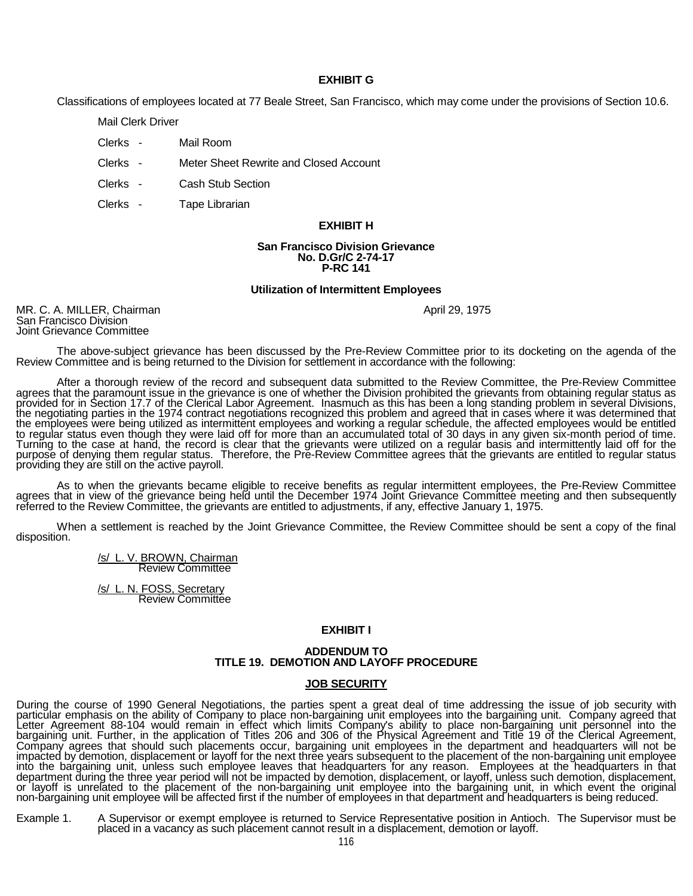**EXHIBIT G**

Classifications of employees located at 77 Beale Street, San Francisco, which may come under the provisions of Section 10.6.

Mail Clerk Driver

Clerks - Mail Room

Clerks - Meter Sheet Rewrite and Closed Account

Clerks - Cash Stub Section

Clerks - Tape Librarian

**EXHIBIT H**

**San Francisco Division Grievance**
**No. D.Gr/C 2-74-17**
**P-RC 141**

**Utilization of Intermittent Employees**

MR. C. A. MILLER, Chairman
San Francisco Division
Joint Grievance Committee

April 29, 1975

The above-subject grievance has been discussed by the Pre-Review Committee prior to its docketing on the agenda of the Review Committee and is being returned to the Division for settlement in accordance with the following:

After a thorough review of the record and subsequent data submitted to the Review Committee, the Pre-Review Committee agrees that the paramount issue in the grievance is one of whether the Division prohibited the grievants from obtaining regular status as provided for in Section 17.7 of the Clerical Labor Agreement. Inasmuch as this has been a long standing problem in several Divisions, the negotiating parties in the 1974 contract negotiations recognized this problem and agreed that in cases where it was determined that the employees were being utilized as intermittent employees and working a regular schedule, the affected employees would be entitled to regular status even though they were laid off for more than an accumulated total of 30 days in any given six-month period of time. Turning to the case at hand, the record is clear that the grievants were utilized on a regular basis and intermittently laid off for the purpose of denying them regular status. Therefore, the Pre-Review Committee agrees that the grievants are entitled to regular status providing they are still on the active payroll.

As to when the grievants became eligible to receive benefits as regular intermittent employees, the Pre-Review Committee agrees that in view of the grievance being held until the December 1974 Joint Grievance Committee meeting and then subsequently referred to the Review Committee, the grievants are entitled to adjustments, if any, effective January 1, 1975.

When a settlement is reached by the Joint Grievance Committee, the Review Committee should be sent a copy of the final disposition.

/s/ L. V. BROWN, Chairman
Review Committee

/s/ L. N. FOSS, Secretary
Review Committee

**EXHIBIT I**

**ADDENDUM TO**
**TITLE 19. DEMOTION AND LAYOFF PROCEDURE**

**JOB SECURITY**

During the course of 1990 General Negotiations, the parties spent a great deal of time addressing the issue of job security with particular emphasis on the ability of Company to place non-bargaining unit employees into the bargaining unit. Company agreed that Letter Agreement 88-104 would remain in effect which limits Company's ability to place non-bargaining unit personnel into the bargaining unit. Further, in the application of Titles 206 and 306 of the Physical Agreement and Title 19 of the Clerical Agreement, Company agrees that should such placements occur, bargaining unit employees in the department and headquarters will not be impacted by demotion, displacement or layoff for the next three years subsequent to the placement of the non-bargaining unit employee into the bargaining unit, unless such employee leaves that headquarters for any reason. Employees at the headquarters in that department during the three year period will not be impacted by demotion, displacement, or layoff, unless such demotion, displacement, or layoff is unrelated to the placement of the non-bargaining unit employee into the bargaining unit, in which event the original non-bargaining unit employee will be affected first if the number of employees in that department and headquarters is being reduced.

Example 1. A Supervisor or exempt employee is returned to Service Representative position in Antioch. The Supervisor must be placed in a vacancy as such placement cannot result in a displacement, demotion or layoff.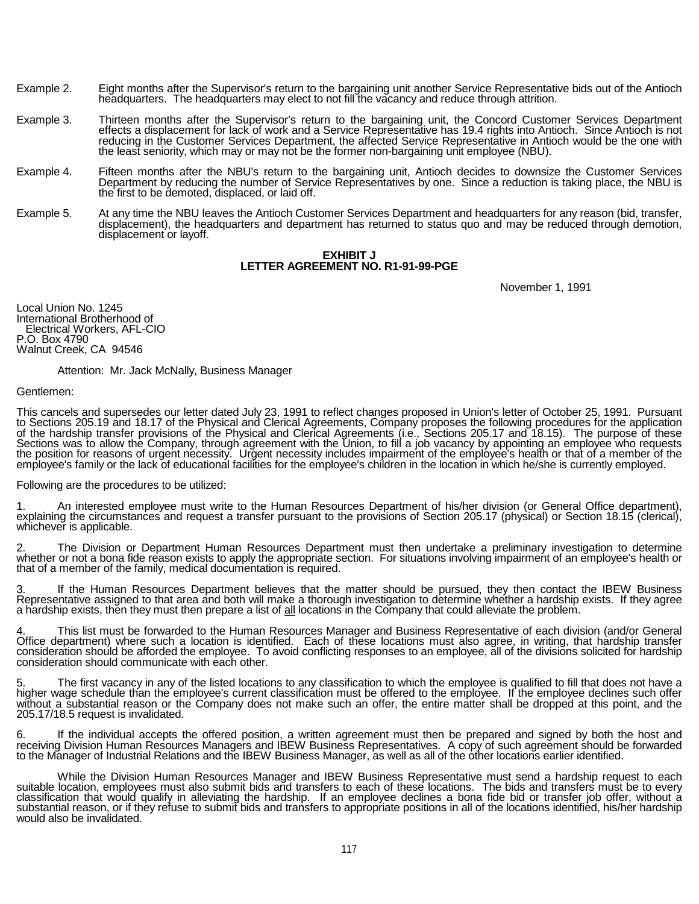Example 2. Eight months after the Supervisor's return to the bargaining unit another Service Representative bids out of the Antioch headquarters. The headquarters may elect to not fill the vacancy and reduce through attrition.

Example 3. Thirteen months after the Supervisor's return to the bargaining unit, the Concord Customer Services Department effects a displacement for lack of work and a Service Representative has 19.4 rights into Antioch. Since Antioch is not reducing in the Customer Services Department, the affected Service Representative in Antioch would be the one with the least seniority, which may or may not be the former non-bargaining unit employee (NBU).

Example 4. Fifteen months after the NBU's return to the bargaining unit, Antioch decides to downsize the Customer Services Department by reducing the number of Service Representatives by one. Since a reduction is taking place, the NBU is the first to be demoted, displaced, or laid off.

Example 5. At any time the NBU leaves the Antioch Customer Services Department and headquarters for any reason (bid, transfer, displacement), the headquarters and department has returned to status quo and may be reduced through demotion, displacement or layoff.

## EXHIBIT J
## LETTER AGREEMENT NO. R1-91-99-PGE

November 1, 1991

Local Union No. 1245
International Brotherhood of
Electrical Workers, AFL-CIO
P.O. Box 4790
Walnut Creek, CA 94546

Attention: Mr. Jack McNally, Business Manager

Gentlemen:

This cancels and supersedes our letter dated July 23, 1991 to reflect changes proposed in Union's letter of October 25, 1991. Pursuant to Sections 205.19 and 18.17 of the Physical and Clerical Agreements, Company proposes the following procedures for the application of the hardship transfer provisions of the Physical and Clerical Agreements (i.e., Sections 205.17 and 18.15). The purpose of these Sections was to allow the Company, through agreement with the Union, to fill a job vacancy by appointing an employee who requests the position for reasons of urgent necessity. Urgent necessity includes impairment of the employee's health or that of a member of the employee's family or the lack of educational facilities for the employee's children in the location in which he/she is currently employed.

Following are the procedures to be utilized:

1. An interested employee must write to the Human Resources Department of his/her division (or General Office department), explaining the circumstances and request a transfer pursuant to the provisions of Section 205.17 (physical) or Section 18.15 (clerical), whichever is applicable.

2. The Division or Department Human Resources Department must then undertake a preliminary investigation to determine whether or not a bona fide reason exists to apply the appropriate section. For situations involving impairment of an employee's health or that of a member of the family, medical documentation is required.

3. If the Human Resources Department believes that the matter should be pursued, they then contact the IBEW Business Representative assigned to that area and both will make a thorough investigation to determine whether a hardship exists. If they agree a hardship exists, then they must then prepare a list of <u>all</u> locations in the Company that could alleviate the problem.

4. This list must be forwarded to the Human Resources Manager and Business Representative of each division (and/or General Office department) where such a location is identified. Each of these locations must also agree, in writing, that hardship transfer consideration should be afforded the employee. To avoid conflicting responses to an employee, all of the divisions solicited for hardship consideration should communicate with each other.

5. The first vacancy in any of the listed locations to any classification to which the employee is qualified to fill that does not have a higher wage schedule than the employee's current classification must be offered to the employee. If the employee declines such offer without a substantial reason or the Company does not make such an offer, the entire matter shall be dropped at this point, and the 205.17/18.5 request is invalidated.

6. If the individual accepts the offered position, a written agreement must then be prepared and signed by both the host and receiving Division Human Resources Managers and IBEW Business Representatives. A copy of such agreement should be forwarded to the Manager of Industrial Relations and the IBEW Business Manager, as well as all of the other locations earlier identified.

While the Division Human Resources Manager and IBEW Business Representative must send a hardship request to each suitable location, employees must also submit bids and transfers to each of these locations. The bids and transfers must be to every classification that would qualify in alleviating the hardship. If an employee declines a bona fide bid or transfer job offer, without a substantial reason, or if they refuse to submit bids and transfers to appropriate positions in all of the locations identified, his/her hardship would also be invalidated.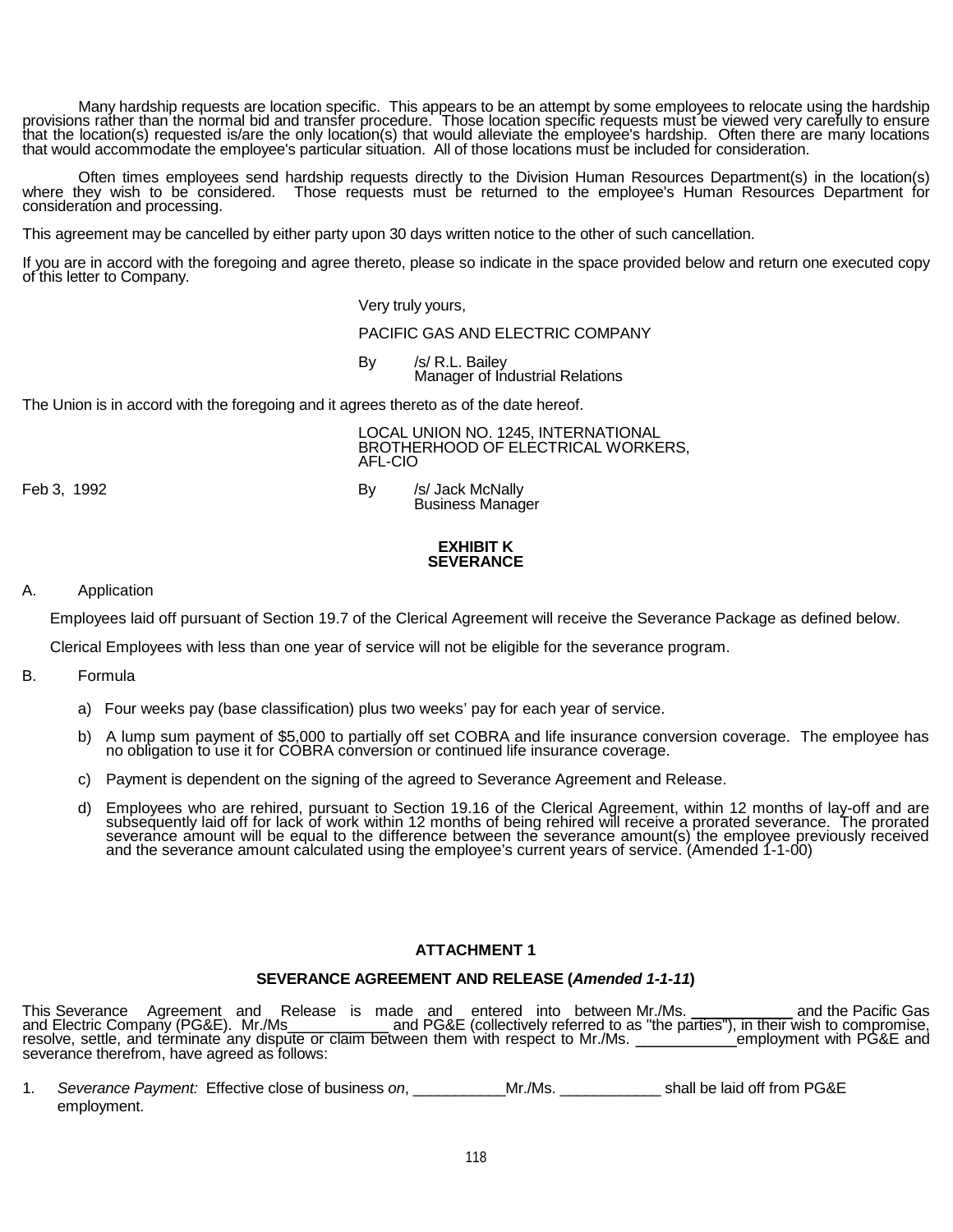Many hardship requests are location specific. This appears to be an attempt by some employees to relocate using the hardship provisions rather than the normal bid and transfer procedure. Those location specific requests must be viewed very carefully to ensure that the location(s) requested is/are the only location(s) that would alleviate the employee's hardship. Often there are many locations that would accommodate the employee's particular situation. All of those locations must be included for consideration.

Often times employees send hardship requests directly to the Division Human Resources Department(s) in the location(s) where they wish to be considered. Those requests must be returned to the employee's Human Resources Department for consideration and processing.

This agreement may be cancelled by either party upon 30 days written notice to the other of such cancellation.

If you are in accord with the foregoing and agree thereto, please so indicate in the space provided below and return one executed copy of this letter to Company.

Very truly yours,

PACIFIC GAS AND ELECTRIC COMPANY

By /s/ R.L. Bailey
Manager of Industrial Relations

The Union is in accord with the foregoing and it agrees thereto as of the date hereof.

LOCAL UNION NO. 1245, INTERNATIONAL BROTHERHOOD OF ELECTRICAL WORKERS, AFL-CIO

Feb 3, 1992

By /s/ Jack McNally
Business Manager

## EXHIBIT K
## SEVERANCE

A. Application

Employees laid off pursuant of Section 19.7 of the Clerical Agreement will receive the Severance Package as defined below.

Clerical Employees with less than one year of service will not be eligible for the severance program.

B. Formula

a) Four weeks pay (base classification) plus two weeks' pay for each year of service.

b) A lump sum payment of $5,000 to partially off set COBRA and life insurance conversion coverage. The employee has no obligation to use it for COBRA conversion or continued life insurance coverage.

c) Payment is dependent on the signing of the agreed to Severance Agreement and Release.

d) Employees who are rehired, pursuant to Section 19.16 of the Clerical Agreement, within 12 months of lay-off and are subsequently laid off for lack of work within 12 months of being rehired will receive a prorated severance. The prorated severance amount will be equal to the difference between the severance amount(s) the employee previously received and the severance amount calculated using the employee's current years of service. (Amended 1-1-00)

## ATTACHMENT 1

### SEVERANCE AGREEMENT AND RELEASE (*Amended 1-1-11*)

This Severance Agreement and Release is made and entered into between Mr./Ms. ____________ and the Pacific Gas and Electric Company (PG&E). Mr./Ms____________ and PG&E (collectively referred to as "the parties"), in their wish to compromise, resolve, settle, and terminate any dispute or claim between them with respect to Mr./Ms. ____________employment with PG&E and severance therefrom, have agreed as follows:

1. *Severance Payment:* Effective close of business *on*, ___________Mr./Ms. ____________ shall be laid off from PG&E employment.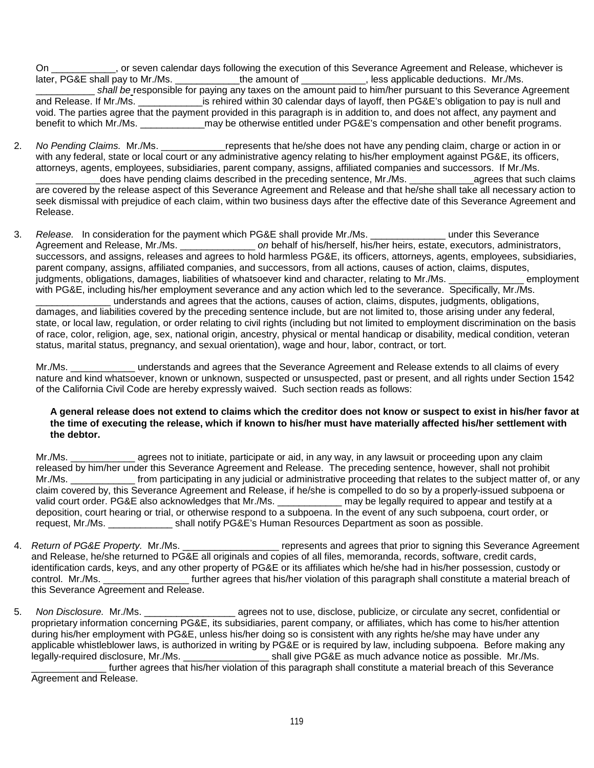On ____________, or seven calendar days following the execution of this Severance Agreement and Release, whichever is later, PG&E shall pay to Mr./Ms. ____________the amount of ____________, less applicable deductions. Mr./Ms. ___________ *shall be* responsible for paying any taxes on the amount paid to him/her pursuant to this Severance Agreement and Release. If Mr./Ms. ____________is rehired within 30 calendar days of layoff, then PG&E's obligation to pay is null and void. The parties agree that the payment provided in this paragraph is in addition to, and does not affect, any payment and benefit to which Mr./Ms. ____________may be otherwise entitled under PG&E's compensation and other benefit programs.

2. *No Pending Claims.* Mr./Ms. ____________represents that he/she does not have any pending claim, charge or action in or with any federal, state or local court or any administrative agency relating to his/her employment against PG&E, its officers, attorneys, agents, employees, subsidiaries, parent company, assigns, affiliated companies and successors. If Mr./Ms. ____________does have pending claims described in the preceding sentence, Mr./Ms. ____________agrees that such claims are covered by the release aspect of this Severance Agreement and Release and that he/she shall take all necessary action to seek dismissal with prejudice of each claim, within two business days after the effective date of this Severance Agreement and Release.

3. *Release.* In consideration for the payment which PG&E shall provide Mr./Ms. ______________ under this Severance Agreement and Release, Mr./Ms. ______________ *on* behalf of his/herself, his/her heirs, estate, executors, administrators, successors, and assigns, releases and agrees to hold harmless PG&E, its officers, attorneys, agents, employees, subsidiaries, parent company, assigns, affiliated companies, and successors, from all actions, causes of action, claims, disputes, judgments, obligations, damages, liabilities of whatsoever kind and character, relating to Mr./Ms. ______________ employment with PG&E, including his/her employment severance and any action which led to the severance. Specifically, Mr./Ms. ______________ understands and agrees that the actions, causes of action, claims, disputes, judgments, obligations, damages, and liabilities covered by the preceding sentence include, but are not limited to, those arising under any federal, state, or local law, regulation, or order relating to civil rights (including but not limited to employment discrimination on the basis of race, color, religion, age, sex, national origin, ancestry, physical or mental handicap or disability, medical condition, veteran status, marital status, pregnancy, and sexual orientation), wage and hour, labor, contract, or tort.

   Mr./Ms. ____________ understands and agrees that the Severance Agreement and Release extends to all claims of every nature and kind whatsoever, known or unknown, suspected or unsuspected, past or present, and all rights under Section 1542 of the California Civil Code are hereby expressly waived. Such section reads as follows:

   **A general release does not extend to claims which the creditor does not know or suspect to exist in his/her favor at the time of executing the release, which if known to his/her must have materially affected his/her settlement with the debtor.**

   Mr./Ms. ____________ agrees not to initiate, participate or aid, in any way, in any lawsuit or proceeding upon any claim released by him/her under this Severance Agreement and Release. The preceding sentence, however, shall not prohibit Mr./Ms. ____________ from participating in any judicial or administrative proceeding that relates to the subject matter of, or any claim covered by, this Severance Agreement and Release, if he/she is compelled to do so by a properly-issued subpoena or valid court order. PG&E also acknowledges that Mr./Ms. ____________ may be legally required to appear and testify at a deposition, court hearing or trial, or otherwise respond to a subpoena. In the event of any such subpoena, court order, or request, Mr./Ms. ____________ shall notify PG&E's Human Resources Department as soon as possible.

4. *Return of PG&E Property.* Mr./Ms. __________________ represents and agrees that prior to signing this Severance Agreement and Release, he/she returned to PG&E all originals and copies of all files, memoranda, records, software, credit cards, identification cards, keys, and any other property of PG&E or its affiliates which he/she had in his/her possession, custody or control. Mr./Ms. ________________ further agrees that his/her violation of this paragraph shall constitute a material breach of this Severance Agreement and Release.

5. *Non Disclosure.* Mr./Ms. _________________ agrees not to use, disclose, publicize, or circulate any secret, confidential or proprietary information concerning PG&E, its subsidiaries, parent company, or affiliates, which has come to his/her attention during his/her employment with PG&E, unless his/her doing so is consistent with any rights he/she may have under any applicable whistleblower laws, is authorized in writing by PG&E or is required by law, including subpoena. Before making any legally-required disclosure, Mr./Ms. ________________ shall give PG&E as much advance notice as possible. Mr./Ms. ______________ further agrees that his/her violation of this paragraph shall constitute a material breach of this Severance Agreement and Release.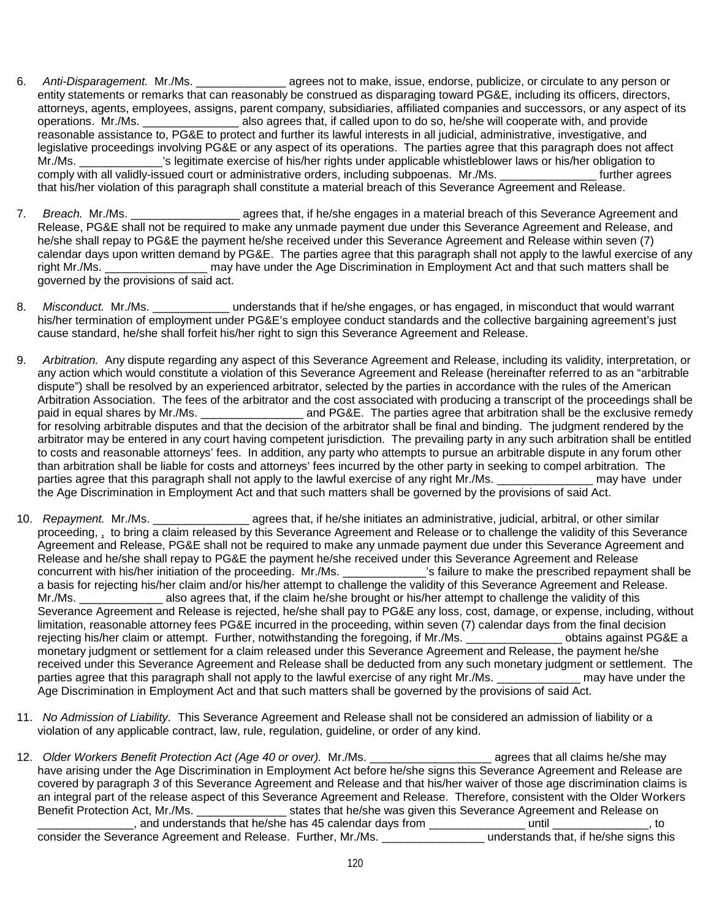6. *Anti-Disparagement.* Mr./Ms. ______________ agrees not to make, issue, endorse, publicize, or circulate to any person or entity statements or remarks that can reasonably be construed as disparaging toward PG&E, including its officers, directors, attorneys, agents, employees, assigns, parent company, subsidiaries, affiliated companies and successors, or any aspect of its operations. Mr./Ms. _______________ also agrees that, if called upon to do so, he/she will cooperate with, and provide reasonable assistance to, PG&E to protect and further its lawful interests in all judicial, administrative, investigative, and legislative proceedings involving PG&E or any aspect of its operations. The parties agree that this paragraph does not affect Mr./Ms. _____________'s legitimate exercise of his/her rights under applicable whistleblower laws or his/her obligation to comply with all validly-issued court or administrative orders, including subpoenas. Mr./Ms. _______________ further agrees that his/her violation of this paragraph shall constitute a material breach of this Severance Agreement and Release.

7. *Breach.* Mr./Ms. _________________ agrees that, if he/she engages in a material breach of this Severance Agreement and Release, PG&E shall not be required to make any unmade payment due under this Severance Agreement and Release, and he/she shall repay to PG&E the payment he/she received under this Severance Agreement and Release within seven (7) calendar days upon written demand by PG&E. The parties agree that this paragraph shall not apply to the lawful exercise of any right Mr./Ms. ________________ may have under the Age Discrimination in Employment Act and that such matters shall be governed by the provisions of said act.

8. *Misconduct.* Mr./Ms. ____________ understands that if he/she engages, or has engaged, in misconduct that would warrant his/her termination of employment under PG&E's employee conduct standards and the collective bargaining agreement's just cause standard, he/she shall forfeit his/her right to sign this Severance Agreement and Release.

9. *Arbitration.* Any dispute regarding any aspect of this Severance Agreement and Release, including its validity, interpretation, or any action which would constitute a violation of this Severance Agreement and Release (hereinafter referred to as an "arbitrable dispute") shall be resolved by an experienced arbitrator, selected by the parties in accordance with the rules of the American Arbitration Association. The fees of the arbitrator and the cost associated with producing a transcript of the proceedings shall be paid in equal shares by Mr./Ms. ________________ and PG&E. The parties agree that arbitration shall be the exclusive remedy for resolving arbitrable disputes and that the decision of the arbitrator shall be final and binding. The judgment rendered by the arbitrator may be entered in any court having competent jurisdiction. The prevailing party in any such arbitration shall be entitled to costs and reasonable attorneys' fees. In addition, any party who attempts to pursue an arbitrable dispute in any forum other than arbitration shall be liable for costs and attorneys' fees incurred by the other party in seeking to compel arbitration. The parties agree that this paragraph shall not apply to the lawful exercise of any right Mr./Ms. _______________ may have under the Age Discrimination in Employment Act and that such matters shall be governed by the provisions of said Act.

10. *Repayment.* Mr./Ms. _______________ agrees that, if he/she initiates an administrative, judicial, arbitral, or other similar proceeding, , to bring a claim released by this Severance Agreement and Release or to challenge the validity of this Severance Agreement and Release, PG&E shall not be required to make any unmade payment due under this Severance Agreement and Release and he/she shall repay to PG&E the payment he/she received under this Severance Agreement and Release concurrent with his/her initiation of the proceeding. Mr./Ms. _____________'s failure to make the prescribed repayment shall be a basis for rejecting his/her claim and/or his/her attempt to challenge the validity of this Severance Agreement and Release. Mr./Ms. _____________ also agrees that, if the claim he/she brought or his/her attempt to challenge the validity of this Severance Agreement and Release is rejected, he/she shall pay to PG&E any loss, cost, damage, or expense, including, without limitation, reasonable attorney fees PG&E incurred in the proceeding, within seven (7) calendar days from the final decision rejecting his/her claim or attempt. Further, notwithstanding the foregoing, if Mr./Ms. _______________ obtains against PG&E a monetary judgment or settlement for a claim released under this Severance Agreement and Release, the payment he/she received under this Severance Agreement and Release shall be deducted from any such monetary judgment or settlement. The parties agree that this paragraph shall not apply to the lawful exercise of any right Mr./Ms. _____________ may have under the Age Discrimination in Employment Act and that such matters shall be governed by the provisions of said Act.

11. *No Admission of Liability.* This Severance Agreement and Release shall not be considered an admission of liability or a violation of any applicable contract, law, rule, regulation, guideline, or order of any kind.

12. *Older Workers Benefit Protection Act (Age 40 or over).* Mr./Ms. ___________________ agrees that all claims he/she may have arising under the Age Discrimination in Employment Act before he/she signs this Severance Agreement and Release are covered by paragraph *3* of this Severance Agreement and Release and that his/her waiver of those age discrimination claims is an integral part of the release aspect of this Severance Agreement and Release. Therefore, consistent with the Older Workers Benefit Protection Act, Mr./Ms. ______________ states that he/she was given this Severance Agreement and Release on _______________, and understands that he/she has 45 calendar days from _______________ until _______________, to consider the Severance Agreement and Release. Further, Mr./Ms. ________________ understands that, if he/she signs this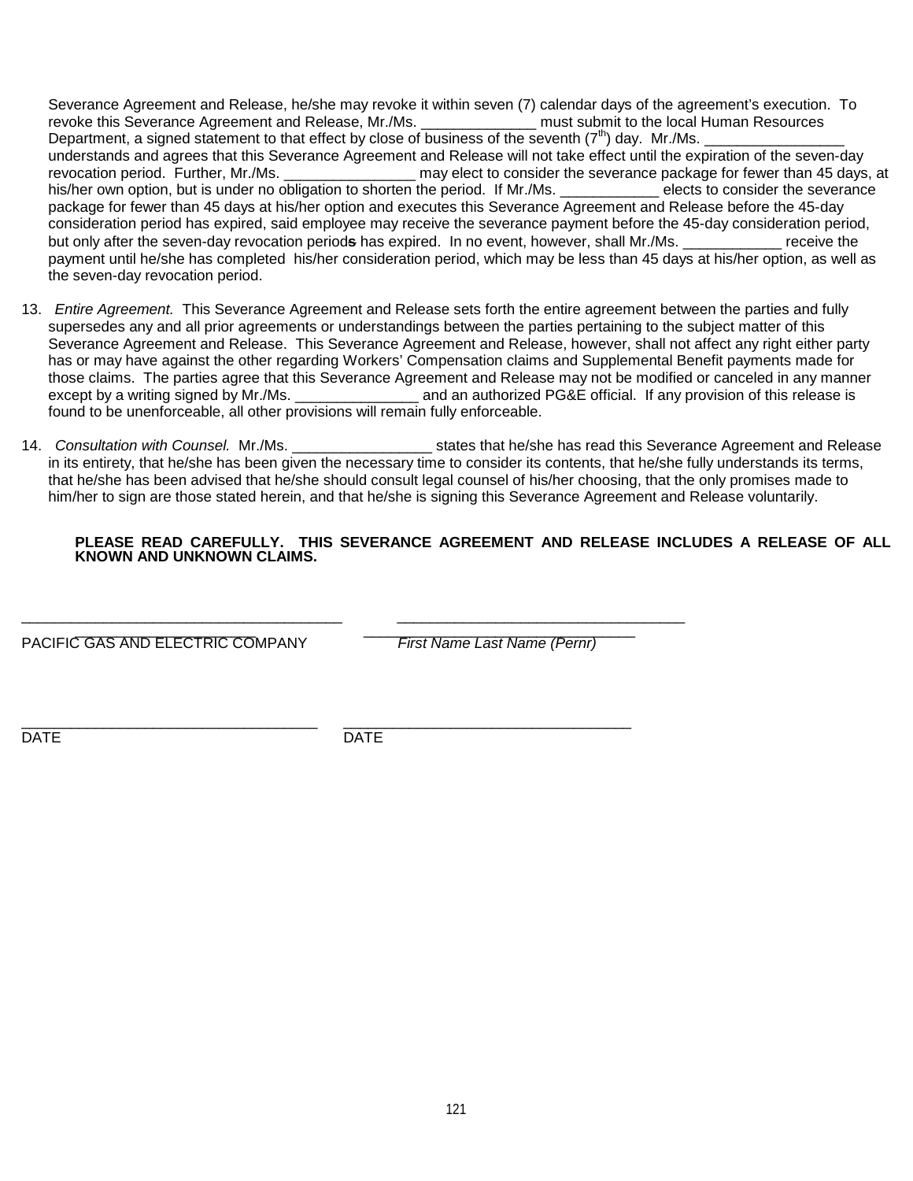Severance Agreement and Release, he/she may revoke it within seven (7) calendar days of the agreement's execution. To revoke this Severance Agreement and Release, Mr./Ms. ______________ must submit to the local Human Resources Department, a signed statement to that effect by close of business of the seventh (7th) day. Mr./Ms. _________________ understands and agrees that this Severance Agreement and Release will not take effect until the expiration of the seven-day revocation period. Further, Mr./Ms. ________________ may elect to consider the severance package for fewer than 45 days, at his/her own option, but is under no obligation to shorten the period. If Mr./Ms. ____________ elects to consider the severance package for fewer than 45 days at his/her option and executes this Severance Agreement and Release before the 45-day consideration period has expired, said employee may receive the severance payment before the 45-day consideration period, but only after the seven-day revocation periods has expired. In no event, however, shall Mr./Ms. ____________ receive the payment until he/she has completed his/her consideration period, which may be less than 45 days at his/her option, as well as the seven-day revocation period.

13. *Entire Agreement.* This Severance Agreement and Release sets forth the entire agreement between the parties and fully supersedes any and all prior agreements or understandings between the parties pertaining to the subject matter of this Severance Agreement and Release. This Severance Agreement and Release, however, shall not affect any right either party has or may have against the other regarding Workers' Compensation claims and Supplemental Benefit payments made for those claims. The parties agree that this Severance Agreement and Release may not be modified or canceled in any manner except by a writing signed by Mr./Ms. _______________ and an authorized PG&E official. If any provision of this release is found to be unenforceable, all other provisions will remain fully enforceable.

14. *Consultation with Counsel.* Mr./Ms. _________________ states that he/she has read this Severance Agreement and Release in its entirety, that he/she has been given the necessary time to consider its contents, that he/she fully understands its terms, that he/she has been advised that he/she should consult legal counsel of his/her choosing, that the only promises made to him/her to sign are those stated herein, and that he/she is signing this Severance Agreement and Release voluntarily.

**PLEASE READ CAREFULLY. THIS SEVERANCE AGREEMENT AND RELEASE INCLUDES A RELEASE OF ALL KNOWN AND UNKNOWN CLAIMS.**

_______________________________________ ___________________________________

PACIFIC GAS AND ELECTRIC COMPANY *First Name Last Name (Pernr)*

____________________________________ ___________________________________

DATE DATE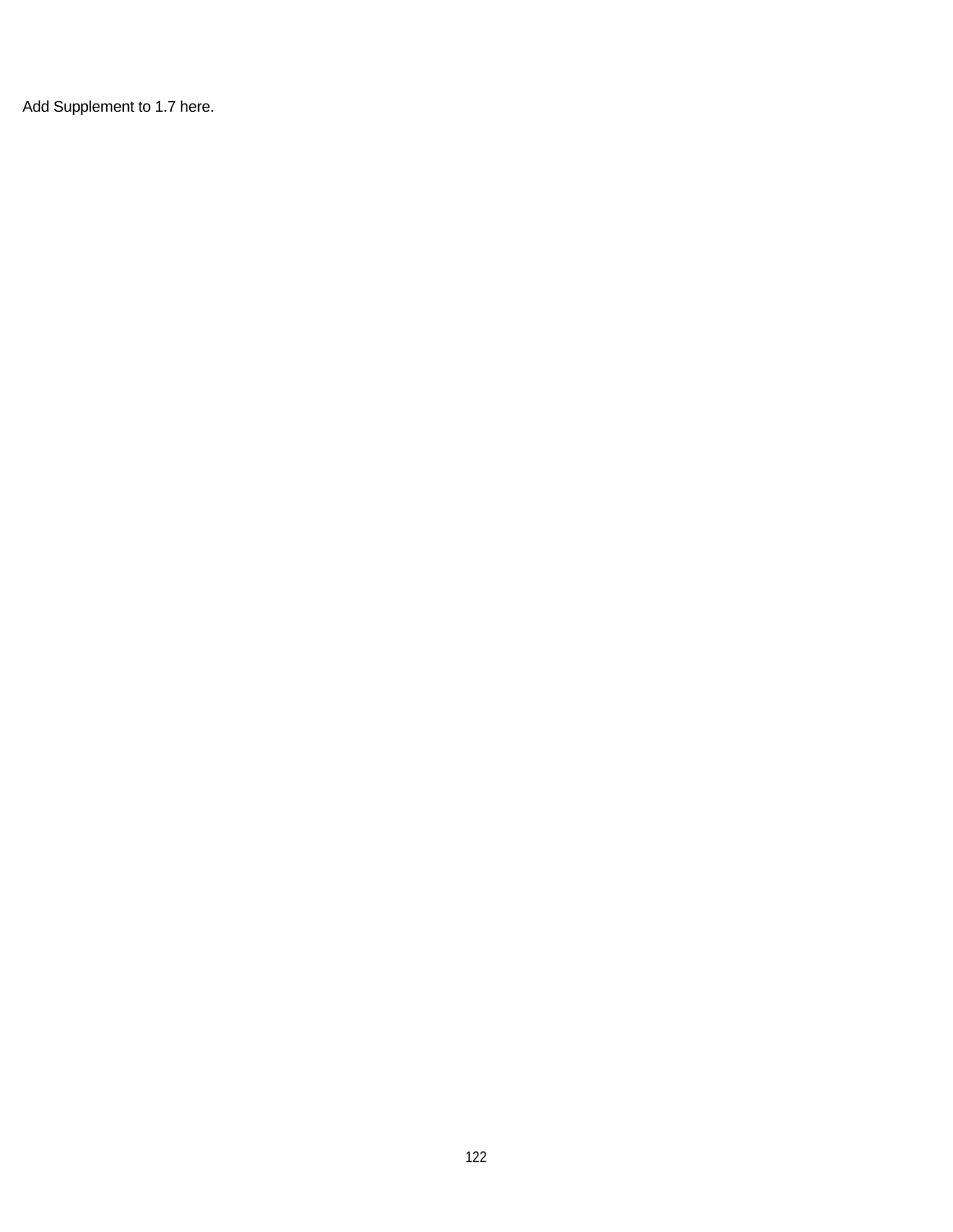Add Supplement to 1.7 here.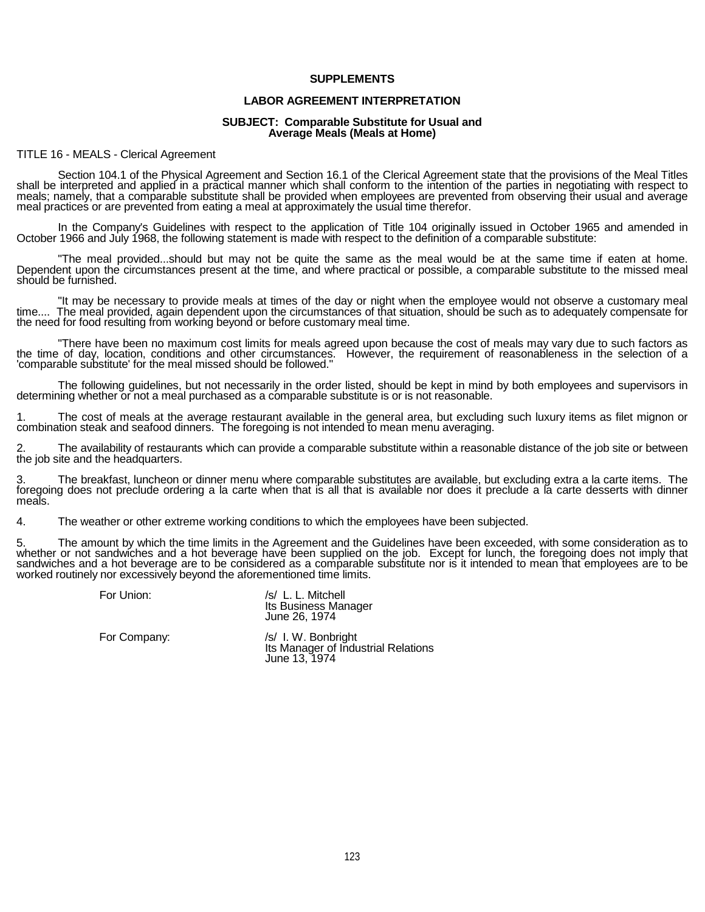## SUPPLEMENTS

### LABOR AGREEMENT INTERPRETATION

### SUBJECT: Comparable Substitute for Usual and Average Meals (Meals at Home)

TITLE 16 - MEALS - Clerical Agreement

Section 104.1 of the Physical Agreement and Section 16.1 of the Clerical Agreement state that the provisions of the Meal Titles shall be interpreted and applied in a practical manner which shall conform to the intention of the parties in negotiating with respect to meals; namely, that a comparable substitute shall be provided when employees are prevented from observing their usual and average meal practices or are prevented from eating a meal at approximately the usual time therefor.

In the Company's Guidelines with respect to the application of Title 104 originally issued in October 1965 and amended in October 1966 and July 1968, the following statement is made with respect to the definition of a comparable substitute:

"The meal provided...should but may not be quite the same as the meal would be at the same time if eaten at home. Dependent upon the circumstances present at the time, and where practical or possible, a comparable substitute to the missed meal should be furnished.

"It may be necessary to provide meals at times of the day or night when the employee would not observe a customary meal time.... The meal provided, again dependent upon the circumstances of that situation, should be such as to adequately compensate for the need for food resulting from working beyond or before customary meal time.

"There have been no maximum cost limits for meals agreed upon because the cost of meals may vary due to such factors as the time of day, location, conditions and other circumstances. However, the requirement of reasonableness in the selection of a 'comparable substitute' for the meal missed should be followed."

The following guidelines, but not necessarily in the order listed, should be kept in mind by both employees and supervisors in determining whether or not a meal purchased as a comparable substitute is or is not reasonable.

1. The cost of meals at the average restaurant available in the general area, but excluding such luxury items as filet mignon or combination steak and seafood dinners. The foregoing is not intended to mean menu averaging.

2. The availability of restaurants which can provide a comparable substitute within a reasonable distance of the job site or between the job site and the headquarters.

3. The breakfast, luncheon or dinner menu where comparable substitutes are available, but excluding extra a la carte items. The foregoing does not preclude ordering a la carte when that is all that is available nor does it preclude a la carte desserts with dinner meals.

4. The weather or other extreme working conditions to which the employees have been subjected.

5. The amount by which the time limits in the Agreement and the Guidelines have been exceeded, with some consideration as to whether or not sandwiches and a hot beverage have been supplied on the job. Except for lunch, the foregoing does not imply that sandwiches and a hot beverage are to be considered as a comparable substitute nor is it intended to mean that employees are to be worked routinely nor excessively beyond the aforementioned time limits.

For Union: /s/ L. L. Mitchell
Its Business Manager
June 26, 1974

For Company: /s/ I. W. Bonbright
Its Manager of Industrial Relations
June 13, 1974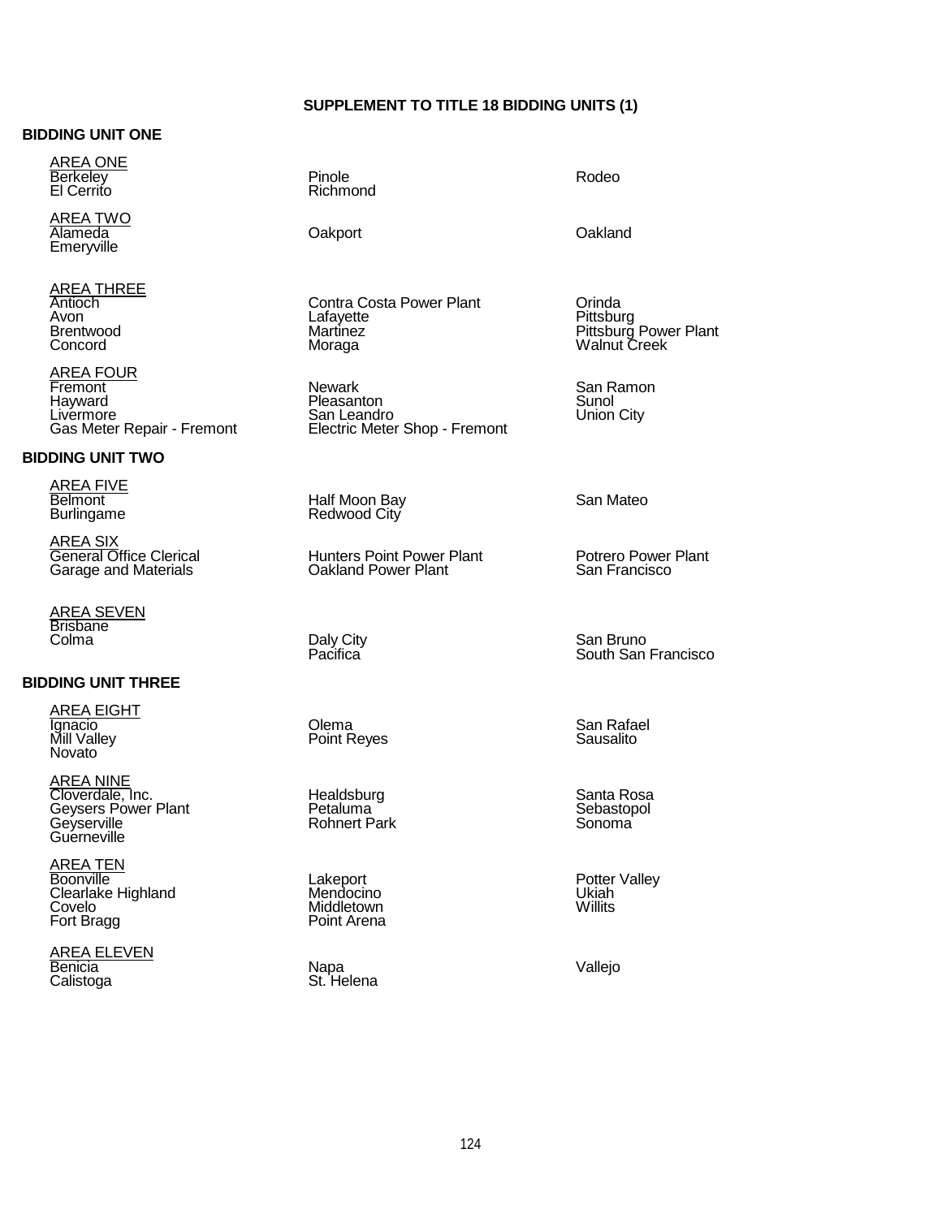# SUPPLEMENT TO TITLE 18 BIDDING UNITS (1)

## BIDDING UNIT ONE

AREA ONE

| | | |
|---|---|---|
| Berkeley | Pinole | Rodeo |
| El Cerrito | Richmond | |

AREA TWO

| | | |
|---|---|---|
| Alameda | Oakport | Oakland |
| Emeryville | | |

AREA THREE

| | | |
|---|---|---|
| Antioch | Contra Costa Power Plant | Orinda |
| Avon | Lafayette | Pittsburg |
| Brentwood | Martinez | Pittsburg Power Plant |
| Concord | Moraga | Walnut Creek |

AREA FOUR

| | | |
|---|---|---|
| Fremont | Newark | San Ramon |
| Hayward | Pleasanton | Sunol |
| Livermore | San Leandro | Union City |
| Gas Meter Repair - Fremont | Electric Meter Shop - Fremont | |

## BIDDING UNIT TWO

AREA FIVE

| | | |
|---|---|---|
| Belmont | Half Moon Bay | San Mateo |
| Burlingame | Redwood City | |

AREA SIX

| | | |
|---|---|---|
| General Office Clerical | Hunters Point Power Plant | Potrero Power Plant |
| Garage and Materials | Oakland Power Plant | San Francisco |

AREA SEVEN

| | | |
|---|---|---|
| Brisbane | | |
| Colma | Daly City | San Bruno |
| | Pacifica | South San Francisco |

## BIDDING UNIT THREE

AREA EIGHT

| | | |
|---|---|---|
| Ignacio | Olema | San Rafael |
| Mill Valley | Point Reyes | Sausalito |
| Novato | | |

AREA NINE

| | | |
|---|---|---|
| Cloverdale, Inc. | Healdsburg | Santa Rosa |
| Geysers Power Plant | Petaluma | Sebastopol |
| Geyserville | Rohnert Park | Sonoma |
| Guerneville | | |

AREA TEN

| | | |
|---|---|---|
| Boonville | Lakeport | Potter Valley |
| Clearlake Highland | Mendocino | Ukiah |
| Covelo | Middletown | Willits |
| Fort Bragg | Point Arena | |

AREA ELEVEN

| | | |
|---|---|---|
| Benicia | Napa | Vallejo |
| Calistoga | St. Helena | |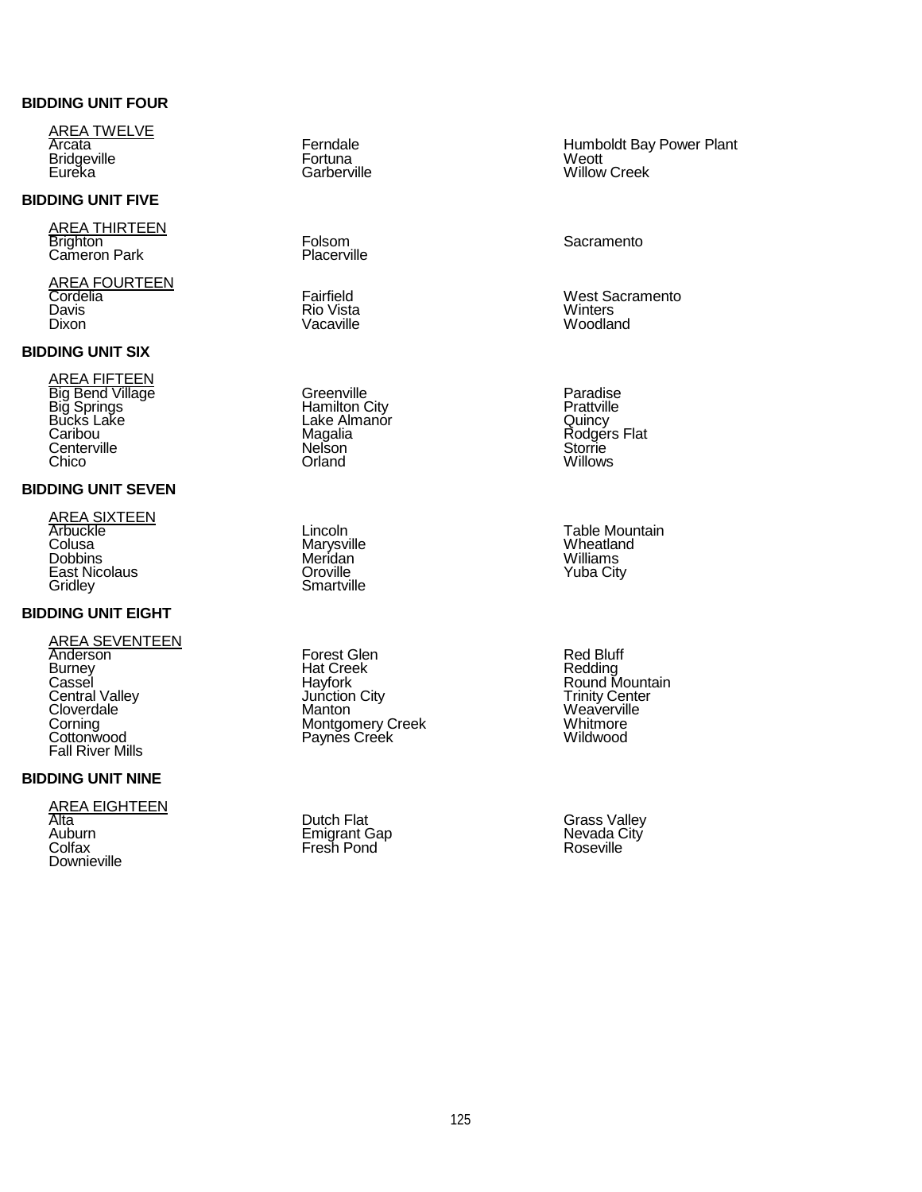**BIDDING UNIT FOUR**

AREA TWELVE

Arcata
Bridgeville
Eureka
Ferndale
Fortuna
Garberville
Humboldt Bay Power Plant
Weott
Willow Creek

**BIDDING UNIT FIVE**

AREA THIRTEEN

Brighton
Cameron Park
Folsom
Placerville
Sacramento

AREA FOURTEEN

Cordelia
Davis
Dixon
Fairfield
Rio Vista
Vacaville
West Sacramento
Winters
Woodland

**BIDDING UNIT SIX**

AREA FIFTEEN

Big Bend Village
Big Springs
Bucks Lake
Caribou
Centerville
Chico
Greenville
Hamilton City
Lake Almanor
Magalia
Nelson
Orland
Paradise
Prattville
Quincy
Rodgers Flat
Storrie
Willows

**BIDDING UNIT SEVEN**

AREA SIXTEEN

Arbuckle
Colusa
Dobbins
East Nicolaus
Gridley
Lincoln
Marysville
Meridan
Oroville
Smartville
Table Mountain
Wheatland
Williams
Yuba City

**BIDDING UNIT EIGHT**

AREA SEVENTEEN

Anderson
Burney
Cassel
Central Valley
Cloverdale
Corning
Cottonwood
Fall River Mills
Forest Glen
Hat Creek
Hayfork
Junction City
Manton
Montgomery Creek
Paynes Creek
Red Bluff
Redding
Round Mountain
Trinity Center
Weaverville
Whitmore
Wildwood

**BIDDING UNIT NINE**

AREA EIGHTEEN

Alta
Auburn
Colfax
Downieville
Dutch Flat
Emigrant Gap
Fresh Pond
Grass Valley
Nevada City
Roseville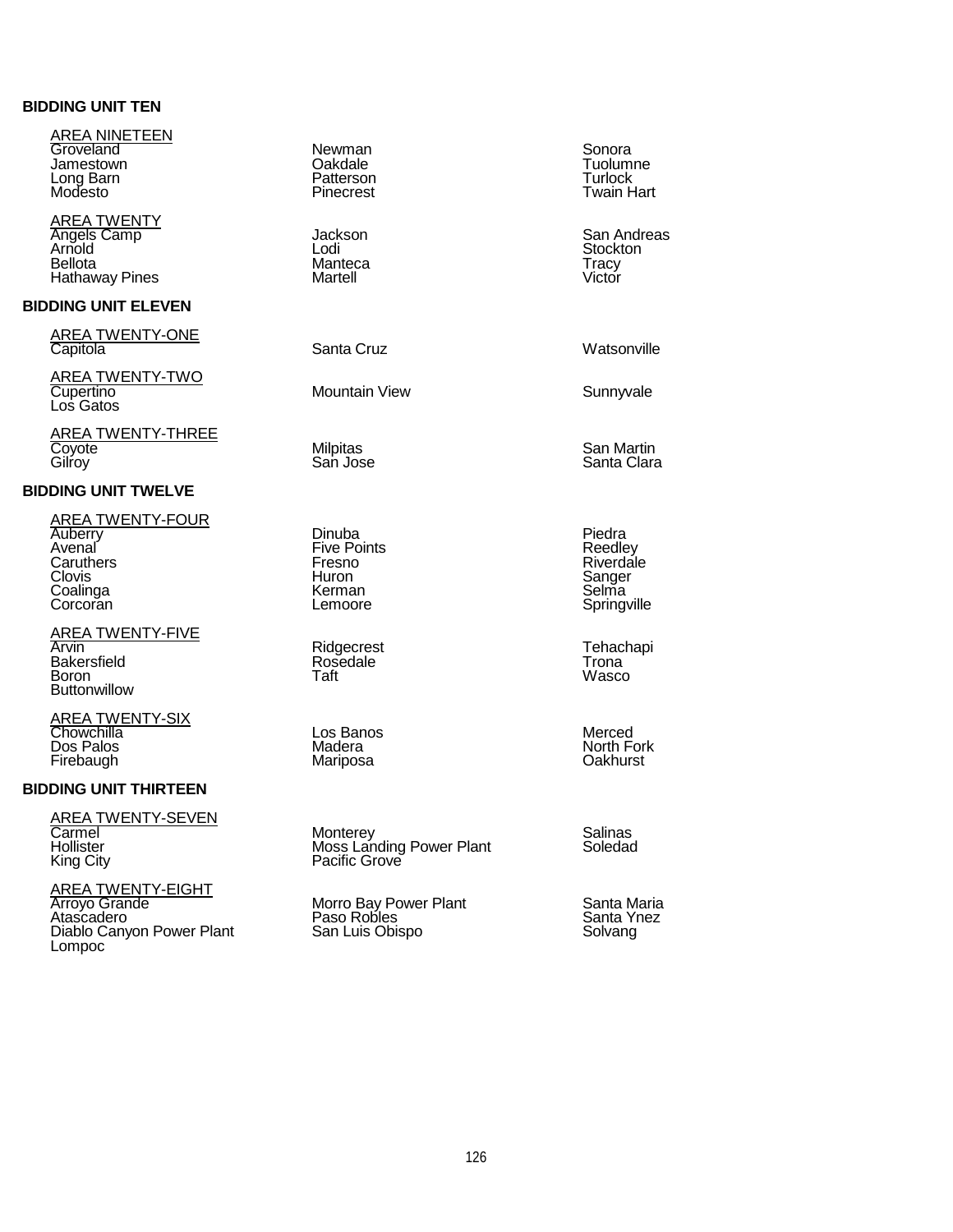**BIDDING UNIT TEN**

AREA NINETEEN

| | | |
|---|---|---|
| Groveland | Newman | Sonora |
| Jamestown | Oakdale | Tuolumne |
| Long Barn | Patterson | Turlock |
| Modesto | Pinecrest | Twain Hart |

AREA TWENTY

| | | |
|---|---|---|
| Angels Camp | Jackson | San Andreas |
| Arnold | Lodi | Stockton |
| Bellota | Manteca | Tracy |
| Hathaway Pines | Martell | Victor |

**BIDDING UNIT ELEVEN**

AREA TWENTY-ONE

| | | |
|---|---|---|
| Capitola | Santa Cruz | Watsonville |

AREA TWENTY-TWO

| | | |
|---|---|---|
| Cupertino | Mountain View | Sunnyvale |
| Los Gatos | | |

AREA TWENTY-THREE

| | | |
|---|---|---|
| Coyote | Milpitas | San Martin |
| Gilroy | San Jose | Santa Clara |

**BIDDING UNIT TWELVE**

AREA TWENTY-FOUR

| | | |
|---|---|---|
| Auberry | Dinuba | Piedra |
| Avenal | Five Points | Reedley |
| Caruthers | Fresno | Riverdale |
| Clovis | Huron | Sanger |
| Coalinga | Kerman | Selma |
| Corcoran | Lemoore | Springville |

AREA TWENTY-FIVE

| | | |
|---|---|---|
| Arvin | Ridgecrest | Tehachapi |
| Bakersfield | Rosedale | Trona |
| Boron | Taft | Wasco |
| Buttonwillow | | |

AREA TWENTY-SIX

| | | |
|---|---|---|
| Chowchilla | Los Banos | Merced |
| Dos Palos | Madera | North Fork |
| Firebaugh | Mariposa | Oakhurst |

**BIDDING UNIT THIRTEEN**

AREA TWENTY-SEVEN

| | | |
|---|---|---|
| Carmel | Monterey | Salinas |
| Hollister | Moss Landing Power Plant | Soledad |
| King City | Pacific Grove | |

AREA TWENTY-EIGHT

| | | |
|---|---|---|
| Arroyo Grande | Morro Bay Power Plant | Santa Maria |
| Atascadero | Paso Robles | Santa Ynez |
| Diablo Canyon Power Plant | San Luis Obispo | Solvang |
| Lompoc | | |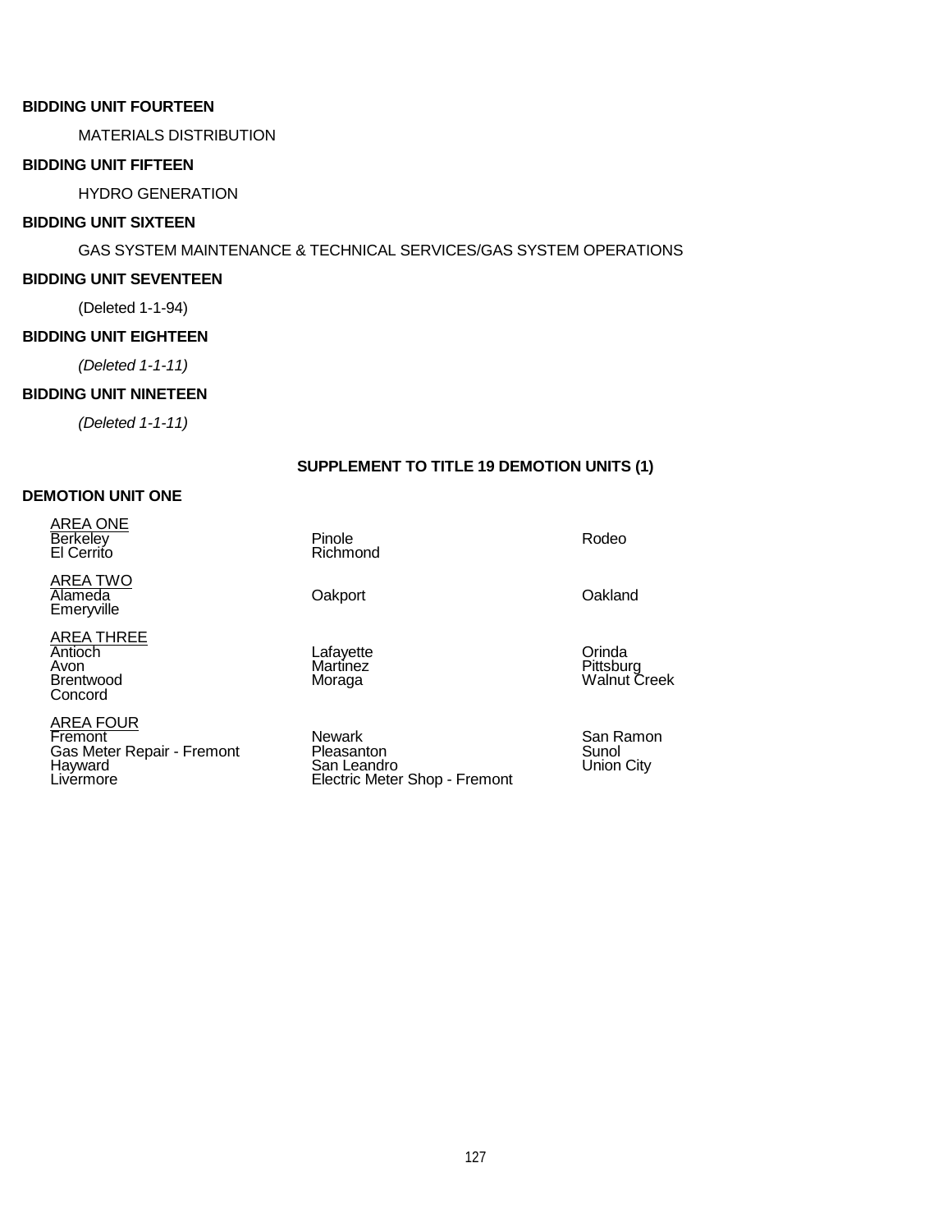**BIDDING UNIT FOURTEEN**

MATERIALS DISTRIBUTION

**BIDDING UNIT FIFTEEN**

HYDRO GENERATION

**BIDDING UNIT SIXTEEN**

GAS SYSTEM MAINTENANCE & TECHNICAL SERVICES/GAS SYSTEM OPERATIONS

**BIDDING UNIT SEVENTEEN**

(Deleted 1-1-94)

**BIDDING UNIT EIGHTEEN**

*(Deleted 1-1-11)*

**BIDDING UNIT NINETEEN**

*(Deleted 1-1-11)*

**SUPPLEMENT TO TITLE 19 DEMOTION UNITS (1)**

**DEMOTION UNIT ONE**

AREA ONE
Berkeley
El Cerrito
Pinole
Richmond
Rodeo

AREA TWO
Alameda
Emeryville
Oakport
Oakland

AREA THREE
Antioch
Avon
Brentwood
Concord
Lafayette
Martinez
Moraga
Orinda
Pittsburg
Walnut Creek

AREA FOUR
Fremont
Gas Meter Repair - Fremont
Hayward
Livermore
Newark
Pleasanton
San Leandro
Electric Meter Shop - Fremont
San Ramon
Sunol
Union City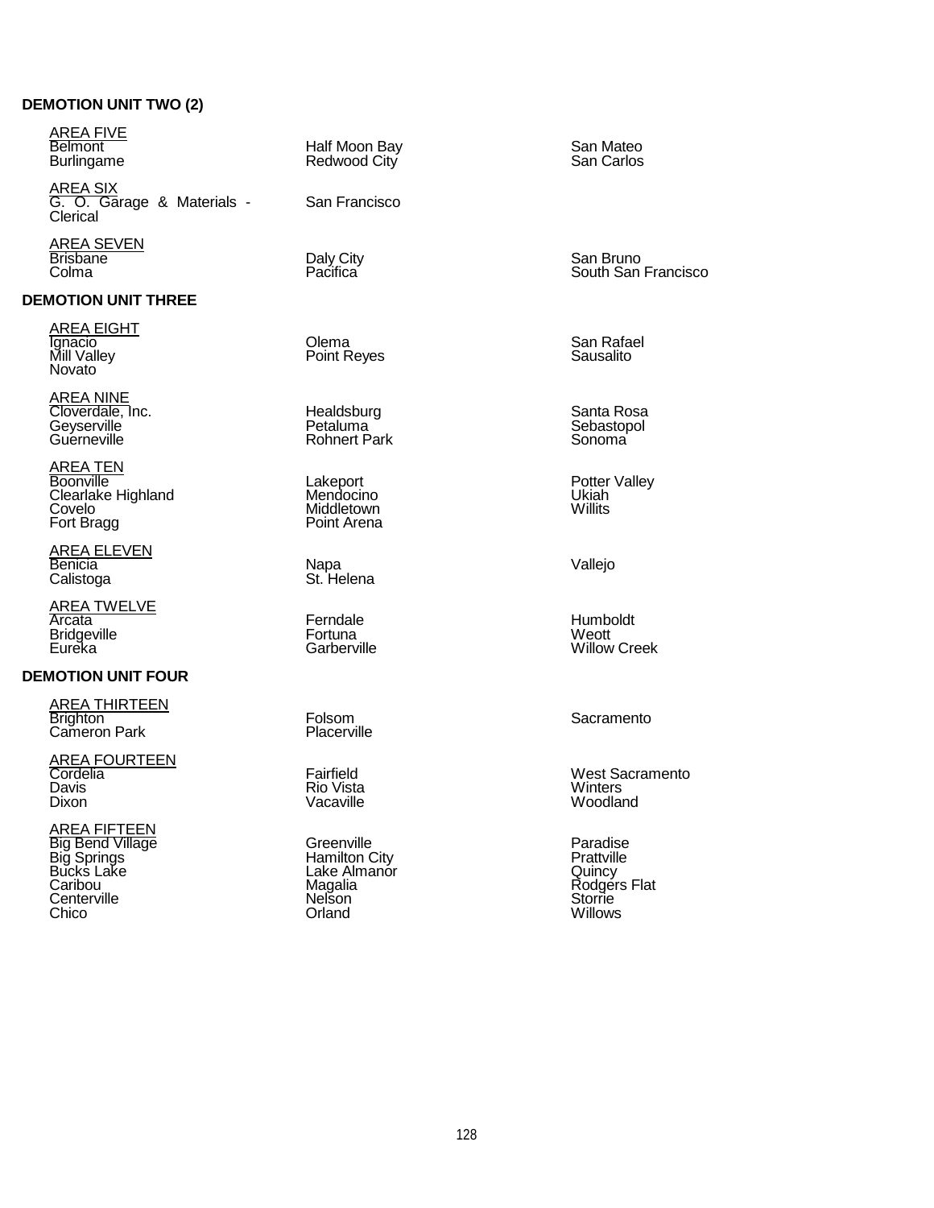**DEMOTION UNIT TWO (2)**

AREA FIVE

| | | |
|---|---|---|
| Belmont | Half Moon Bay | San Mateo |
| Burlingame | Redwood City | San Carlos |

AREA SIX

| | |
|---|---|
| G. O. Garage & Materials - Clerical | San Francisco |

AREA SEVEN

| | | |
|---|---|---|
| Brisbane | Daly City | San Bruno |
| Colma | Pacifica | South San Francisco |

**DEMOTION UNIT THREE**

AREA EIGHT

| | | |
|---|---|---|
| Ignacio | Olema | San Rafael |
| Mill Valley | Point Reyes | Sausalito |
| Novato | | |

AREA NINE

| | | |
|---|---|---|
| Cloverdale, Inc. | Healdsburg | Santa Rosa |
| Geyserville | Petaluma | Sebastopol |
| Guerneville | Rohnert Park | Sonoma |

AREA TEN

| | | |
|---|---|---|
| Boonville | Lakeport | Potter Valley |
| Clearlake Highland | Mendocino | Ukiah |
| Covelo | Middletown | Willits |
| Fort Bragg | Point Arena | |

AREA ELEVEN

| | | |
|---|---|---|
| Benicia | Napa | Vallejo |
| Calistoga | St. Helena | |

AREA TWELVE

| | | |
|---|---|---|
| Arcata | Ferndale | Humboldt |
| Bridgeville | Fortuna | Weott |
| Eureka | Garberville | Willow Creek |

**DEMOTION UNIT FOUR**

AREA THIRTEEN

| | | |
|---|---|---|
| Brighton | Folsom | Sacramento |
| Cameron Park | Placerville | |

AREA FOURTEEN

| | | |
|---|---|---|
| Cordelia | Fairfield | West Sacramento |
| Davis | Rio Vista | Winters |
| Dixon | Vacaville | Woodland |

AREA FIFTEEN

| | | |
|---|---|---|
| Big Bend Village | Greenville | Paradise |
| Big Springs | Hamilton City | Prattville |
| Bucks Lake | Lake Almanor | Quincy |
| Caribou | Magalia | Rodgers Flat |
| Centerville | Nelson | Storrie |
| Chico | Orland | Willows |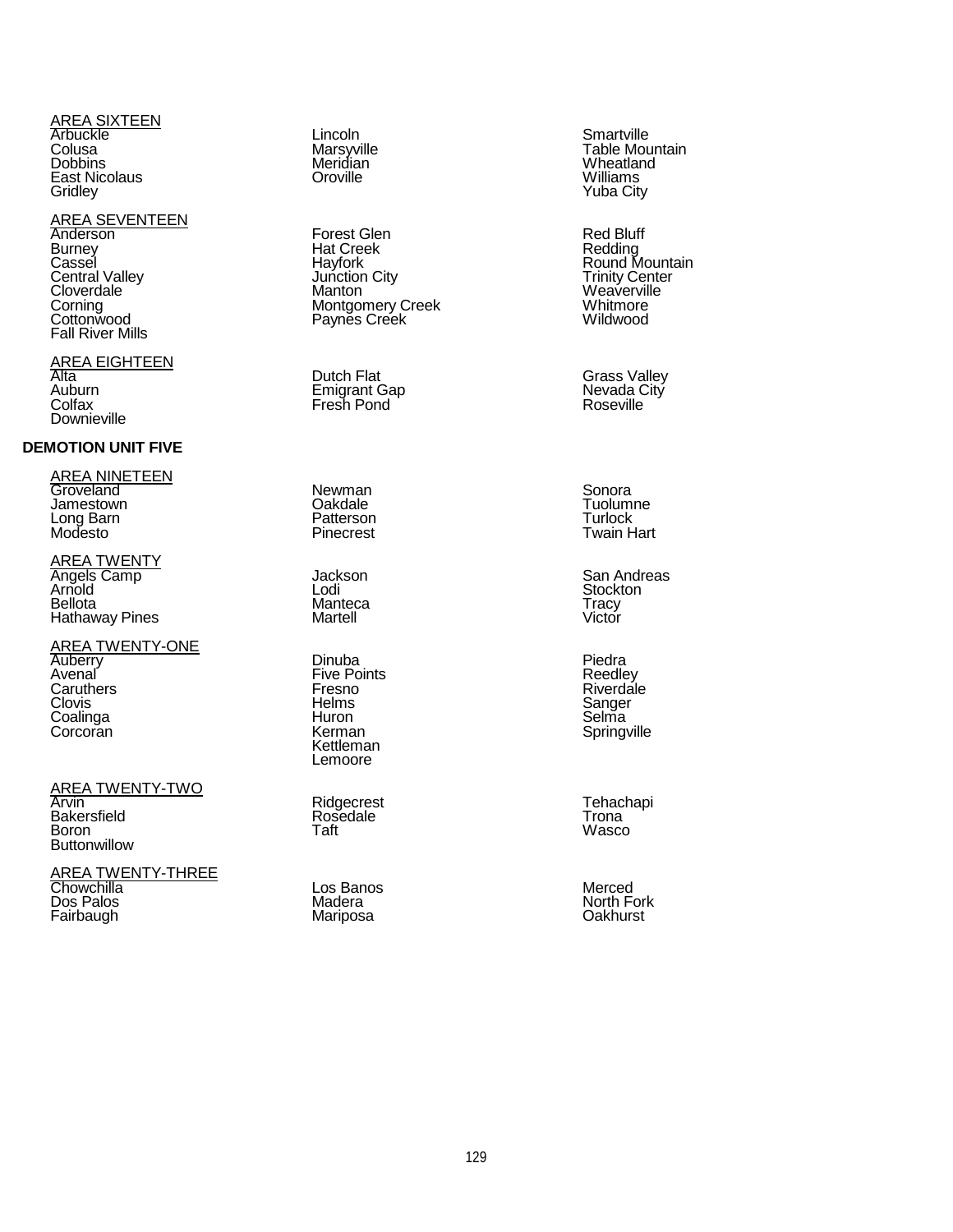AREA SIXTEEN

Arbuckle
Colusa
Dobbins
East Nicolaus
Gridley
Lincoln
Marsyville
Meridian
Oroville
Smartville
Table Mountain
Wheatland
Williams
Yuba City

AREA SEVENTEEN

Anderson
Burney
Cassel
Central Valley
Cloverdale
Corning
Cottonwood
Fall River Mills
Forest Glen
Hat Creek
Hayfork
Junction City
Manton
Montgomery Creek
Paynes Creek
Red Bluff
Redding
Round Mountain
Trinity Center
Weaverville
Whitmore
Wildwood

AREA EIGHTEEN

Alta
Auburn
Colfax
Downieville
Dutch Flat
Emigrant Gap
Fresh Pond
Grass Valley
Nevada City
Roseville

**DEMOTION UNIT FIVE**

AREA NINETEEN

Groveland
Jamestown
Long Barn
Modesto
Newman
Oakdale
Patterson
Pinecrest
Sonora
Tuolumne
Turlock
Twain Hart

AREA TWENTY

Angels Camp
Arnold
Bellota
Hathaway Pines
Jackson
Lodi
Manteca
Martell
San Andreas
Stockton
Tracy
Victor

AREA TWENTY-ONE

Auberry
Avenal
Caruthers
Clovis
Coalinga
Corcoran
Dinuba
Five Points
Fresno
Helms
Huron
Kerman
Kettleman
Lemoore
Piedra
Reedley
Riverdale
Sanger
Selma
Springville

AREA TWENTY-TWO

Arvin
Bakersfield
Boron
Buttonwillow
Ridgecrest
Rosedale
Taft
Tehachapi
Trona
Wasco

AREA TWENTY-THREE

Chowchilla
Dos Palos
Fairbaugh
Los Banos
Madera
Mariposa
Merced
North Fork
Oakhurst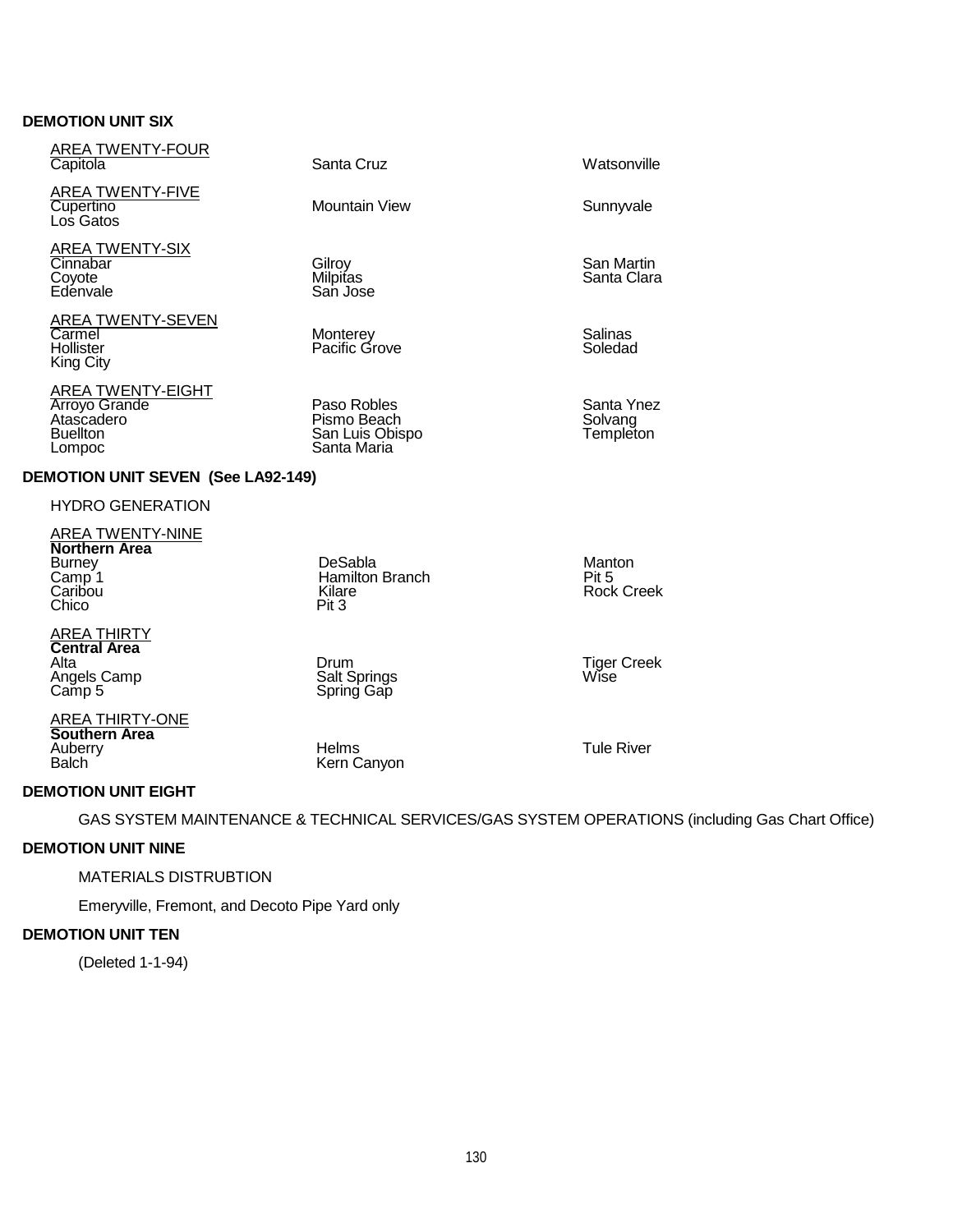**DEMOTION UNIT SIX**

AREA TWENTY-FOUR

| | | |
|---|---|---|
| Capitola | Santa Cruz | Watsonville |

AREA TWENTY-FIVE

| | | |
|---|---|---|
| Cupertino | Mountain View | Sunnyvale |
| Los Gatos | | |

AREA TWENTY-SIX

| | | |
|---|---|---|
| Cinnabar | Gilroy | San Martin |
| Coyote | Milpitas | Santa Clara |
| Edenvale | San Jose | |

AREA TWENTY-SEVEN

| | | |
|---|---|---|
| Carmel | Monterey | Salinas |
| Hollister | Pacific Grove | Soledad |
| King City | | |

AREA TWENTY-EIGHT

| | | |
|---|---|---|
| Arroyo Grande | Paso Robles | Santa Ynez |
| Atascadero | Pismo Beach | Solvang |
| Buellton | San Luis Obispo | Templeton |
| Lompoc | Santa Maria | |

**DEMOTION UNIT SEVEN (See LA92-149)**

HYDRO GENERATION

AREA TWENTY-NINE
**Northern Area**

| | | |
|---|---|---|
| Burney | DeSabla | Manton |
| Camp 1 | Hamilton Branch | Pit 5 |
| Caribou | Kilare | Rock Creek |
| Chico | Pit 3 | |

AREA THIRTY
**Central Area**

| | | |
|---|---|---|
| Alta | Drum | Tiger Creek |
| Angels Camp | Salt Springs | Wise |
| Camp 5 | Spring Gap | |

AREA THIRTY-ONE
**Southern Area**

| | | |
|---|---|---|
| Auberry | Helms | Tule River |
| Balch | Kern Canyon | |

**DEMOTION UNIT EIGHT**

GAS SYSTEM MAINTENANCE & TECHNICAL SERVICES/GAS SYSTEM OPERATIONS (including Gas Chart Office)

**DEMOTION UNIT NINE**

MATERIALS DISTRUBTION

Emeryville, Fremont, and Decoto Pipe Yard only

**DEMOTION UNIT TEN**

(Deleted 1-1-94)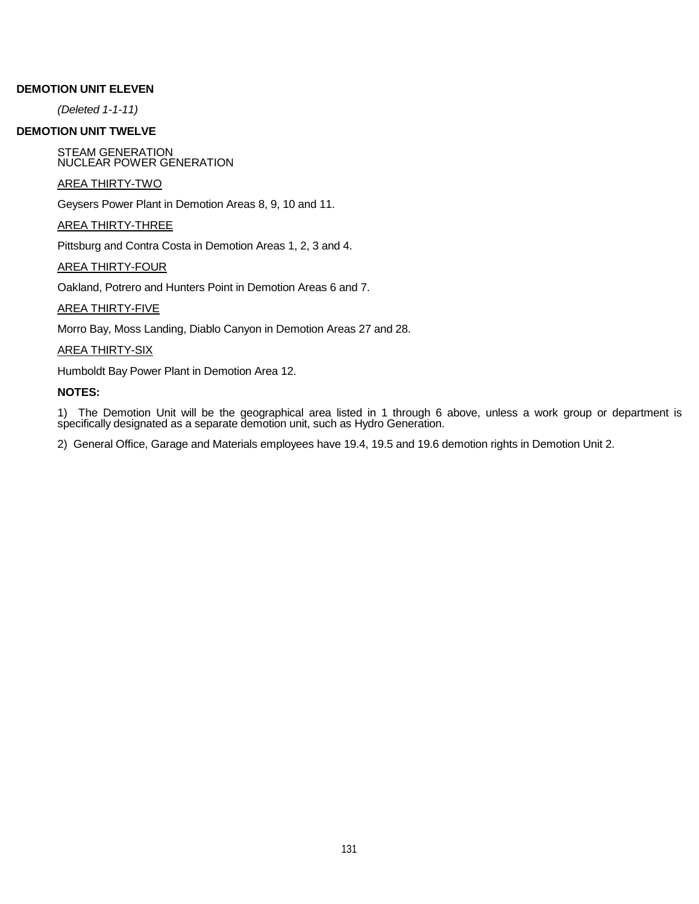**DEMOTION UNIT ELEVEN**

*(Deleted 1-1-11)*

**DEMOTION UNIT TWELVE**

STEAM GENERATION
NUCLEAR POWER GENERATION

AREA THIRTY-TWO

Geysers Power Plant in Demotion Areas 8, 9, 10 and 11.

AREA THIRTY-THREE

Pittsburg and Contra Costa in Demotion Areas 1, 2, 3 and 4.

AREA THIRTY-FOUR

Oakland, Potrero and Hunters Point in Demotion Areas 6 and 7.

AREA THIRTY-FIVE

Morro Bay, Moss Landing, Diablo Canyon in Demotion Areas 27 and 28.

AREA THIRTY-SIX

Humboldt Bay Power Plant in Demotion Area 12.

**NOTES:**

1) The Demotion Unit will be the geographical area listed in 1 through 6 above, unless a work group or department is specifically designated as a separate demotion unit, such as Hydro Generation.

2) General Office, Garage and Materials employees have 19.4, 19.5 and 19.6 demotion rights in Demotion Unit 2.